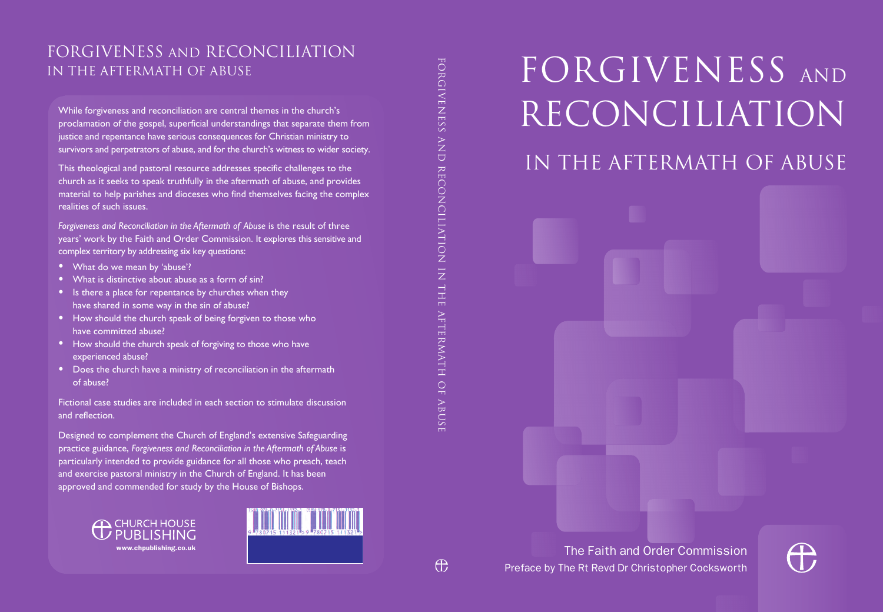# FORGIVENESS AND RECONCILIATION

## IN THE AFTERMATH OF ABUSE

The Faith and Order Commission

Preface by The Rt Revd Dr Christopher Cocksworth

---

FORGIVENESS AND RECONCILIATION IN THE AFTERMATH OF ABUSE

---

## FORGIVENESS AND RECONCILIATION IN THE AFTERMATH OF ABUSE

While forgiveness and reconciliation are central themes in the church's proclamation of the gospel, superficial understandings that separate them from justice and repentance have serious consequences for Christian ministry to survivors and perpetrators of abuse, and for the church's witness to wider society.

This theological and pastoral resource addresses specific challenges to the church as it seeks to speak truthfully in the aftermath of abuse, and provides material to help parishes and dioceses who find themselves facing the complex realities of such issues.

*Forgiveness and Reconciliation in the Aftermath of Abuse* is the result of three years' work by the Faith and Order Commission. It explores this sensitive and complex territory by addressing six key questions:

- What do we mean by 'abuse'?
- What is distinctive about abuse as a form of sin?
- Is there a place for repentance by churches when they have shared in some way in the sin of abuse?
- How should the church speak of being forgiven to those who have committed abuse?
- How should the church speak of forgiving to those who have experienced abuse?
- Does the church have a ministry of reconciliation in the aftermath of abuse?

Fictional case studies are included in each section to stimulate discussion and reflection.

Designed to complement the Church of England's extensive Safeguarding practice guidance, *Forgiveness and Reconciliation in the Aftermath of Abuse* is particularly intended to provide guidance for all those who preach, teach and exercise pastoral ministry in the Church of England. It has been approved and commended for study by the House of Bishops.

CHURCH HOUSE PUBLISHING
www.chpublishing.co.uk

ISBN 978-0-7151-1132-1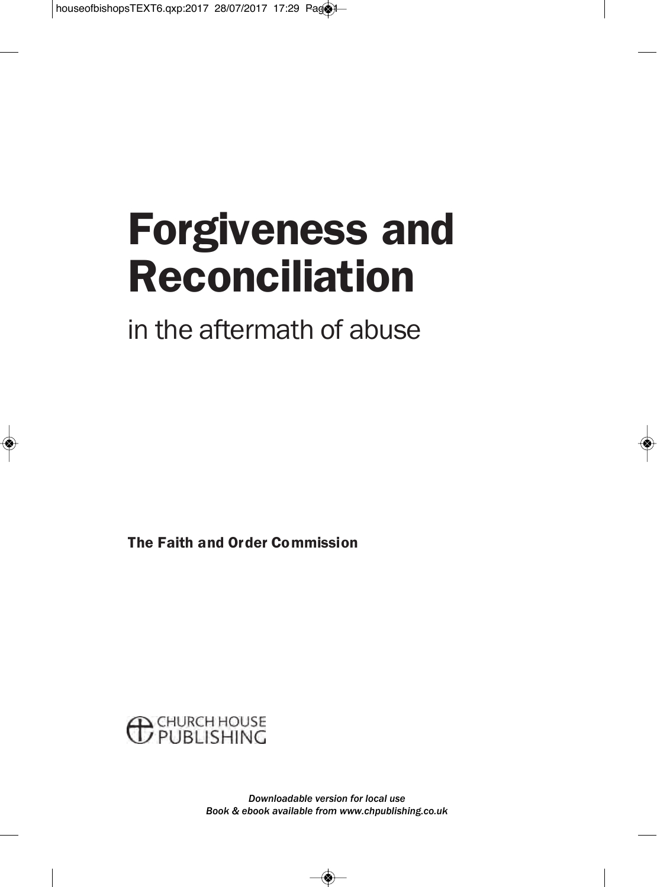# Forgiveness and Reconciliation

in the aftermath of abuse

**The Faith and Order Commission**

CHURCH HOUSE PUBLISHING

*Downloadable version for local use*
*Book & ebook available from www.chpublishing.co.uk*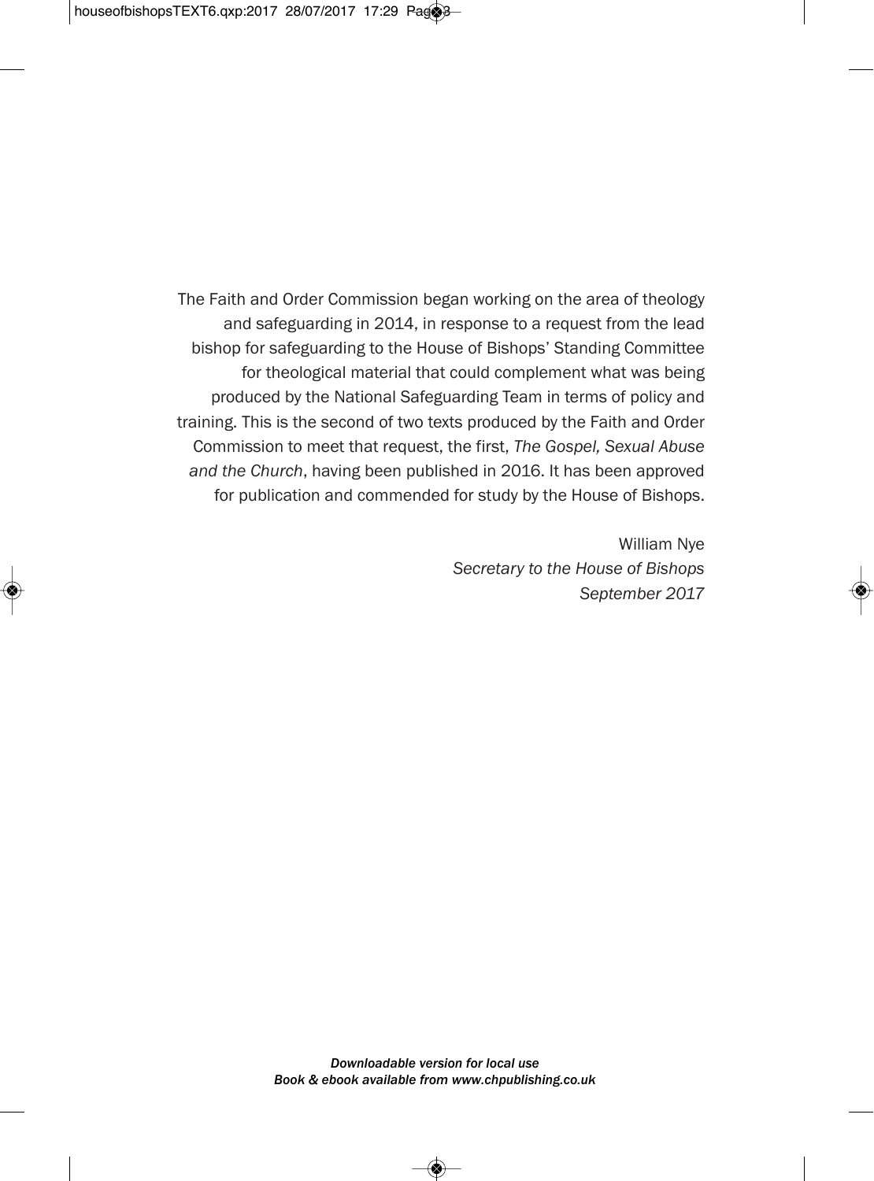The Faith and Order Commission began working on the area of theology and safeguarding in 2014, in response to a request from the lead bishop for safeguarding to the House of Bishops' Standing Committee for theological material that could complement what was being produced by the National Safeguarding Team in terms of policy and training. This is the second of two texts produced by the Faith and Order Commission to meet that request, the first, *The Gospel, Sexual Abuse and the Church*, having been published in 2016. It has been approved for publication and commended for study by the House of Bishops.

William Nye
*Secretary to the House of Bishops*
*September 2017*

***Downloadable version for local use***
***Book & ebook available from www.chpublishing.co.uk***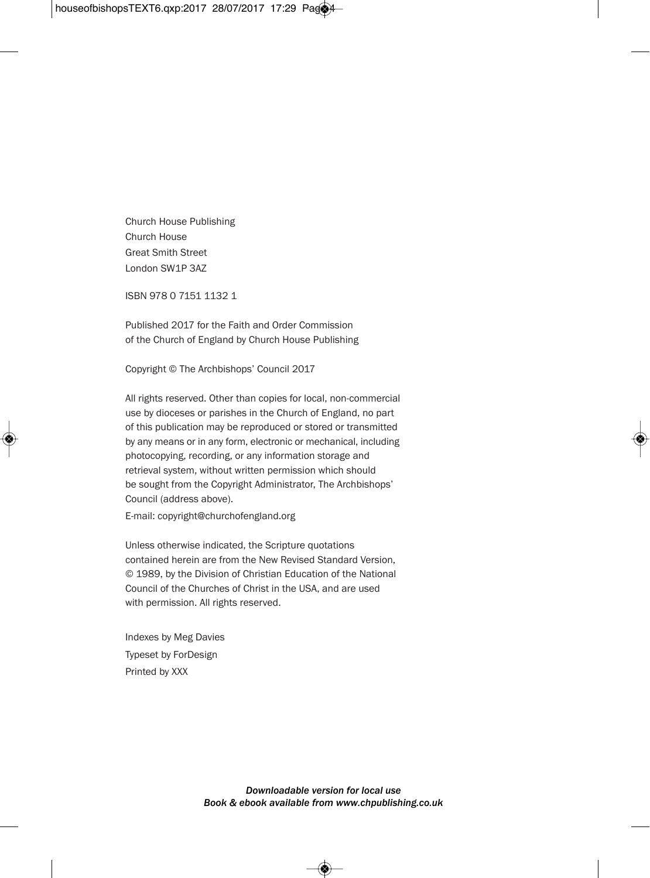Church House Publishing
Church House
Great Smith Street
London SW1P 3AZ

ISBN 978 0 7151 1132 1

Published 2017 for the Faith and Order Commission
of the Church of England by Church House Publishing

Copyright © The Archbishops' Council 2017

All rights reserved. Other than copies for local, non-commercial use by dioceses or parishes in the Church of England, no part of this publication may be reproduced or stored or transmitted by any means or in any form, electronic or mechanical, including photocopying, recording, or any information storage and retrieval system, without written permission which should be sought from the Copyright Administrator, The Archbishops' Council (address above).

E-mail: copyright@churchofengland.org

Unless otherwise indicated, the Scripture quotations contained herein are from the New Revised Standard Version, © 1989, by the Division of Christian Education of the National Council of the Churches of Christ in the USA, and are used with permission. All rights reserved.

Indexes by Meg Davies
Typeset by ForDesign
Printed by XXX

*Downloadable version for local use*
*Book & ebook available from www.chpublishing.co.uk*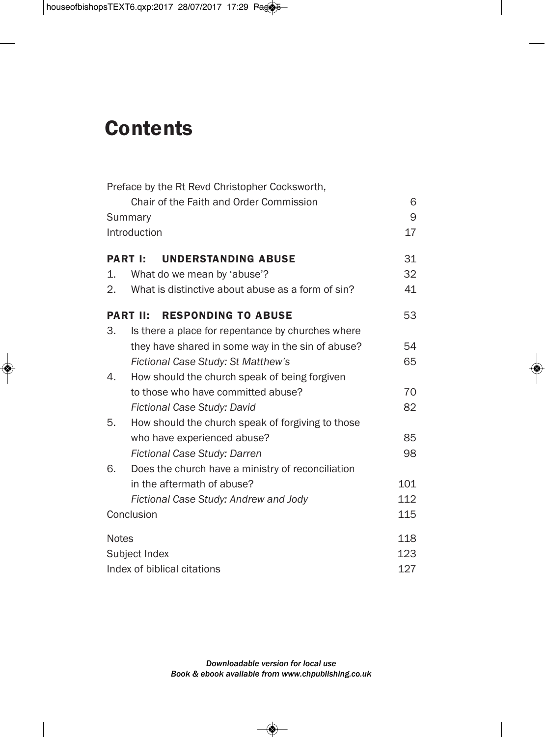# Contents

| | |
|---|---|
| Preface by the Rt Revd Christopher Cocksworth, Chair of the Faith and Order Commission | 6 |
| Summary | 9 |
| Introduction | 17 |
| **PART I: UNDERSTANDING ABUSE** | 31 |
| 1. What do we mean by 'abuse'? | 32 |
| 2. What is distinctive about abuse as a form of sin? | 41 |
| **PART II: RESPONDING TO ABUSE** | 53 |
| 3. Is there a place for repentance by churches where they have shared in some way in the sin of abuse? | 54 |
| *Fictional Case Study: St Matthew's* | 65 |
| 4. How should the church speak of being forgiven to those who have committed abuse? | 70 |
| *Fictional Case Study: David* | 82 |
| 5. How should the church speak of forgiving to those who have experienced abuse? | 85 |
| *Fictional Case Study: Darren* | 98 |
| 6. Does the church have a ministry of reconciliation in the aftermath of abuse? | 101 |
| *Fictional Case Study: Andrew and Jody* | 112 |
| Conclusion | 115 |
| Notes | 118 |
| Subject Index | 123 |
| Index of biblical citations | 127 |

*Downloadable version for local use*
*Book & ebook available from www.chpublishing.co.uk*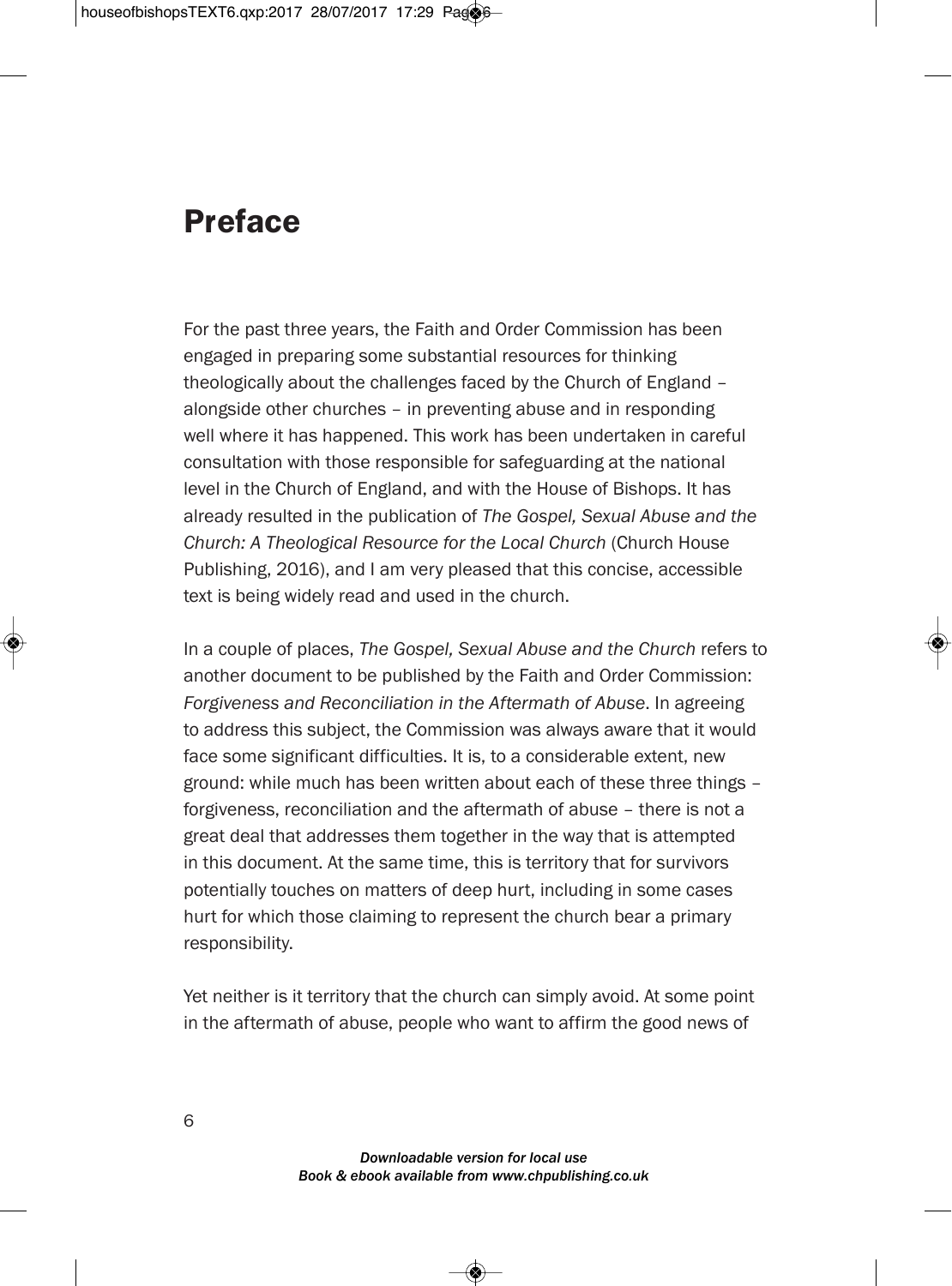# Preface

For the past three years, the Faith and Order Commission has been engaged in preparing some substantial resources for thinking theologically about the challenges faced by the Church of England – alongside other churches – in preventing abuse and in responding well where it has happened. This work has been undertaken in careful consultation with those responsible for safeguarding at the national level in the Church of England, and with the House of Bishops. It has already resulted in the publication of *The Gospel, Sexual Abuse and the Church: A Theological Resource for the Local Church* (Church House Publishing, 2016), and I am very pleased that this concise, accessible text is being widely read and used in the church.

In a couple of places, *The Gospel, Sexual Abuse and the Church* refers to another document to be published by the Faith and Order Commission: *Forgiveness and Reconciliation in the Aftermath of Abuse*. In agreeing to address this subject, the Commission was always aware that it would face some significant difficulties. It is, to a considerable extent, new ground: while much has been written about each of these three things – forgiveness, reconciliation and the aftermath of abuse – there is not a great deal that addresses them together in the way that is attempted in this document. At the same time, this is territory that for survivors potentially touches on matters of deep hurt, including in some cases hurt for which those claiming to represent the church bear a primary responsibility.

Yet neither is it territory that the church can simply avoid. At some point in the aftermath of abuse, people who want to affirm the good news of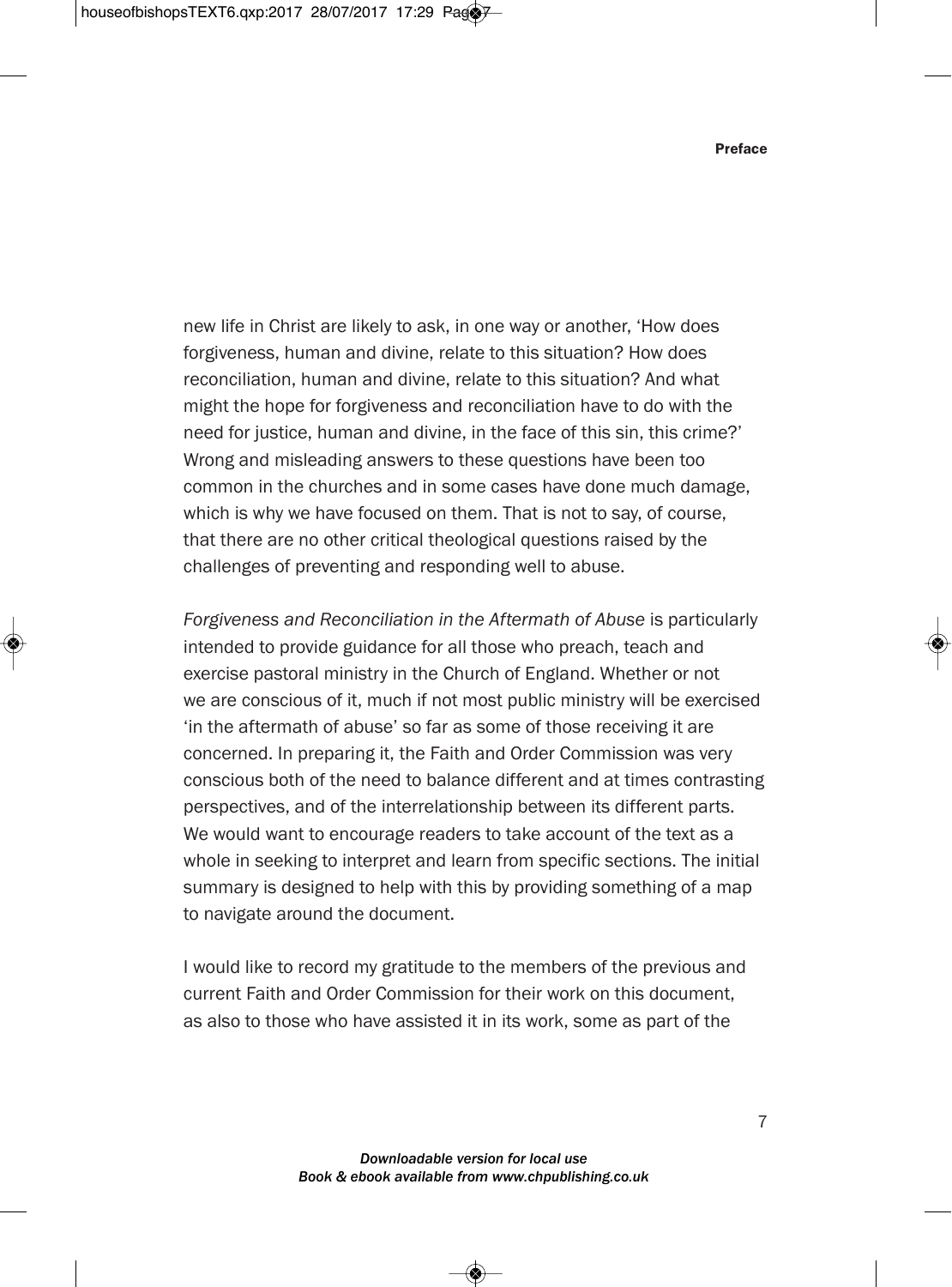new life in Christ are likely to ask, in one way or another, 'How does forgiveness, human and divine, relate to this situation? How does reconciliation, human and divine, relate to this situation? And what might the hope for forgiveness and reconciliation have to do with the need for justice, human and divine, in the face of this sin, this crime?' Wrong and misleading answers to these questions have been too common in the churches and in some cases have done much damage, which is why we have focused on them. That is not to say, of course, that there are no other critical theological questions raised by the challenges of preventing and responding well to abuse.

*Forgiveness and Reconciliation in the Aftermath of Abuse* is particularly intended to provide guidance for all those who preach, teach and exercise pastoral ministry in the Church of England. Whether or not we are conscious of it, much if not most public ministry will be exercised 'in the aftermath of abuse' so far as some of those receiving it are concerned. In preparing it, the Faith and Order Commission was very conscious both of the need to balance different and at times contrasting perspectives, and of the interrelationship between its different parts. We would want to encourage readers to take account of the text as a whole in seeking to interpret and learn from specific sections. The initial summary is designed to help with this by providing something of a map to navigate around the document.

I would like to record my gratitude to the members of the previous and current Faith and Order Commission for their work on this document, as also to those who have assisted it in its work, some as part of the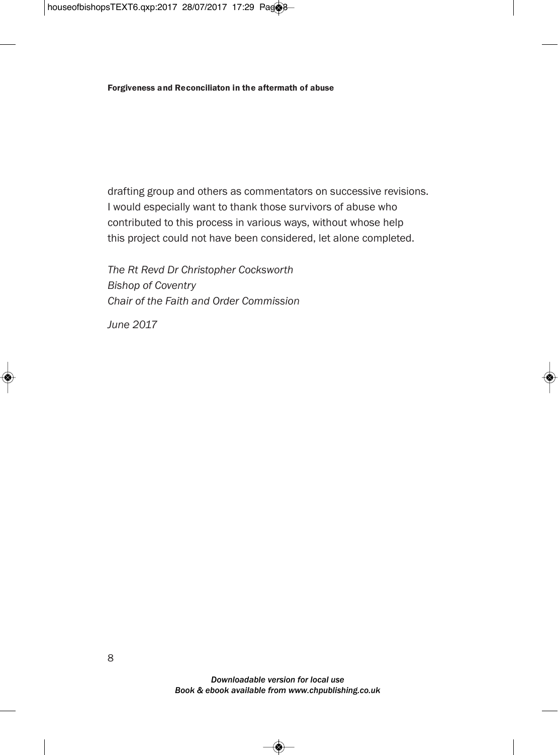drafting group and others as commentators on successive revisions. I would especially want to thank those survivors of abuse who contributed to this process in various ways, without whose help this project could not have been considered, let alone completed.

*The Rt Revd Dr Christopher Cocksworth*
*Bishop of Coventry*
*Chair of the Faith and Order Commission*

*June 2017*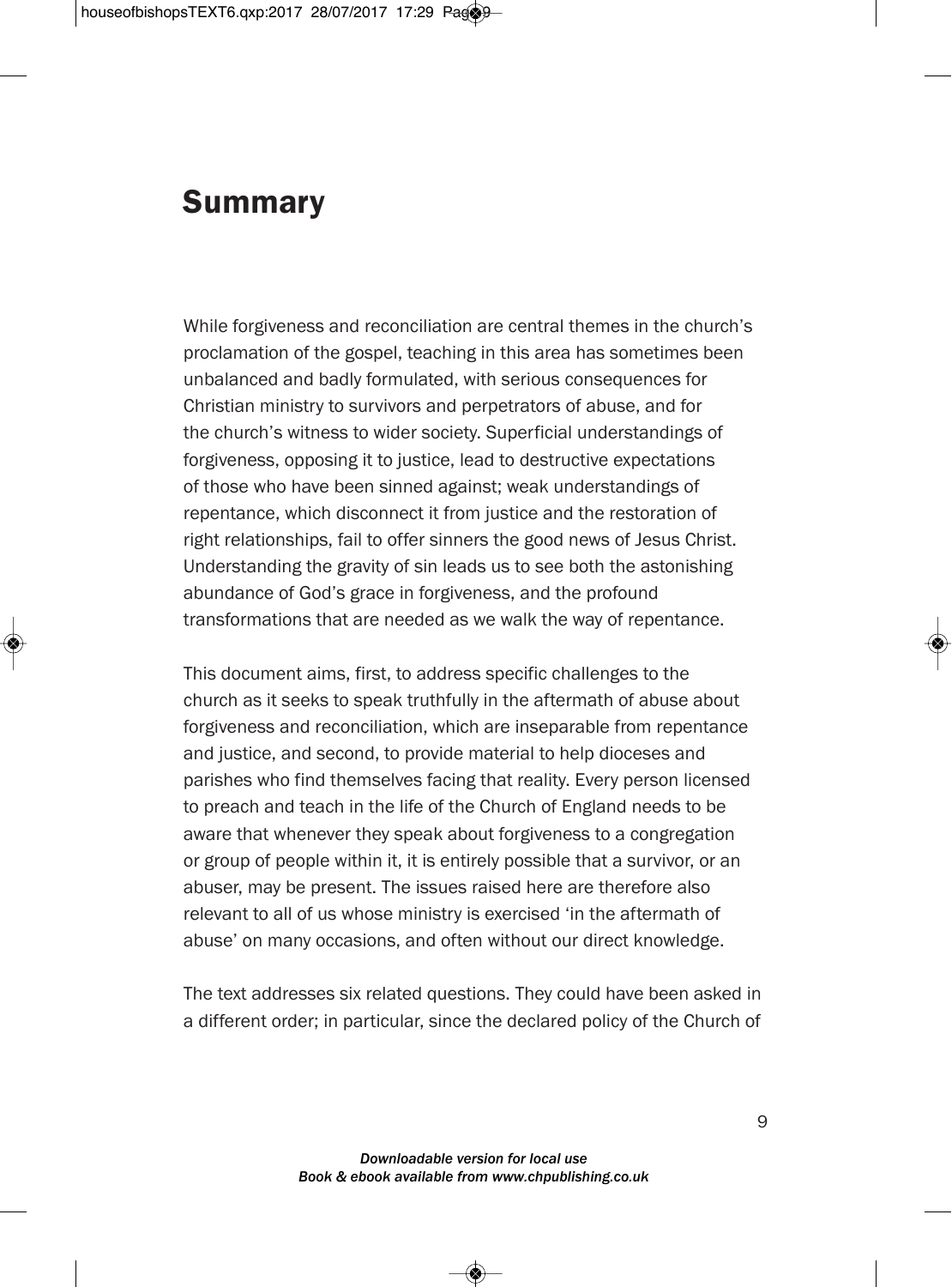# Summary

While forgiveness and reconciliation are central themes in the church's proclamation of the gospel, teaching in this area has sometimes been unbalanced and badly formulated, with serious consequences for Christian ministry to survivors and perpetrators of abuse, and for the church's witness to wider society. Superficial understandings of forgiveness, opposing it to justice, lead to destructive expectations of those who have been sinned against; weak understandings of repentance, which disconnect it from justice and the restoration of right relationships, fail to offer sinners the good news of Jesus Christ. Understanding the gravity of sin leads us to see both the astonishing abundance of God's grace in forgiveness, and the profound transformations that are needed as we walk the way of repentance.

This document aims, first, to address specific challenges to the church as it seeks to speak truthfully in the aftermath of abuse about forgiveness and reconciliation, which are inseparable from repentance and justice, and second, to provide material to help dioceses and parishes who find themselves facing that reality. Every person licensed to preach and teach in the life of the Church of England needs to be aware that whenever they speak about forgiveness to a congregation or group of people within it, it is entirely possible that a survivor, or an abuser, may be present. The issues raised here are therefore also relevant to all of us whose ministry is exercised 'in the aftermath of abuse' on many occasions, and often without our direct knowledge.

The text addresses six related questions. They could have been asked in a different order; in particular, since the declared policy of the Church of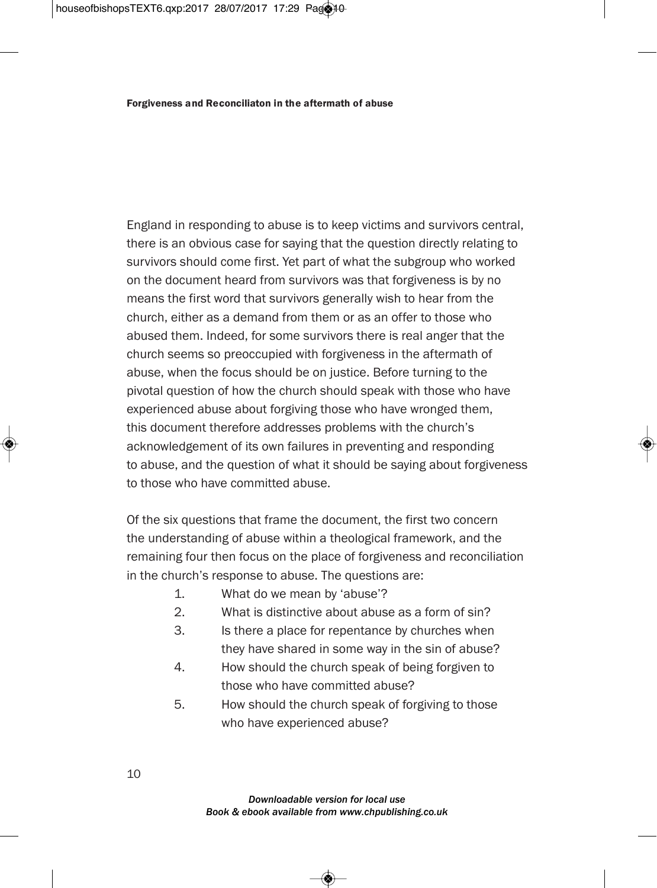England in responding to abuse is to keep victims and survivors central, there is an obvious case for saying that the question directly relating to survivors should come first. Yet part of what the subgroup who worked on the document heard from survivors was that forgiveness is by no means the first word that survivors generally wish to hear from the church, either as a demand from them or as an offer to those who abused them. Indeed, for some survivors there is real anger that the church seems so preoccupied with forgiveness in the aftermath of abuse, when the focus should be on justice. Before turning to the pivotal question of how the church should speak with those who have experienced abuse about forgiving those who have wronged them, this document therefore addresses problems with the church's acknowledgement of its own failures in preventing and responding to abuse, and the question of what it should be saying about forgiveness to those who have committed abuse.

Of the six questions that frame the document, the first two concern the understanding of abuse within a theological framework, and the remaining four then focus on the place of forgiveness and reconciliation in the church's response to abuse. The questions are:

1. What do we mean by 'abuse'?
2. What is distinctive about abuse as a form of sin?
3. Is there a place for repentance by churches when they have shared in some way in the sin of abuse?
4. How should the church speak of being forgiven to those who have committed abuse?
5. How should the church speak of forgiving to those who have experienced abuse?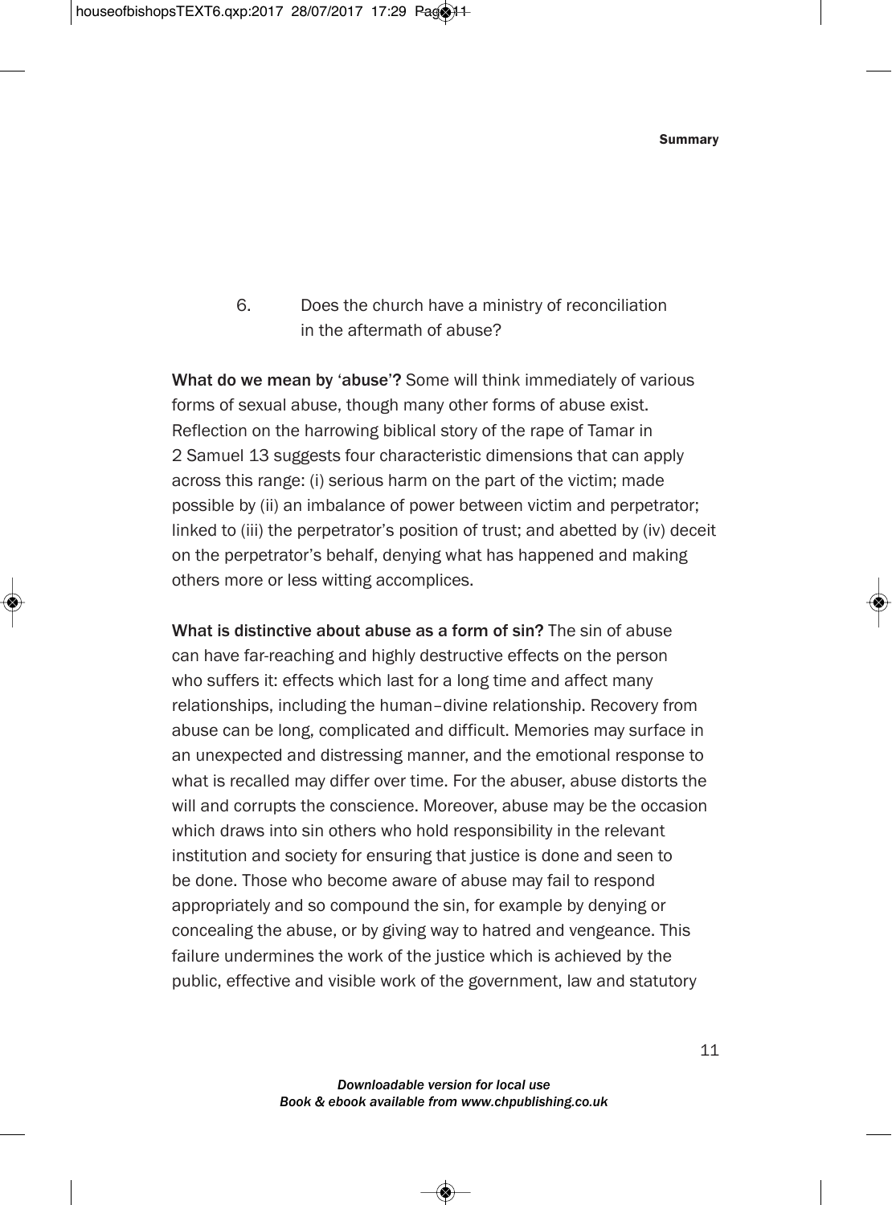6. Does the church have a ministry of reconciliation in the aftermath of abuse?

**What do we mean by 'abuse'?** Some will think immediately of various forms of sexual abuse, though many other forms of abuse exist. Reflection on the harrowing biblical story of the rape of Tamar in 2 Samuel 13 suggests four characteristic dimensions that can apply across this range: (i) serious harm on the part of the victim; made possible by (ii) an imbalance of power between victim and perpetrator; linked to (iii) the perpetrator's position of trust; and abetted by (iv) deceit on the perpetrator's behalf, denying what has happened and making others more or less witting accomplices.

**What is distinctive about abuse as a form of sin?** The sin of abuse can have far-reaching and highly destructive effects on the person who suffers it: effects which last for a long time and affect many relationships, including the human–divine relationship. Recovery from abuse can be long, complicated and difficult. Memories may surface in an unexpected and distressing manner, and the emotional response to what is recalled may differ over time. For the abuser, abuse distorts the will and corrupts the conscience. Moreover, abuse may be the occasion which draws into sin others who hold responsibility in the relevant institution and society for ensuring that justice is done and seen to be done. Those who become aware of abuse may fail to respond appropriately and so compound the sin, for example by denying or concealing the abuse, or by giving way to hatred and vengeance. This failure undermines the work of the justice which is achieved by the public, effective and visible work of the government, law and statutory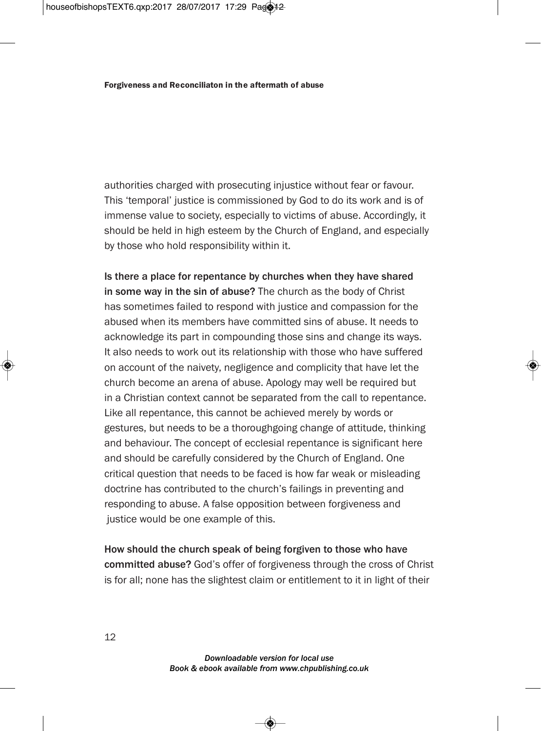authorities charged with prosecuting injustice without fear or favour. This 'temporal' justice is commissioned by God to do its work and is of immense value to society, especially to victims of abuse. Accordingly, it should be held in high esteem by the Church of England, and especially by those who hold responsibility within it.

**Is there a place for repentance by churches when they have shared in some way in the sin of abuse?** The church as the body of Christ has sometimes failed to respond with justice and compassion for the abused when its members have committed sins of abuse. It needs to acknowledge its part in compounding those sins and change its ways. It also needs to work out its relationship with those who have suffered on account of the naivety, negligence and complicity that have let the church become an arena of abuse. Apology may well be required but in a Christian context cannot be separated from the call to repentance. Like all repentance, this cannot be achieved merely by words or gestures, but needs to be a thoroughgoing change of attitude, thinking and behaviour. The concept of ecclesial repentance is significant here and should be carefully considered by the Church of England. One critical question that needs to be faced is how far weak or misleading doctrine has contributed to the church's failings in preventing and responding to abuse. A false opposition between forgiveness and justice would be one example of this.

**How should the church speak of being forgiven to those who have committed abuse?** God's offer of forgiveness through the cross of Christ is for all; none has the slightest claim or entitlement to it in light of their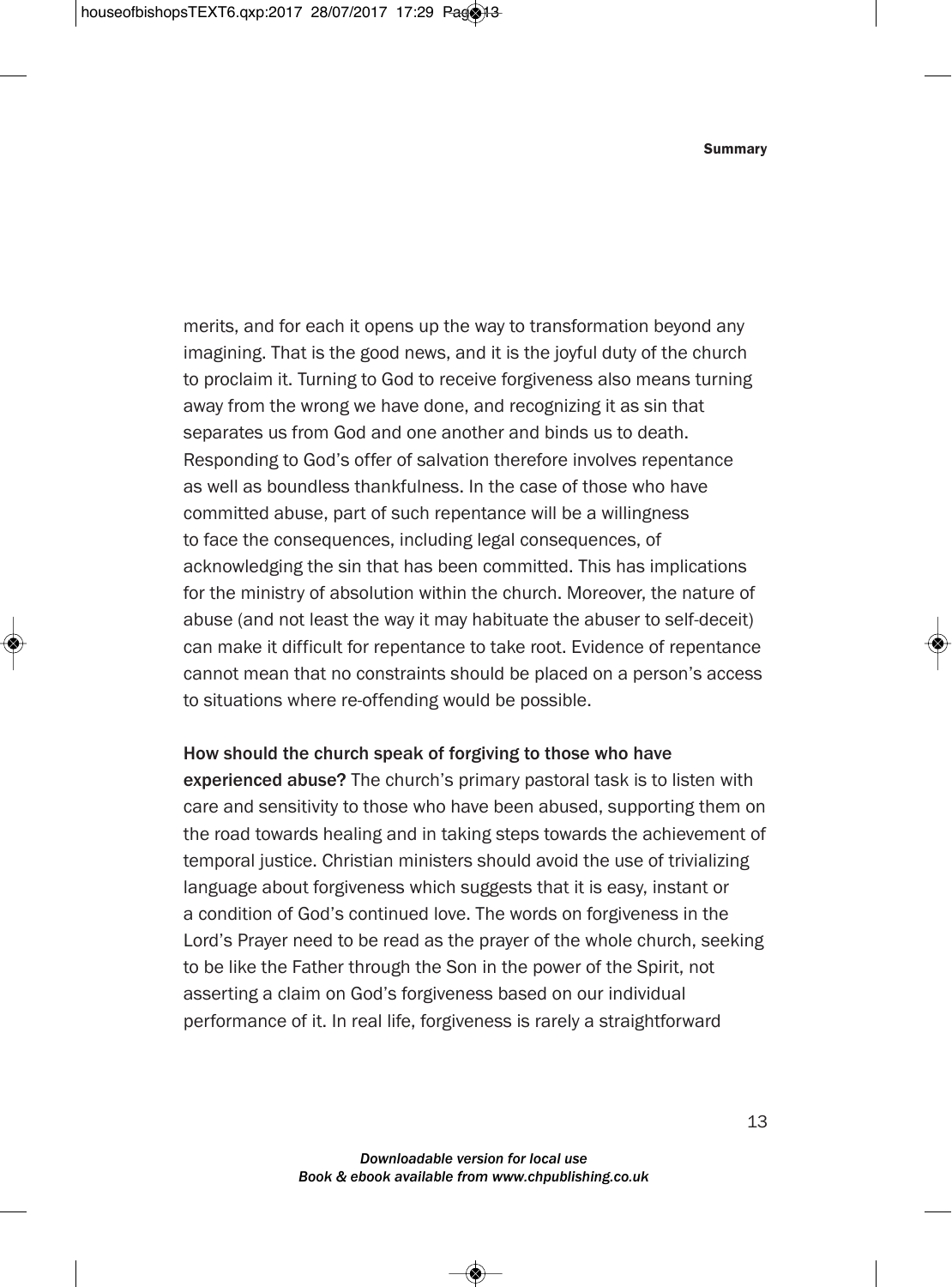merits, and for each it opens up the way to transformation beyond any imagining. That is the good news, and it is the joyful duty of the church to proclaim it. Turning to God to receive forgiveness also means turning away from the wrong we have done, and recognizing it as sin that separates us from God and one another and binds us to death. Responding to God's offer of salvation therefore involves repentance as well as boundless thankfulness. In the case of those who have committed abuse, part of such repentance will be a willingness to face the consequences, including legal consequences, of acknowledging the sin that has been committed. This has implications for the ministry of absolution within the church. Moreover, the nature of abuse (and not least the way it may habituate the abuser to self-deceit) can make it difficult for repentance to take root. Evidence of repentance cannot mean that no constraints should be placed on a person's access to situations where re-offending would be possible.

**How should the church speak of forgiving to those who have experienced abuse?** The church's primary pastoral task is to listen with care and sensitivity to those who have been abused, supporting them on the road towards healing and in taking steps towards the achievement of temporal justice. Christian ministers should avoid the use of trivializing language about forgiveness which suggests that it is easy, instant or a condition of God's continued love. The words on forgiveness in the Lord's Prayer need to be read as the prayer of the whole church, seeking to be like the Father through the Son in the power of the Spirit, not asserting a claim on God's forgiveness based on our individual performance of it. In real life, forgiveness is rarely a straightforward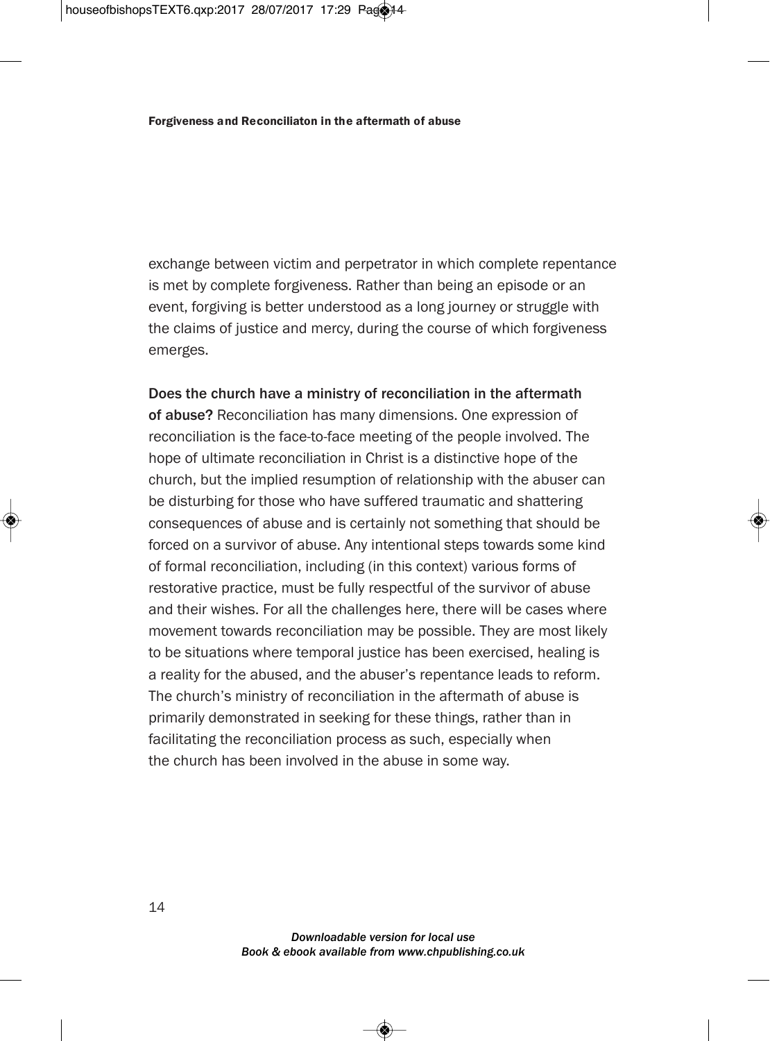exchange between victim and perpetrator in which complete repentance is met by complete forgiveness. Rather than being an episode or an event, forgiving is better understood as a long journey or struggle with the claims of justice and mercy, during the course of which forgiveness emerges.

**Does the church have a ministry of reconciliation in the aftermath of abuse?** Reconciliation has many dimensions. One expression of reconciliation is the face-to-face meeting of the people involved. The hope of ultimate reconciliation in Christ is a distinctive hope of the church, but the implied resumption of relationship with the abuser can be disturbing for those who have suffered traumatic and shattering consequences of abuse and is certainly not something that should be forced on a survivor of abuse. Any intentional steps towards some kind of formal reconciliation, including (in this context) various forms of restorative practice, must be fully respectful of the survivor of abuse and their wishes. For all the challenges here, there will be cases where movement towards reconciliation may be possible. They are most likely to be situations where temporal justice has been exercised, healing is a reality for the abused, and the abuser's repentance leads to reform. The church's ministry of reconciliation in the aftermath of abuse is primarily demonstrated in seeking for these things, rather than in facilitating the reconciliation process as such, especially when the church has been involved in the abuse in some way.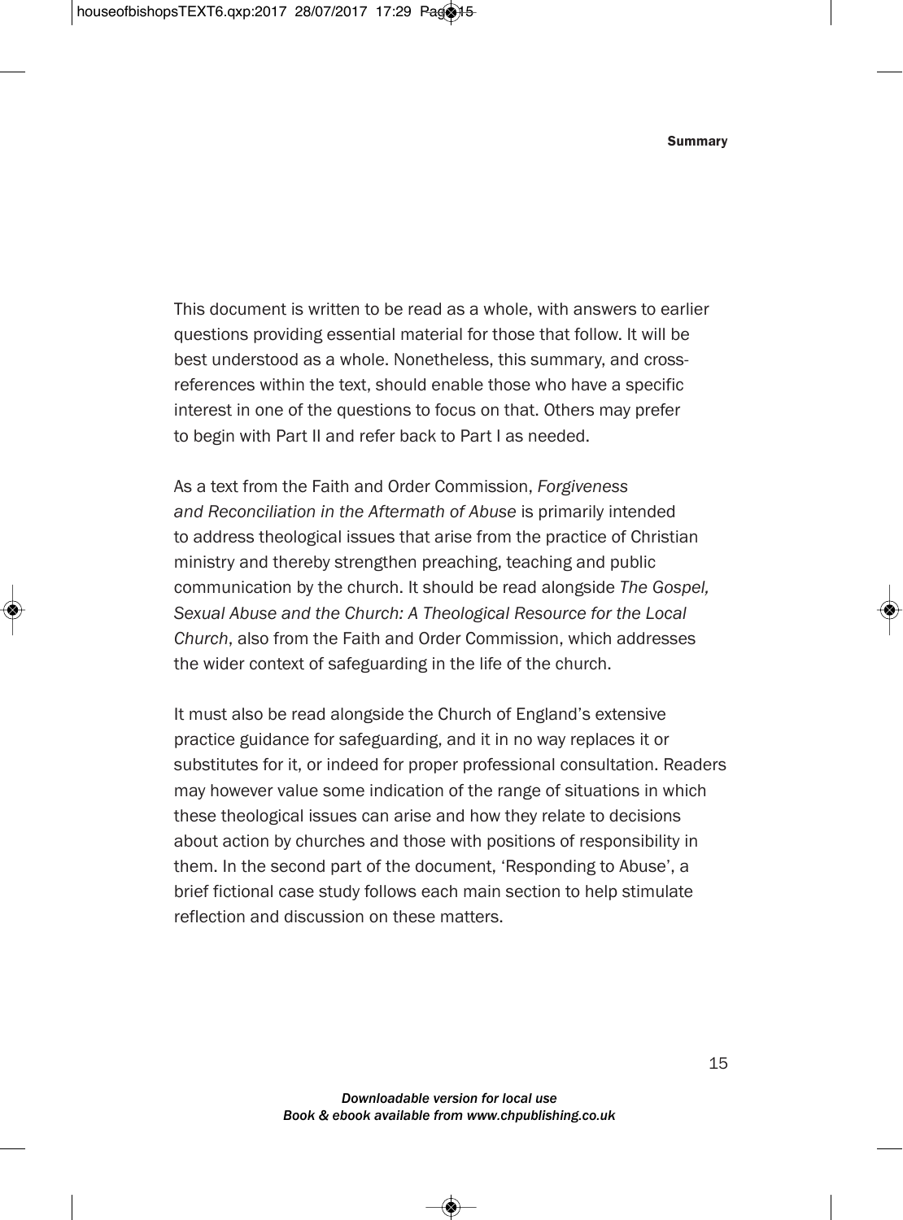This document is written to be read as a whole, with answers to earlier questions providing essential material for those that follow. It will be best understood as a whole. Nonetheless, this summary, and cross-references within the text, should enable those who have a specific interest in one of the questions to focus on that. Others may prefer to begin with Part II and refer back to Part I as needed.

As a text from the Faith and Order Commission, *Forgiveness and Reconciliation in the Aftermath of Abuse* is primarily intended to address theological issues that arise from the practice of Christian ministry and thereby strengthen preaching, teaching and public communication by the church. It should be read alongside *The Gospel, Sexual Abuse and the Church: A Theological Resource for the Local Church*, also from the Faith and Order Commission, which addresses the wider context of safeguarding in the life of the church.

It must also be read alongside the Church of England's extensive practice guidance for safeguarding, and it in no way replaces it or substitutes for it, or indeed for proper professional consultation. Readers may however value some indication of the range of situations in which these theological issues can arise and how they relate to decisions about action by churches and those with positions of responsibility in them. In the second part of the document, 'Responding to Abuse', a brief fictional case study follows each main section to help stimulate reflection and discussion on these matters.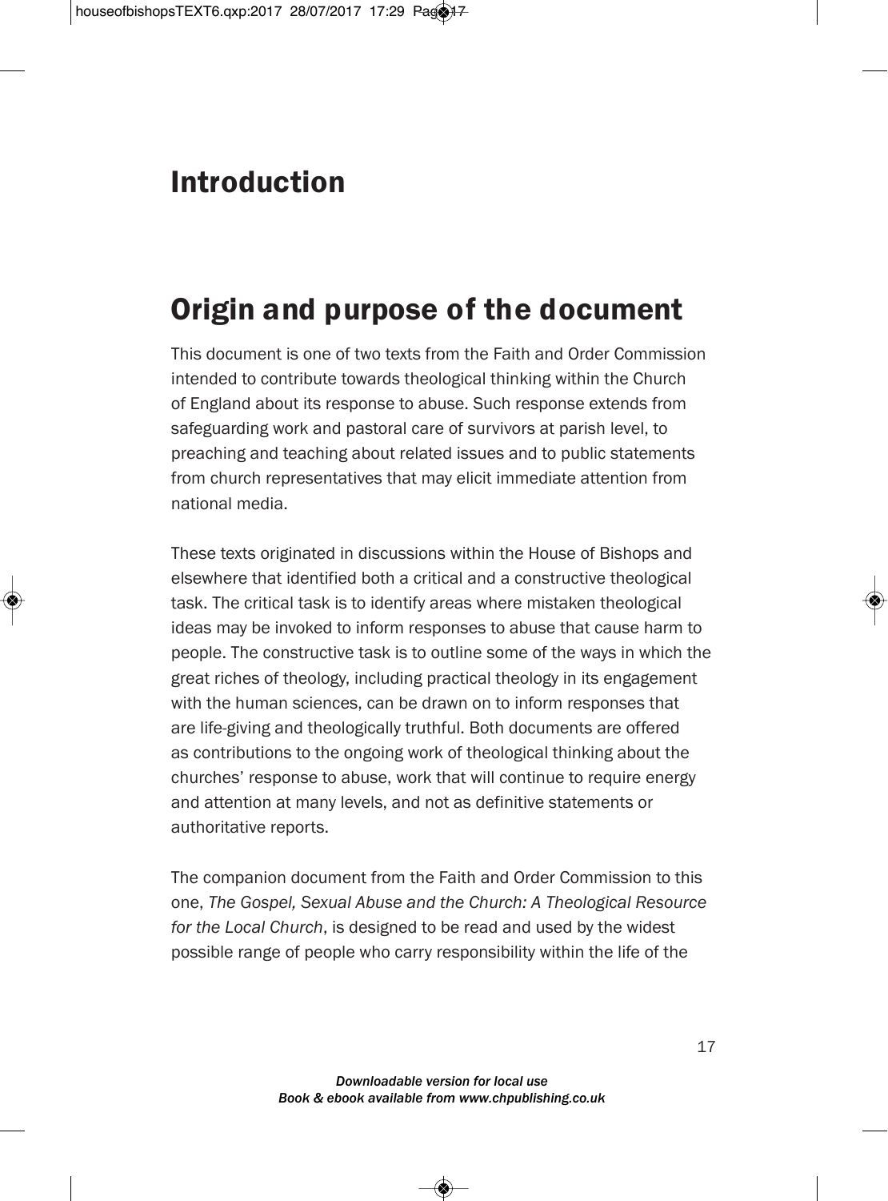# Introduction

## Origin and purpose of the document

This document is one of two texts from the Faith and Order Commission intended to contribute towards theological thinking within the Church of England about its response to abuse. Such response extends from safeguarding work and pastoral care of survivors at parish level, to preaching and teaching about related issues and to public statements from church representatives that may elicit immediate attention from national media.

These texts originated in discussions within the House of Bishops and elsewhere that identified both a critical and a constructive theological task. The critical task is to identify areas where mistaken theological ideas may be invoked to inform responses to abuse that cause harm to people. The constructive task is to outline some of the ways in which the great riches of theology, including practical theology in its engagement with the human sciences, can be drawn on to inform responses that are life-giving and theologically truthful. Both documents are offered as contributions to the ongoing work of theological thinking about the churches' response to abuse, work that will continue to require energy and attention at many levels, and not as definitive statements or authoritative reports.

The companion document from the Faith and Order Commission to this one, *The Gospel, Sexual Abuse and the Church: A Theological Resource for the Local Church*, is designed to be read and used by the widest possible range of people who carry responsibility within the life of the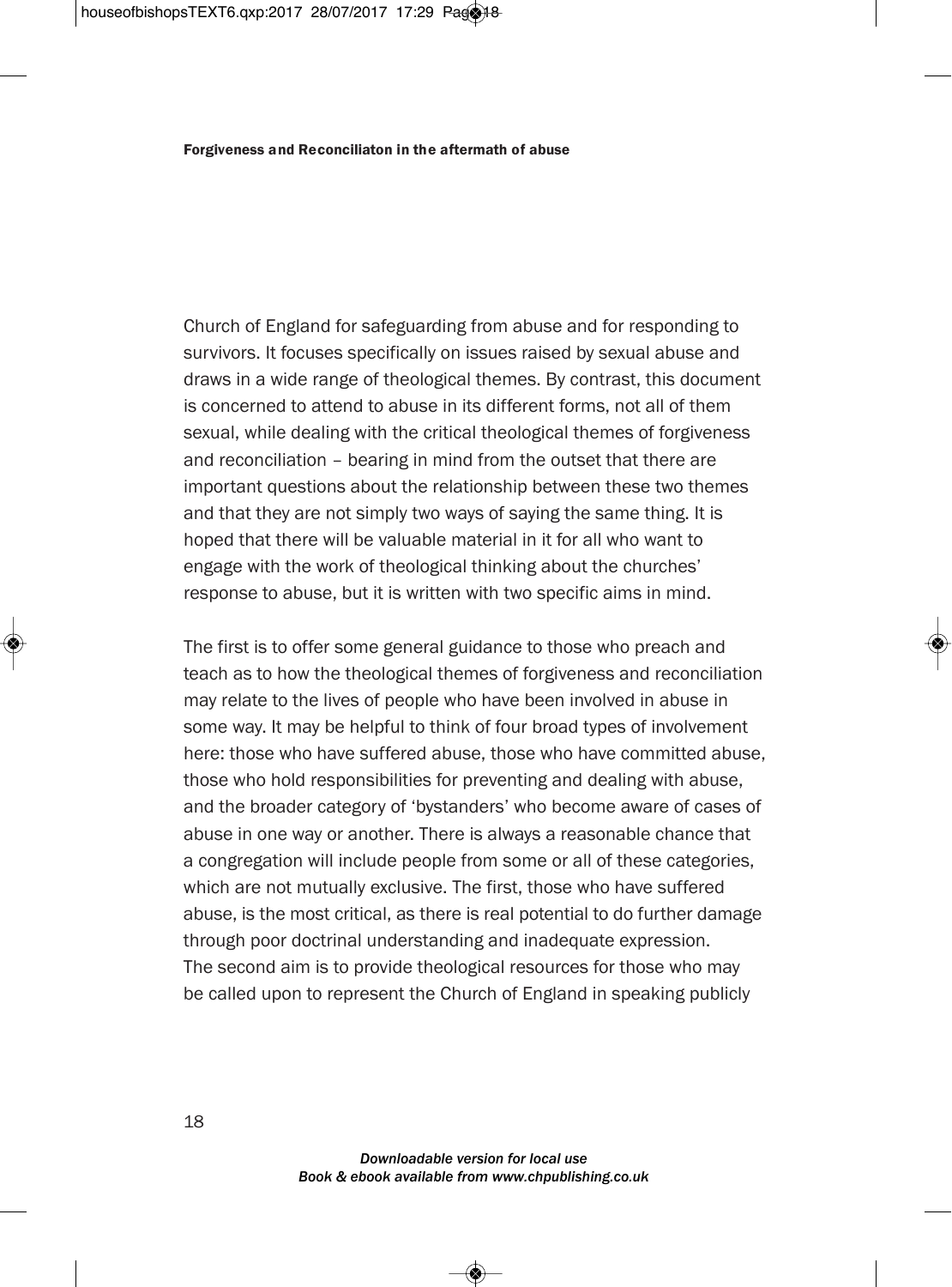Church of England for safeguarding from abuse and for responding to survivors. It focuses specifically on issues raised by sexual abuse and draws in a wide range of theological themes. By contrast, this document is concerned to attend to abuse in its different forms, not all of them sexual, while dealing with the critical theological themes of forgiveness and reconciliation – bearing in mind from the outset that there are important questions about the relationship between these two themes and that they are not simply two ways of saying the same thing. It is hoped that there will be valuable material in it for all who want to engage with the work of theological thinking about the churches' response to abuse, but it is written with two specific aims in mind.

The first is to offer some general guidance to those who preach and teach as to how the theological themes of forgiveness and reconciliation may relate to the lives of people who have been involved in abuse in some way. It may be helpful to think of four broad types of involvement here: those who have suffered abuse, those who have committed abuse, those who hold responsibilities for preventing and dealing with abuse, and the broader category of 'bystanders' who become aware of cases of abuse in one way or another. There is always a reasonable chance that a congregation will include people from some or all of these categories, which are not mutually exclusive. The first, those who have suffered abuse, is the most critical, as there is real potential to do further damage through poor doctrinal understanding and inadequate expression.
The second aim is to provide theological resources for those who may be called upon to represent the Church of England in speaking publicly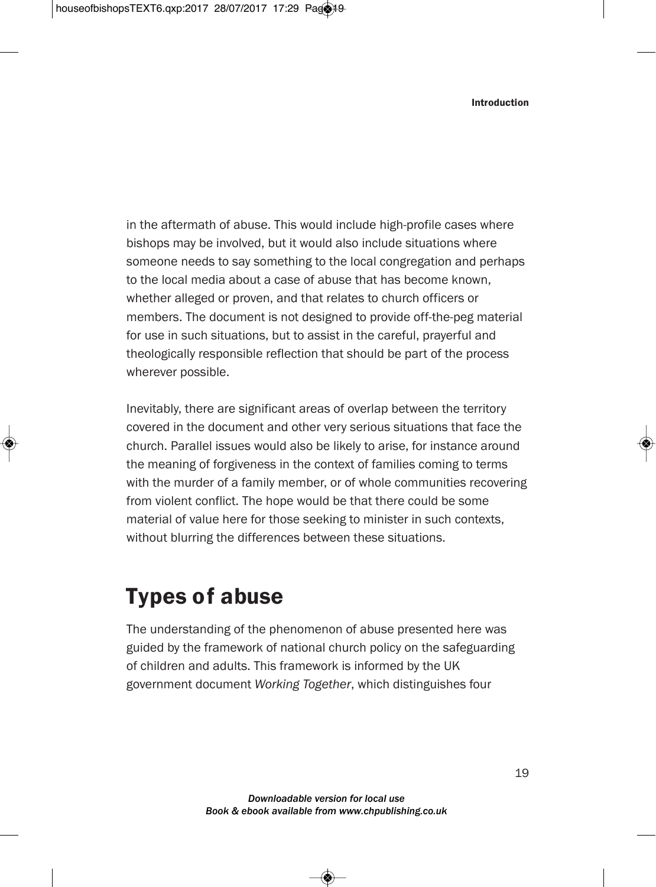in the aftermath of abuse. This would include high-profile cases where bishops may be involved, but it would also include situations where someone needs to say something to the local congregation and perhaps to the local media about a case of abuse that has become known, whether alleged or proven, and that relates to church officers or members. The document is not designed to provide off-the-peg material for use in such situations, but to assist in the careful, prayerful and theologically responsible reflection that should be part of the process wherever possible.

Inevitably, there are significant areas of overlap between the territory covered in the document and other very serious situations that face the church. Parallel issues would also be likely to arise, for instance around the meaning of forgiveness in the context of families coming to terms with the murder of a family member, or of whole communities recovering from violent conflict. The hope would be that there could be some material of value here for those seeking to minister in such contexts, without blurring the differences between these situations.

## Types of abuse

The understanding of the phenomenon of abuse presented here was guided by the framework of national church policy on the safeguarding of children and adults. This framework is informed by the UK government document *Working Together*, which distinguishes four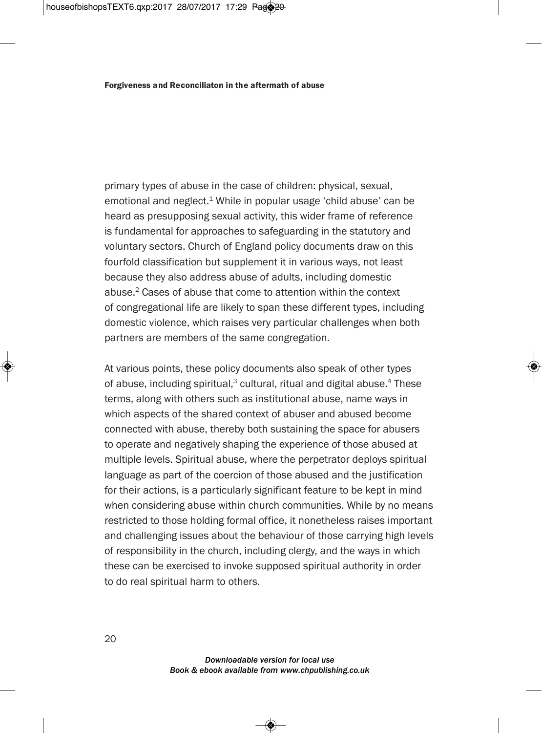primary types of abuse in the case of children: physical, sexual, emotional and neglect.[1] While in popular usage 'child abuse' can be heard as presupposing sexual activity, this wider frame of reference is fundamental for approaches to safeguarding in the statutory and voluntary sectors. Church of England policy documents draw on this fourfold classification but supplement it in various ways, not least because they also address abuse of adults, including domestic abuse.[2] Cases of abuse that come to attention within the context of congregational life are likely to span these different types, including domestic violence, which raises very particular challenges when both partners are members of the same congregation.

At various points, these policy documents also speak of other types of abuse, including spiritual,[3] cultural, ritual and digital abuse.[4] These terms, along with others such as institutional abuse, name ways in which aspects of the shared context of abuser and abused become connected with abuse, thereby both sustaining the space for abusers to operate and negatively shaping the experience of those abused at multiple levels. Spiritual abuse, where the perpetrator deploys spiritual language as part of the coercion of those abused and the justification for their actions, is a particularly significant feature to be kept in mind when considering abuse within church communities. While by no means restricted to those holding formal office, it nonetheless raises important and challenging issues about the behaviour of those carrying high levels of responsibility in the church, including clergy, and the ways in which these can be exercised to invoke supposed spiritual authority in order to do real spiritual harm to others.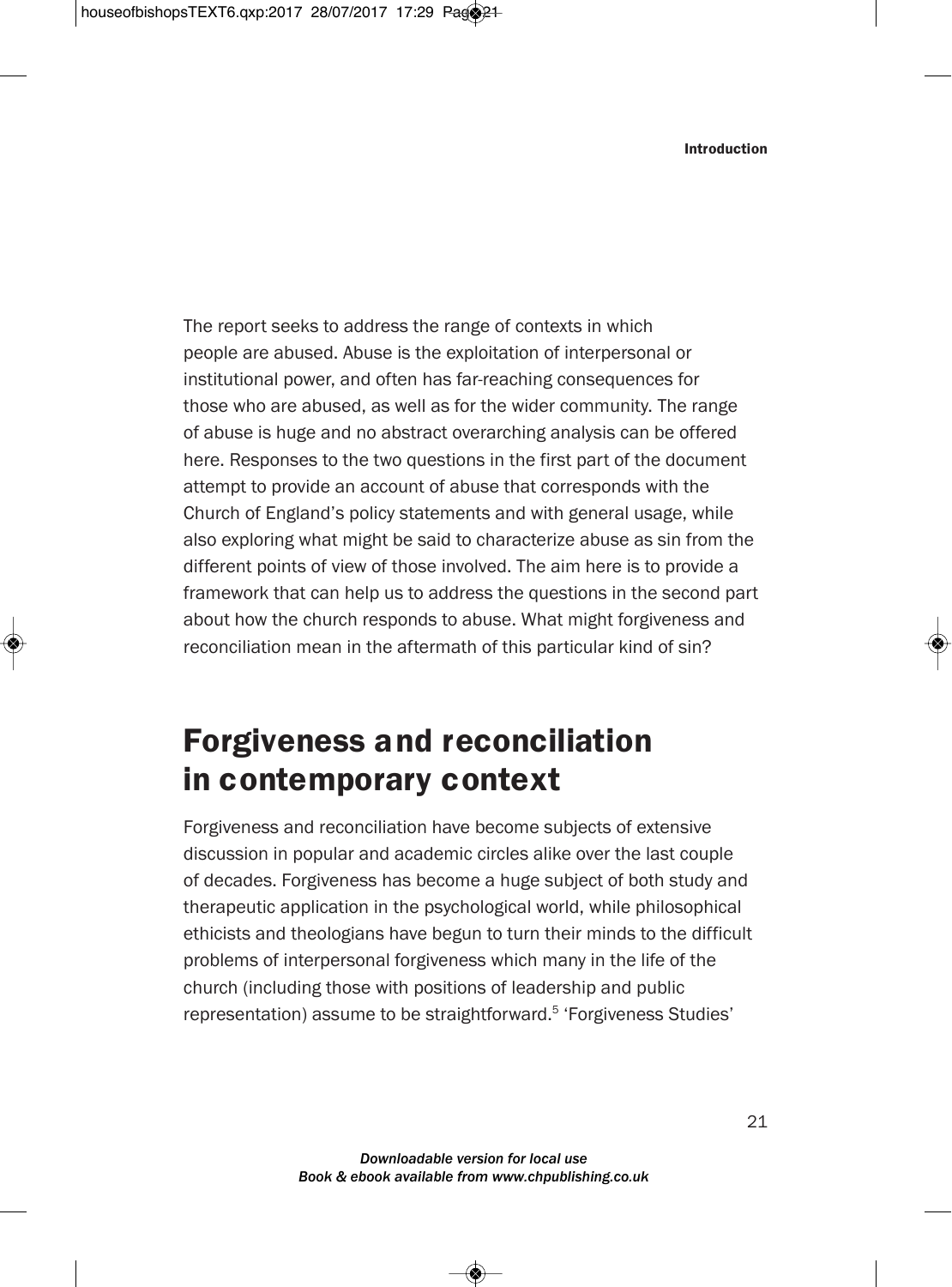The report seeks to address the range of contexts in which people are abused. Abuse is the exploitation of interpersonal or institutional power, and often has far-reaching consequences for those who are abused, as well as for the wider community. The range of abuse is huge and no abstract overarching analysis can be offered here. Responses to the two questions in the first part of the document attempt to provide an account of abuse that corresponds with the Church of England's policy statements and with general usage, while also exploring what might be said to characterize abuse as sin from the different points of view of those involved. The aim here is to provide a framework that can help us to address the questions in the second part about how the church responds to abuse. What might forgiveness and reconciliation mean in the aftermath of this particular kind of sin?

## Forgiveness and reconciliation in contemporary context

Forgiveness and reconciliation have become subjects of extensive discussion in popular and academic circles alike over the last couple of decades. Forgiveness has become a huge subject of both study and therapeutic application in the psychological world, while philosophical ethicists and theologians have begun to turn their minds to the difficult problems of interpersonal forgiveness which many in the life of the church (including those with positions of leadership and public representation) assume to be straightforward.[5] 'Forgiveness Studies'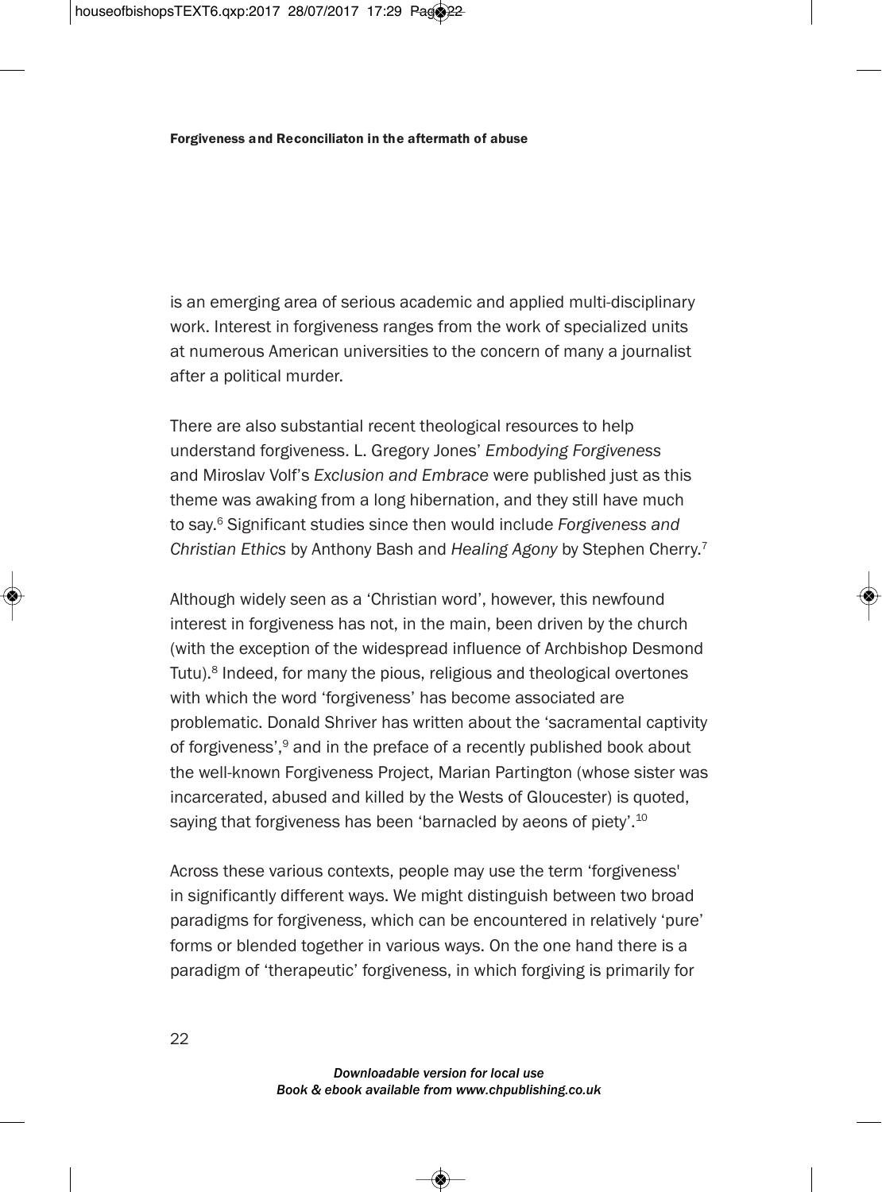is an emerging area of serious academic and applied multi-disciplinary work. Interest in forgiveness ranges from the work of specialized units at numerous American universities to the concern of many a journalist after a political murder.

There are also substantial recent theological resources to help understand forgiveness. L. Gregory Jones' *Embodying Forgiveness* and Miroslav Volf's *Exclusion and Embrace* were published just as this theme was awaking from a long hibernation, and they still have much to say.[6] Significant studies since then would include *Forgiveness and Christian Ethics* by Anthony Bash and *Healing Agony* by Stephen Cherry.[7]

Although widely seen as a 'Christian word', however, this newfound interest in forgiveness has not, in the main, been driven by the church (with the exception of the widespread influence of Archbishop Desmond Tutu).[8] Indeed, for many the pious, religious and theological overtones with which the word 'forgiveness' has become associated are problematic. Donald Shriver has written about the 'sacramental captivity of forgiveness',[9] and in the preface of a recently published book about the well-known Forgiveness Project, Marian Partington (whose sister was incarcerated, abused and killed by the Wests of Gloucester) is quoted, saying that forgiveness has been 'barnacled by aeons of piety'.[10]

Across these various contexts, people may use the term 'forgiveness' in significantly different ways. We might distinguish between two broad paradigms for forgiveness, which can be encountered in relatively 'pure' forms or blended together in various ways. On the one hand there is a paradigm of 'therapeutic' forgiveness, in which forgiving is primarily for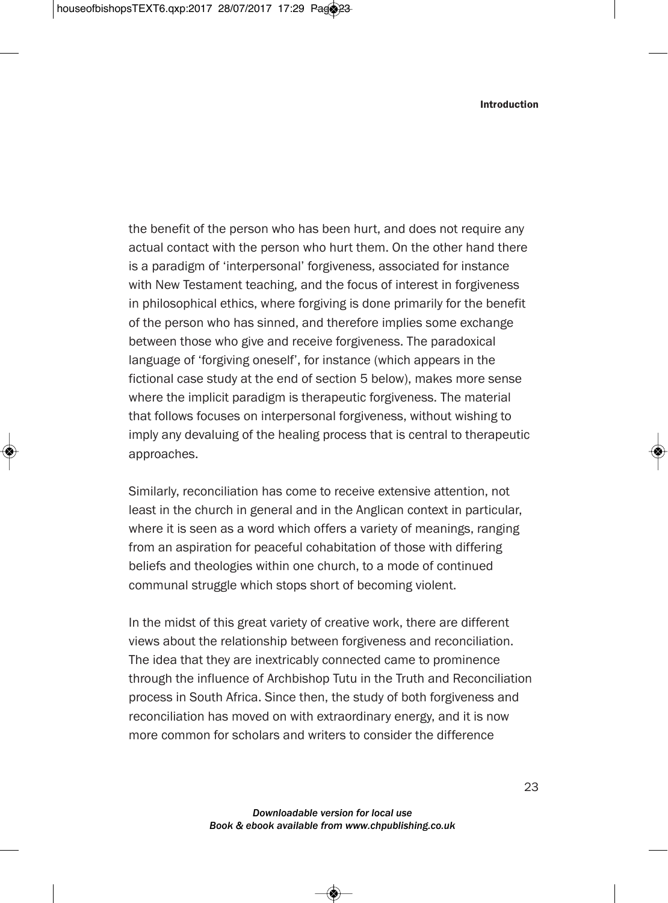the benefit of the person who has been hurt, and does not require any actual contact with the person who hurt them. On the other hand there is a paradigm of 'interpersonal' forgiveness, associated for instance with New Testament teaching, and the focus of interest in forgiveness in philosophical ethics, where forgiving is done primarily for the benefit of the person who has sinned, and therefore implies some exchange between those who give and receive forgiveness. The paradoxical language of 'forgiving oneself', for instance (which appears in the fictional case study at the end of section 5 below), makes more sense where the implicit paradigm is therapeutic forgiveness. The material that follows focuses on interpersonal forgiveness, without wishing to imply any devaluing of the healing process that is central to therapeutic approaches.

Similarly, reconciliation has come to receive extensive attention, not least in the church in general and in the Anglican context in particular, where it is seen as a word which offers a variety of meanings, ranging from an aspiration for peaceful cohabitation of those with differing beliefs and theologies within one church, to a mode of continued communal struggle which stops short of becoming violent.

In the midst of this great variety of creative work, there are different views about the relationship between forgiveness and reconciliation. The idea that they are inextricably connected came to prominence through the influence of Archbishop Tutu in the Truth and Reconciliation process in South Africa. Since then, the study of both forgiveness and reconciliation has moved on with extraordinary energy, and it is now more common for scholars and writers to consider the difference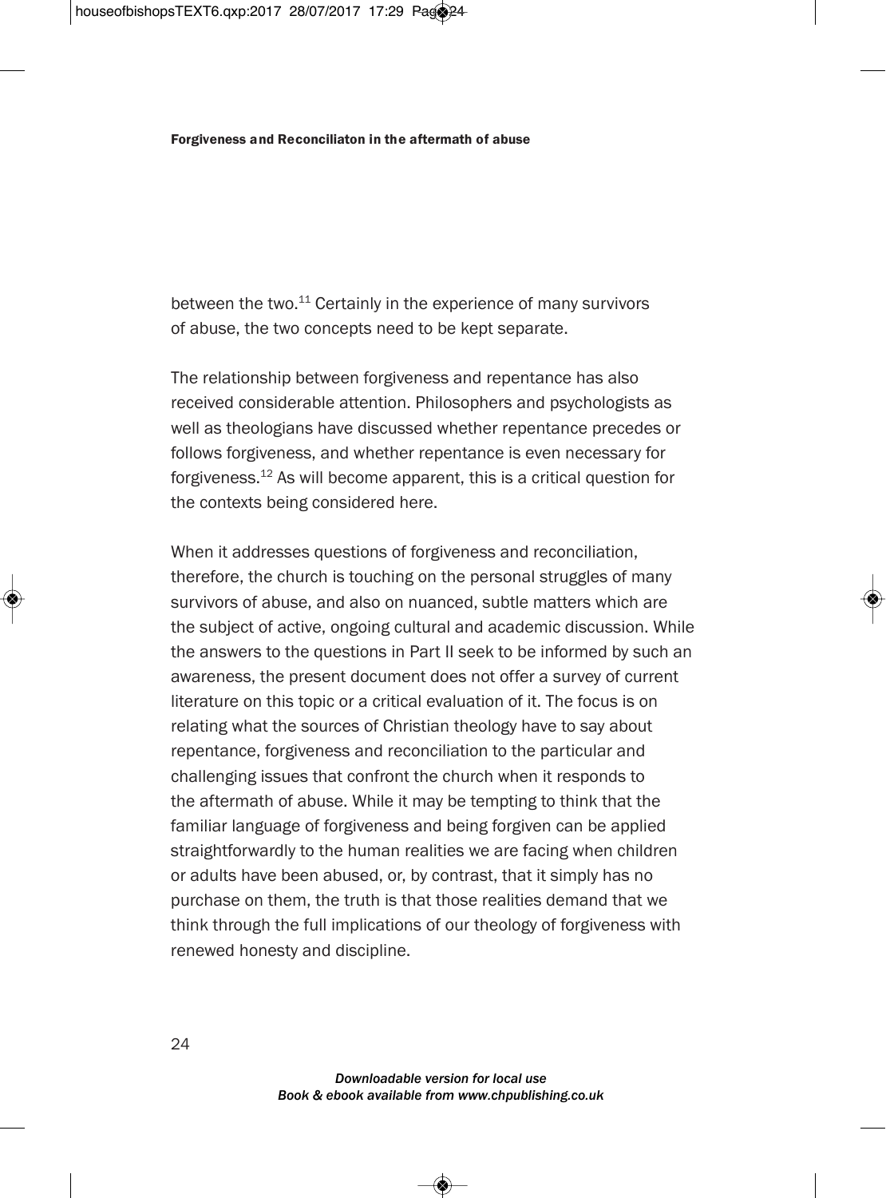between the two.[11] Certainly in the experience of many survivors of abuse, the two concepts need to be kept separate.

The relationship between forgiveness and repentance has also received considerable attention. Philosophers and psychologists as well as theologians have discussed whether repentance precedes or follows forgiveness, and whether repentance is even necessary for forgiveness.[12] As will become apparent, this is a critical question for the contexts being considered here.

When it addresses questions of forgiveness and reconciliation, therefore, the church is touching on the personal struggles of many survivors of abuse, and also on nuanced, subtle matters which are the subject of active, ongoing cultural and academic discussion. While the answers to the questions in Part II seek to be informed by such an awareness, the present document does not offer a survey of current literature on this topic or a critical evaluation of it. The focus is on relating what the sources of Christian theology have to say about repentance, forgiveness and reconciliation to the particular and challenging issues that confront the church when it responds to the aftermath of abuse. While it may be tempting to think that the familiar language of forgiveness and being forgiven can be applied straightforwardly to the human realities we are facing when children or adults have been abused, or, by contrast, that it simply has no purchase on them, the truth is that those realities demand that we think through the full implications of our theology of forgiveness with renewed honesty and discipline.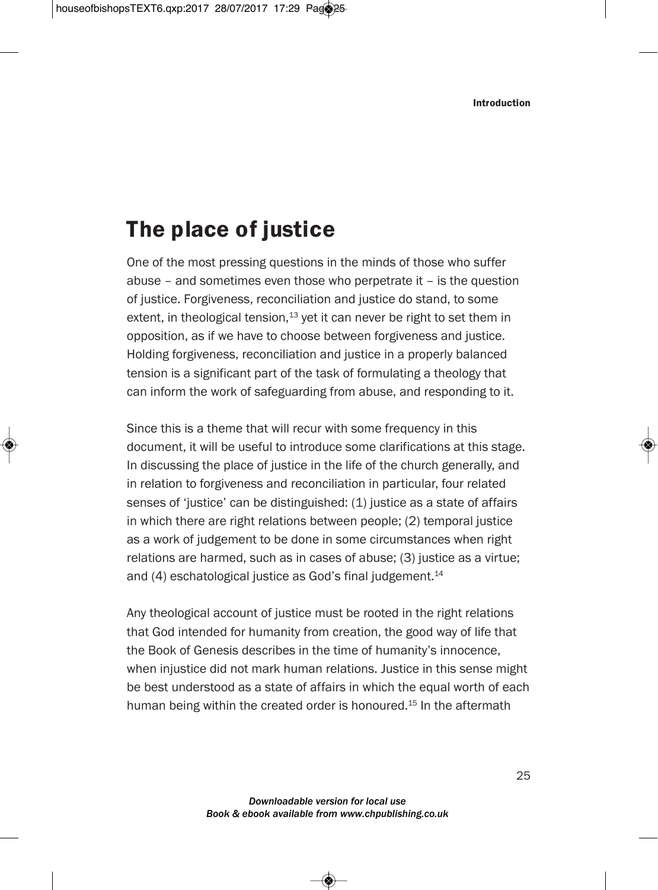## The place of justice

One of the most pressing questions in the minds of those who suffer abuse – and sometimes even those who perpetrate it – is the question of justice. Forgiveness, reconciliation and justice do stand, to some extent, in theological tension,[13] yet it can never be right to set them in opposition, as if we have to choose between forgiveness and justice. Holding forgiveness, reconciliation and justice in a properly balanced tension is a significant part of the task of formulating a theology that can inform the work of safeguarding from abuse, and responding to it.

Since this is a theme that will recur with some frequency in this document, it will be useful to introduce some clarifications at this stage. In discussing the place of justice in the life of the church generally, and in relation to forgiveness and reconciliation in particular, four related senses of 'justice' can be distinguished: (1) justice as a state of affairs in which there are right relations between people; (2) temporal justice as a work of judgement to be done in some circumstances when right relations are harmed, such as in cases of abuse; (3) justice as a virtue; and (4) eschatological justice as God's final judgement.[14]

Any theological account of justice must be rooted in the right relations that God intended for humanity from creation, the good way of life that the Book of Genesis describes in the time of humanity's innocence, when injustice did not mark human relations. Justice in this sense might be best understood as a state of affairs in which the equal worth of each human being within the created order is honoured.[15] In the aftermath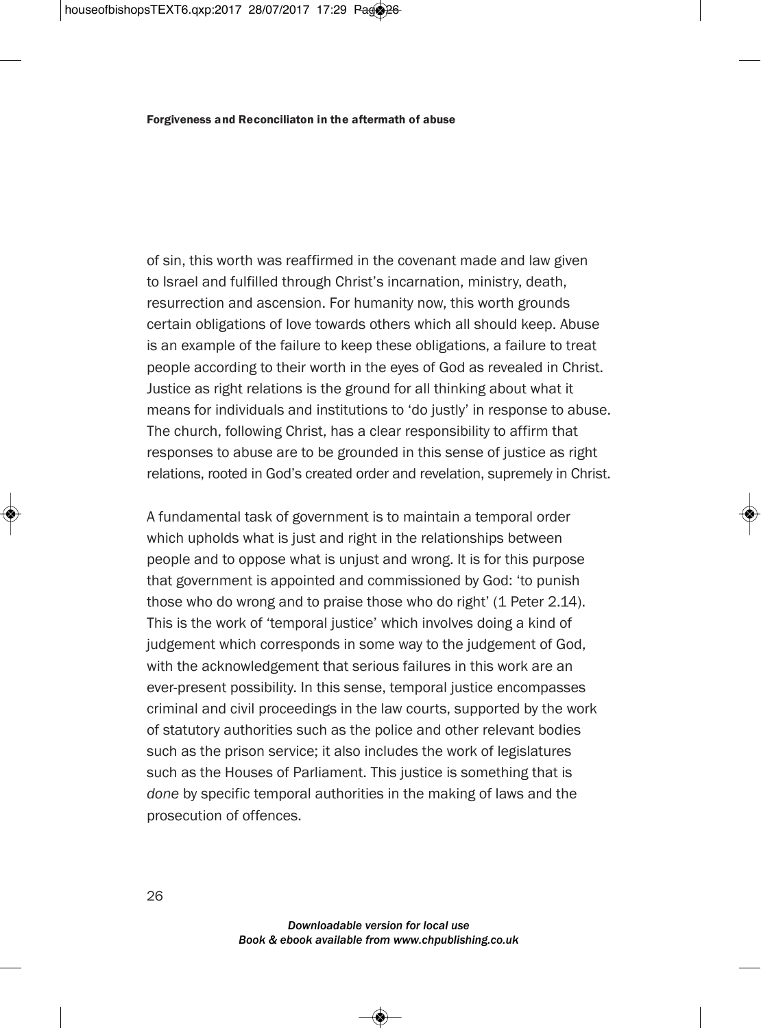of sin, this worth was reaffirmed in the covenant made and law given to Israel and fulfilled through Christ's incarnation, ministry, death, resurrection and ascension. For humanity now, this worth grounds certain obligations of love towards others which all should keep. Abuse is an example of the failure to keep these obligations, a failure to treat people according to their worth in the eyes of God as revealed in Christ. Justice as right relations is the ground for all thinking about what it means for individuals and institutions to 'do justly' in response to abuse. The church, following Christ, has a clear responsibility to affirm that responses to abuse are to be grounded in this sense of justice as right relations, rooted in God's created order and revelation, supremely in Christ.

A fundamental task of government is to maintain a temporal order which upholds what is just and right in the relationships between people and to oppose what is unjust and wrong. It is for this purpose that government is appointed and commissioned by God: 'to punish those who do wrong and to praise those who do right' (1 Peter 2.14). This is the work of 'temporal justice' which involves doing a kind of judgement which corresponds in some way to the judgement of God, with the acknowledgement that serious failures in this work are an ever-present possibility. In this sense, temporal justice encompasses criminal and civil proceedings in the law courts, supported by the work of statutory authorities such as the police and other relevant bodies such as the prison service; it also includes the work of legislatures such as the Houses of Parliament. This justice is something that is *done* by specific temporal authorities in the making of laws and the prosecution of offences.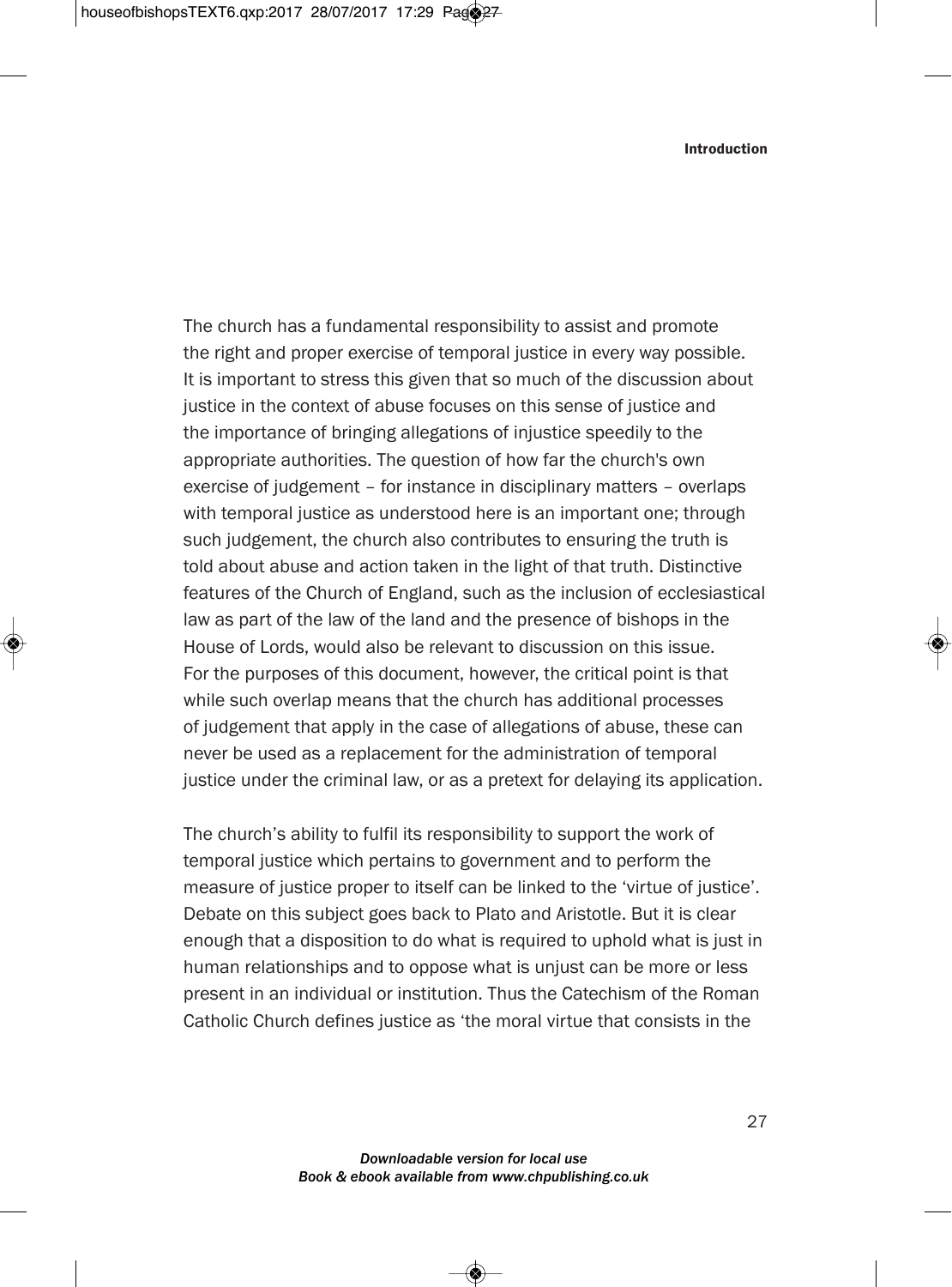The church has a fundamental responsibility to assist and promote the right and proper exercise of temporal justice in every way possible. It is important to stress this given that so much of the discussion about justice in the context of abuse focuses on this sense of justice and the importance of bringing allegations of injustice speedily to the appropriate authorities. The question of how far the church's own exercise of judgement – for instance in disciplinary matters – overlaps with temporal justice as understood here is an important one; through such judgement, the church also contributes to ensuring the truth is told about abuse and action taken in the light of that truth. Distinctive features of the Church of England, such as the inclusion of ecclesiastical law as part of the law of the land and the presence of bishops in the House of Lords, would also be relevant to discussion on this issue. For the purposes of this document, however, the critical point is that while such overlap means that the church has additional processes of judgement that apply in the case of allegations of abuse, these can never be used as a replacement for the administration of temporal justice under the criminal law, or as a pretext for delaying its application.

The church's ability to fulfil its responsibility to support the work of temporal justice which pertains to government and to perform the measure of justice proper to itself can be linked to the 'virtue of justice'. Debate on this subject goes back to Plato and Aristotle. But it is clear enough that a disposition to do what is required to uphold what is just in human relationships and to oppose what is unjust can be more or less present in an individual or institution. Thus the Catechism of the Roman Catholic Church defines justice as 'the moral virtue that consists in the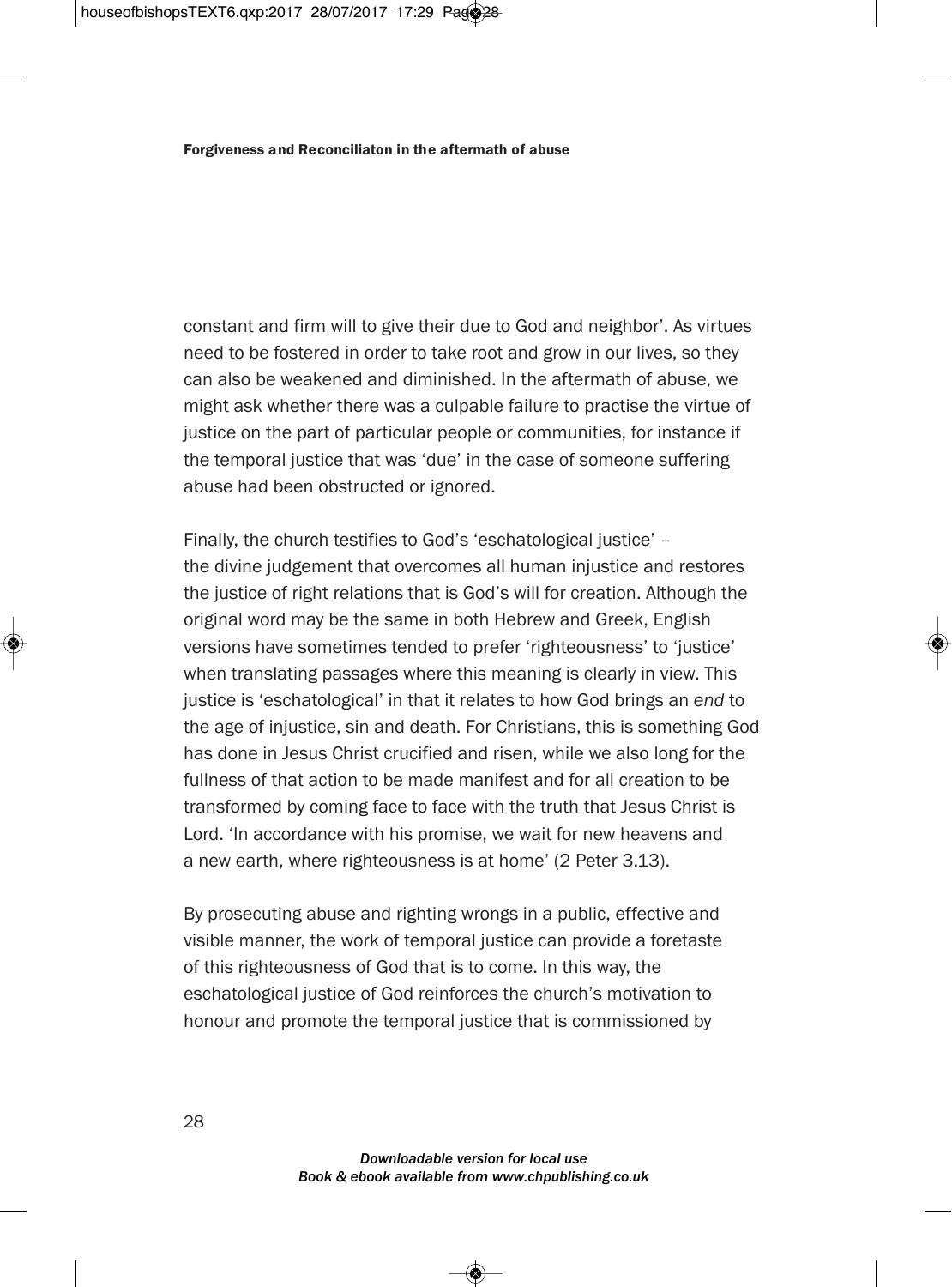constant and firm will to give their due to God and neighbor'. As virtues need to be fostered in order to take root and grow in our lives, so they can also be weakened and diminished. In the aftermath of abuse, we might ask whether there was a culpable failure to practise the virtue of justice on the part of particular people or communities, for instance if the temporal justice that was 'due' in the case of someone suffering abuse had been obstructed or ignored.

Finally, the church testifies to God's 'eschatological justice' – the divine judgement that overcomes all human injustice and restores the justice of right relations that is God's will for creation. Although the original word may be the same in both Hebrew and Greek, English versions have sometimes tended to prefer 'righteousness' to 'justice' when translating passages where this meaning is clearly in view. This justice is 'eschatological' in that it relates to how God brings an *end* to the age of injustice, sin and death. For Christians, this is something God has done in Jesus Christ crucified and risen, while we also long for the fullness of that action to be made manifest and for all creation to be transformed by coming face to face with the truth that Jesus Christ is Lord. 'In accordance with his promise, we wait for new heavens and a new earth, where righteousness is at home' (2 Peter 3.13).

By prosecuting abuse and righting wrongs in a public, effective and visible manner, the work of temporal justice can provide a foretaste of this righteousness of God that is to come. In this way, the eschatological justice of God reinforces the church's motivation to honour and promote the temporal justice that is commissioned by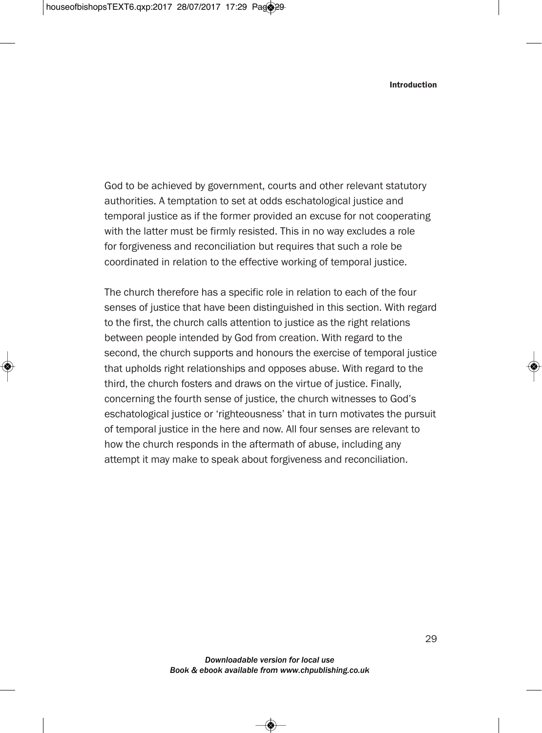God to be achieved by government, courts and other relevant statutory authorities. A temptation to set at odds eschatological justice and temporal justice as if the former provided an excuse for not cooperating with the latter must be firmly resisted. This in no way excludes a role for forgiveness and reconciliation but requires that such a role be coordinated in relation to the effective working of temporal justice.

The church therefore has a specific role in relation to each of the four senses of justice that have been distinguished in this section. With regard to the first, the church calls attention to justice as the right relations between people intended by God from creation. With regard to the second, the church supports and honours the exercise of temporal justice that upholds right relationships and opposes abuse. With regard to the third, the church fosters and draws on the virtue of justice. Finally, concerning the fourth sense of justice, the church witnesses to God's eschatological justice or 'righteousness' that in turn motivates the pursuit of temporal justice in the here and now. All four senses are relevant to how the church responds in the aftermath of abuse, including any attempt it may make to speak about forgiveness and reconciliation.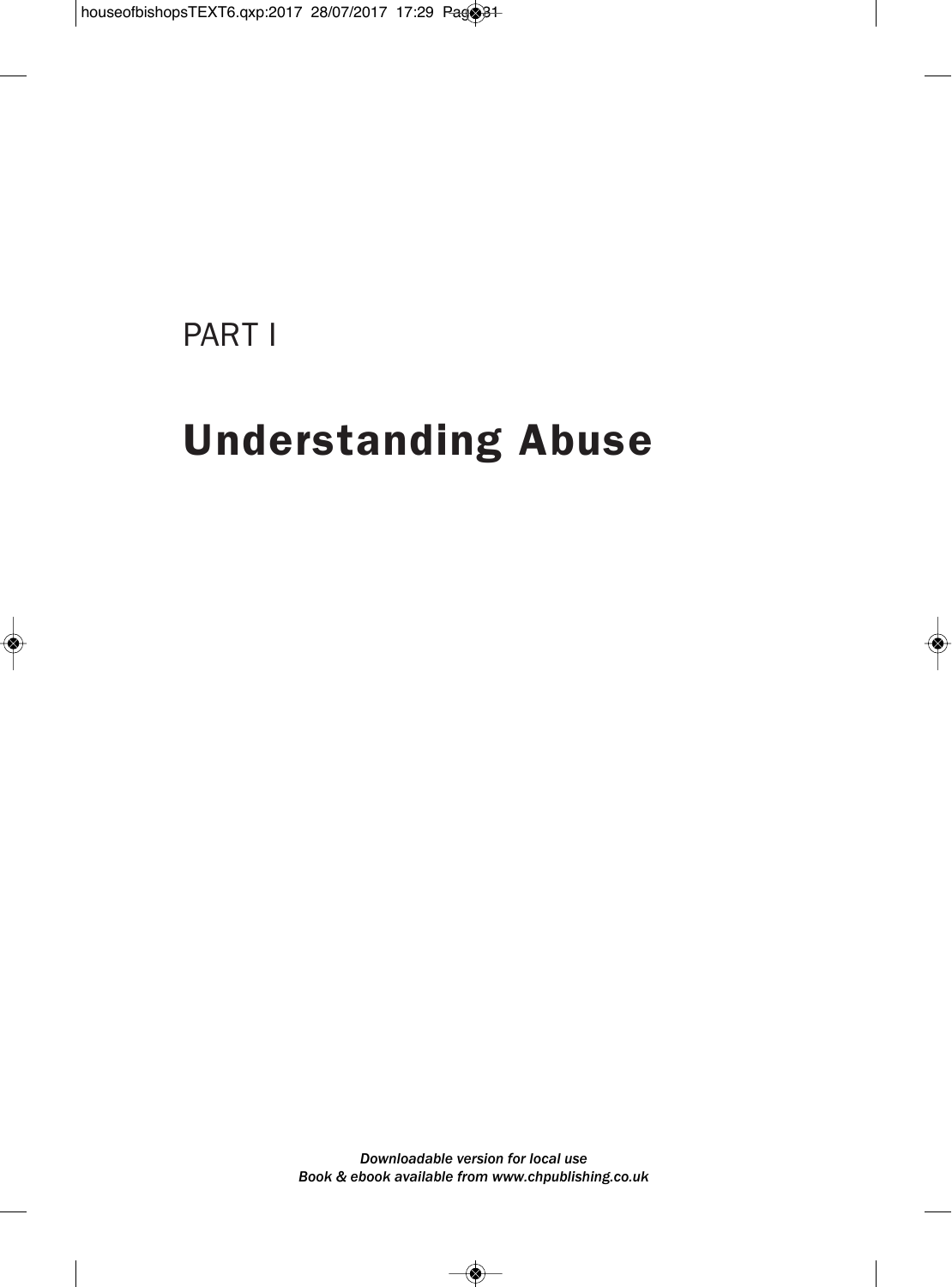# PART I

# Understanding Abuse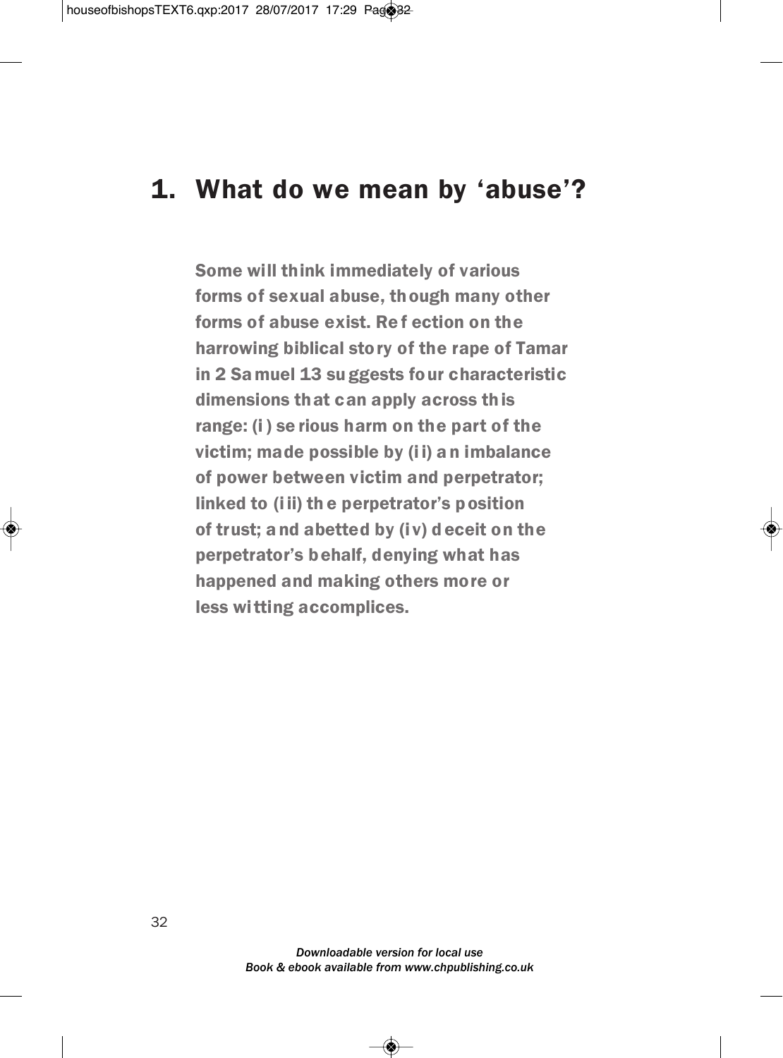# 1. What do we mean by 'abuse'?

**Some will think immediately of various forms of sexual abuse, though many other forms of abuse exist. Reflection on the harrowing biblical story of the rape of Tamar in 2 Samuel 13 suggests four characteristic dimensions that can apply across this range: (i) serious harm on the part of the victim; made possible by (ii) an imbalance of power between victim and perpetrator; linked to (iii) the perpetrator's position of trust; and abetted by (iv) deceit on the perpetrator's behalf, denying what has happened and making others more or less witting accomplices.**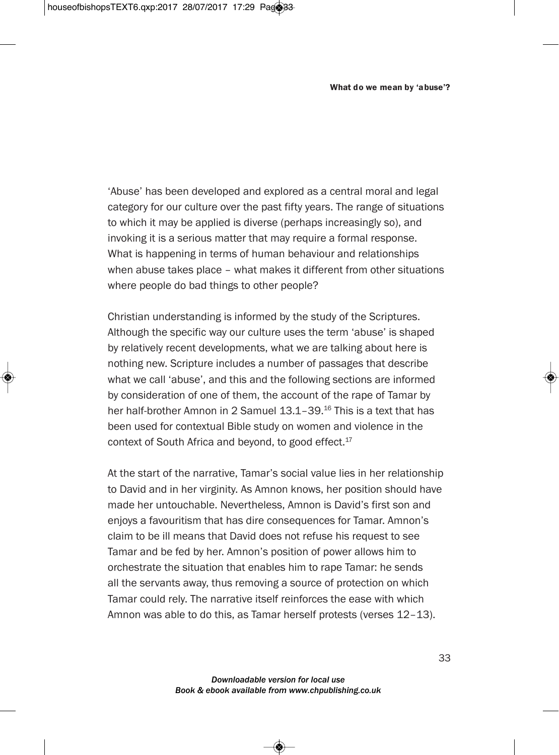'Abuse' has been developed and explored as a central moral and legal category for our culture over the past fifty years. The range of situations to which it may be applied is diverse (perhaps increasingly so), and invoking it is a serious matter that may require a formal response. What is happening in terms of human behaviour and relationships when abuse takes place – what makes it different from other situations where people do bad things to other people?

Christian understanding is informed by the study of the Scriptures. Although the specific way our culture uses the term 'abuse' is shaped by relatively recent developments, what we are talking about here is nothing new. Scripture includes a number of passages that describe what we call 'abuse', and this and the following sections are informed by consideration of one of them, the account of the rape of Tamar by her half-brother Amnon in 2 Samuel 13.1–39.[16] This is a text that has been used for contextual Bible study on women and violence in the context of South Africa and beyond, to good effect.[17]

At the start of the narrative, Tamar's social value lies in her relationship to David and in her virginity. As Amnon knows, her position should have made her untouchable. Nevertheless, Amnon is David's first son and enjoys a favouritism that has dire consequences for Tamar. Amnon's claim to be ill means that David does not refuse his request to see Tamar and be fed by her. Amnon's position of power allows him to orchestrate the situation that enables him to rape Tamar: he sends all the servants away, thus removing a source of protection on which Tamar could rely. The narrative itself reinforces the ease with which Amnon was able to do this, as Tamar herself protests (verses 12–13).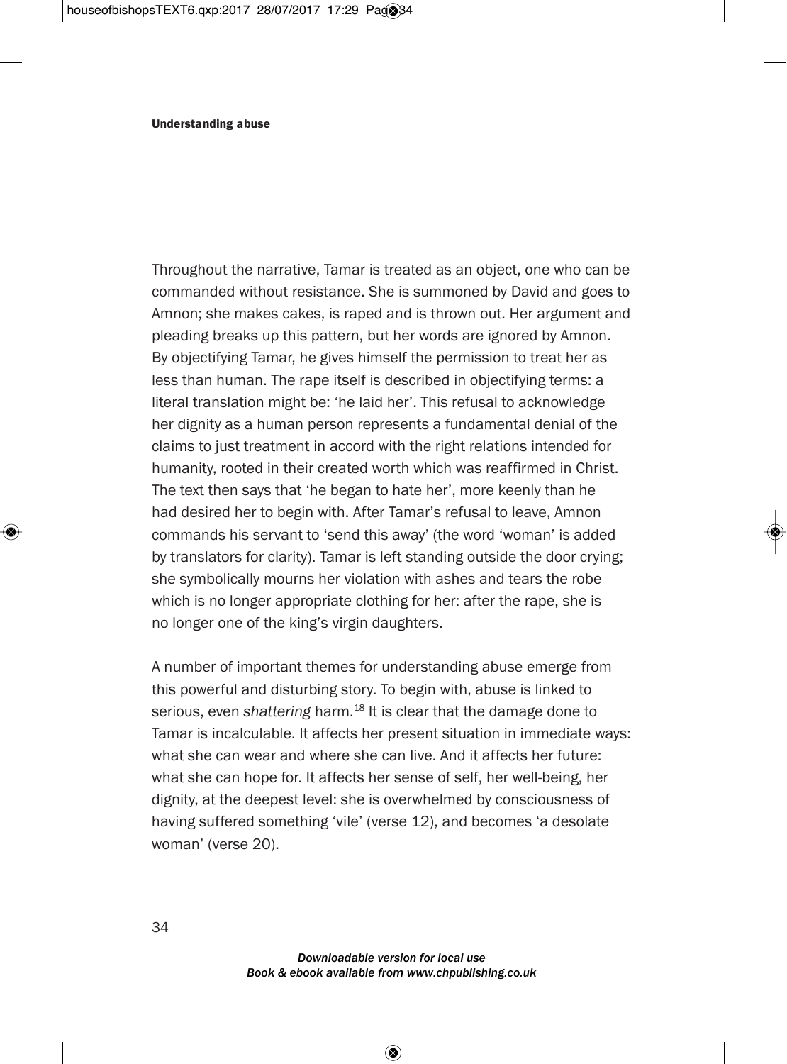Throughout the narrative, Tamar is treated as an object, one who can be commanded without resistance. She is summoned by David and goes to Amnon; she makes cakes, is raped and is thrown out. Her argument and pleading breaks up this pattern, but her words are ignored by Amnon. By objectifying Tamar, he gives himself the permission to treat her as less than human. The rape itself is described in objectifying terms: a literal translation might be: 'he laid her'. This refusal to acknowledge her dignity as a human person represents a fundamental denial of the claims to just treatment in accord with the right relations intended for humanity, rooted in their created worth which was reaffirmed in Christ. The text then says that 'he began to hate her', more keenly than he had desired her to begin with. After Tamar's refusal to leave, Amnon commands his servant to 'send this away' (the word 'woman' is added by translators for clarity). Tamar is left standing outside the door crying; she symbolically mourns her violation with ashes and tears the robe which is no longer appropriate clothing for her: after the rape, she is no longer one of the king's virgin daughters.

A number of important themes for understanding abuse emerge from this powerful and disturbing story. To begin with, abuse is linked to serious, even *shattering* harm.[18] It is clear that the damage done to Tamar is incalculable. It affects her present situation in immediate ways: what she can wear and where she can live. And it affects her future: what she can hope for. It affects her sense of self, her well-being, her dignity, at the deepest level: she is overwhelmed by consciousness of having suffered something 'vile' (verse 12), and becomes 'a desolate woman' (verse 20).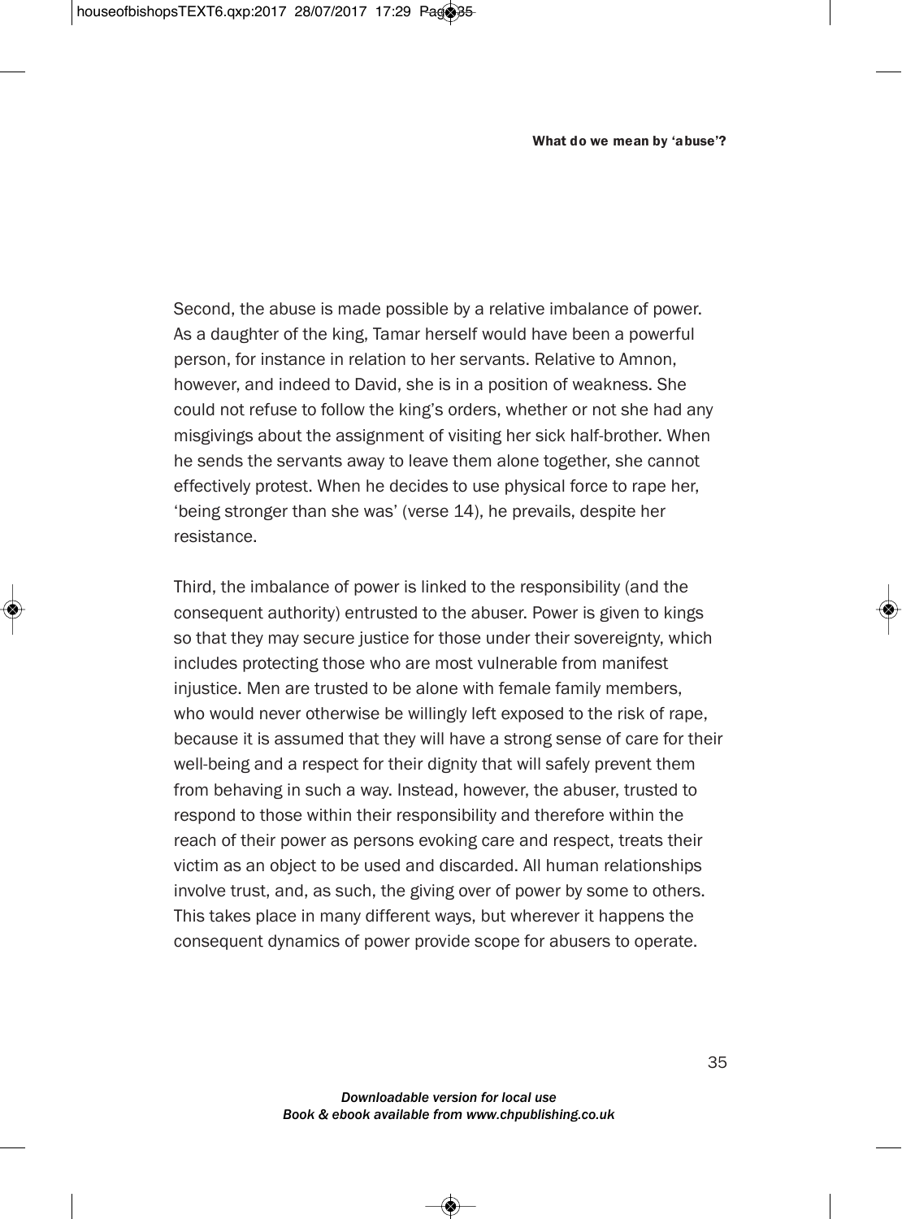Second, the abuse is made possible by a relative imbalance of power. As a daughter of the king, Tamar herself would have been a powerful person, for instance in relation to her servants. Relative to Amnon, however, and indeed to David, she is in a position of weakness. She could not refuse to follow the king's orders, whether or not she had any misgivings about the assignment of visiting her sick half-brother. When he sends the servants away to leave them alone together, she cannot effectively protest. When he decides to use physical force to rape her, 'being stronger than she was' (verse 14), he prevails, despite her resistance.

Third, the imbalance of power is linked to the responsibility (and the consequent authority) entrusted to the abuser. Power is given to kings so that they may secure justice for those under their sovereignty, which includes protecting those who are most vulnerable from manifest injustice. Men are trusted to be alone with female family members, who would never otherwise be willingly left exposed to the risk of rape, because it is assumed that they will have a strong sense of care for their well-being and a respect for their dignity that will safely prevent them from behaving in such a way. Instead, however, the abuser, trusted to respond to those within their responsibility and therefore within the reach of their power as persons evoking care and respect, treats their victim as an object to be used and discarded. All human relationships involve trust, and, as such, the giving over of power by some to others. This takes place in many different ways, but wherever it happens the consequent dynamics of power provide scope for abusers to operate.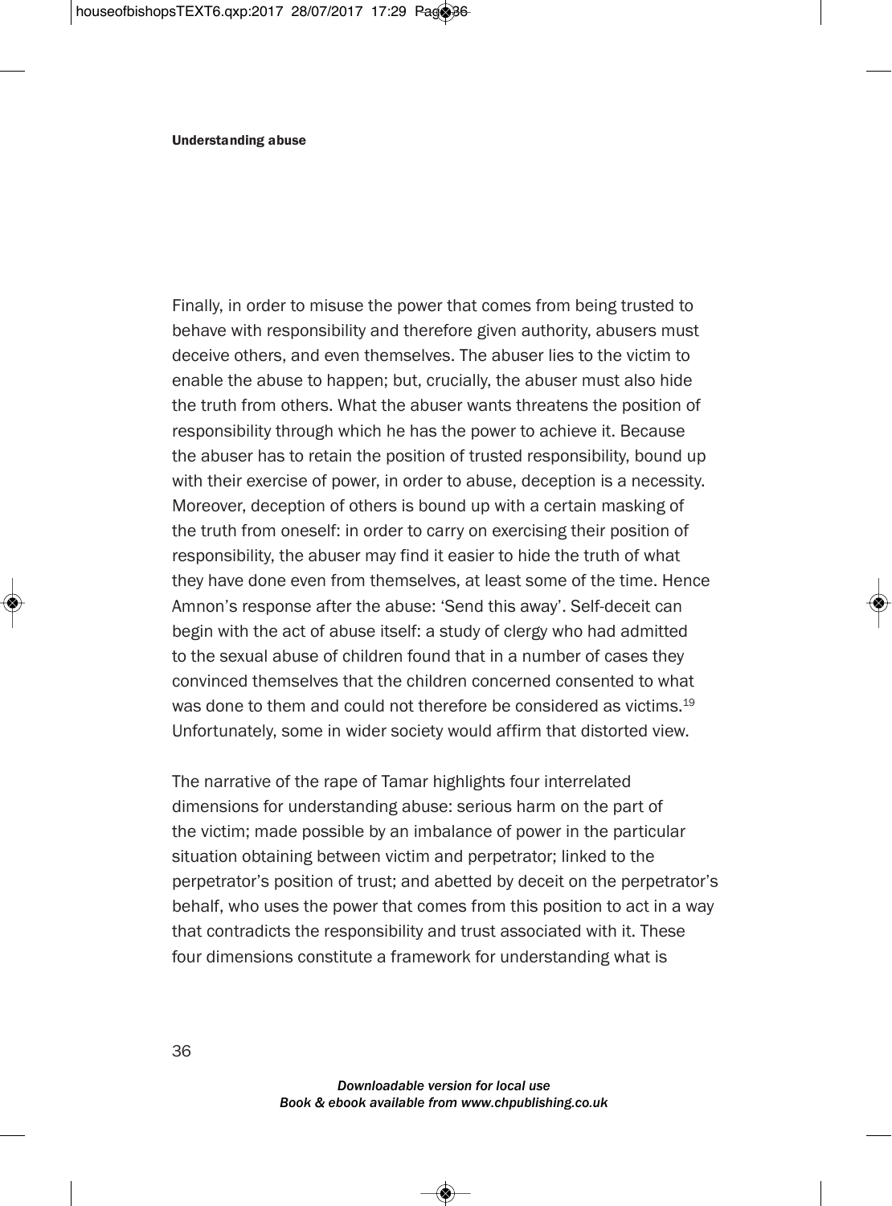Finally, in order to misuse the power that comes from being trusted to behave with responsibility and therefore given authority, abusers must deceive others, and even themselves. The abuser lies to the victim to enable the abuse to happen; but, crucially, the abuser must also hide the truth from others. What the abuser wants threatens the position of responsibility through which he has the power to achieve it. Because the abuser has to retain the position of trusted responsibility, bound up with their exercise of power, in order to abuse, deception is a necessity. Moreover, deception of others is bound up with a certain masking of the truth from oneself: in order to carry on exercising their position of responsibility, the abuser may find it easier to hide the truth of what they have done even from themselves, at least some of the time. Hence Amnon's response after the abuse: 'Send this away'. Self-deceit can begin with the act of abuse itself: a study of clergy who had admitted to the sexual abuse of children found that in a number of cases they convinced themselves that the children concerned consented to what was done to them and could not therefore be considered as victims.[19] Unfortunately, some in wider society would affirm that distorted view.

The narrative of the rape of Tamar highlights four interrelated dimensions for understanding abuse: serious harm on the part of the victim; made possible by an imbalance of power in the particular situation obtaining between victim and perpetrator; linked to the perpetrator's position of trust; and abetted by deceit on the perpetrator's behalf, who uses the power that comes from this position to act in a way that contradicts the responsibility and trust associated with it. These four dimensions constitute a framework for understanding what is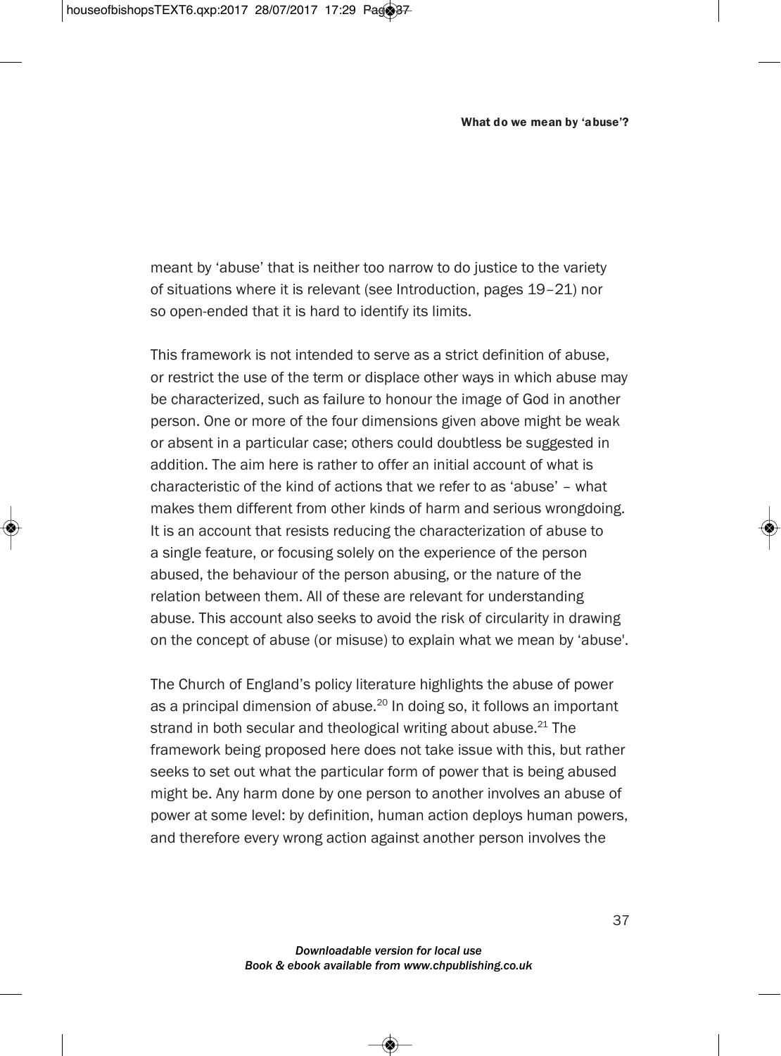meant by 'abuse' that is neither too narrow to do justice to the variety of situations where it is relevant (see Introduction, pages 19–21) nor so open-ended that it is hard to identify its limits.

This framework is not intended to serve as a strict definition of abuse, or restrict the use of the term or displace other ways in which abuse may be characterized, such as failure to honour the image of God in another person. One or more of the four dimensions given above might be weak or absent in a particular case; others could doubtless be suggested in addition. The aim here is rather to offer an initial account of what is characteristic of the kind of actions that we refer to as 'abuse' – what makes them different from other kinds of harm and serious wrongdoing. It is an account that resists reducing the characterization of abuse to a single feature, or focusing solely on the experience of the person abused, the behaviour of the person abusing, or the nature of the relation between them. All of these are relevant for understanding abuse. This account also seeks to avoid the risk of circularity in drawing on the concept of abuse (or misuse) to explain what we mean by 'abuse'.

The Church of England's policy literature highlights the abuse of power as a principal dimension of abuse.[20] In doing so, it follows an important strand in both secular and theological writing about abuse.[21] The framework being proposed here does not take issue with this, but rather seeks to set out what the particular form of power that is being abused might be. Any harm done by one person to another involves an abuse of power at some level: by definition, human action deploys human powers, and therefore every wrong action against another person involves the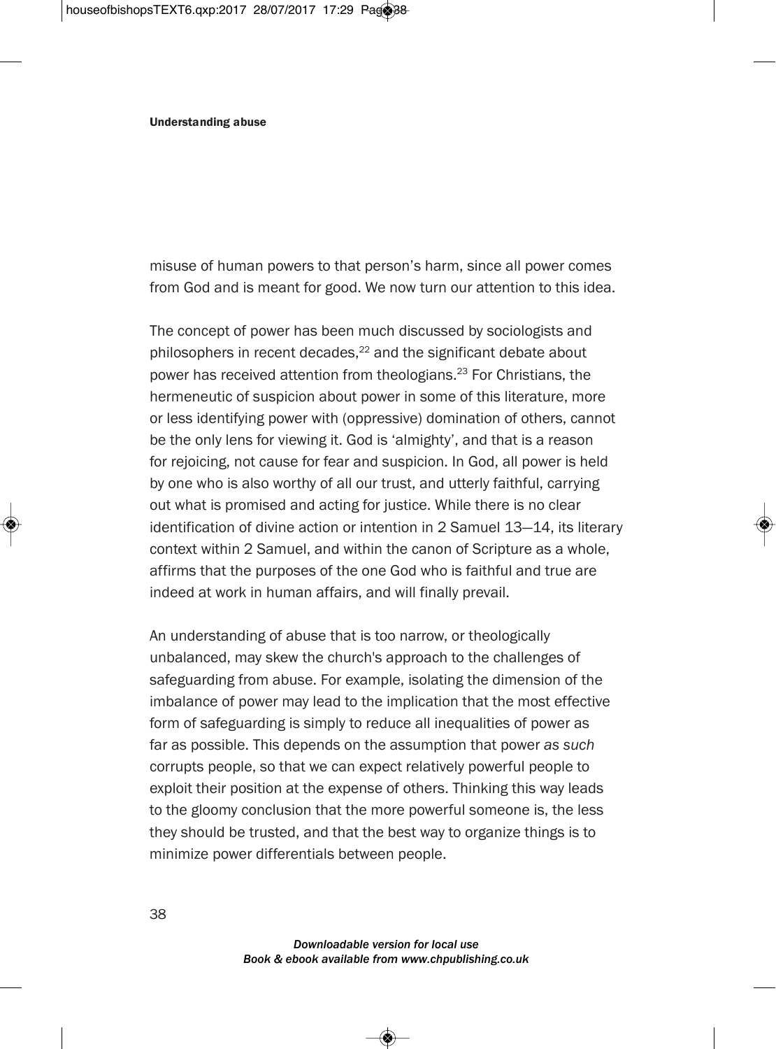misuse of human powers to that person's harm, since all power comes from God and is meant for good. We now turn our attention to this idea.

The concept of power has been much discussed by sociologists and philosophers in recent decades,[22] and the significant debate about power has received attention from theologians.[23] For Christians, the hermeneutic of suspicion about power in some of this literature, more or less identifying power with (oppressive) domination of others, cannot be the only lens for viewing it. God is 'almighty', and that is a reason for rejoicing, not cause for fear and suspicion. In God, all power is held by one who is also worthy of all our trust, and utterly faithful, carrying out what is promised and acting for justice. While there is no clear identification of divine action or intention in 2 Samuel 13–14, its literary context within 2 Samuel, and within the canon of Scripture as a whole, affirms that the purposes of the one God who is faithful and true are indeed at work in human affairs, and will finally prevail.

An understanding of abuse that is too narrow, or theologically unbalanced, may skew the church's approach to the challenges of safeguarding from abuse. For example, isolating the dimension of the imbalance of power may lead to the implication that the most effective form of safeguarding is simply to reduce all inequalities of power as far as possible. This depends on the assumption that power *as such* corrupts people, so that we can expect relatively powerful people to exploit their position at the expense of others. Thinking this way leads to the gloomy conclusion that the more powerful someone is, the less they should be trusted, and that the best way to organize things is to minimize power differentials between people.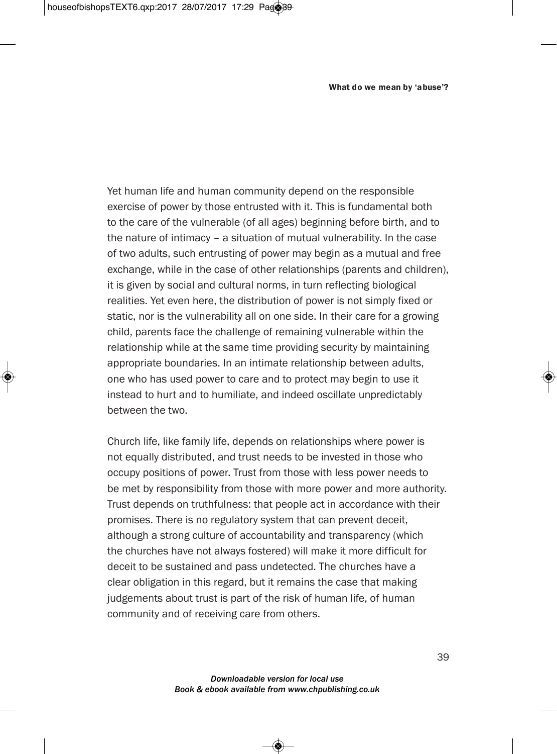Yet human life and human community depend on the responsible exercise of power by those entrusted with it. This is fundamental both to the care of the vulnerable (of all ages) beginning before birth, and to the nature of intimacy – a situation of mutual vulnerability. In the case of two adults, such entrusting of power may begin as a mutual and free exchange, while in the case of other relationships (parents and children), it is given by social and cultural norms, in turn reflecting biological realities. Yet even here, the distribution of power is not simply fixed or static, nor is the vulnerability all on one side. In their care for a growing child, parents face the challenge of remaining vulnerable within the relationship while at the same time providing security by maintaining appropriate boundaries. In an intimate relationship between adults, one who has used power to care and to protect may begin to use it instead to hurt and to humiliate, and indeed oscillate unpredictably between the two.

Church life, like family life, depends on relationships where power is not equally distributed, and trust needs to be invested in those who occupy positions of power. Trust from those with less power needs to be met by responsibility from those with more power and more authority. Trust depends on truthfulness: that people act in accordance with their promises. There is no regulatory system that can prevent deceit, although a strong culture of accountability and transparency (which the churches have not always fostered) will make it more difficult for deceit to be sustained and pass undetected. The churches have a clear obligation in this regard, but it remains the case that making judgements about trust is part of the risk of human life, of human community and of receiving care from others.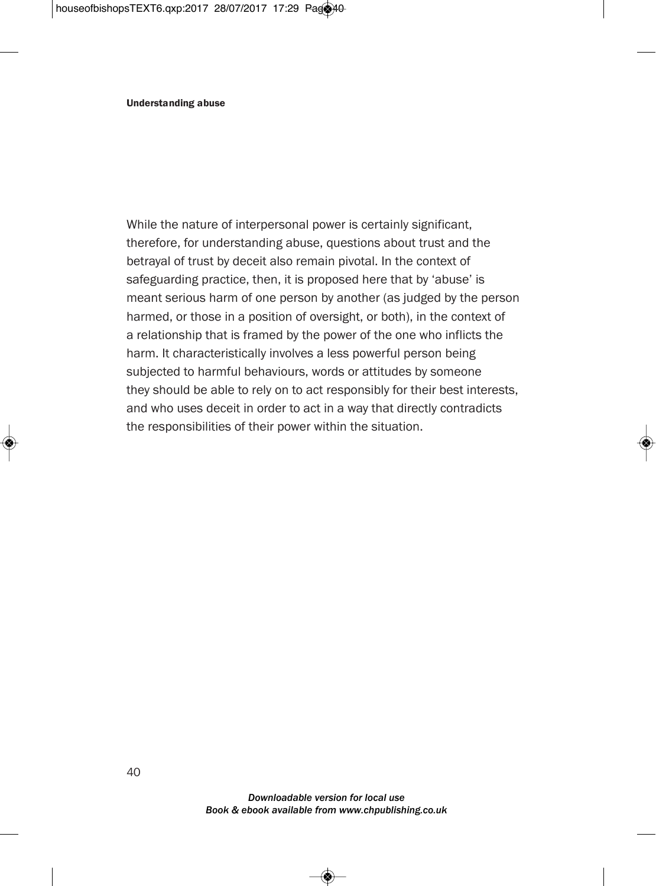While the nature of interpersonal power is certainly significant, therefore, for understanding abuse, questions about trust and the betrayal of trust by deceit also remain pivotal. In the context of safeguarding practice, then, it is proposed here that by 'abuse' is meant serious harm of one person by another (as judged by the person harmed, or those in a position of oversight, or both), in the context of a relationship that is framed by the power of the one who inflicts the harm. It characteristically involves a less powerful person being subjected to harmful behaviours, words or attitudes by someone they should be able to rely on to act responsibly for their best interests, and who uses deceit in order to act in a way that directly contradicts the responsibilities of their power within the situation.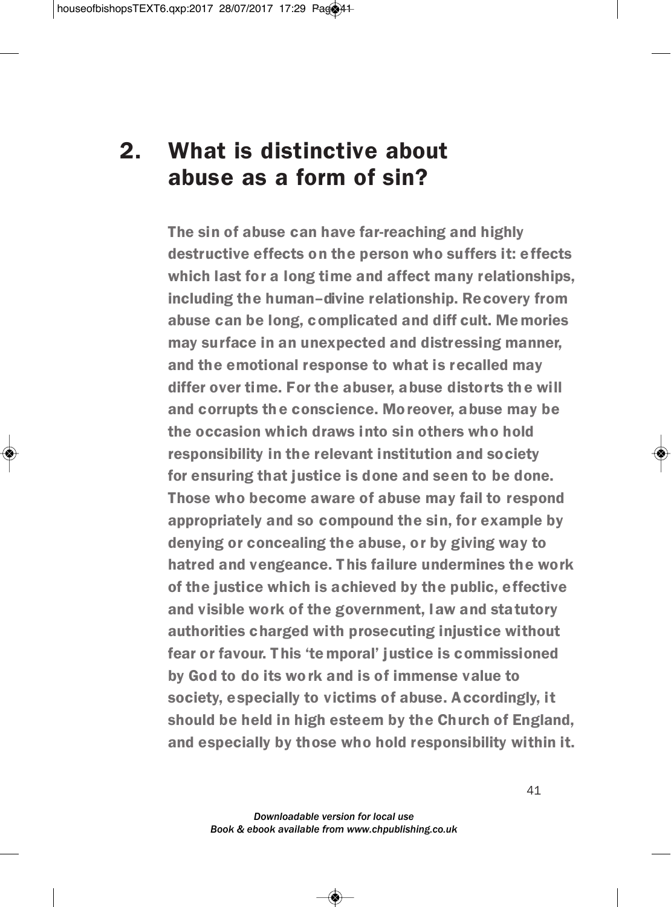## 2. What is distinctive about abuse as a form of sin?

**The sin of abuse can have far-reaching and highly destructive effects on the person who suffers it: effects which last for a long time and affect many relationships, including the human–divine relationship. Recovery from abuse can be long, complicated and diff cult. Memories may surface in an unexpected and distressing manner, and the emotional response to what is recalled may differ over time. For the abuser, abuse distorts the will and corrupts the conscience. Moreover, abuse may be the occasion which draws into sin others who hold responsibility in the relevant institution and society for ensuring that justice is done and seen to be done. Those who become aware of abuse may fail to respond appropriately and so compound the sin, for example by denying or concealing the abuse, or by giving way to hatred and vengeance. This failure undermines the work of the justice which is achieved by the public, effective and visible work of the government, law and statutory authorities charged with prosecuting injustice without fear or favour. This 'temporal' justice is commissioned by God to do its work and is of immense value to society, especially to victims of abuse. Accordingly, it should be held in high esteem by the Church of England, and especially by those who hold responsibility within it.**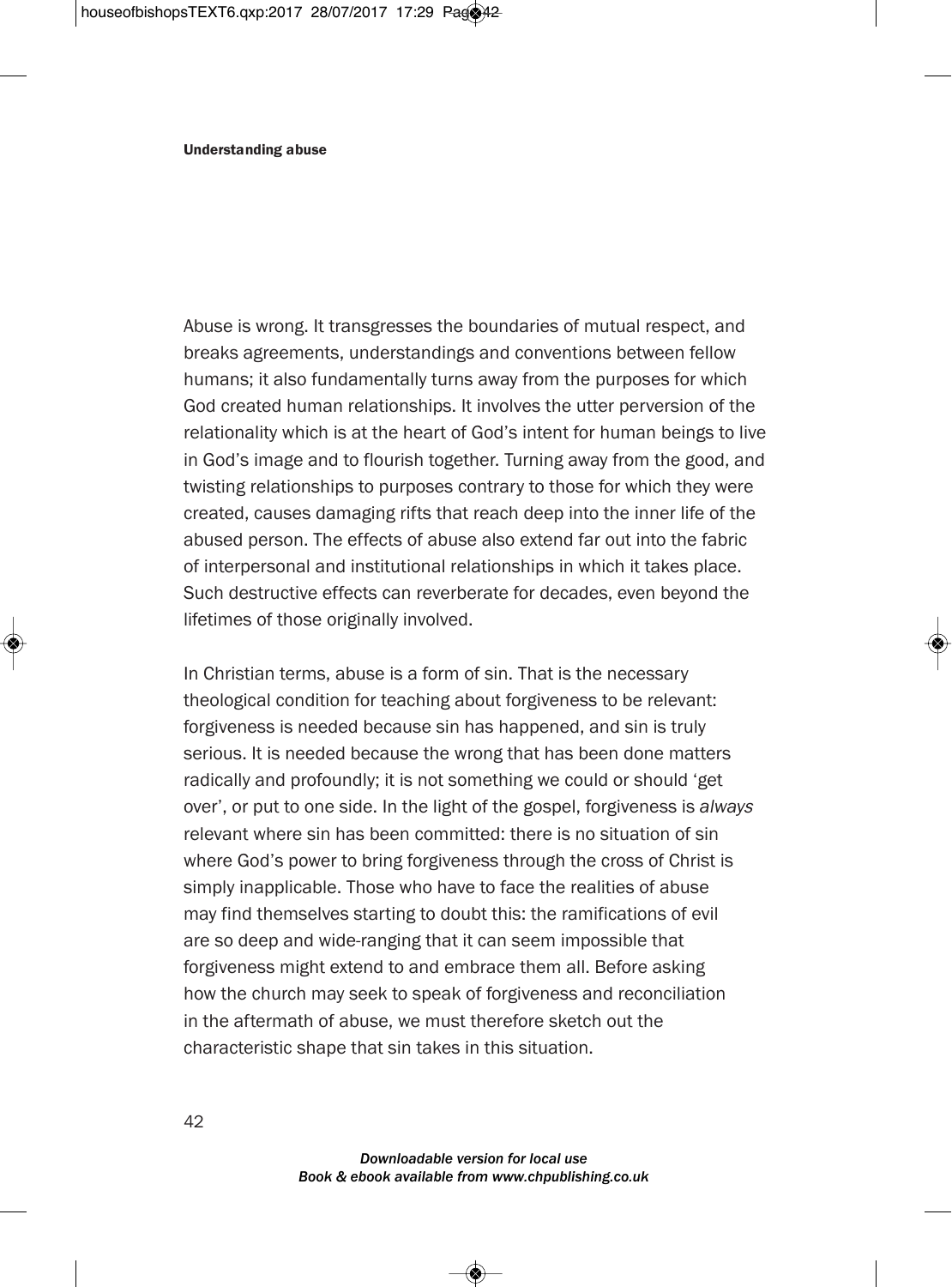Abuse is wrong. It transgresses the boundaries of mutual respect, and breaks agreements, understandings and conventions between fellow humans; it also fundamentally turns away from the purposes for which God created human relationships. It involves the utter perversion of the relationality which is at the heart of God's intent for human beings to live in God's image and to flourish together. Turning away from the good, and twisting relationships to purposes contrary to those for which they were created, causes damaging rifts that reach deep into the inner life of the abused person. The effects of abuse also extend far out into the fabric of interpersonal and institutional relationships in which it takes place. Such destructive effects can reverberate for decades, even beyond the lifetimes of those originally involved.

In Christian terms, abuse is a form of sin. That is the necessary theological condition for teaching about forgiveness to be relevant: forgiveness is needed because sin has happened, and sin is truly serious. It is needed because the wrong that has been done matters radically and profoundly; it is not something we could or should 'get over', or put to one side. In the light of the gospel, forgiveness is *always* relevant where sin has been committed: there is no situation of sin where God's power to bring forgiveness through the cross of Christ is simply inapplicable. Those who have to face the realities of abuse may find themselves starting to doubt this: the ramifications of evil are so deep and wide-ranging that it can seem impossible that forgiveness might extend to and embrace them all. Before asking how the church may seek to speak of forgiveness and reconciliation in the aftermath of abuse, we must therefore sketch out the characteristic shape that sin takes in this situation.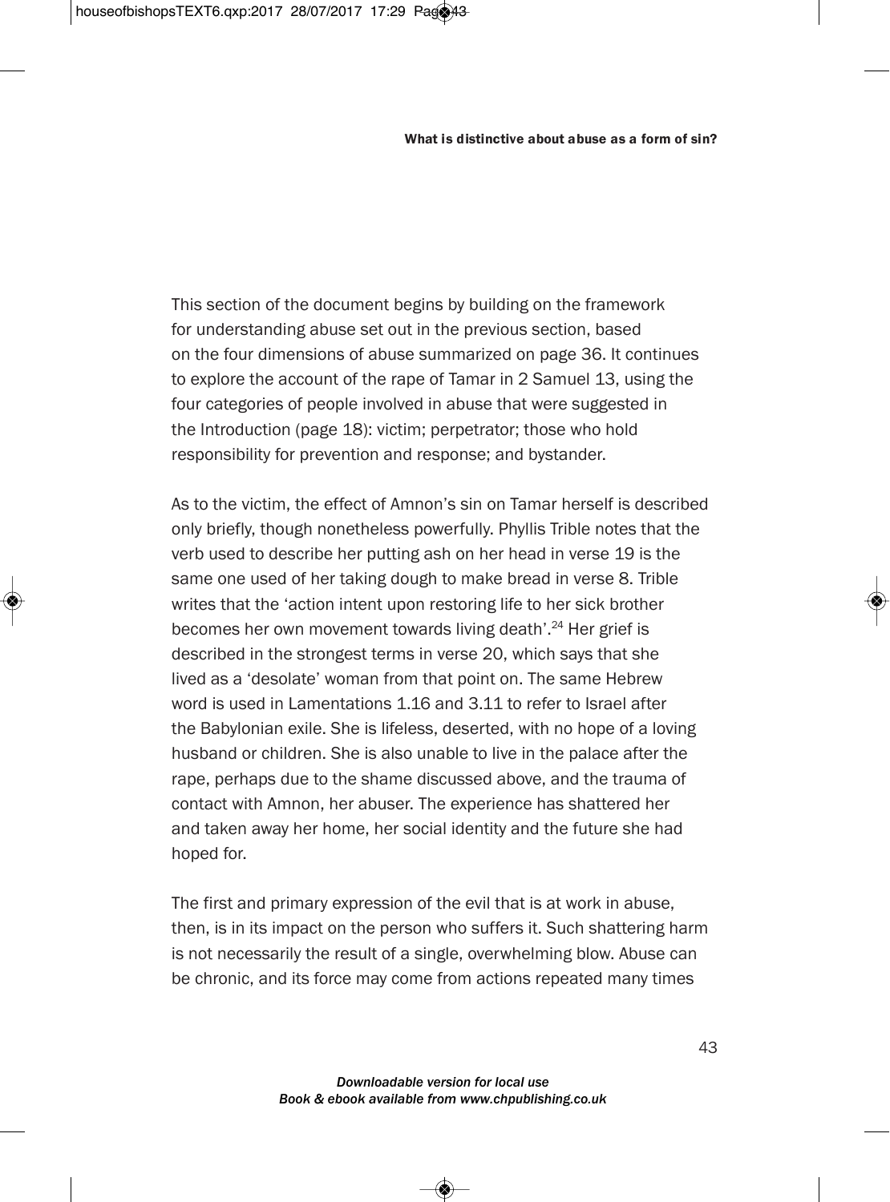This section of the document begins by building on the framework for understanding abuse set out in the previous section, based on the four dimensions of abuse summarized on page 36. It continues to explore the account of the rape of Tamar in 2 Samuel 13, using the four categories of people involved in abuse that were suggested in the Introduction (page 18): victim; perpetrator; those who hold responsibility for prevention and response; and bystander.

As to the victim, the effect of Amnon's sin on Tamar herself is described only briefly, though nonetheless powerfully. Phyllis Trible notes that the verb used to describe her putting ash on her head in verse 19 is the same one used of her taking dough to make bread in verse 8. Trible writes that the 'action intent upon restoring life to her sick brother becomes her own movement towards living death'.[24] Her grief is described in the strongest terms in verse 20, which says that she lived as a 'desolate' woman from that point on. The same Hebrew word is used in Lamentations 1.16 and 3.11 to refer to Israel after the Babylonian exile. She is lifeless, deserted, with no hope of a loving husband or children. She is also unable to live in the palace after the rape, perhaps due to the shame discussed above, and the trauma of contact with Amnon, her abuser. The experience has shattered her and taken away her home, her social identity and the future she had hoped for.

The first and primary expression of the evil that is at work in abuse, then, is in its impact on the person who suffers it. Such shattering harm is not necessarily the result of a single, overwhelming blow. Abuse can be chronic, and its force may come from actions repeated many times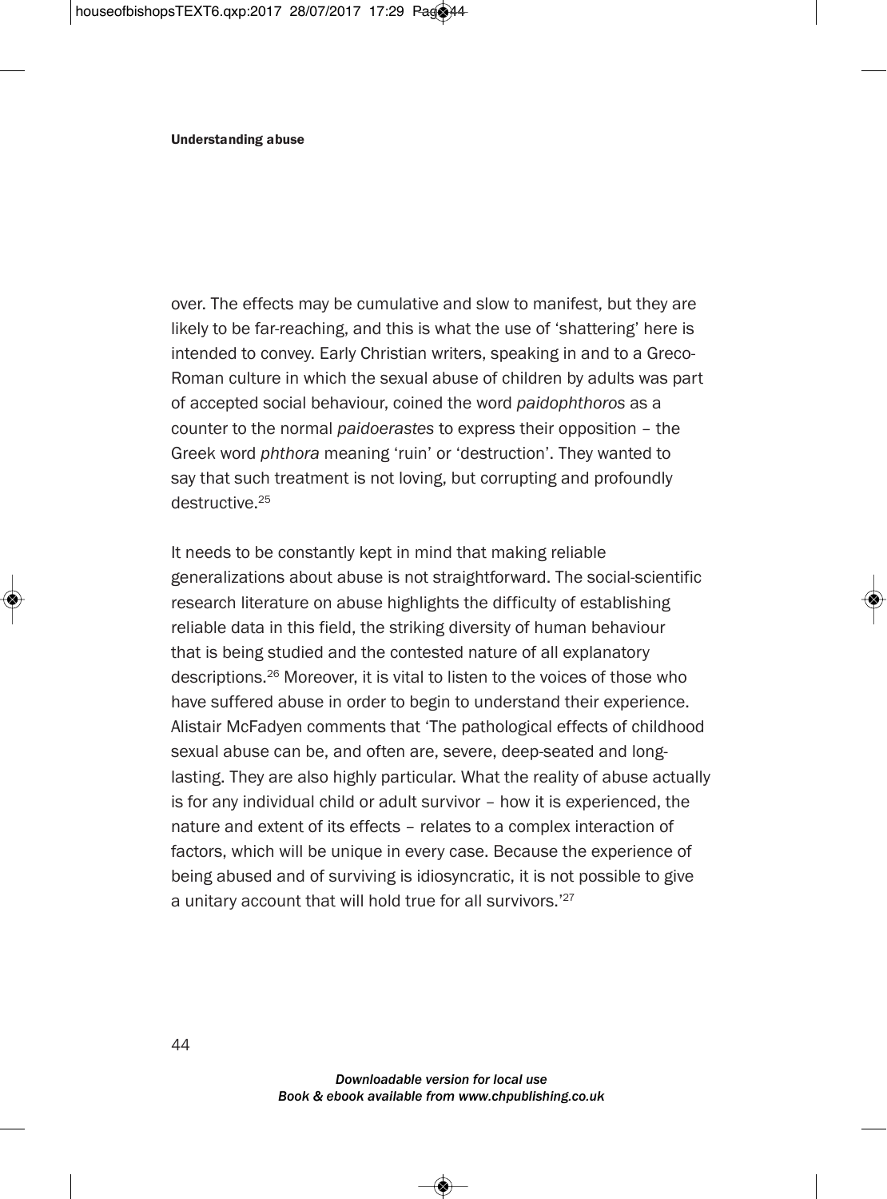over. The effects may be cumulative and slow to manifest, but they are likely to be far-reaching, and this is what the use of 'shattering' here is intended to convey. Early Christian writers, speaking in and to a Greco-Roman culture in which the sexual abuse of children by adults was part of accepted social behaviour, coined the word *paidophthoros* as a counter to the normal *paidoerastes* to express their opposition – the Greek word *phthora* meaning 'ruin' or 'destruction'. They wanted to say that such treatment is not loving, but corrupting and profoundly destructive.[25]

It needs to be constantly kept in mind that making reliable generalizations about abuse is not straightforward. The social-scientific research literature on abuse highlights the difficulty of establishing reliable data in this field, the striking diversity of human behaviour that is being studied and the contested nature of all explanatory descriptions.[26] Moreover, it is vital to listen to the voices of those who have suffered abuse in order to begin to understand their experience. Alistair McFadyen comments that 'The pathological effects of childhood sexual abuse can be, and often are, severe, deep-seated and long-lasting. They are also highly particular. What the reality of abuse actually is for any individual child or adult survivor – how it is experienced, the nature and extent of its effects – relates to a complex interaction of factors, which will be unique in every case. Because the experience of being abused and of surviving is idiosyncratic, it is not possible to give a unitary account that will hold true for all survivors.'[27]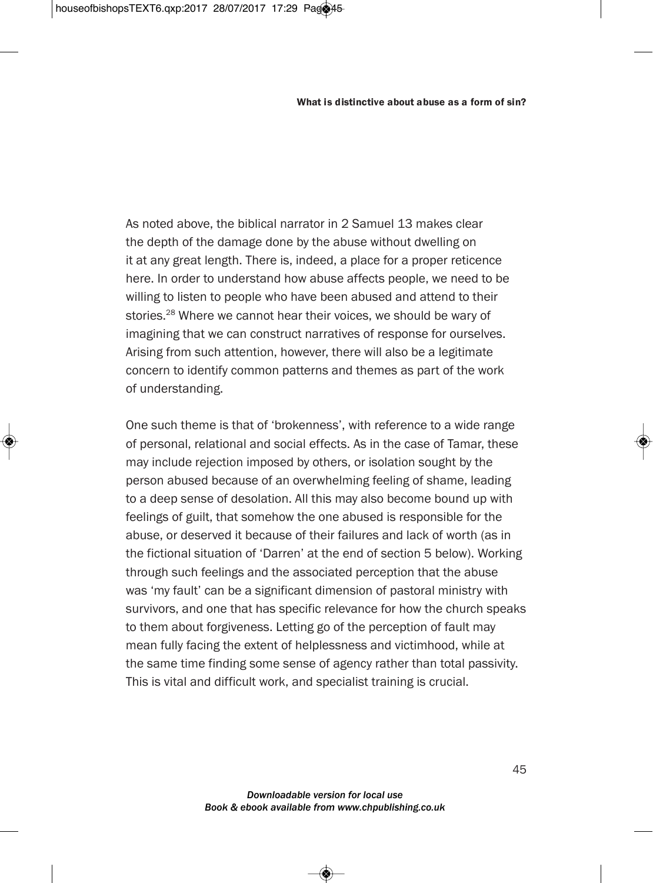As noted above, the biblical narrator in 2 Samuel 13 makes clear the depth of the damage done by the abuse without dwelling on it at any great length. There is, indeed, a place for a proper reticence here. In order to understand how abuse affects people, we need to be willing to listen to people who have been abused and attend to their stories.[28] Where we cannot hear their voices, we should be wary of imagining that we can construct narratives of response for ourselves. Arising from such attention, however, there will also be a legitimate concern to identify common patterns and themes as part of the work of understanding.

One such theme is that of 'brokenness', with reference to a wide range of personal, relational and social effects. As in the case of Tamar, these may include rejection imposed by others, or isolation sought by the person abused because of an overwhelming feeling of shame, leading to a deep sense of desolation. All this may also become bound up with feelings of guilt, that somehow the one abused is responsible for the abuse, or deserved it because of their failures and lack of worth (as in the fictional situation of 'Darren' at the end of section 5 below). Working through such feelings and the associated perception that the abuse was 'my fault' can be a significant dimension of pastoral ministry with survivors, and one that has specific relevance for how the church speaks to them about forgiveness. Letting go of the perception of fault may mean fully facing the extent of helplessness and victimhood, while at the same time finding some sense of agency rather than total passivity. This is vital and difficult work, and specialist training is crucial.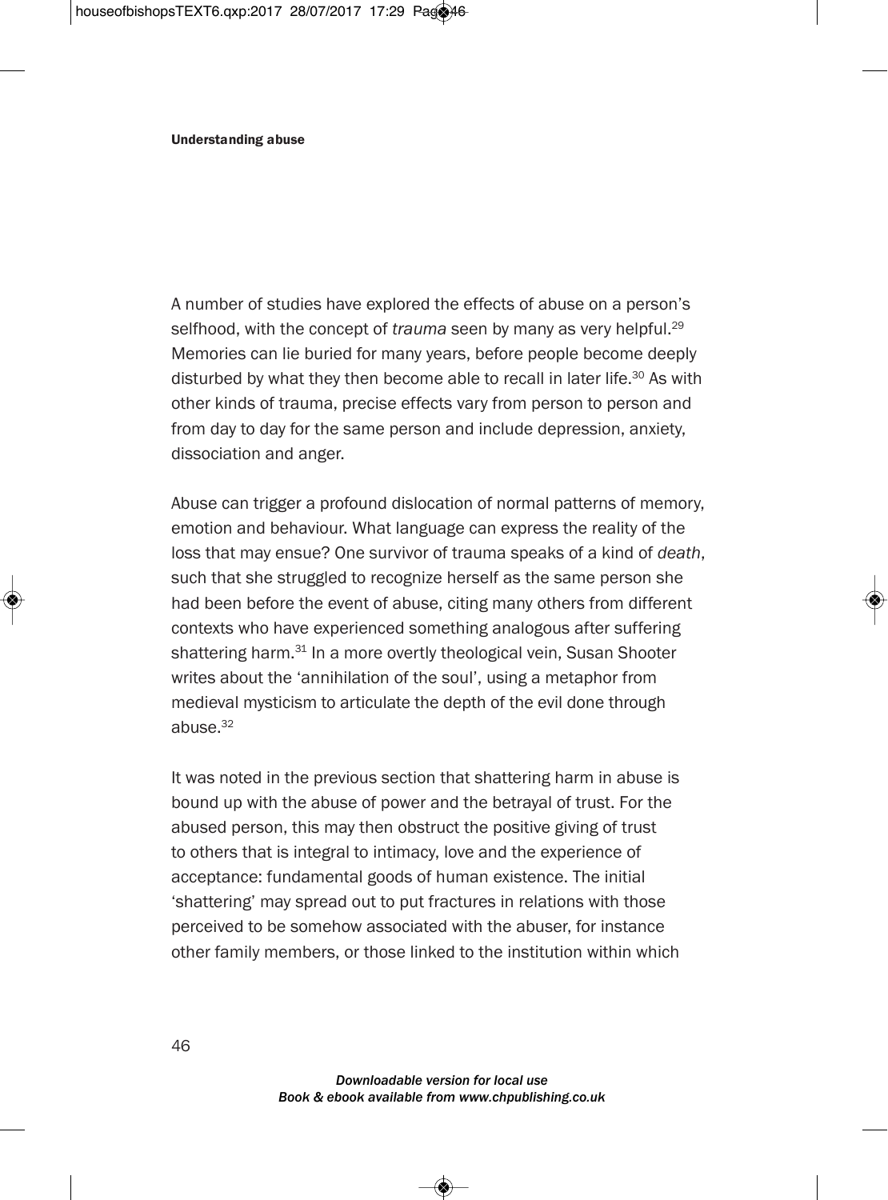A number of studies have explored the effects of abuse on a person's selfhood, with the concept of *trauma* seen by many as very helpful.[29] Memories can lie buried for many years, before people become deeply disturbed by what they then become able to recall in later life.[30] As with other kinds of trauma, precise effects vary from person to person and from day to day for the same person and include depression, anxiety, dissociation and anger.

Abuse can trigger a profound dislocation of normal patterns of memory, emotion and behaviour. What language can express the reality of the loss that may ensue? One survivor of trauma speaks of a kind of *death*, such that she struggled to recognize herself as the same person she had been before the event of abuse, citing many others from different contexts who have experienced something analogous after suffering shattering harm.[31] In a more overtly theological vein, Susan Shooter writes about the 'annihilation of the soul', using a metaphor from medieval mysticism to articulate the depth of the evil done through abuse.[32]

It was noted in the previous section that shattering harm in abuse is bound up with the abuse of power and the betrayal of trust. For the abused person, this may then obstruct the positive giving of trust to others that is integral to intimacy, love and the experience of acceptance: fundamental goods of human existence. The initial 'shattering' may spread out to put fractures in relations with those perceived to be somehow associated with the abuser, for instance other family members, or those linked to the institution within which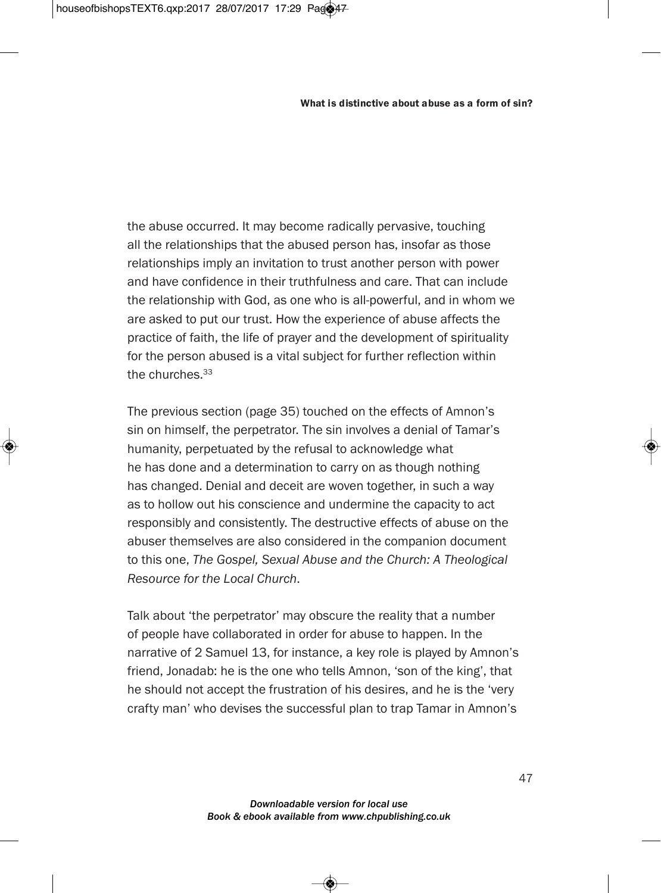the abuse occurred. It may become radically pervasive, touching all the relationships that the abused person has, insofar as those relationships imply an invitation to trust another person with power and have confidence in their truthfulness and care. That can include the relationship with God, as one who is all-powerful, and in whom we are asked to put our trust. How the experience of abuse affects the practice of faith, the life of prayer and the development of spirituality for the person abused is a vital subject for further reflection within the churches.[33]

The previous section (page 35) touched on the effects of Amnon's sin on himself, the perpetrator. The sin involves a denial of Tamar's humanity, perpetuated by the refusal to acknowledge what he has done and a determination to carry on as though nothing has changed. Denial and deceit are woven together, in such a way as to hollow out his conscience and undermine the capacity to act responsibly and consistently. The destructive effects of abuse on the abuser themselves are also considered in the companion document to this one, *The Gospel, Sexual Abuse and the Church: A Theological Resource for the Local Church*.

Talk about 'the perpetrator' may obscure the reality that a number of people have collaborated in order for abuse to happen. In the narrative of 2 Samuel 13, for instance, a key role is played by Amnon's friend, Jonadab: he is the one who tells Amnon, 'son of the king', that he should not accept the frustration of his desires, and he is the 'very crafty man' who devises the successful plan to trap Tamar in Amnon's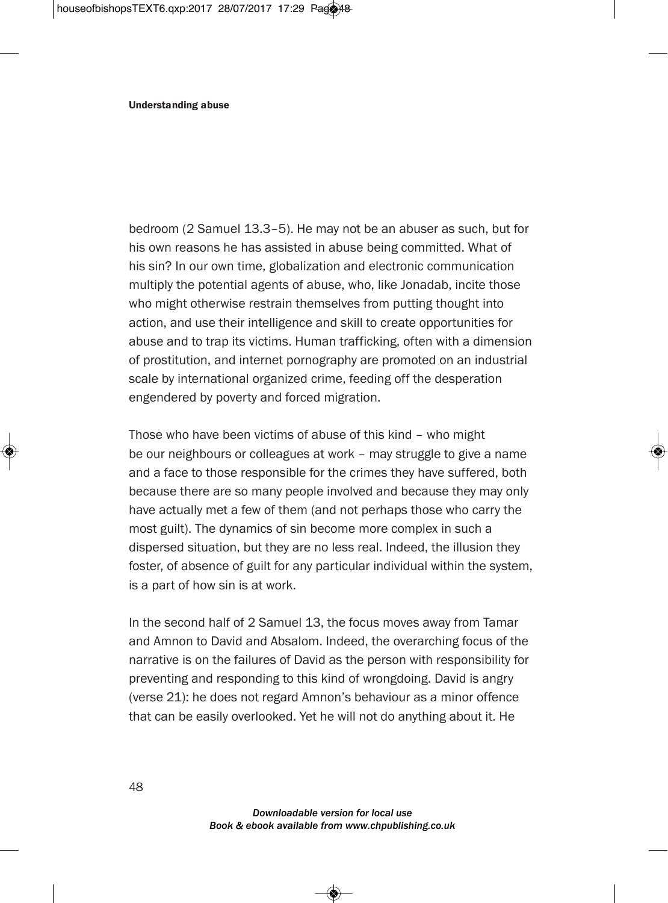bedroom (2 Samuel 13.3–5). He may not be an abuser as such, but for his own reasons he has assisted in abuse being committed. What of his sin? In our own time, globalization and electronic communication multiply the potential agents of abuse, who, like Jonadab, incite those who might otherwise restrain themselves from putting thought into action, and use their intelligence and skill to create opportunities for abuse and to trap its victims. Human trafficking, often with a dimension of prostitution, and internet pornography are promoted on an industrial scale by international organized crime, feeding off the desperation engendered by poverty and forced migration.

Those who have been victims of abuse of this kind – who might be our neighbours or colleagues at work – may struggle to give a name and a face to those responsible for the crimes they have suffered, both because there are so many people involved and because they may only have actually met a few of them (and not perhaps those who carry the most guilt). The dynamics of sin become more complex in such a dispersed situation, but they are no less real. Indeed, the illusion they foster, of absence of guilt for any particular individual within the system, is a part of how sin is at work.

In the second half of 2 Samuel 13, the focus moves away from Tamar and Amnon to David and Absalom. Indeed, the overarching focus of the narrative is on the failures of David as the person with responsibility for preventing and responding to this kind of wrongdoing. David is angry (verse 21): he does not regard Amnon's behaviour as a minor offence that can be easily overlooked. Yet he will not do anything about it. He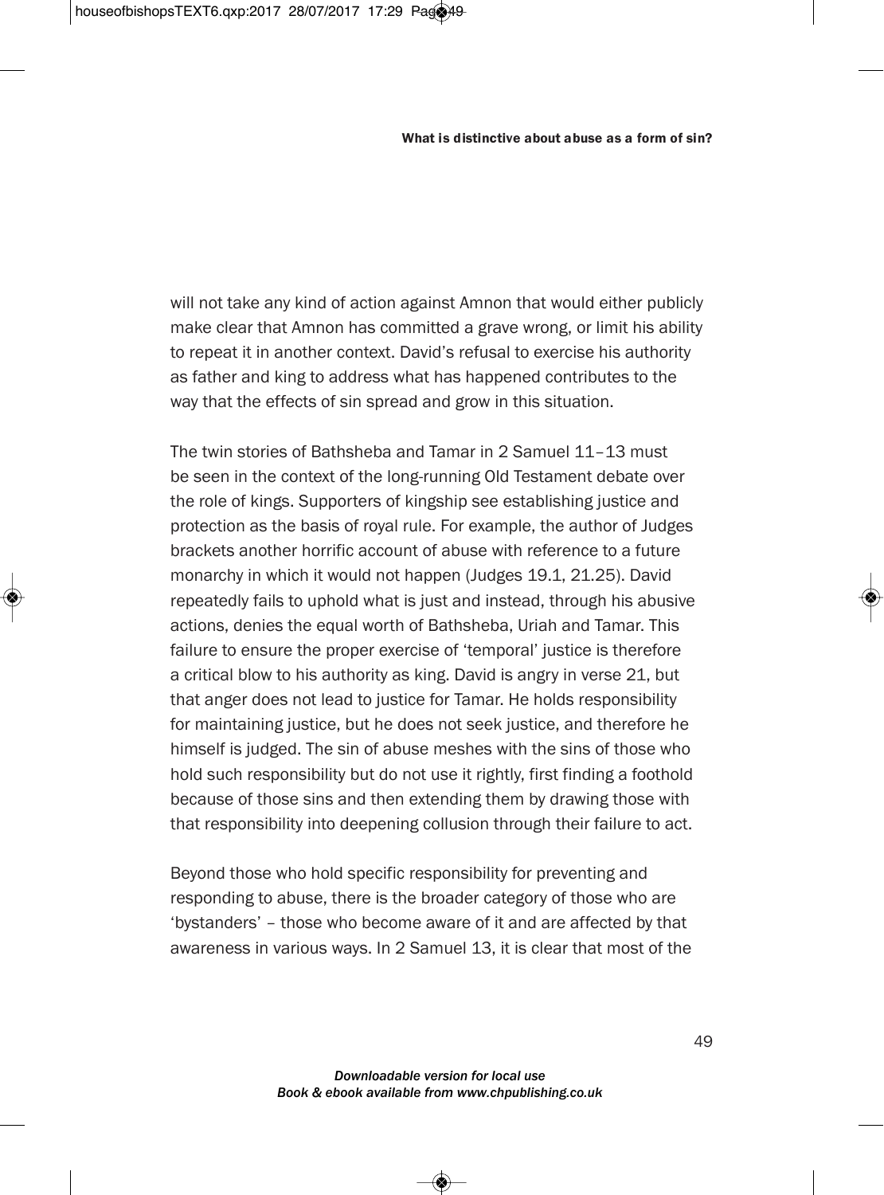will not take any kind of action against Amnon that would either publicly make clear that Amnon has committed a grave wrong, or limit his ability to repeat it in another context. David's refusal to exercise his authority as father and king to address what has happened contributes to the way that the effects of sin spread and grow in this situation.

The twin stories of Bathsheba and Tamar in 2 Samuel 11–13 must be seen in the context of the long-running Old Testament debate over the role of kings. Supporters of kingship see establishing justice and protection as the basis of royal rule. For example, the author of Judges brackets another horrific account of abuse with reference to a future monarchy in which it would not happen (Judges 19.1, 21.25). David repeatedly fails to uphold what is just and instead, through his abusive actions, denies the equal worth of Bathsheba, Uriah and Tamar. This failure to ensure the proper exercise of 'temporal' justice is therefore a critical blow to his authority as king. David is angry in verse 21, but that anger does not lead to justice for Tamar. He holds responsibility for maintaining justice, but he does not seek justice, and therefore he himself is judged. The sin of abuse meshes with the sins of those who hold such responsibility but do not use it rightly, first finding a foothold because of those sins and then extending them by drawing those with that responsibility into deepening collusion through their failure to act.

Beyond those who hold specific responsibility for preventing and responding to abuse, there is the broader category of those who are 'bystanders' – those who become aware of it and are affected by that awareness in various ways. In 2 Samuel 13, it is clear that most of the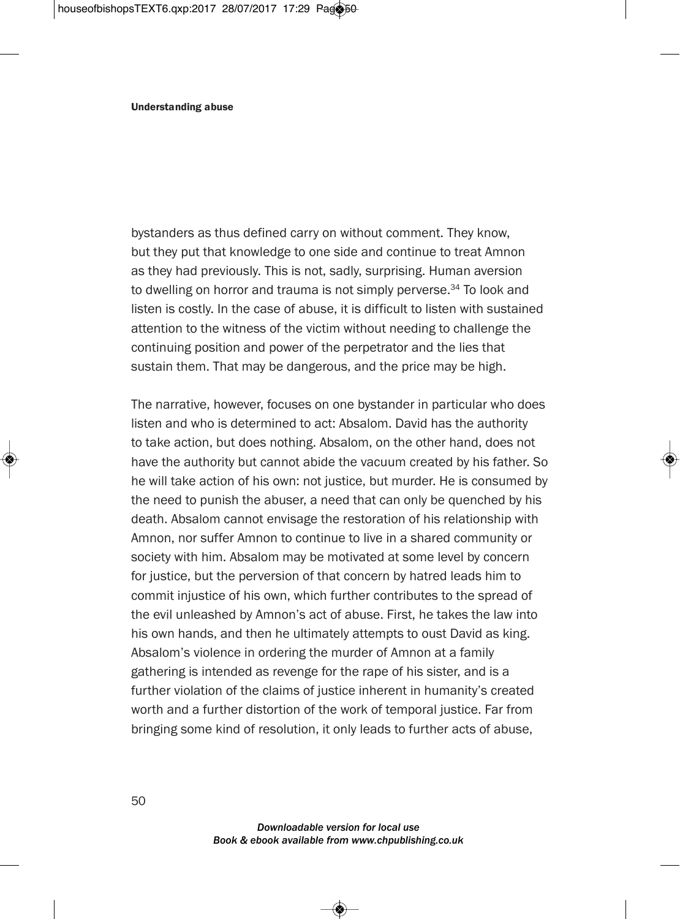bystanders as thus defined carry on without comment. They know, but they put that knowledge to one side and continue to treat Amnon as they had previously. This is not, sadly, surprising. Human aversion to dwelling on horror and trauma is not simply perverse.[34] To look and listen is costly. In the case of abuse, it is difficult to listen with sustained attention to the witness of the victim without needing to challenge the continuing position and power of the perpetrator and the lies that sustain them. That may be dangerous, and the price may be high.

The narrative, however, focuses on one bystander in particular who does listen and who is determined to act: Absalom. David has the authority to take action, but does nothing. Absalom, on the other hand, does not have the authority but cannot abide the vacuum created by his father. So he will take action of his own: not justice, but murder. He is consumed by the need to punish the abuser, a need that can only be quenched by his death. Absalom cannot envisage the restoration of his relationship with Amnon, nor suffer Amnon to continue to live in a shared community or society with him. Absalom may be motivated at some level by concern for justice, but the perversion of that concern by hatred leads him to commit injustice of his own, which further contributes to the spread of the evil unleashed by Amnon's act of abuse. First, he takes the law into his own hands, and then he ultimately attempts to oust David as king. Absalom's violence in ordering the murder of Amnon at a family gathering is intended as revenge for the rape of his sister, and is a further violation of the claims of justice inherent in humanity's created worth and a further distortion of the work of temporal justice. Far from bringing some kind of resolution, it only leads to further acts of abuse,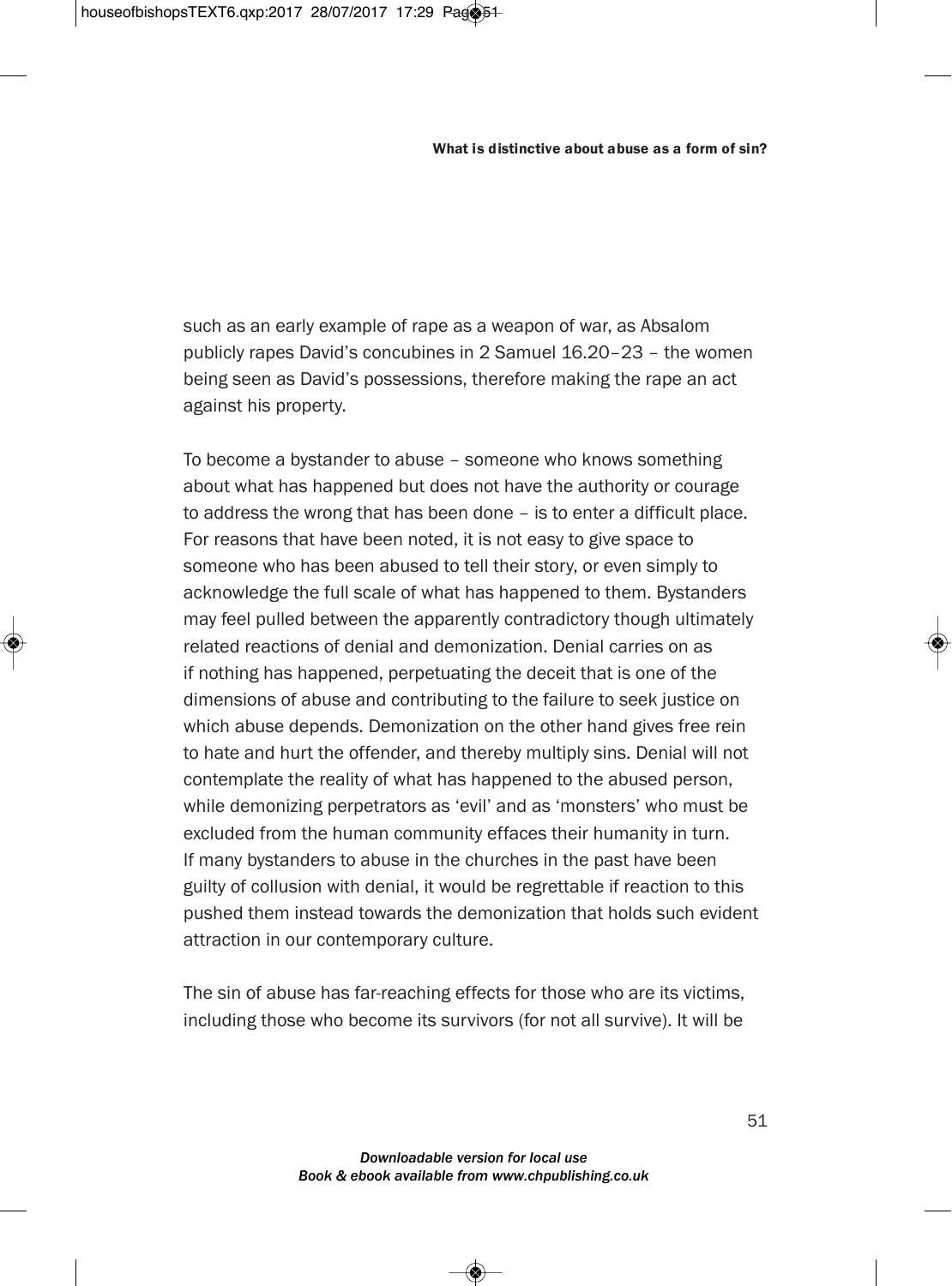such as an early example of rape as a weapon of war, as Absalom publicly rapes David's concubines in 2 Samuel 16.20–23 – the women being seen as David's possessions, therefore making the rape an act against his property.

To become a bystander to abuse – someone who knows something about what has happened but does not have the authority or courage to address the wrong that has been done – is to enter a difficult place. For reasons that have been noted, it is not easy to give space to someone who has been abused to tell their story, or even simply to acknowledge the full scale of what has happened to them. Bystanders may feel pulled between the apparently contradictory though ultimately related reactions of denial and demonization. Denial carries on as if nothing has happened, perpetuating the deceit that is one of the dimensions of abuse and contributing to the failure to seek justice on which abuse depends. Demonization on the other hand gives free rein to hate and hurt the offender, and thereby multiply sins. Denial will not contemplate the reality of what has happened to the abused person, while demonizing perpetrators as 'evil' and as 'monsters' who must be excluded from the human community effaces their humanity in turn. If many bystanders to abuse in the churches in the past have been guilty of collusion with denial, it would be regrettable if reaction to this pushed them instead towards the demonization that holds such evident attraction in our contemporary culture.

The sin of abuse has far-reaching effects for those who are its victims, including those who become its survivors (for not all survive). It will be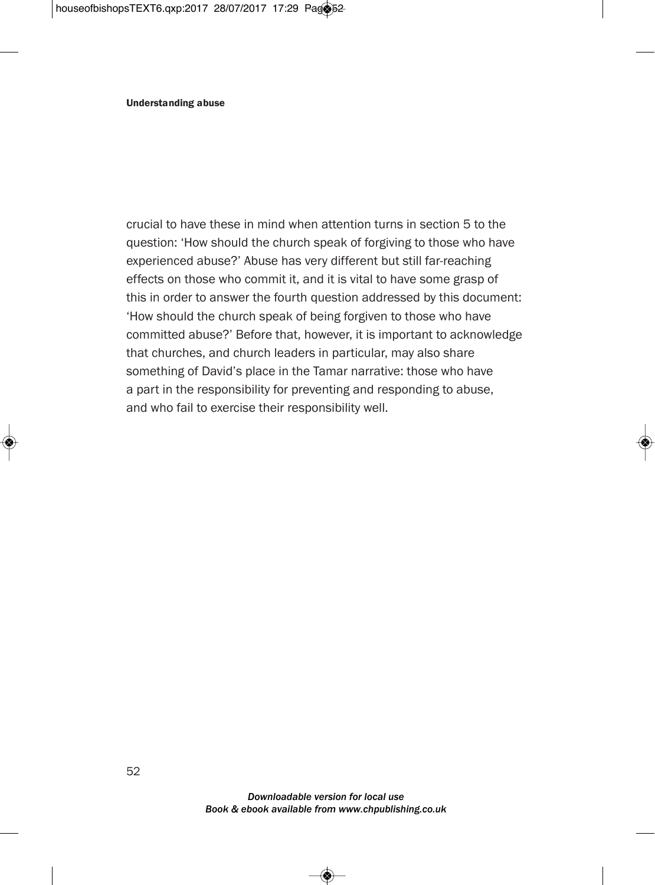crucial to have these in mind when attention turns in section 5 to the question: 'How should the church speak of forgiving to those who have experienced abuse?' Abuse has very different but still far-reaching effects on those who commit it, and it is vital to have some grasp of this in order to answer the fourth question addressed by this document: 'How should the church speak of being forgiven to those who have committed abuse?' Before that, however, it is important to acknowledge that churches, and church leaders in particular, may also share something of David's place in the Tamar narrative: those who have a part in the responsibility for preventing and responding to abuse, and who fail to exercise their responsibility well.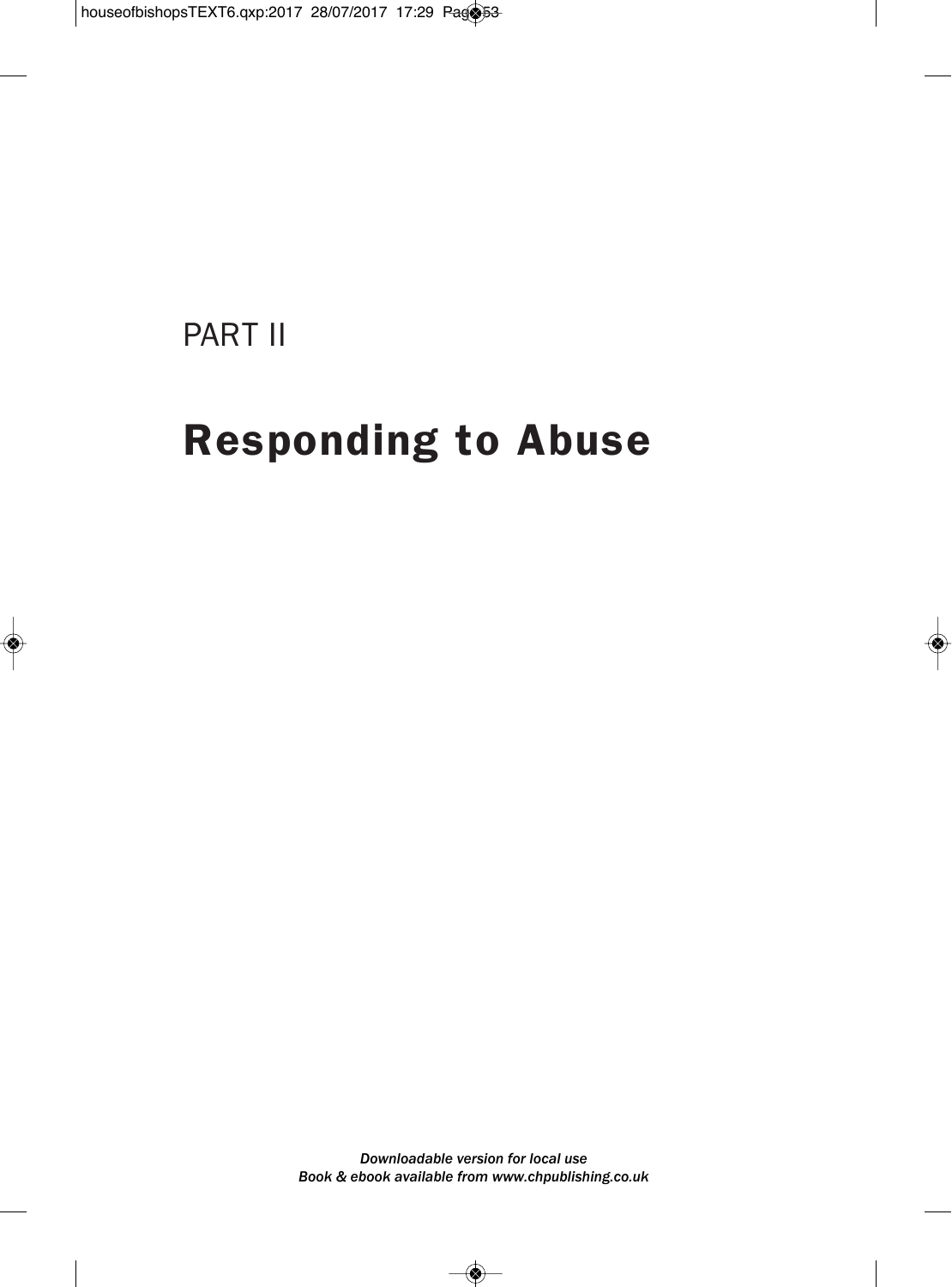PART II

# Responding to Abuse

*Downloadable version for local use*
*Book & ebook available from www.chpublishing.co.uk*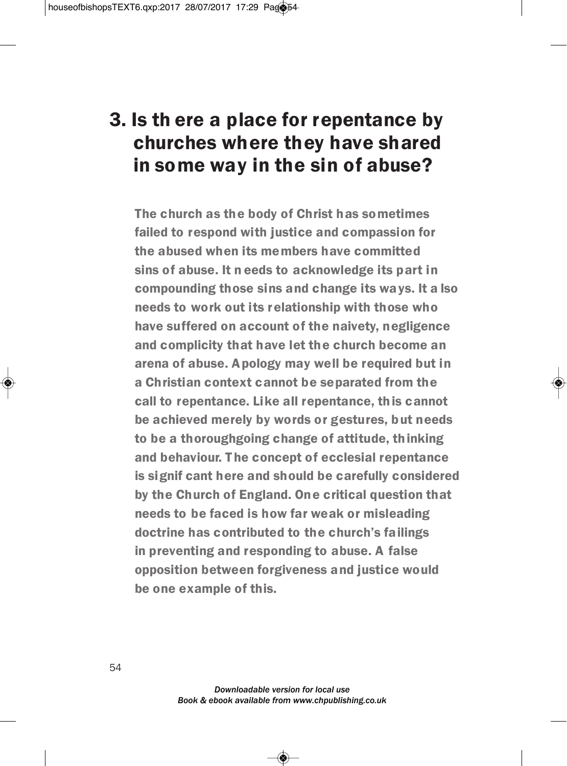## 3. Is there a place for repentance by churches where they have shared in some way in the sin of abuse?

**The church as the body of Christ has sometimes failed to respond with justice and compassion for the abused when its members have committed sins of abuse. It needs to acknowledge its part in compounding those sins and change its ways. It also needs to work out its relationship with those who have suffered on account of the naivety, negligence and complicity that have let the church become an arena of abuse. Apology may well be required but in a Christian context cannot be separated from the call to repentance. Like all repentance, this cannot be achieved merely by words or gestures, but needs to be a thoroughgoing change of attitude, thinking and behaviour. The concept of ecclesial repentance is significant here and should be carefully considered by the Church of England. One critical question that needs to be faced is how far weak or misleading doctrine has contributed to the church's failings in preventing and responding to abuse. A false opposition between forgiveness and justice would be one example of this.**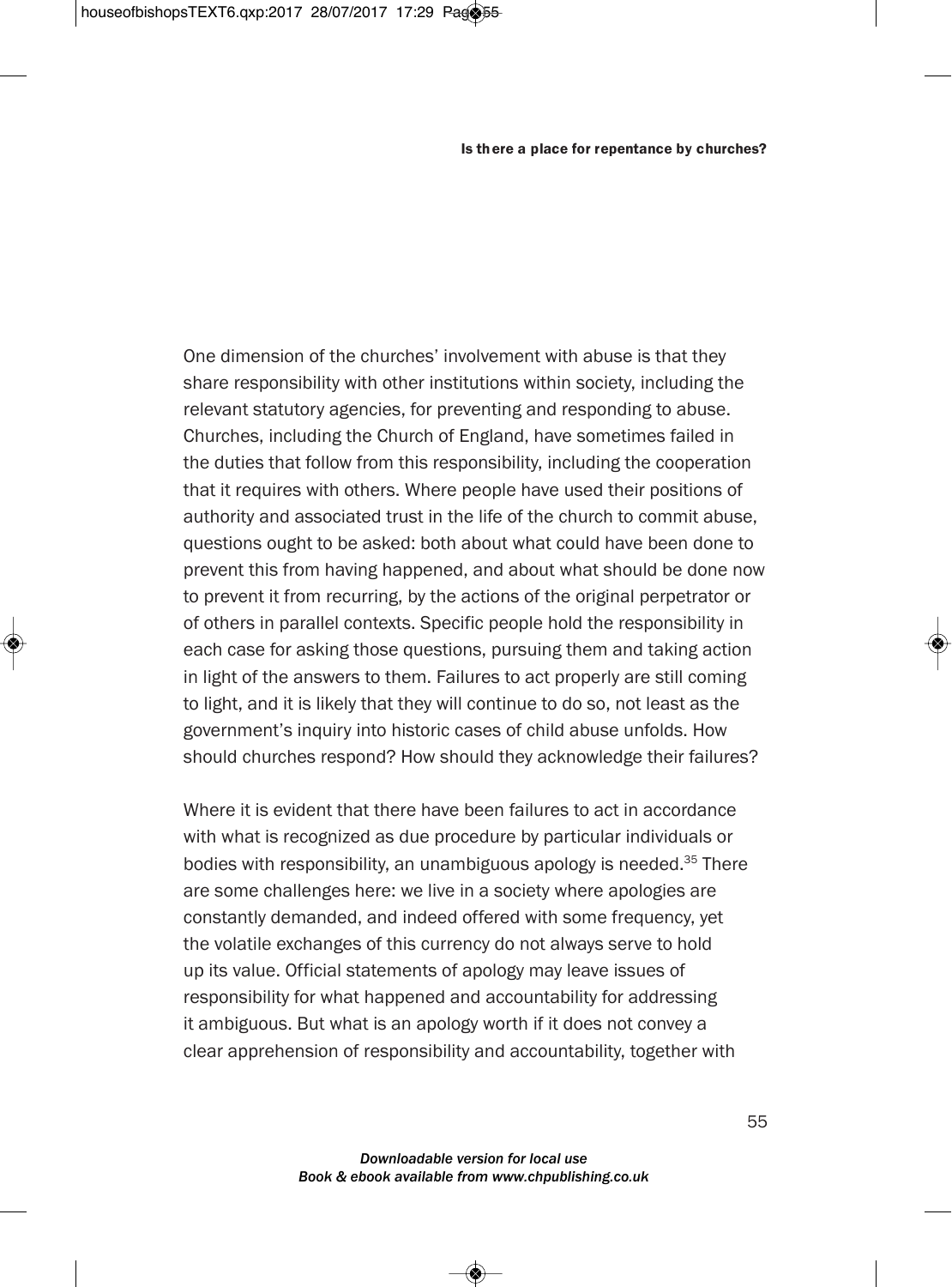One dimension of the churches' involvement with abuse is that they share responsibility with other institutions within society, including the relevant statutory agencies, for preventing and responding to abuse. Churches, including the Church of England, have sometimes failed in the duties that follow from this responsibility, including the cooperation that it requires with others. Where people have used their positions of authority and associated trust in the life of the church to commit abuse, questions ought to be asked: both about what could have been done to prevent this from having happened, and about what should be done now to prevent it from recurring, by the actions of the original perpetrator or of others in parallel contexts. Specific people hold the responsibility in each case for asking those questions, pursuing them and taking action in light of the answers to them. Failures to act properly are still coming to light, and it is likely that they will continue to do so, not least as the government's inquiry into historic cases of child abuse unfolds. How should churches respond? How should they acknowledge their failures?

Where it is evident that there have been failures to act in accordance with what is recognized as due procedure by particular individuals or bodies with responsibility, an unambiguous apology is needed.[35] There are some challenges here: we live in a society where apologies are constantly demanded, and indeed offered with some frequency, yet the volatile exchanges of this currency do not always serve to hold up its value. Official statements of apology may leave issues of responsibility for what happened and accountability for addressing it ambiguous. But what is an apology worth if it does not convey a clear apprehension of responsibility and accountability, together with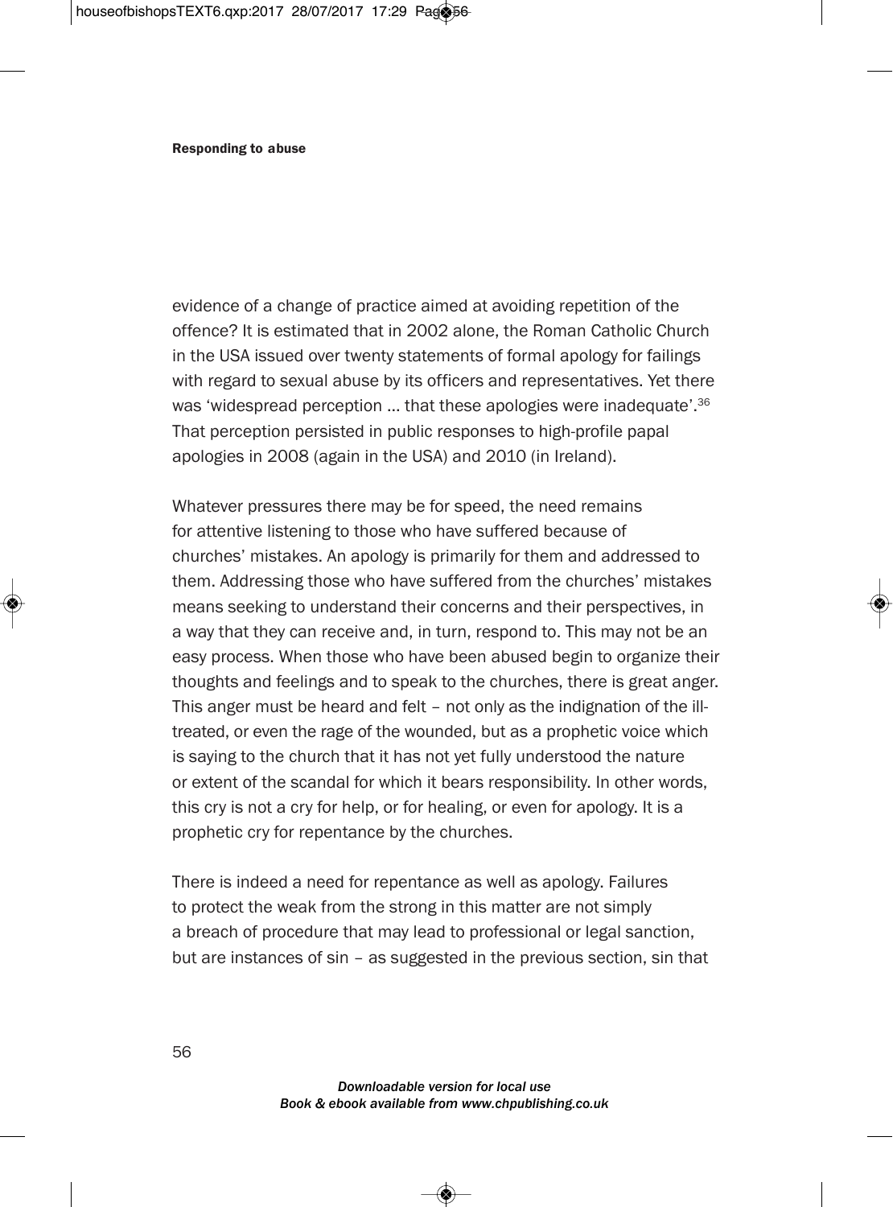evidence of a change of practice aimed at avoiding repetition of the offence? It is estimated that in 2002 alone, the Roman Catholic Church in the USA issued over twenty statements of formal apology for failings with regard to sexual abuse by its officers and representatives. Yet there was 'widespread perception ... that these apologies were inadequate'.[36] That perception persisted in public responses to high-profile papal apologies in 2008 (again in the USA) and 2010 (in Ireland).

Whatever pressures there may be for speed, the need remains for attentive listening to those who have suffered because of churches' mistakes. An apology is primarily for them and addressed to them. Addressing those who have suffered from the churches' mistakes means seeking to understand their concerns and their perspectives, in a way that they can receive and, in turn, respond to. This may not be an easy process. When those who have been abused begin to organize their thoughts and feelings and to speak to the churches, there is great anger. This anger must be heard and felt – not only as the indignation of the ill-treated, or even the rage of the wounded, but as a prophetic voice which is saying to the church that it has not yet fully understood the nature or extent of the scandal for which it bears responsibility. In other words, this cry is not a cry for help, or for healing, or even for apology. It is a prophetic cry for repentance by the churches.

There is indeed a need for repentance as well as apology. Failures to protect the weak from the strong in this matter are not simply a breach of procedure that may lead to professional or legal sanction, but are instances of sin – as suggested in the previous section, sin that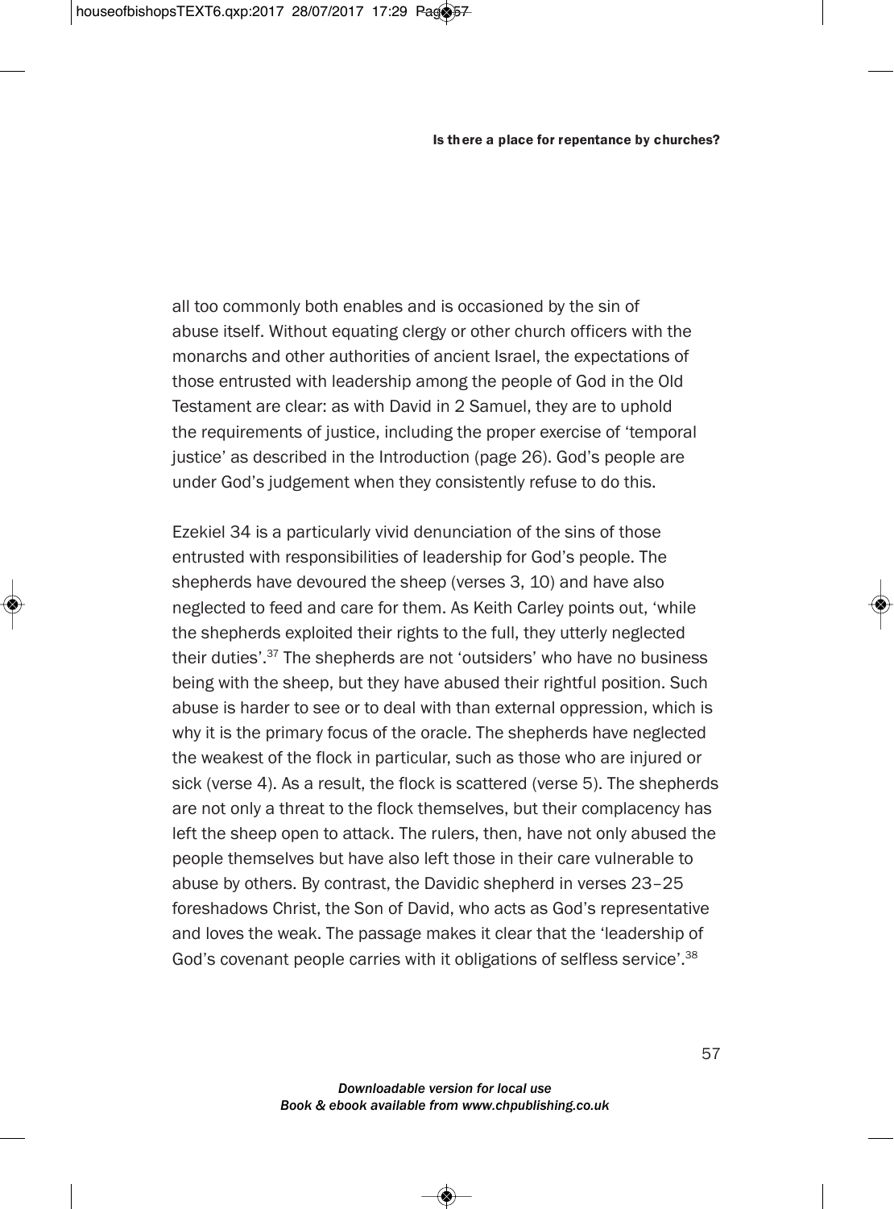all too commonly both enables and is occasioned by the sin of abuse itself. Without equating clergy or other church officers with the monarchs and other authorities of ancient Israel, the expectations of those entrusted with leadership among the people of God in the Old Testament are clear: as with David in 2 Samuel, they are to uphold the requirements of justice, including the proper exercise of 'temporal justice' as described in the Introduction (page 26). God's people are under God's judgement when they consistently refuse to do this.

Ezekiel 34 is a particularly vivid denunciation of the sins of those entrusted with responsibilities of leadership for God's people. The shepherds have devoured the sheep (verses 3, 10) and have also neglected to feed and care for them. As Keith Carley points out, 'while the shepherds exploited their rights to the full, they utterly neglected their duties'.[37] The shepherds are not 'outsiders' who have no business being with the sheep, but they have abused their rightful position. Such abuse is harder to see or to deal with than external oppression, which is why it is the primary focus of the oracle. The shepherds have neglected the weakest of the flock in particular, such as those who are injured or sick (verse 4). As a result, the flock is scattered (verse 5). The shepherds are not only a threat to the flock themselves, but their complacency has left the sheep open to attack. The rulers, then, have not only abused the people themselves but have also left those in their care vulnerable to abuse by others. By contrast, the Davidic shepherd in verses 23–25 foreshadows Christ, the Son of David, who acts as God's representative and loves the weak. The passage makes it clear that the 'leadership of God's covenant people carries with it obligations of selfless service'.[38]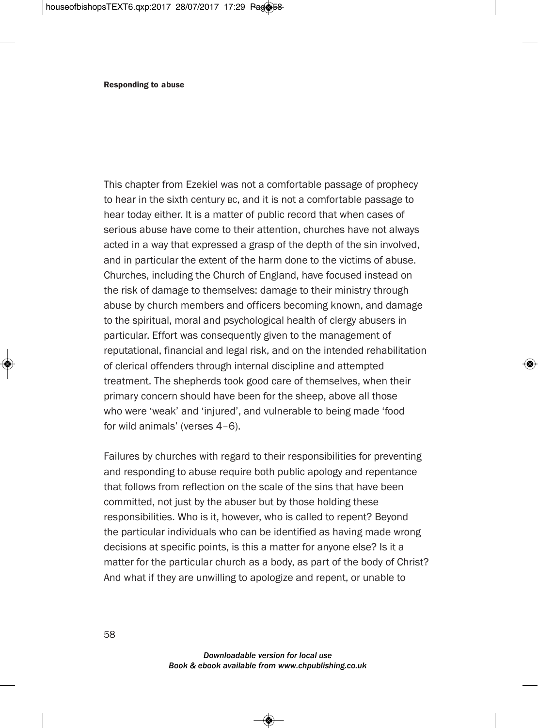This chapter from Ezekiel was not a comfortable passage of prophecy to hear in the sixth century BC, and it is not a comfortable passage to hear today either. It is a matter of public record that when cases of serious abuse have come to their attention, churches have not always acted in a way that expressed a grasp of the depth of the sin involved, and in particular the extent of the harm done to the victims of abuse. Churches, including the Church of England, have focused instead on the risk of damage to themselves: damage to their ministry through abuse by church members and officers becoming known, and damage to the spiritual, moral and psychological health of clergy abusers in particular. Effort was consequently given to the management of reputational, financial and legal risk, and on the intended rehabilitation of clerical offenders through internal discipline and attempted treatment. The shepherds took good care of themselves, when their primary concern should have been for the sheep, above all those who were 'weak' and 'injured', and vulnerable to being made 'food for wild animals' (verses 4–6).

Failures by churches with regard to their responsibilities for preventing and responding to abuse require both public apology and repentance that follows from reflection on the scale of the sins that have been committed, not just by the abuser but by those holding these responsibilities. Who is it, however, who is called to repent? Beyond the particular individuals who can be identified as having made wrong decisions at specific points, is this a matter for anyone else? Is it a matter for the particular church as a body, as part of the body of Christ? And what if they are unwilling to apologize and repent, or unable to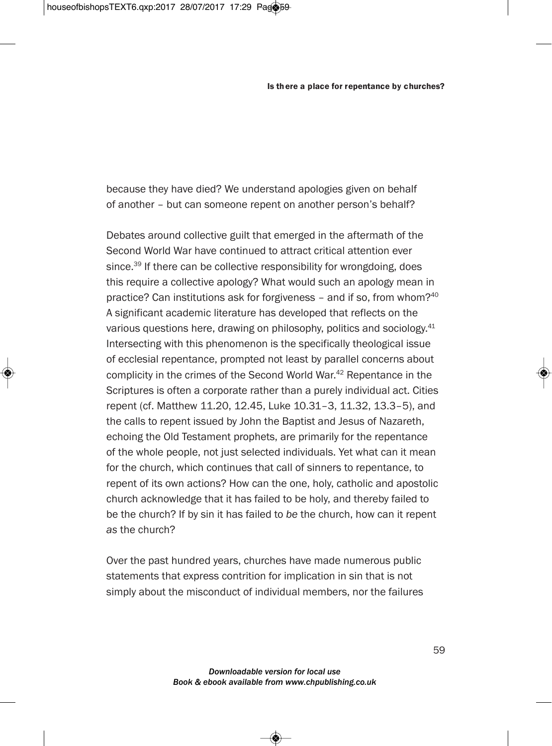because they have died? We understand apologies given on behalf of another – but can someone repent on another person's behalf?

Debates around collective guilt that emerged in the aftermath of the Second World War have continued to attract critical attention ever since.[39] If there can be collective responsibility for wrongdoing, does this require a collective apology? What would such an apology mean in practice? Can institutions ask for forgiveness – and if so, from whom?[40] A significant academic literature has developed that reflects on the various questions here, drawing on philosophy, politics and sociology.[41] Intersecting with this phenomenon is the specifically theological issue of ecclesial repentance, prompted not least by parallel concerns about complicity in the crimes of the Second World War.[42] Repentance in the Scriptures is often a corporate rather than a purely individual act. Cities repent (cf. Matthew 11.20, 12.45, Luke 10.31–3, 11.32, 13.3–5), and the calls to repent issued by John the Baptist and Jesus of Nazareth, echoing the Old Testament prophets, are primarily for the repentance of the whole people, not just selected individuals. Yet what can it mean for the church, which continues that call of sinners to repentance, to repent of its own actions? How can the one, holy, catholic and apostolic church acknowledge that it has failed to be holy, and thereby failed to be the church? If by sin it has failed to *be* the church, how can it repent *as* the church?

Over the past hundred years, churches have made numerous public statements that express contrition for implication in sin that is not simply about the misconduct of individual members, nor the failures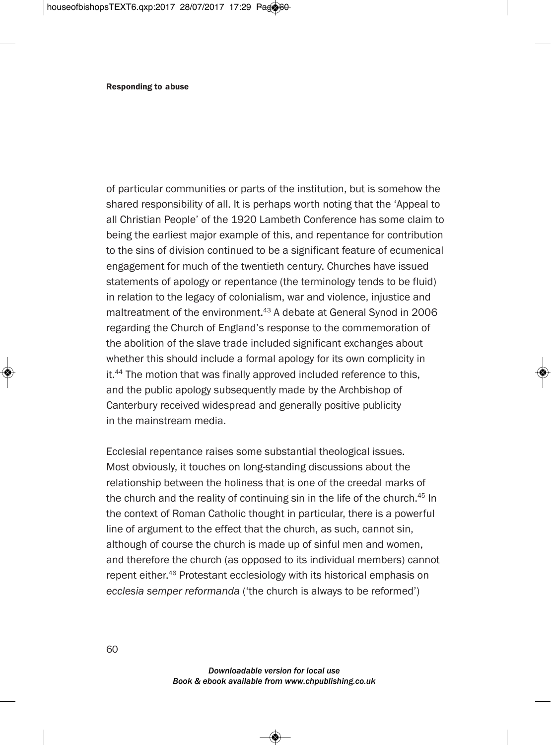of particular communities or parts of the institution, but is somehow the shared responsibility of all. It is perhaps worth noting that the 'Appeal to all Christian People' of the 1920 Lambeth Conference has some claim to being the earliest major example of this, and repentance for contribution to the sins of division continued to be a significant feature of ecumenical engagement for much of the twentieth century. Churches have issued statements of apology or repentance (the terminology tends to be fluid) in relation to the legacy of colonialism, war and violence, injustice and maltreatment of the environment.[43] A debate at General Synod in 2006 regarding the Church of England's response to the commemoration of the abolition of the slave trade included significant exchanges about whether this should include a formal apology for its own complicity in it.[44] The motion that was finally approved included reference to this, and the public apology subsequently made by the Archbishop of Canterbury received widespread and generally positive publicity in the mainstream media.

Ecclesial repentance raises some substantial theological issues. Most obviously, it touches on long-standing discussions about the relationship between the holiness that is one of the creedal marks of the church and the reality of continuing sin in the life of the church.[45] In the context of Roman Catholic thought in particular, there is a powerful line of argument to the effect that the church, as such, cannot sin, although of course the church is made up of sinful men and women, and therefore the church (as opposed to its individual members) cannot repent either.[46] Protestant ecclesiology with its historical emphasis on *ecclesia semper reformanda* ('the church is always to be reformed')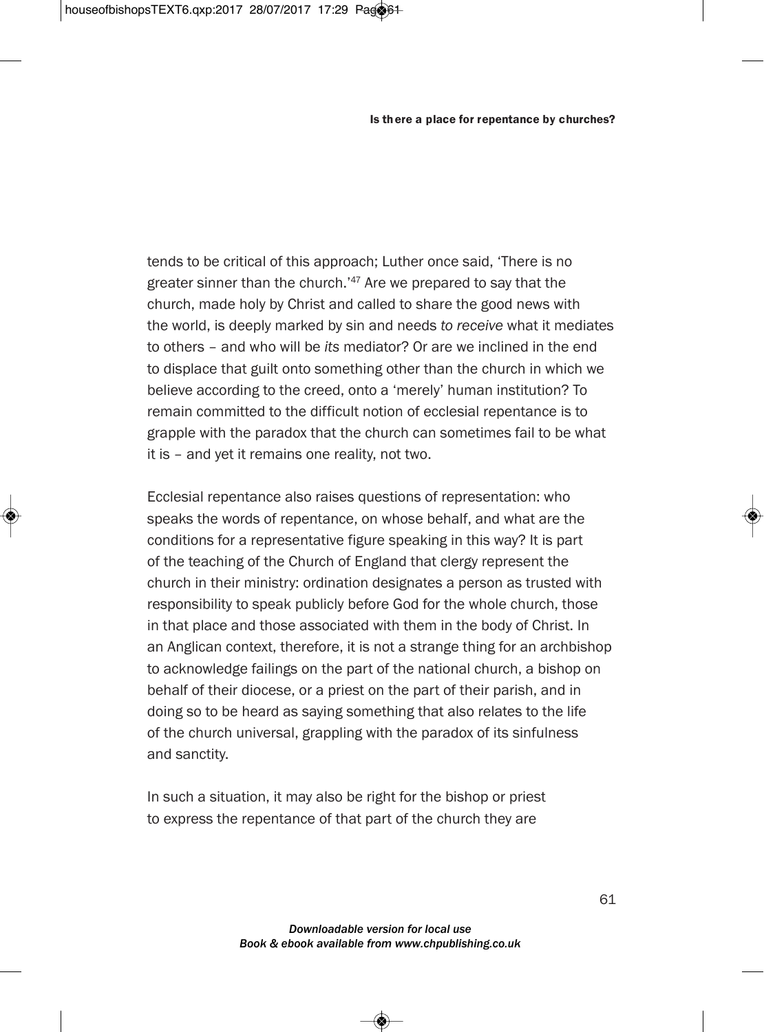tends to be critical of this approach; Luther once said, 'There is no greater sinner than the church.'[47] Are we prepared to say that the church, made holy by Christ and called to share the good news with the world, is deeply marked by sin and needs *to receive* what it mediates to others – and who will be *its* mediator? Or are we inclined in the end to displace that guilt onto something other than the church in which we believe according to the creed, onto a 'merely' human institution? To remain committed to the difficult notion of ecclesial repentance is to grapple with the paradox that the church can sometimes fail to be what it is – and yet it remains one reality, not two.

Ecclesial repentance also raises questions of representation: who speaks the words of repentance, on whose behalf, and what are the conditions for a representative figure speaking in this way? It is part of the teaching of the Church of England that clergy represent the church in their ministry: ordination designates a person as trusted with responsibility to speak publicly before God for the whole church, those in that place and those associated with them in the body of Christ. In an Anglican context, therefore, it is not a strange thing for an archbishop to acknowledge failings on the part of the national church, a bishop on behalf of their diocese, or a priest on the part of their parish, and in doing so to be heard as saying something that also relates to the life of the church universal, grappling with the paradox of its sinfulness and sanctity.

In such a situation, it may also be right for the bishop or priest to express the repentance of that part of the church they are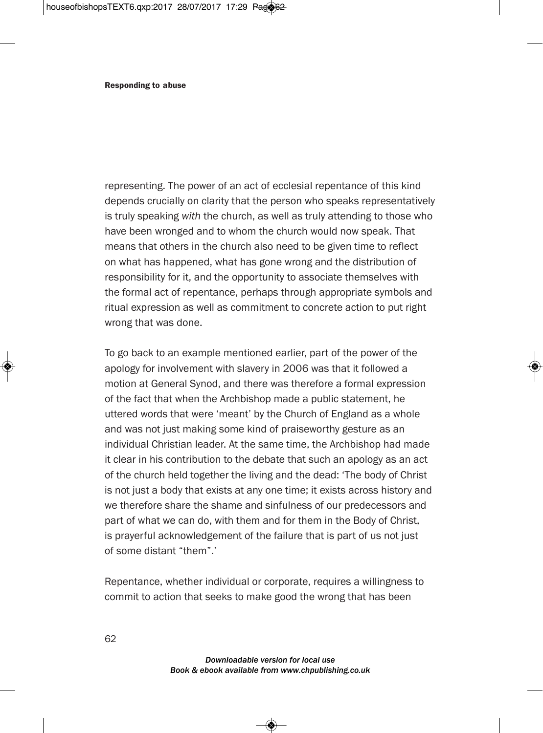representing. The power of an act of ecclesial repentance of this kind depends crucially on clarity that the person who speaks representatively is truly speaking *with* the church, as well as truly attending to those who have been wronged and to whom the church would now speak. That means that others in the church also need to be given time to reflect on what has happened, what has gone wrong and the distribution of responsibility for it, and the opportunity to associate themselves with the formal act of repentance, perhaps through appropriate symbols and ritual expression as well as commitment to concrete action to put right wrong that was done.

To go back to an example mentioned earlier, part of the power of the apology for involvement with slavery in 2006 was that it followed a motion at General Synod, and there was therefore a formal expression of the fact that when the Archbishop made a public statement, he uttered words that were 'meant' by the Church of England as a whole and was not just making some kind of praiseworthy gesture as an individual Christian leader. At the same time, the Archbishop had made it clear in his contribution to the debate that such an apology as an act of the church held together the living and the dead: 'The body of Christ is not just a body that exists at any one time; it exists across history and we therefore share the shame and sinfulness of our predecessors and part of what we can do, with them and for them in the Body of Christ, is prayerful acknowledgement of the failure that is part of us not just of some distant "them".'

Repentance, whether individual or corporate, requires a willingness to commit to action that seeks to make good the wrong that has been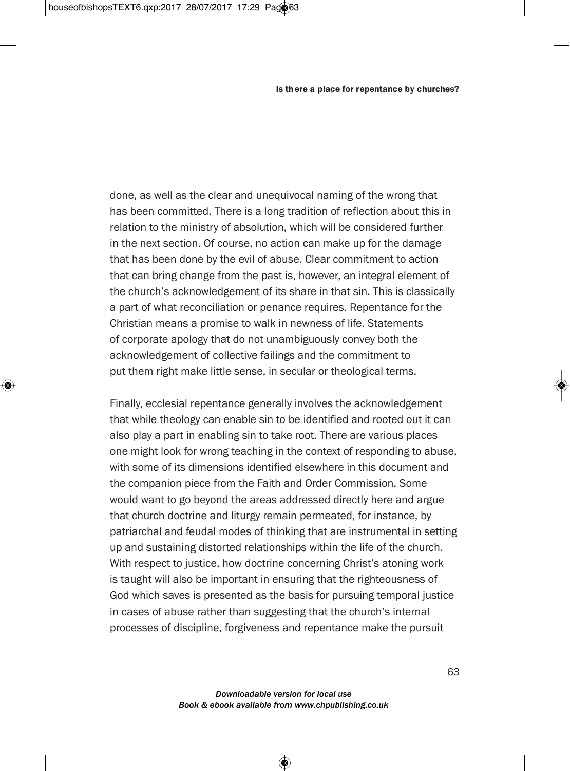done, as well as the clear and unequivocal naming of the wrong that has been committed. There is a long tradition of reflection about this in relation to the ministry of absolution, which will be considered further in the next section. Of course, no action can make up for the damage that has been done by the evil of abuse. Clear commitment to action that can bring change from the past is, however, an integral element of the church's acknowledgement of its share in that sin. This is classically a part of what reconciliation or penance requires. Repentance for the Christian means a promise to walk in newness of life. Statements of corporate apology that do not unambiguously convey both the acknowledgement of collective failings and the commitment to put them right make little sense, in secular or theological terms.

Finally, ecclesial repentance generally involves the acknowledgement that while theology can enable sin to be identified and rooted out it can also play a part in enabling sin to take root. There are various places one might look for wrong teaching in the context of responding to abuse, with some of its dimensions identified elsewhere in this document and the companion piece from the Faith and Order Commission. Some would want to go beyond the areas addressed directly here and argue that church doctrine and liturgy remain permeated, for instance, by patriarchal and feudal modes of thinking that are instrumental in setting up and sustaining distorted relationships within the life of the church. With respect to justice, how doctrine concerning Christ's atoning work is taught will also be important in ensuring that the righteousness of God which saves is presented as the basis for pursuing temporal justice in cases of abuse rather than suggesting that the church's internal processes of discipline, forgiveness and repentance make the pursuit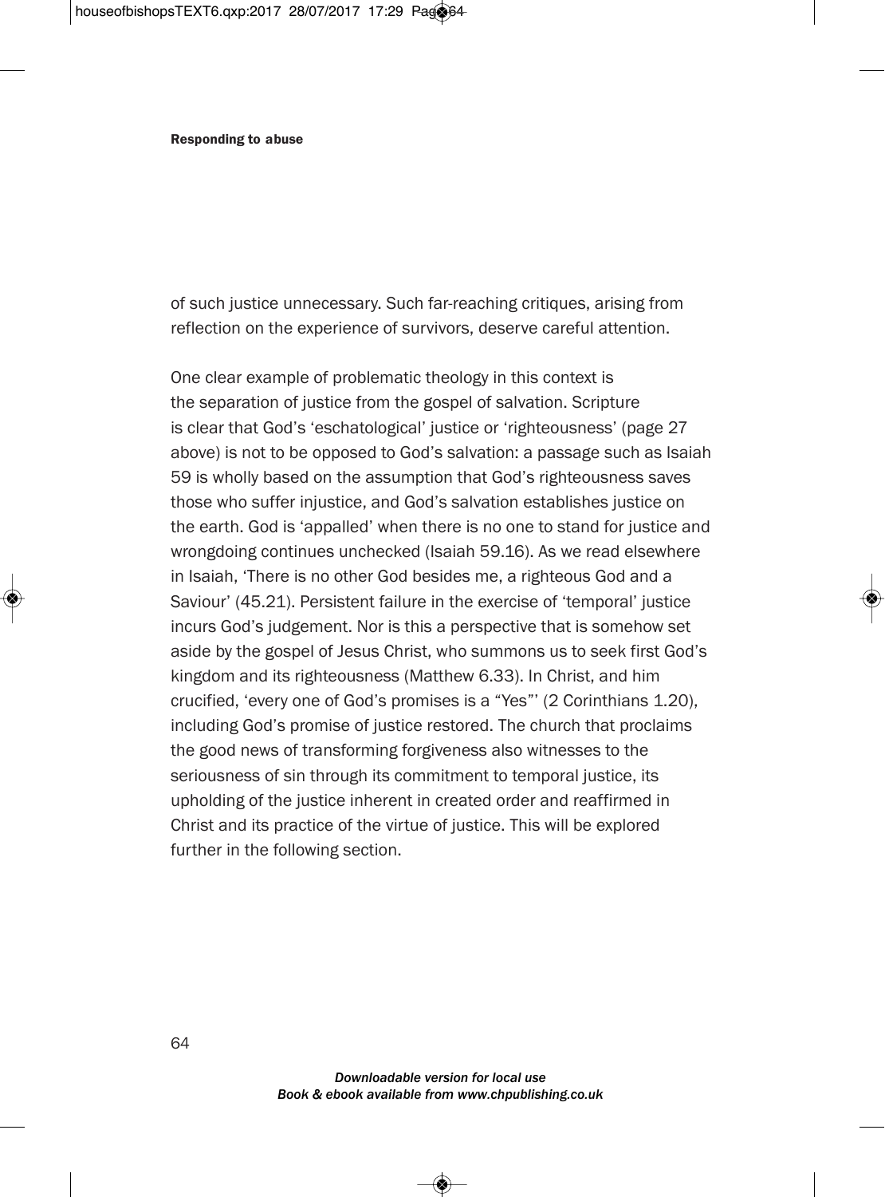of such justice unnecessary. Such far-reaching critiques, arising from reflection on the experience of survivors, deserve careful attention.

One clear example of problematic theology in this context is the separation of justice from the gospel of salvation. Scripture is clear that God's 'eschatological' justice or 'righteousness' (page 27 above) is not to be opposed to God's salvation: a passage such as Isaiah 59 is wholly based on the assumption that God's righteousness saves those who suffer injustice, and God's salvation establishes justice on the earth. God is 'appalled' when there is no one to stand for justice and wrongdoing continues unchecked (Isaiah 59.16). As we read elsewhere in Isaiah, 'There is no other God besides me, a righteous God and a Saviour' (45.21). Persistent failure in the exercise of 'temporal' justice incurs God's judgement. Nor is this a perspective that is somehow set aside by the gospel of Jesus Christ, who summons us to seek first God's kingdom and its righteousness (Matthew 6.33). In Christ, and him crucified, 'every one of God's promises is a "Yes"' (2 Corinthians 1.20), including God's promise of justice restored. The church that proclaims the good news of transforming forgiveness also witnesses to the seriousness of sin through its commitment to temporal justice, its upholding of the justice inherent in created order and reaffirmed in Christ and its practice of the virtue of justice. This will be explored further in the following section.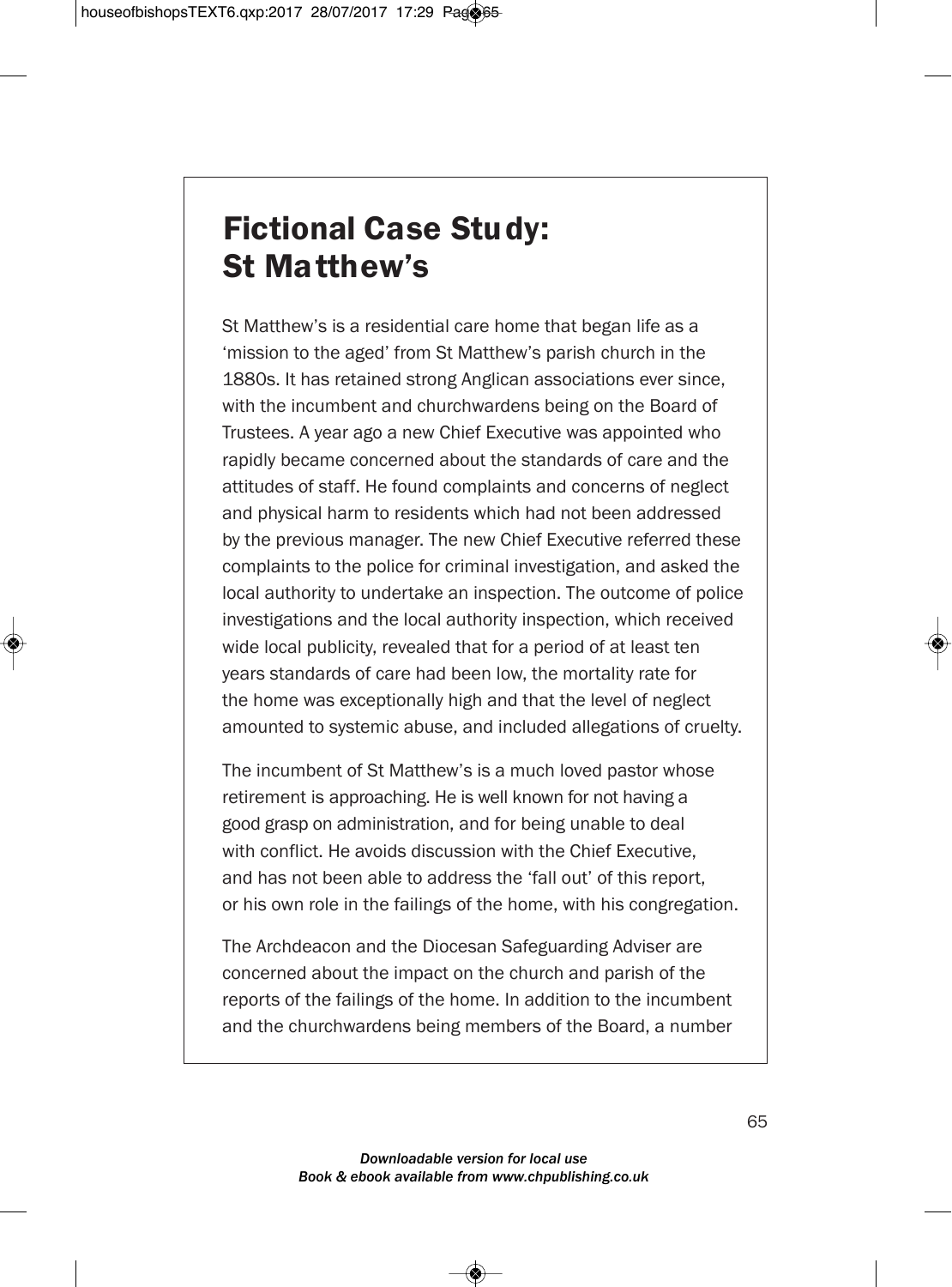# Fictional Case Study: St Matthew's

St Matthew's is a residential care home that began life as a 'mission to the aged' from St Matthew's parish church in the 1880s. It has retained strong Anglican associations ever since, with the incumbent and churchwardens being on the Board of Trustees. A year ago a new Chief Executive was appointed who rapidly became concerned about the standards of care and the attitudes of staff. He found complaints and concerns of neglect and physical harm to residents which had not been addressed by the previous manager. The new Chief Executive referred these complaints to the police for criminal investigation, and asked the local authority to undertake an inspection. The outcome of police investigations and the local authority inspection, which received wide local publicity, revealed that for a period of at least ten years standards of care had been low, the mortality rate for the home was exceptionally high and that the level of neglect amounted to systemic abuse, and included allegations of cruelty.

The incumbent of St Matthew's is a much loved pastor whose retirement is approaching. He is well known for not having a good grasp on administration, and for being unable to deal with conflict. He avoids discussion with the Chief Executive, and has not been able to address the 'fall out' of this report, or his own role in the failings of the home, with his congregation.

The Archdeacon and the Diocesan Safeguarding Adviser are concerned about the impact on the church and parish of the reports of the failings of the home. In addition to the incumbent and the churchwardens being members of the Board, a number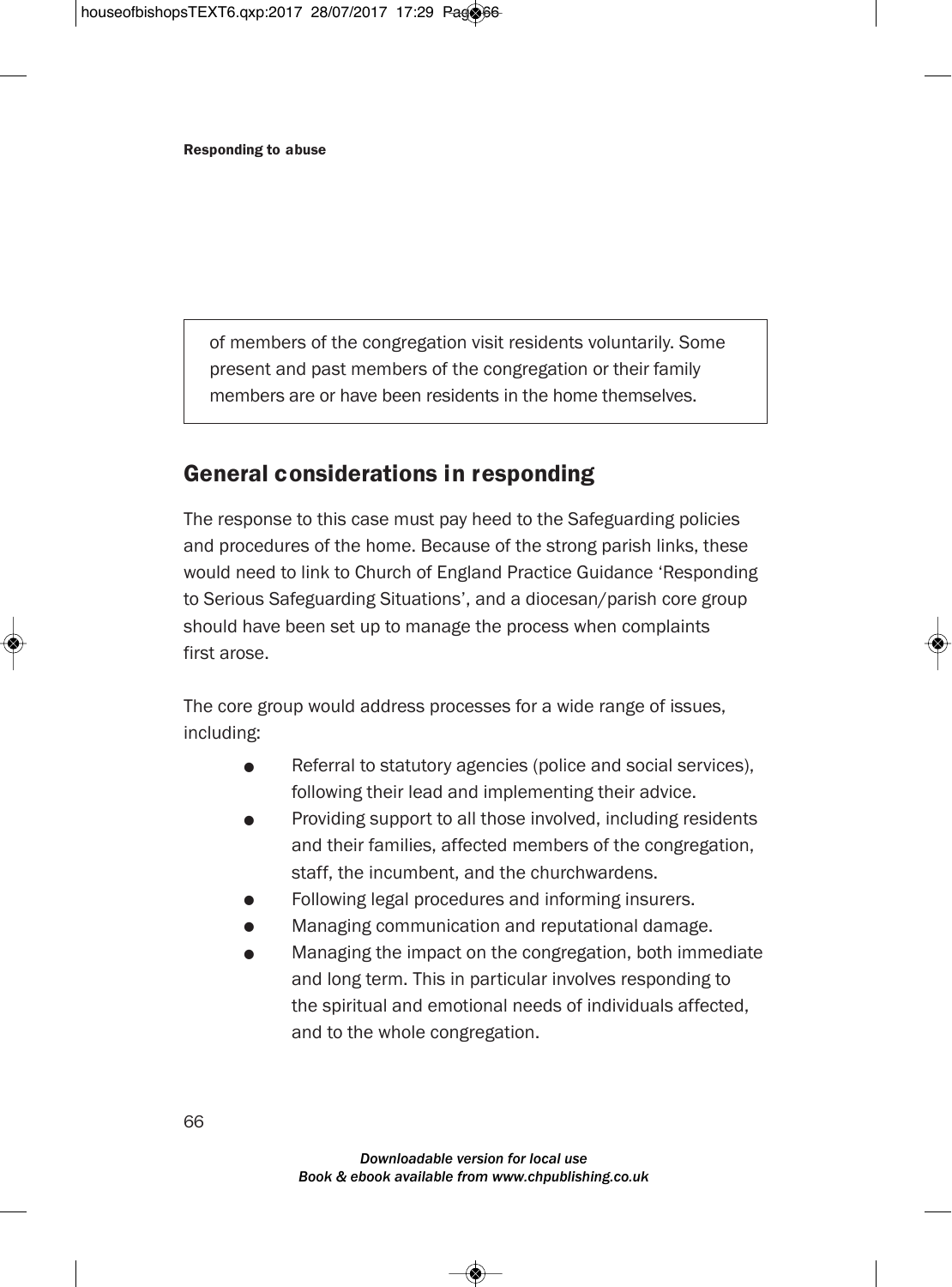of members of the congregation visit residents voluntarily. Some present and past members of the congregation or their family members are or have been residents in the home themselves.

## General considerations in responding

The response to this case must pay heed to the Safeguarding policies and procedures of the home. Because of the strong parish links, these would need to link to Church of England Practice Guidance 'Responding to Serious Safeguarding Situations', and a diocesan/parish core group should have been set up to manage the process when complaints first arose.

The core group would address processes for a wide range of issues, including:

- Referral to statutory agencies (police and social services), following their lead and implementing their advice.
- Providing support to all those involved, including residents and their families, affected members of the congregation, staff, the incumbent, and the churchwardens.
- Following legal procedures and informing insurers.
- Managing communication and reputational damage.
- Managing the impact on the congregation, both immediate and long term. This in particular involves responding to the spiritual and emotional needs of individuals affected, and to the whole congregation.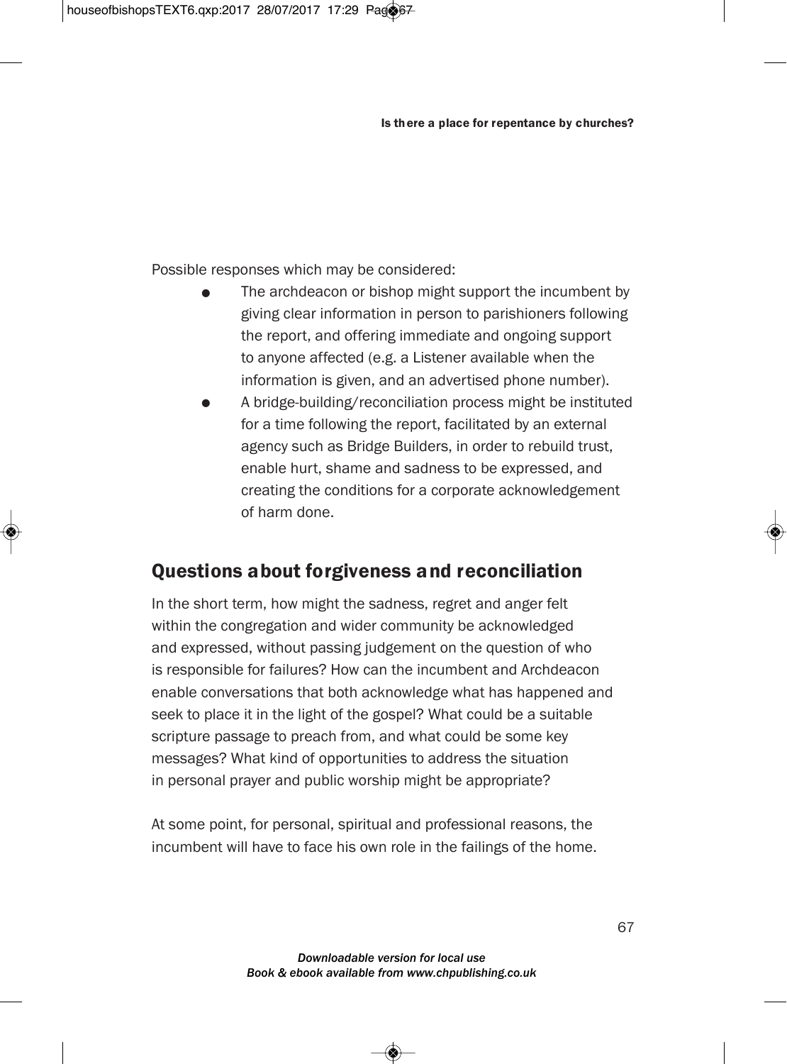Possible responses which may be considered:

- The archdeacon or bishop might support the incumbent by giving clear information in person to parishioners following the report, and offering immediate and ongoing support to anyone affected (e.g. a Listener available when the information is given, and an advertised phone number).
- A bridge-building/reconciliation process might be instituted for a time following the report, facilitated by an external agency such as Bridge Builders, in order to rebuild trust, enable hurt, shame and sadness to be expressed, and creating the conditions for a corporate acknowledgement of harm done.

## Questions about forgiveness and reconciliation

In the short term, how might the sadness, regret and anger felt within the congregation and wider community be acknowledged and expressed, without passing judgement on the question of who is responsible for failures? How can the incumbent and Archdeacon enable conversations that both acknowledge what has happened and seek to place it in the light of the gospel? What could be a suitable scripture passage to preach from, and what could be some key messages? What kind of opportunities to address the situation in personal prayer and public worship might be appropriate?

At some point, for personal, spiritual and professional reasons, the incumbent will have to face his own role in the failings of the home.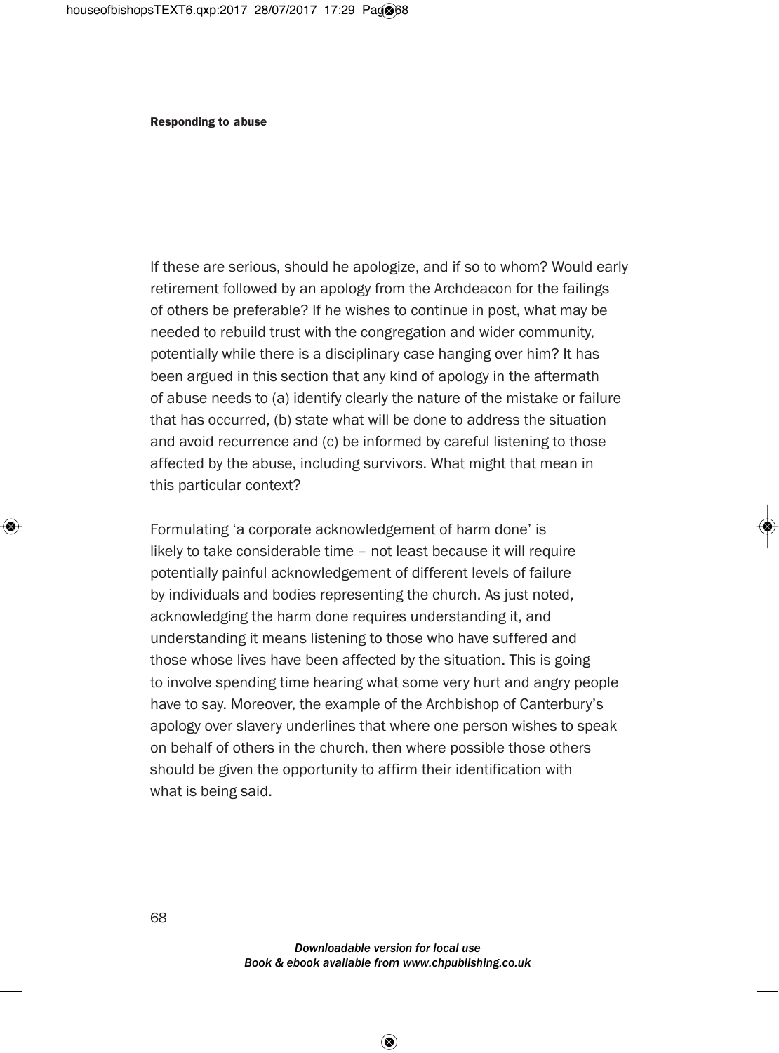If these are serious, should he apologize, and if so to whom? Would early retirement followed by an apology from the Archdeacon for the failings of others be preferable? If he wishes to continue in post, what may be needed to rebuild trust with the congregation and wider community, potentially while there is a disciplinary case hanging over him? It has been argued in this section that any kind of apology in the aftermath of abuse needs to (a) identify clearly the nature of the mistake or failure that has occurred, (b) state what will be done to address the situation and avoid recurrence and (c) be informed by careful listening to those affected by the abuse, including survivors. What might that mean in this particular context?

Formulating 'a corporate acknowledgement of harm done' is likely to take considerable time – not least because it will require potentially painful acknowledgement of different levels of failure by individuals and bodies representing the church. As just noted, acknowledging the harm done requires understanding it, and understanding it means listening to those who have suffered and those whose lives have been affected by the situation. This is going to involve spending time hearing what some very hurt and angry people have to say. Moreover, the example of the Archbishop of Canterbury's apology over slavery underlines that where one person wishes to speak on behalf of others in the church, then where possible those others should be given the opportunity to affirm their identification with what is being said.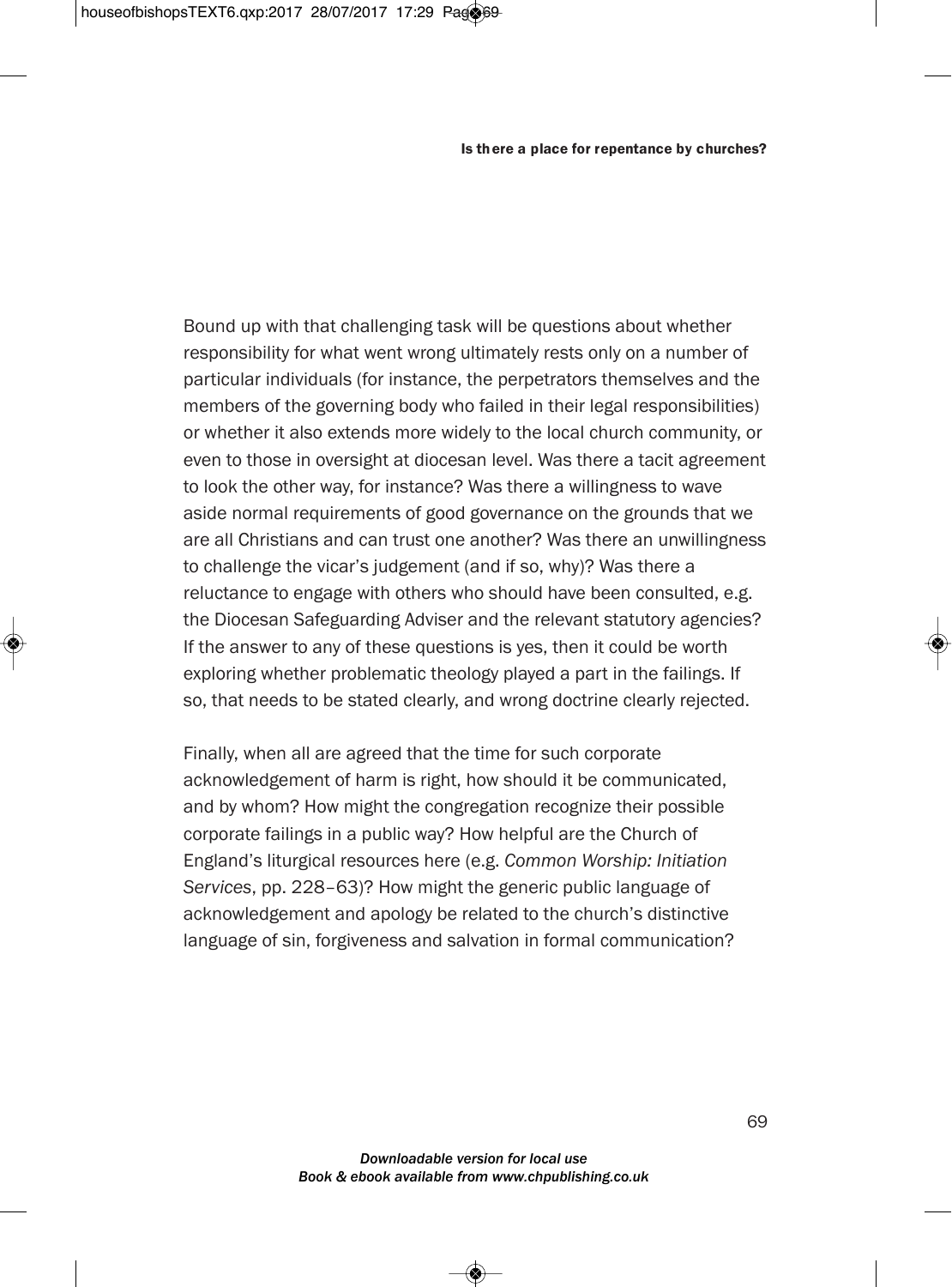Bound up with that challenging task will be questions about whether responsibility for what went wrong ultimately rests only on a number of particular individuals (for instance, the perpetrators themselves and the members of the governing body who failed in their legal responsibilities) or whether it also extends more widely to the local church community, or even to those in oversight at diocesan level. Was there a tacit agreement to look the other way, for instance? Was there a willingness to wave aside normal requirements of good governance on the grounds that we are all Christians and can trust one another? Was there an unwillingness to challenge the vicar's judgement (and if so, why)? Was there a reluctance to engage with others who should have been consulted, e.g. the Diocesan Safeguarding Adviser and the relevant statutory agencies? If the answer to any of these questions is yes, then it could be worth exploring whether problematic theology played a part in the failings. If so, that needs to be stated clearly, and wrong doctrine clearly rejected.

Finally, when all are agreed that the time for such corporate acknowledgement of harm is right, how should it be communicated, and by whom? How might the congregation recognize their possible corporate failings in a public way? How helpful are the Church of England's liturgical resources here (e.g. *Common Worship: Initiation Services*, pp. 228–63)? How might the generic public language of acknowledgement and apology be related to the church's distinctive language of sin, forgiveness and salvation in formal communication?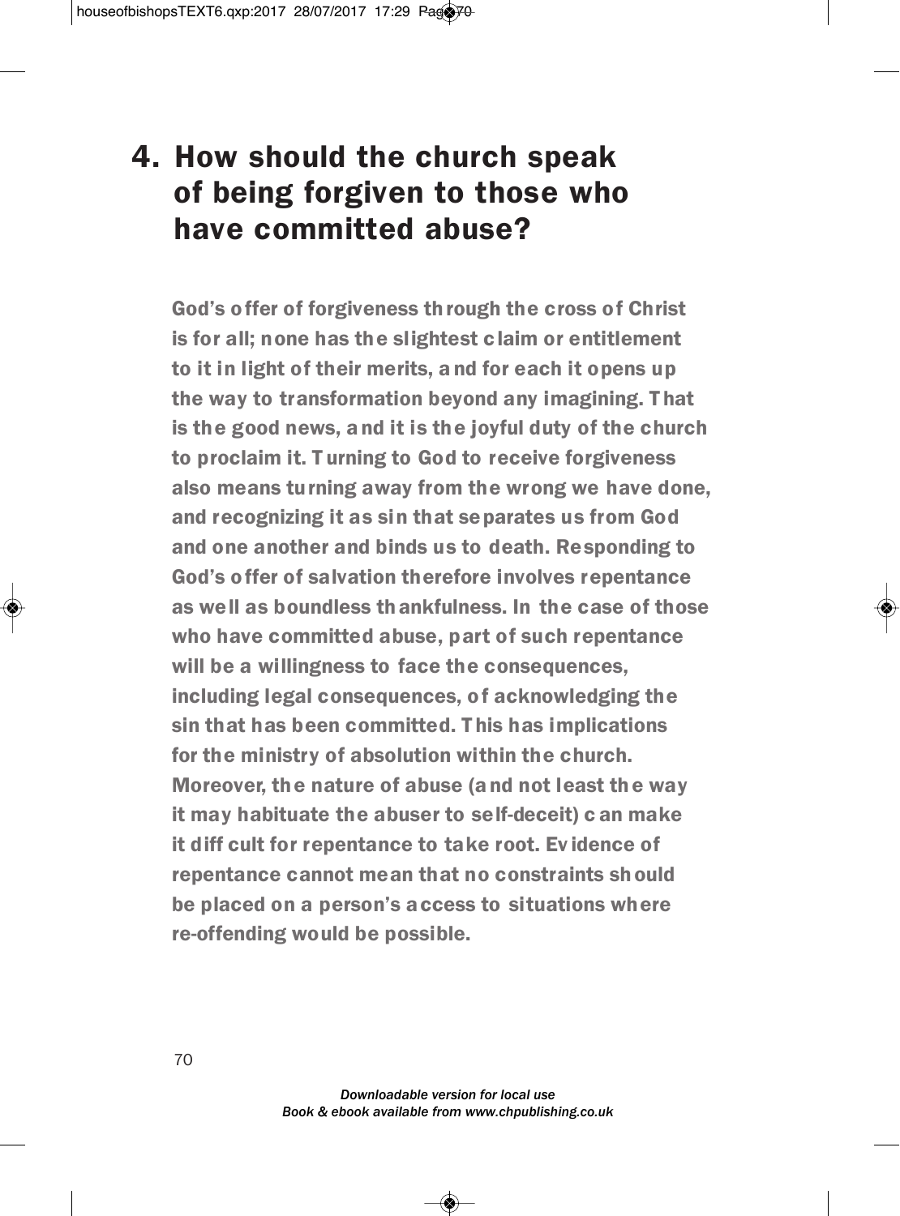# 4. How should the church speak of being forgiven to those who have committed abuse?

**God's offer of forgiveness through the cross of Christ is for all; none has the slightest claim or entitlement to it in light of their merits, and for each it opens up the way to transformation beyond any imagining. That is the good news, and it is the joyful duty of the church to proclaim it. Turning to God to receive forgiveness also means turning away from the wrong we have done, and recognizing it as sin that separates us from God and one another and binds us to death. Responding to God's offer of salvation therefore involves repentance as well as boundless thankfulness. In the case of those who have committed abuse, part of such repentance will be a willingness to face the consequences, including legal consequences, of acknowledging the sin that has been committed. This has implications for the ministry of absolution within the church. Moreover, the nature of abuse (and not least the way it may habituate the abuser to self-deceit) can make it difficult for repentance to take root. Evidence of repentance cannot mean that no constraints should be placed on a person's access to situations where re-offending would be possible.**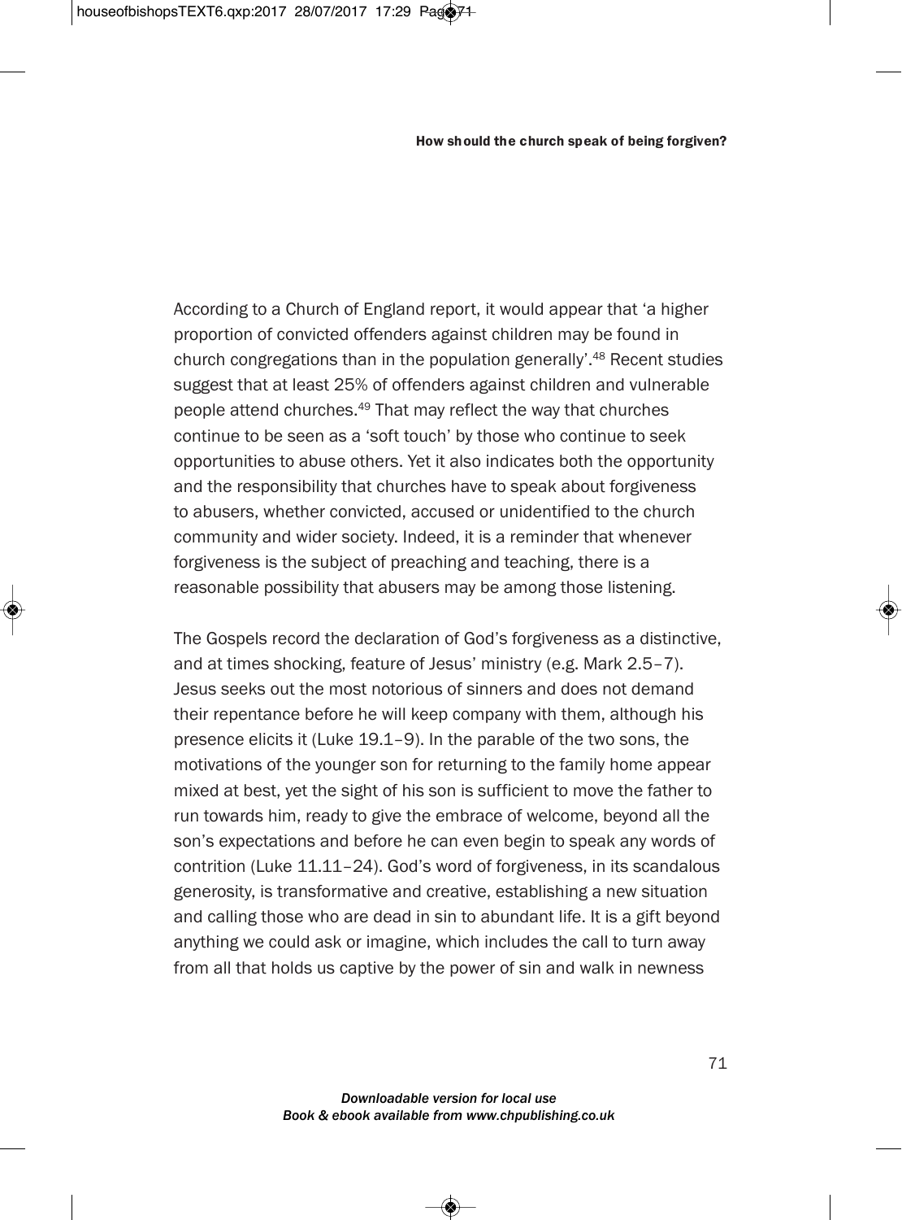According to a Church of England report, it would appear that 'a higher proportion of convicted offenders against children may be found in church congregations than in the population generally'.[48] Recent studies suggest that at least 25% of offenders against children and vulnerable people attend churches.[49] That may reflect the way that churches continue to be seen as a 'soft touch' by those who continue to seek opportunities to abuse others. Yet it also indicates both the opportunity and the responsibility that churches have to speak about forgiveness to abusers, whether convicted, accused or unidentified to the church community and wider society. Indeed, it is a reminder that whenever forgiveness is the subject of preaching and teaching, there is a reasonable possibility that abusers may be among those listening.

The Gospels record the declaration of God's forgiveness as a distinctive, and at times shocking, feature of Jesus' ministry (e.g. Mark 2.5–7). Jesus seeks out the most notorious of sinners and does not demand their repentance before he will keep company with them, although his presence elicits it (Luke 19.1–9). In the parable of the two sons, the motivations of the younger son for returning to the family home appear mixed at best, yet the sight of his son is sufficient to move the father to run towards him, ready to give the embrace of welcome, beyond all the son's expectations and before he can even begin to speak any words of contrition (Luke 11.11–24). God's word of forgiveness, in its scandalous generosity, is transformative and creative, establishing a new situation and calling those who are dead in sin to abundant life. It is a gift beyond anything we could ask or imagine, which includes the call to turn away from all that holds us captive by the power of sin and walk in newness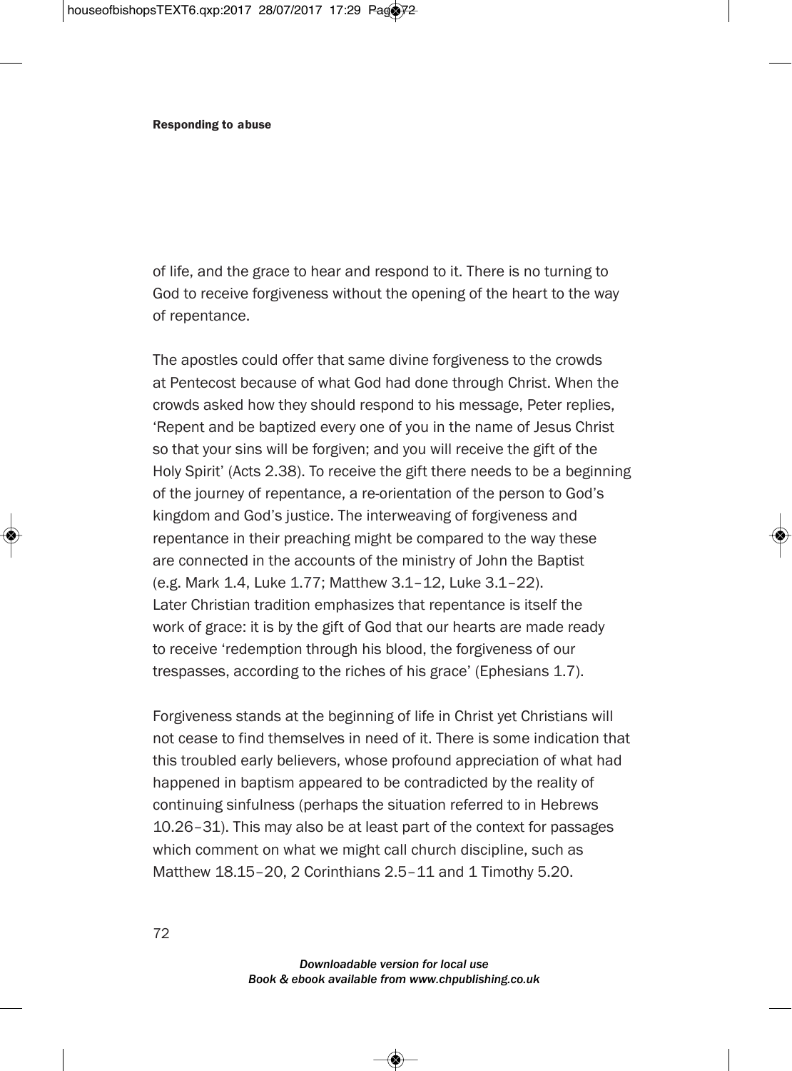of life, and the grace to hear and respond to it. There is no turning to God to receive forgiveness without the opening of the heart to the way of repentance.

The apostles could offer that same divine forgiveness to the crowds at Pentecost because of what God had done through Christ. When the crowds asked how they should respond to his message, Peter replies, 'Repent and be baptized every one of you in the name of Jesus Christ so that your sins will be forgiven; and you will receive the gift of the Holy Spirit' (Acts 2.38). To receive the gift there needs to be a beginning of the journey of repentance, a re-orientation of the person to God's kingdom and God's justice. The interweaving of forgiveness and repentance in their preaching might be compared to the way these are connected in the accounts of the ministry of John the Baptist (e.g. Mark 1.4, Luke 1.77; Matthew 3.1–12, Luke 3.1–22). Later Christian tradition emphasizes that repentance is itself the work of grace: it is by the gift of God that our hearts are made ready to receive 'redemption through his blood, the forgiveness of our trespasses, according to the riches of his grace' (Ephesians 1.7).

Forgiveness stands at the beginning of life in Christ yet Christians will not cease to find themselves in need of it. There is some indication that this troubled early believers, whose profound appreciation of what had happened in baptism appeared to be contradicted by the reality of continuing sinfulness (perhaps the situation referred to in Hebrews 10.26–31). This may also be at least part of the context for passages which comment on what we might call church discipline, such as Matthew 18.15–20, 2 Corinthians 2.5–11 and 1 Timothy 5.20.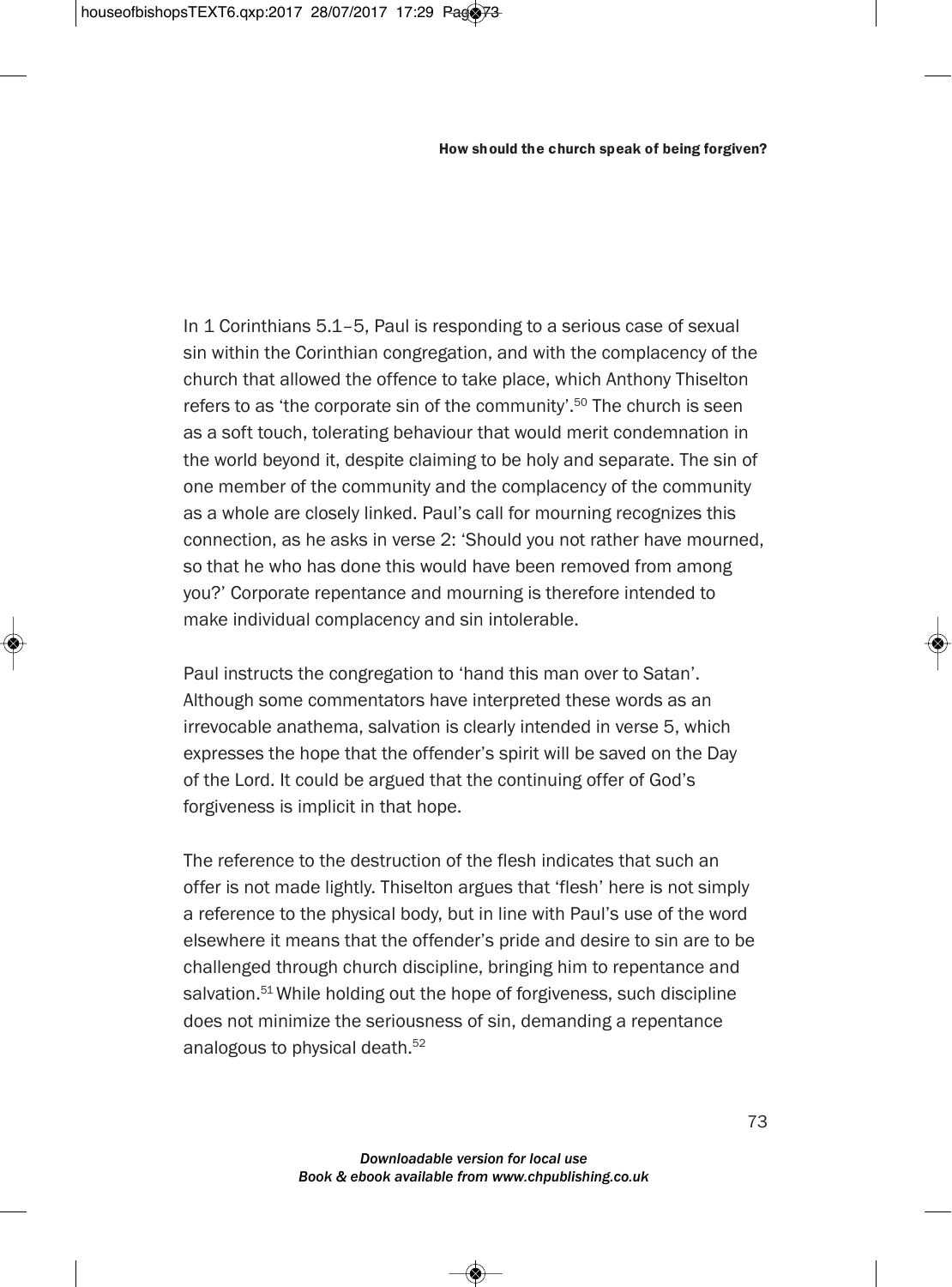In 1 Corinthians 5.1–5, Paul is responding to a serious case of sexual sin within the Corinthian congregation, and with the complacency of the church that allowed the offence to take place, which Anthony Thiselton refers to as 'the corporate sin of the community'.[50] The church is seen as a soft touch, tolerating behaviour that would merit condemnation in the world beyond it, despite claiming to be holy and separate. The sin of one member of the community and the complacency of the community as a whole are closely linked. Paul's call for mourning recognizes this connection, as he asks in verse 2: 'Should you not rather have mourned, so that he who has done this would have been removed from among you?' Corporate repentance and mourning is therefore intended to make individual complacency and sin intolerable.

Paul instructs the congregation to 'hand this man over to Satan'. Although some commentators have interpreted these words as an irrevocable anathema, salvation is clearly intended in verse 5, which expresses the hope that the offender's spirit will be saved on the Day of the Lord. It could be argued that the continuing offer of God's forgiveness is implicit in that hope.

The reference to the destruction of the flesh indicates that such an offer is not made lightly. Thiselton argues that 'flesh' here is not simply a reference to the physical body, but in line with Paul's use of the word elsewhere it means that the offender's pride and desire to sin are to be challenged through church discipline, bringing him to repentance and salvation.[51] While holding out the hope of forgiveness, such discipline does not minimize the seriousness of sin, demanding a repentance analogous to physical death.[52]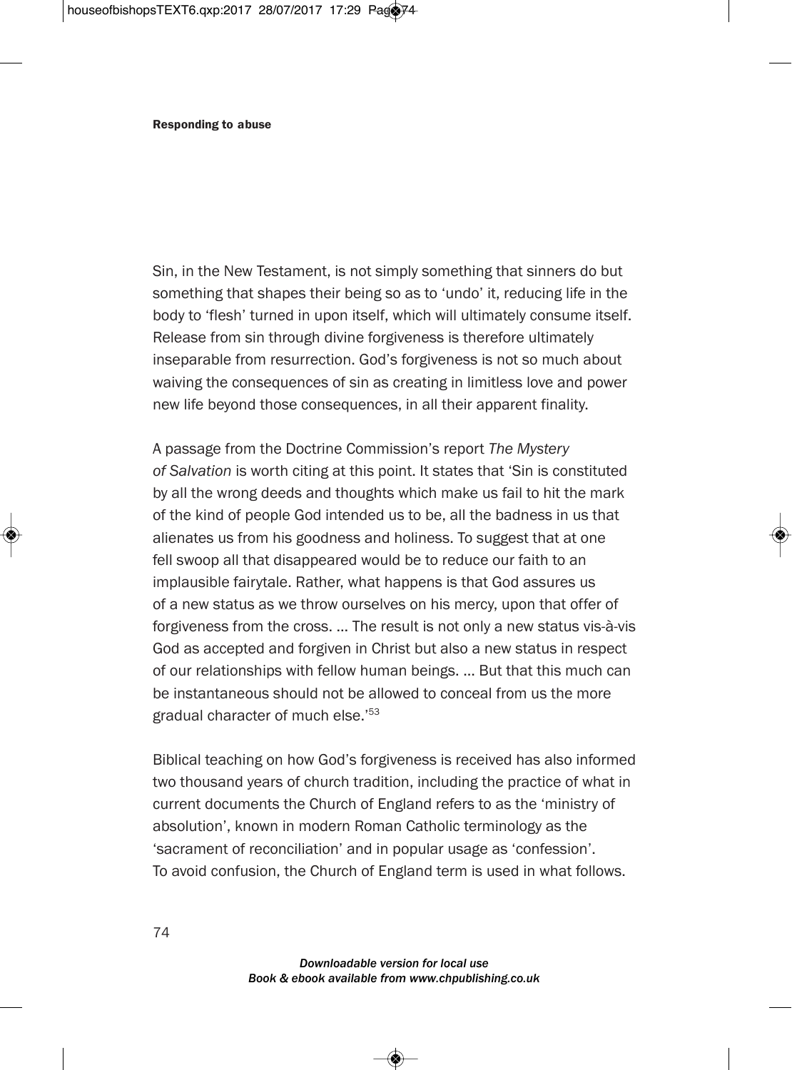Sin, in the New Testament, is not simply something that sinners do but something that shapes their being so as to 'undo' it, reducing life in the body to 'flesh' turned in upon itself, which will ultimately consume itself. Release from sin through divine forgiveness is therefore ultimately inseparable from resurrection. God's forgiveness is not so much about waiving the consequences of sin as creating in limitless love and power new life beyond those consequences, in all their apparent finality.

A passage from the Doctrine Commission's report *The Mystery of Salvation* is worth citing at this point. It states that 'Sin is constituted by all the wrong deeds and thoughts which make us fail to hit the mark of the kind of people God intended us to be, all the badness in us that alienates us from his goodness and holiness. To suggest that at one fell swoop all that disappeared would be to reduce our faith to an implausible fairytale. Rather, what happens is that God assures us of a new status as we throw ourselves on his mercy, upon that offer of forgiveness from the cross. ... The result is not only a new status vis-à-vis God as accepted and forgiven in Christ but also a new status in respect of our relationships with fellow human beings. ... But that this much can be instantaneous should not be allowed to conceal from us the more gradual character of much else.'[53]

Biblical teaching on how God's forgiveness is received has also informed two thousand years of church tradition, including the practice of what in current documents the Church of England refers to as the 'ministry of absolution', known in modern Roman Catholic terminology as the 'sacrament of reconciliation' and in popular usage as 'confession'. To avoid confusion, the Church of England term is used in what follows.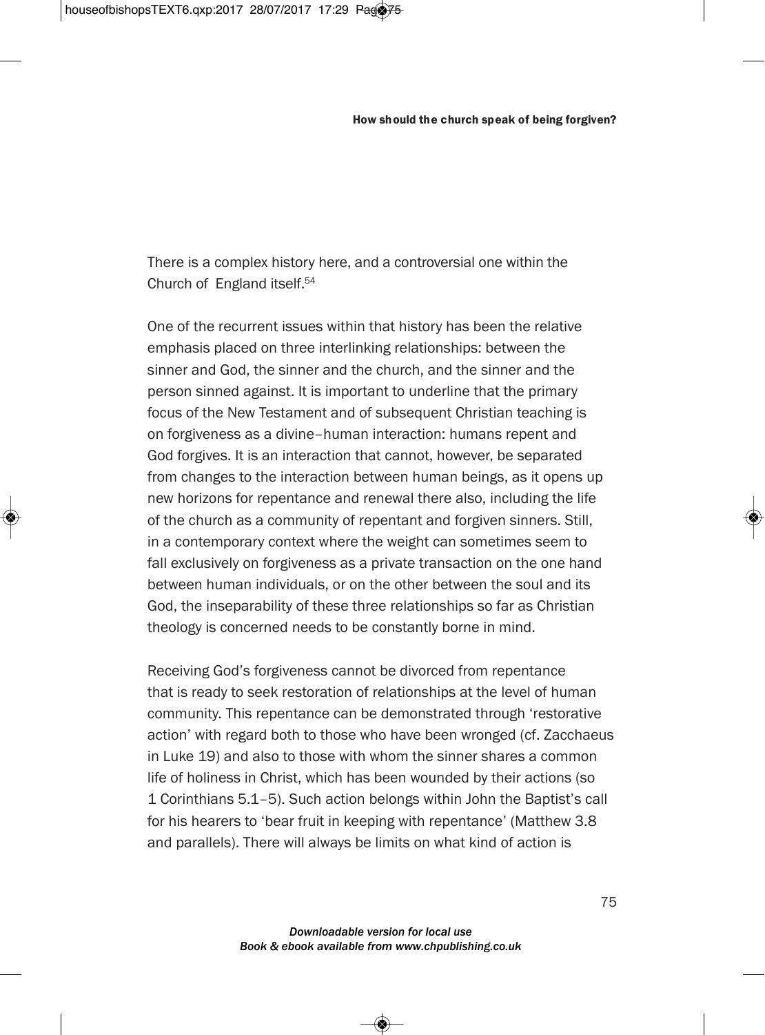There is a complex history here, and a controversial one within the Church of England itself.[54]

One of the recurrent issues within that history has been the relative emphasis placed on three interlinking relationships: between the sinner and God, the sinner and the church, and the sinner and the person sinned against. It is important to underline that the primary focus of the New Testament and of subsequent Christian teaching is on forgiveness as a divine–human interaction: humans repent and God forgives. It is an interaction that cannot, however, be separated from changes to the interaction between human beings, as it opens up new horizons for repentance and renewal there also, including the life of the church as a community of repentant and forgiven sinners. Still, in a contemporary context where the weight can sometimes seem to fall exclusively on forgiveness as a private transaction on the one hand between human individuals, or on the other between the soul and its God, the inseparability of these three relationships so far as Christian theology is concerned needs to be constantly borne in mind.

Receiving God's forgiveness cannot be divorced from repentance that is ready to seek restoration of relationships at the level of human community. This repentance can be demonstrated through 'restorative action' with regard both to those who have been wronged (cf. Zacchaeus in Luke 19) and also to those with whom the sinner shares a common life of holiness in Christ, which has been wounded by their actions (so 1 Corinthians 5.1–5). Such action belongs within John the Baptist's call for his hearers to 'bear fruit in keeping with repentance' (Matthew 3.8 and parallels). There will always be limits on what kind of action is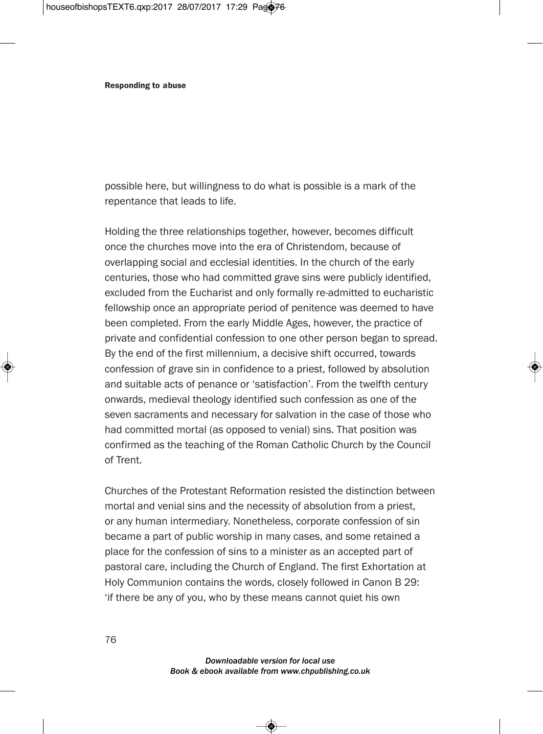possible here, but willingness to do what is possible is a mark of the repentance that leads to life.

Holding the three relationships together, however, becomes difficult once the churches move into the era of Christendom, because of overlapping social and ecclesial identities. In the church of the early centuries, those who had committed grave sins were publicly identified, excluded from the Eucharist and only formally re-admitted to eucharistic fellowship once an appropriate period of penitence was deemed to have been completed. From the early Middle Ages, however, the practice of private and confidential confession to one other person began to spread. By the end of the first millennium, a decisive shift occurred, towards confession of grave sin in confidence to a priest, followed by absolution and suitable acts of penance or 'satisfaction'. From the twelfth century onwards, medieval theology identified such confession as one of the seven sacraments and necessary for salvation in the case of those who had committed mortal (as opposed to venial) sins. That position was confirmed as the teaching of the Roman Catholic Church by the Council of Trent.

Churches of the Protestant Reformation resisted the distinction between mortal and venial sins and the necessity of absolution from a priest, or any human intermediary. Nonetheless, corporate confession of sin became a part of public worship in many cases, and some retained a place for the confession of sins to a minister as an accepted part of pastoral care, including the Church of England. The first Exhortation at Holy Communion contains the words, closely followed in Canon B 29: 'if there be any of you, who by these means cannot quiet his own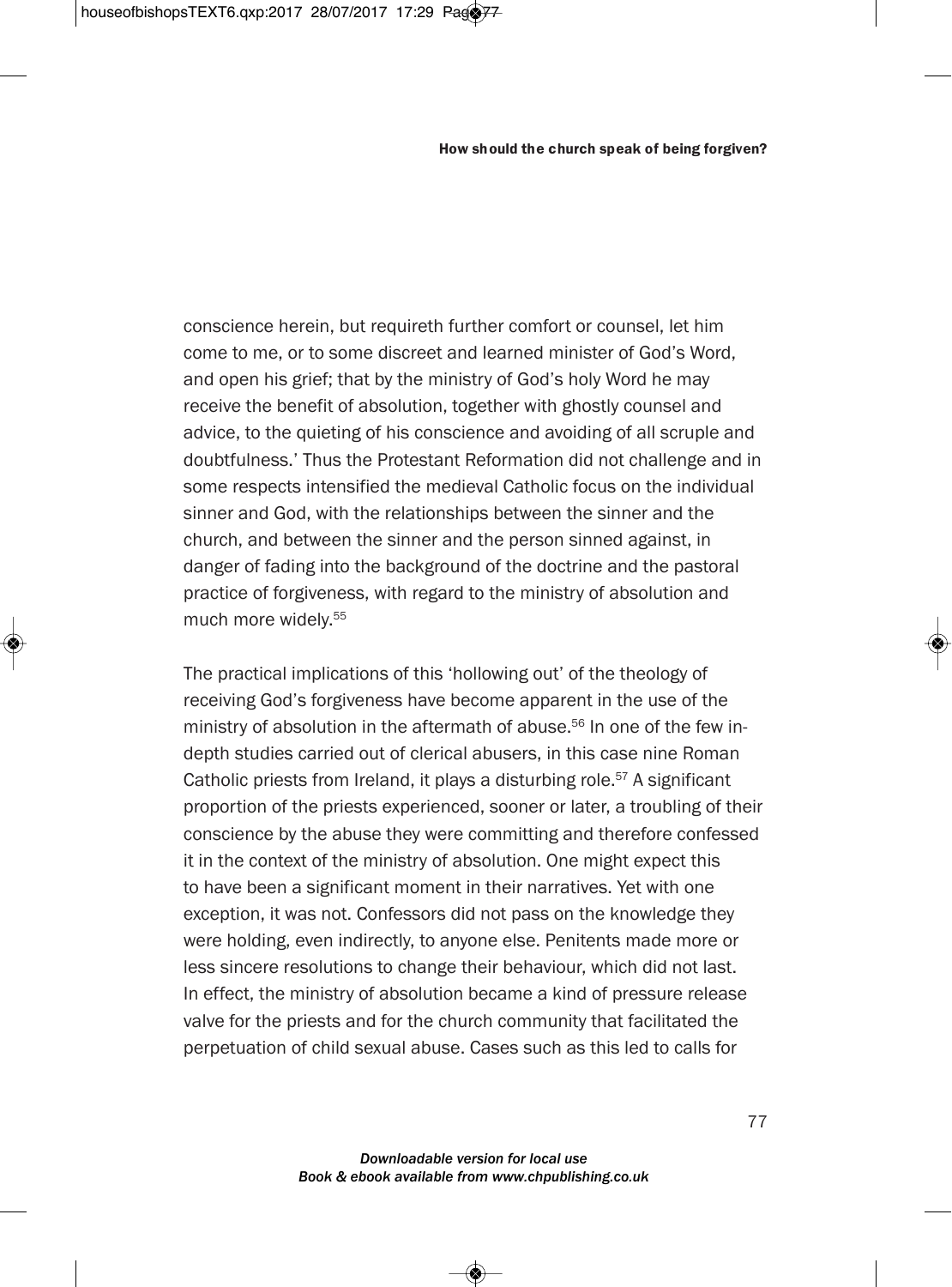conscience herein, but requireth further comfort or counsel, let him come to me, or to some discreet and learned minister of God's Word, and open his grief; that by the ministry of God's holy Word he may receive the benefit of absolution, together with ghostly counsel and advice, to the quieting of his conscience and avoiding of all scruple and doubtfulness.' Thus the Protestant Reformation did not challenge and in some respects intensified the medieval Catholic focus on the individual sinner and God, with the relationships between the sinner and the church, and between the sinner and the person sinned against, in danger of fading into the background of the doctrine and the pastoral practice of forgiveness, with regard to the ministry of absolution and much more widely.[55]

The practical implications of this 'hollowing out' of the theology of receiving God's forgiveness have become apparent in the use of the ministry of absolution in the aftermath of abuse.[56] In one of the few in-depth studies carried out of clerical abusers, in this case nine Roman Catholic priests from Ireland, it plays a disturbing role.[57] A significant proportion of the priests experienced, sooner or later, a troubling of their conscience by the abuse they were committing and therefore confessed it in the context of the ministry of absolution. One might expect this to have been a significant moment in their narratives. Yet with one exception, it was not. Confessors did not pass on the knowledge they were holding, even indirectly, to anyone else. Penitents made more or less sincere resolutions to change their behaviour, which did not last. In effect, the ministry of absolution became a kind of pressure release valve for the priests and for the church community that facilitated the perpetuation of child sexual abuse. Cases such as this led to calls for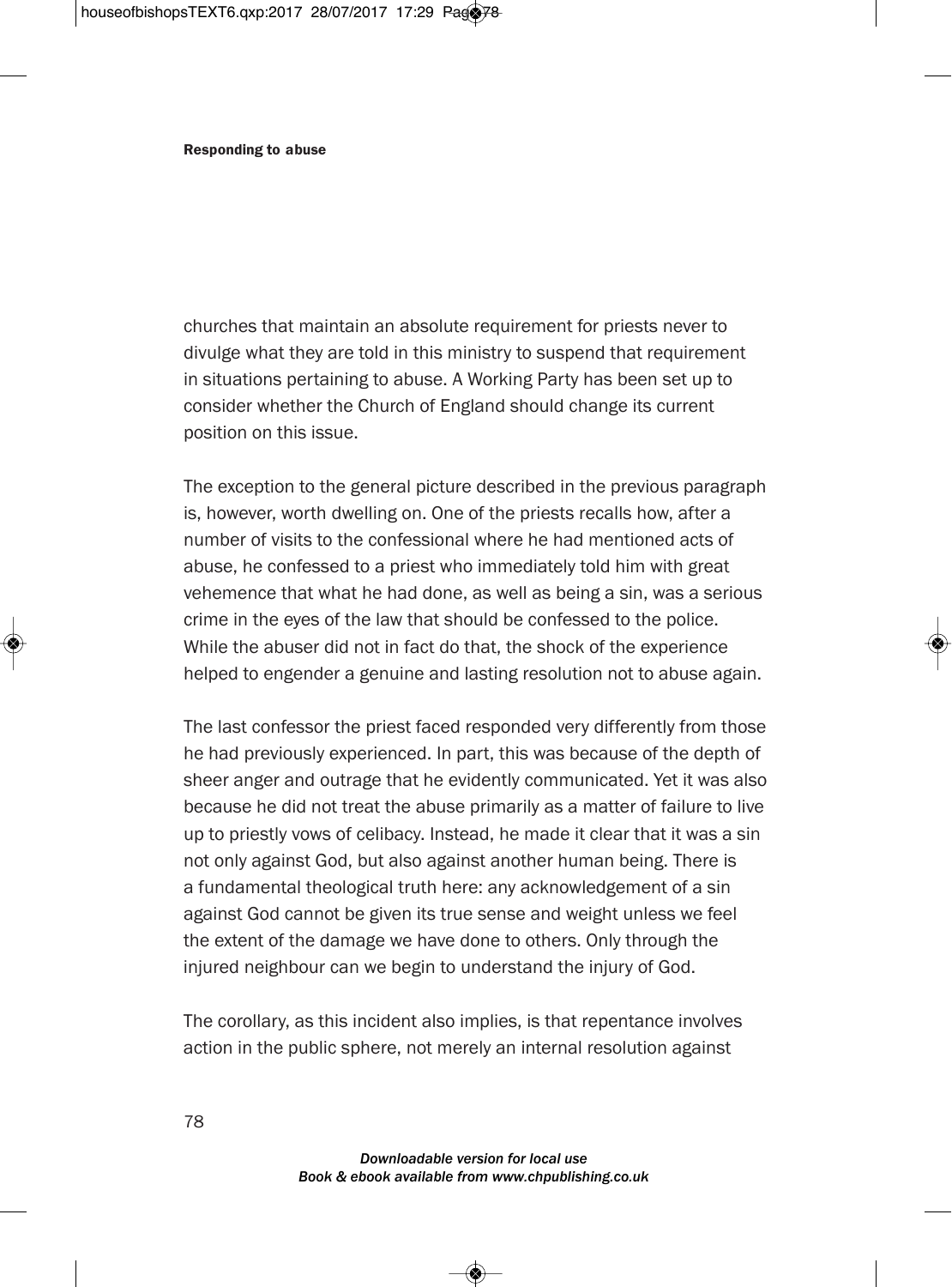churches that maintain an absolute requirement for priests never to divulge what they are told in this ministry to suspend that requirement in situations pertaining to abuse. A Working Party has been set up to consider whether the Church of England should change its current position on this issue.

The exception to the general picture described in the previous paragraph is, however, worth dwelling on. One of the priests recalls how, after a number of visits to the confessional where he had mentioned acts of abuse, he confessed to a priest who immediately told him with great vehemence that what he had done, as well as being a sin, was a serious crime in the eyes of the law that should be confessed to the police. While the abuser did not in fact do that, the shock of the experience helped to engender a genuine and lasting resolution not to abuse again.

The last confessor the priest faced responded very differently from those he had previously experienced. In part, this was because of the depth of sheer anger and outrage that he evidently communicated. Yet it was also because he did not treat the abuse primarily as a matter of failure to live up to priestly vows of celibacy. Instead, he made it clear that it was a sin not only against God, but also against another human being. There is a fundamental theological truth here: any acknowledgement of a sin against God cannot be given its true sense and weight unless we feel the extent of the damage we have done to others. Only through the injured neighbour can we begin to understand the injury of God.

The corollary, as this incident also implies, is that repentance involves action in the public sphere, not merely an internal resolution against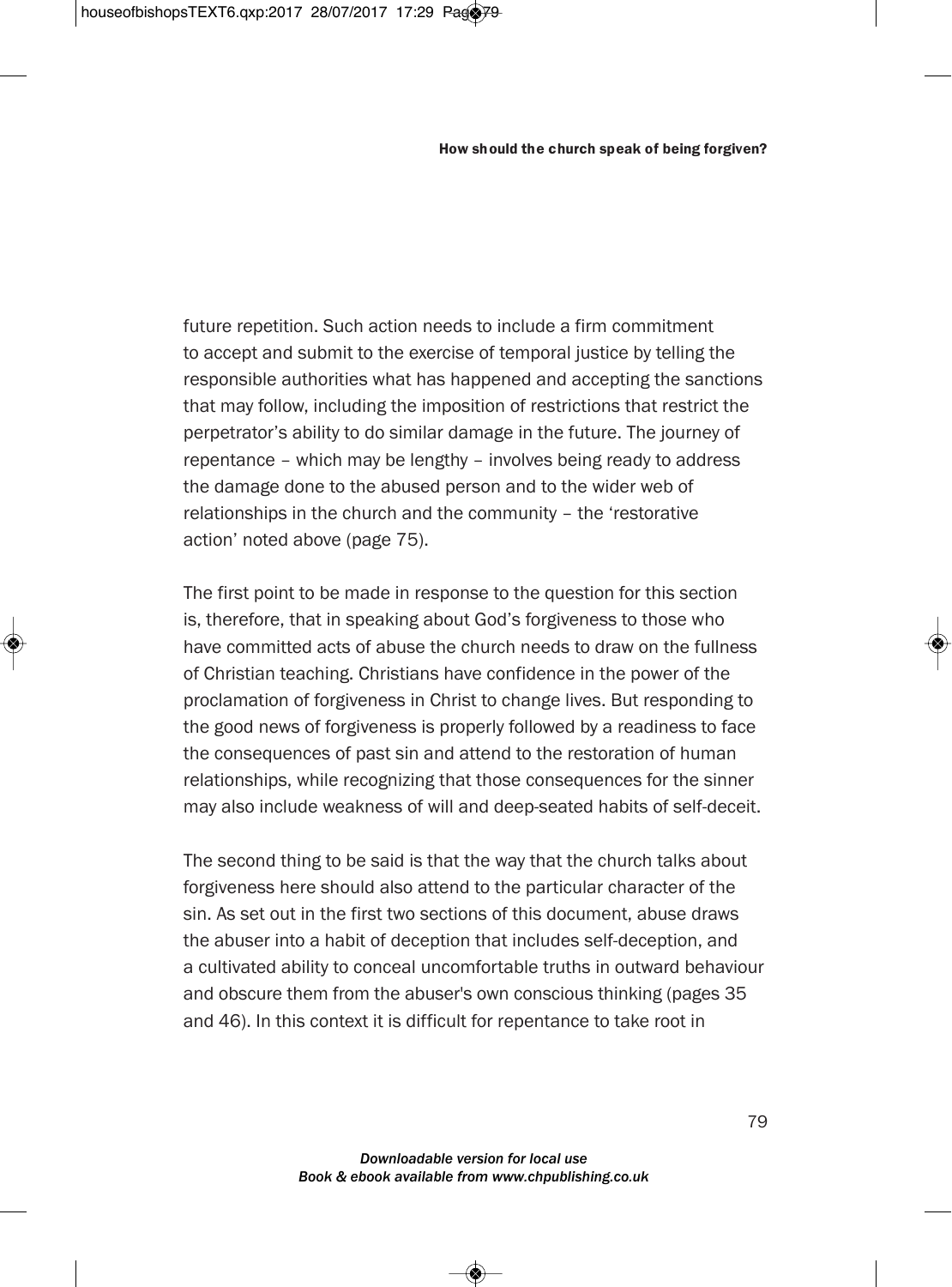future repetition. Such action needs to include a firm commitment to accept and submit to the exercise of temporal justice by telling the responsible authorities what has happened and accepting the sanctions that may follow, including the imposition of restrictions that restrict the perpetrator's ability to do similar damage in the future. The journey of repentance – which may be lengthy – involves being ready to address the damage done to the abused person and to the wider web of relationships in the church and the community – the 'restorative action' noted above (page 75).

The first point to be made in response to the question for this section is, therefore, that in speaking about God's forgiveness to those who have committed acts of abuse the church needs to draw on the fullness of Christian teaching. Christians have confidence in the power of the proclamation of forgiveness in Christ to change lives. But responding to the good news of forgiveness is properly followed by a readiness to face the consequences of past sin and attend to the restoration of human relationships, while recognizing that those consequences for the sinner may also include weakness of will and deep-seated habits of self-deceit.

The second thing to be said is that the way that the church talks about forgiveness here should also attend to the particular character of the sin. As set out in the first two sections of this document, abuse draws the abuser into a habit of deception that includes self-deception, and a cultivated ability to conceal uncomfortable truths in outward behaviour and obscure them from the abuser's own conscious thinking (pages 35 and 46). In this context it is difficult for repentance to take root in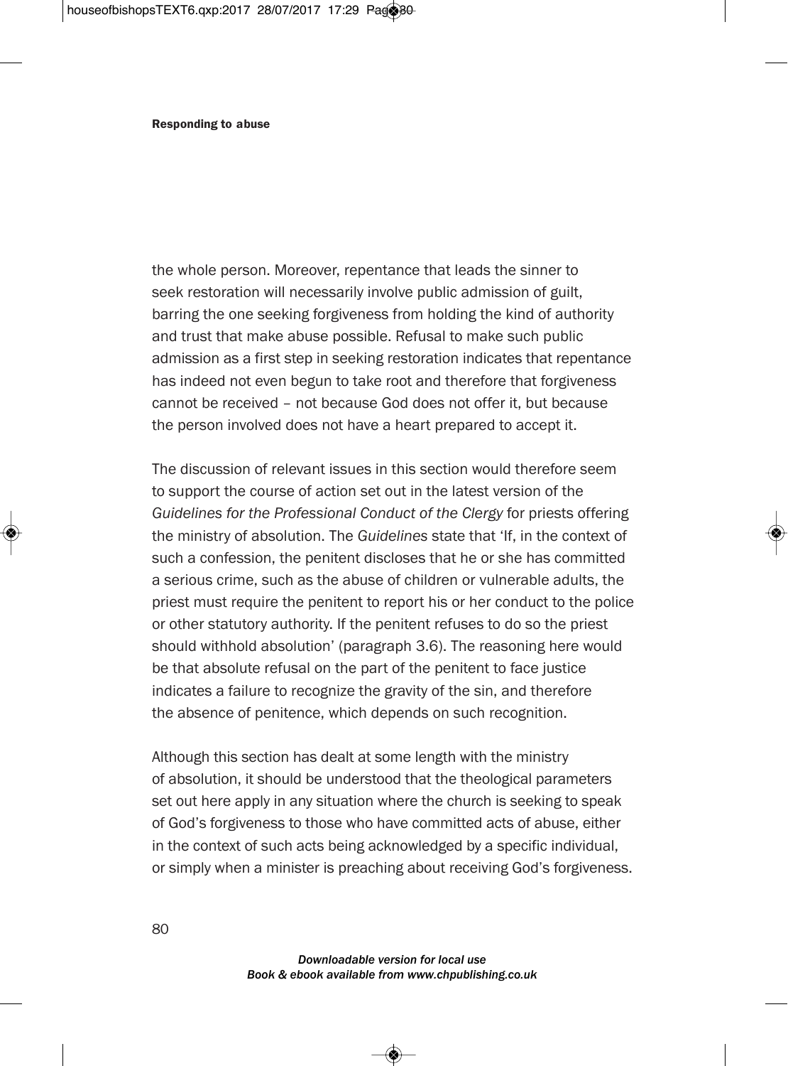the whole person. Moreover, repentance that leads the sinner to seek restoration will necessarily involve public admission of guilt, barring the one seeking forgiveness from holding the kind of authority and trust that make abuse possible. Refusal to make such public admission as a first step in seeking restoration indicates that repentance has indeed not even begun to take root and therefore that forgiveness cannot be received – not because God does not offer it, but because the person involved does not have a heart prepared to accept it.

The discussion of relevant issues in this section would therefore seem to support the course of action set out in the latest version of the *Guidelines for the Professional Conduct of the Clergy* for priests offering the ministry of absolution. The *Guidelines* state that 'If, in the context of such a confession, the penitent discloses that he or she has committed a serious crime, such as the abuse of children or vulnerable adults, the priest must require the penitent to report his or her conduct to the police or other statutory authority. If the penitent refuses to do so the priest should withhold absolution' (paragraph 3.6). The reasoning here would be that absolute refusal on the part of the penitent to face justice indicates a failure to recognize the gravity of the sin, and therefore the absence of penitence, which depends on such recognition.

Although this section has dealt at some length with the ministry of absolution, it should be understood that the theological parameters set out here apply in any situation where the church is seeking to speak of God's forgiveness to those who have committed acts of abuse, either in the context of such acts being acknowledged by a specific individual, or simply when a minister is preaching about receiving God's forgiveness.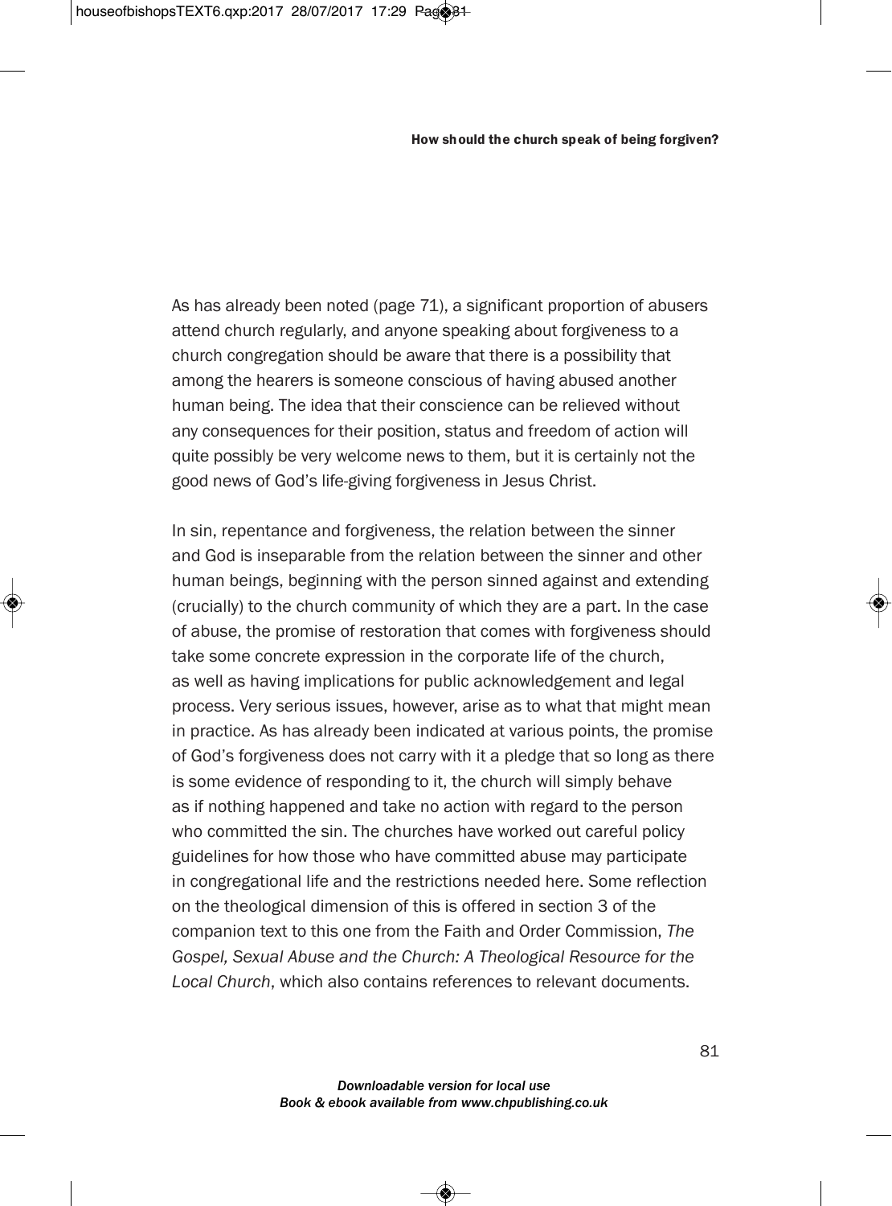As has already been noted (page 71), a significant proportion of abusers attend church regularly, and anyone speaking about forgiveness to a church congregation should be aware that there is a possibility that among the hearers is someone conscious of having abused another human being. The idea that their conscience can be relieved without any consequences for their position, status and freedom of action will quite possibly be very welcome news to them, but it is certainly not the good news of God's life-giving forgiveness in Jesus Christ.

In sin, repentance and forgiveness, the relation between the sinner and God is inseparable from the relation between the sinner and other human beings, beginning with the person sinned against and extending (crucially) to the church community of which they are a part. In the case of abuse, the promise of restoration that comes with forgiveness should take some concrete expression in the corporate life of the church, as well as having implications for public acknowledgement and legal process. Very serious issues, however, arise as to what that might mean in practice. As has already been indicated at various points, the promise of God's forgiveness does not carry with it a pledge that so long as there is some evidence of responding to it, the church will simply behave as if nothing happened and take no action with regard to the person who committed the sin. The churches have worked out careful policy guidelines for how those who have committed abuse may participate in congregational life and the restrictions needed here. Some reflection on the theological dimension of this is offered in section 3 of the companion text to this one from the Faith and Order Commission, *The Gospel, Sexual Abuse and the Church: A Theological Resource for the Local Church*, which also contains references to relevant documents.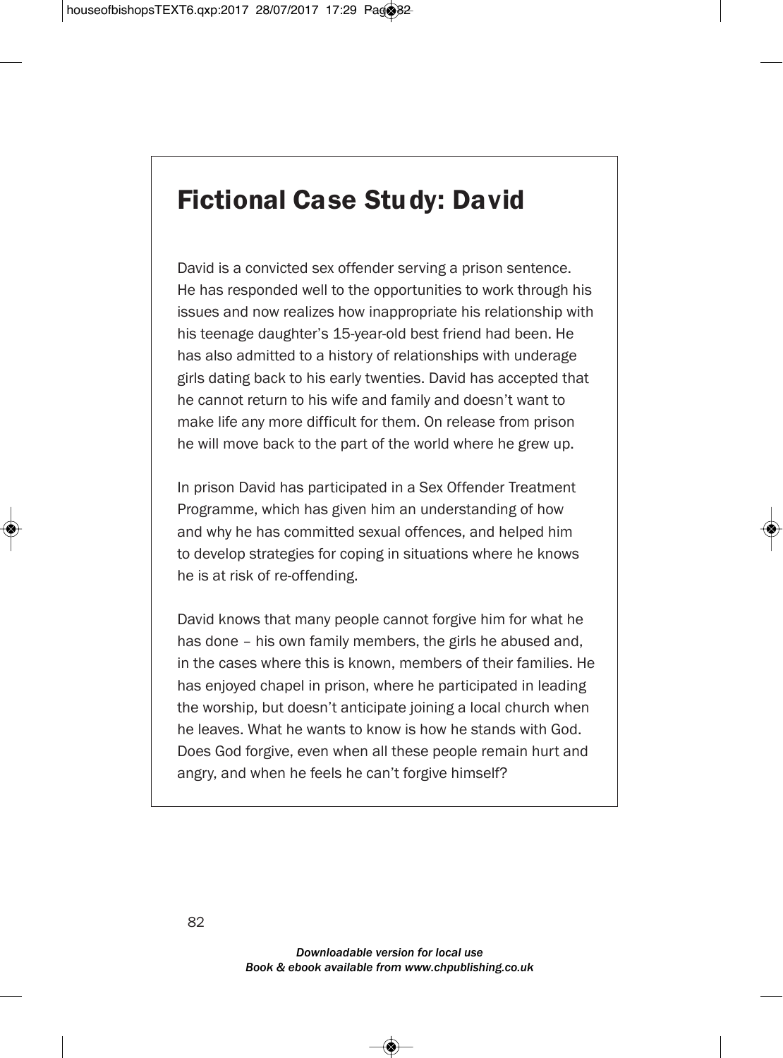## Fictional Case Study: David

David is a convicted sex offender serving a prison sentence. He has responded well to the opportunities to work through his issues and now realizes how inappropriate his relationship with his teenage daughter's 15-year-old best friend had been. He has also admitted to a history of relationships with underage girls dating back to his early twenties. David has accepted that he cannot return to his wife and family and doesn't want to make life any more difficult for them. On release from prison he will move back to the part of the world where he grew up.

In prison David has participated in a Sex Offender Treatment Programme, which has given him an understanding of how and why he has committed sexual offences, and helped him to develop strategies for coping in situations where he knows he is at risk of re-offending.

David knows that many people cannot forgive him for what he has done – his own family members, the girls he abused and, in the cases where this is known, members of their families. He has enjoyed chapel in prison, where he participated in leading the worship, but doesn't anticipate joining a local church when he leaves. What he wants to know is how he stands with God. Does God forgive, even when all these people remain hurt and angry, and when he feels he can't forgive himself?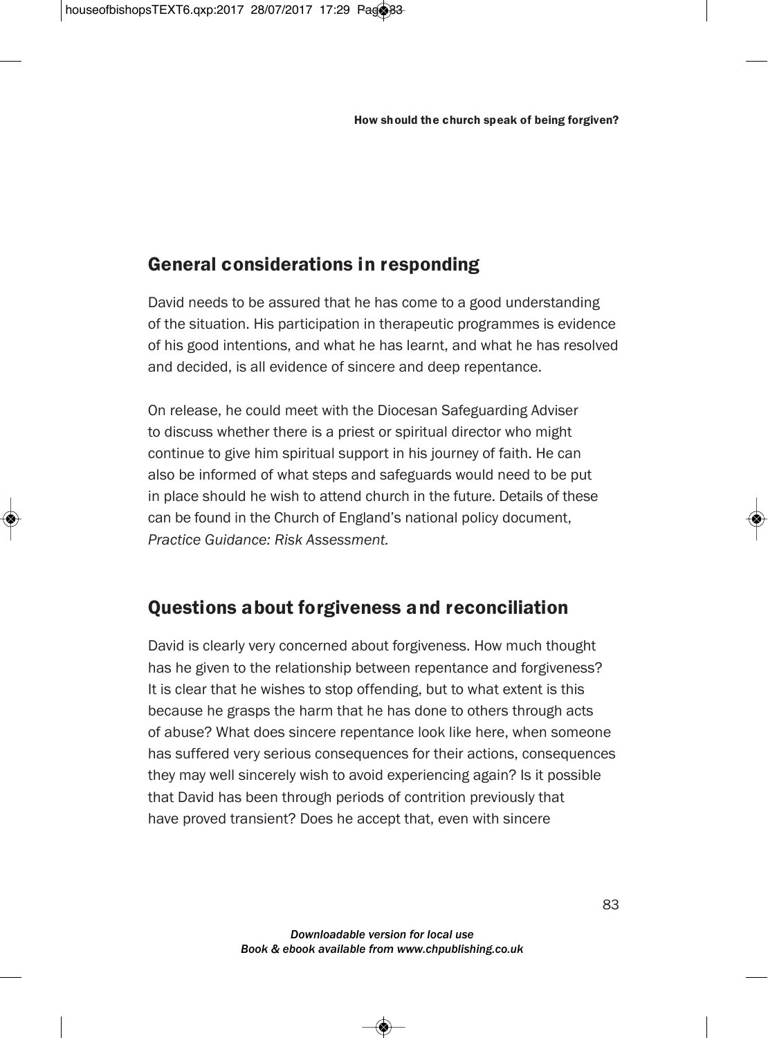## General considerations in responding

David needs to be assured that he has come to a good understanding of the situation. His participation in therapeutic programmes is evidence of his good intentions, and what he has learnt, and what he has resolved and decided, is all evidence of sincere and deep repentance.

On release, he could meet with the Diocesan Safeguarding Adviser to discuss whether there is a priest or spiritual director who might continue to give him spiritual support in his journey of faith. He can also be informed of what steps and safeguards would need to be put in place should he wish to attend church in the future. Details of these can be found in the Church of England's national policy document, *Practice Guidance: Risk Assessment.*

## Questions about forgiveness and reconciliation

David is clearly very concerned about forgiveness. How much thought has he given to the relationship between repentance and forgiveness? It is clear that he wishes to stop offending, but to what extent is this because he grasps the harm that he has done to others through acts of abuse? What does sincere repentance look like here, when someone has suffered very serious consequences for their actions, consequences they may well sincerely wish to avoid experiencing again? Is it possible that David has been through periods of contrition previously that have proved transient? Does he accept that, even with sincere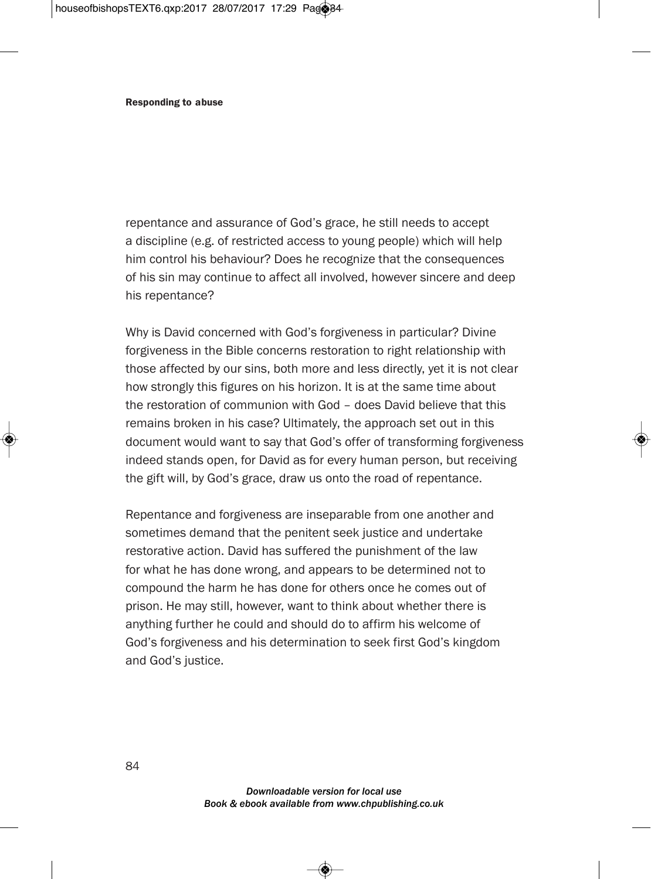repentance and assurance of God's grace, he still needs to accept a discipline (e.g. of restricted access to young people) which will help him control his behaviour? Does he recognize that the consequences of his sin may continue to affect all involved, however sincere and deep his repentance?

Why is David concerned with God's forgiveness in particular? Divine forgiveness in the Bible concerns restoration to right relationship with those affected by our sins, both more and less directly, yet it is not clear how strongly this figures on his horizon. It is at the same time about the restoration of communion with God – does David believe that this remains broken in his case? Ultimately, the approach set out in this document would want to say that God's offer of transforming forgiveness indeed stands open, for David as for every human person, but receiving the gift will, by God's grace, draw us onto the road of repentance.

Repentance and forgiveness are inseparable from one another and sometimes demand that the penitent seek justice and undertake restorative action. David has suffered the punishment of the law for what he has done wrong, and appears to be determined not to compound the harm he has done for others once he comes out of prison. He may still, however, want to think about whether there is anything further he could and should do to affirm his welcome of God's forgiveness and his determination to seek first God's kingdom and God's justice.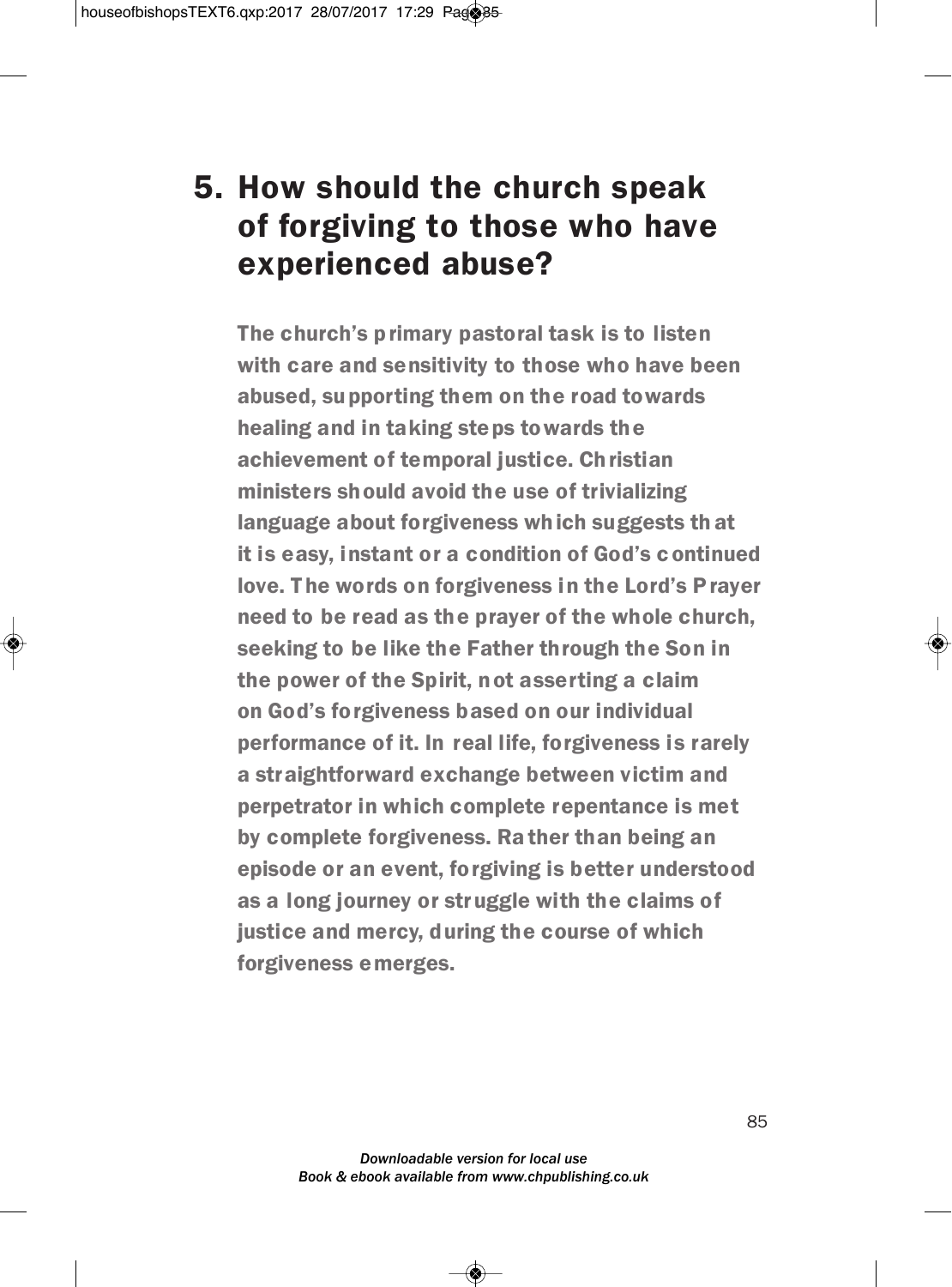# 5. How should the church speak of forgiving to those who have experienced abuse?

**The church's primary pastoral task is to listen with care and sensitivity to those who have been abused, supporting them on the road towards healing and in taking steps towards the achievement of temporal justice. Christian ministers should avoid the use of trivializing language about forgiveness which suggests that it is easy, instant or a condition of God's continued love. The words on forgiveness in the Lord's Prayer need to be read as the prayer of the whole church, seeking to be like the Father through the Son in the power of the Spirit, not asserting a claim on God's forgiveness based on our individual performance of it. In real life, forgiveness is rarely a straightforward exchange between victim and perpetrator in which complete repentance is met by complete forgiveness. Rather than being an episode or an event, forgiving is better understood as a long journey or struggle with the claims of justice and mercy, during the course of which forgiveness emerges.**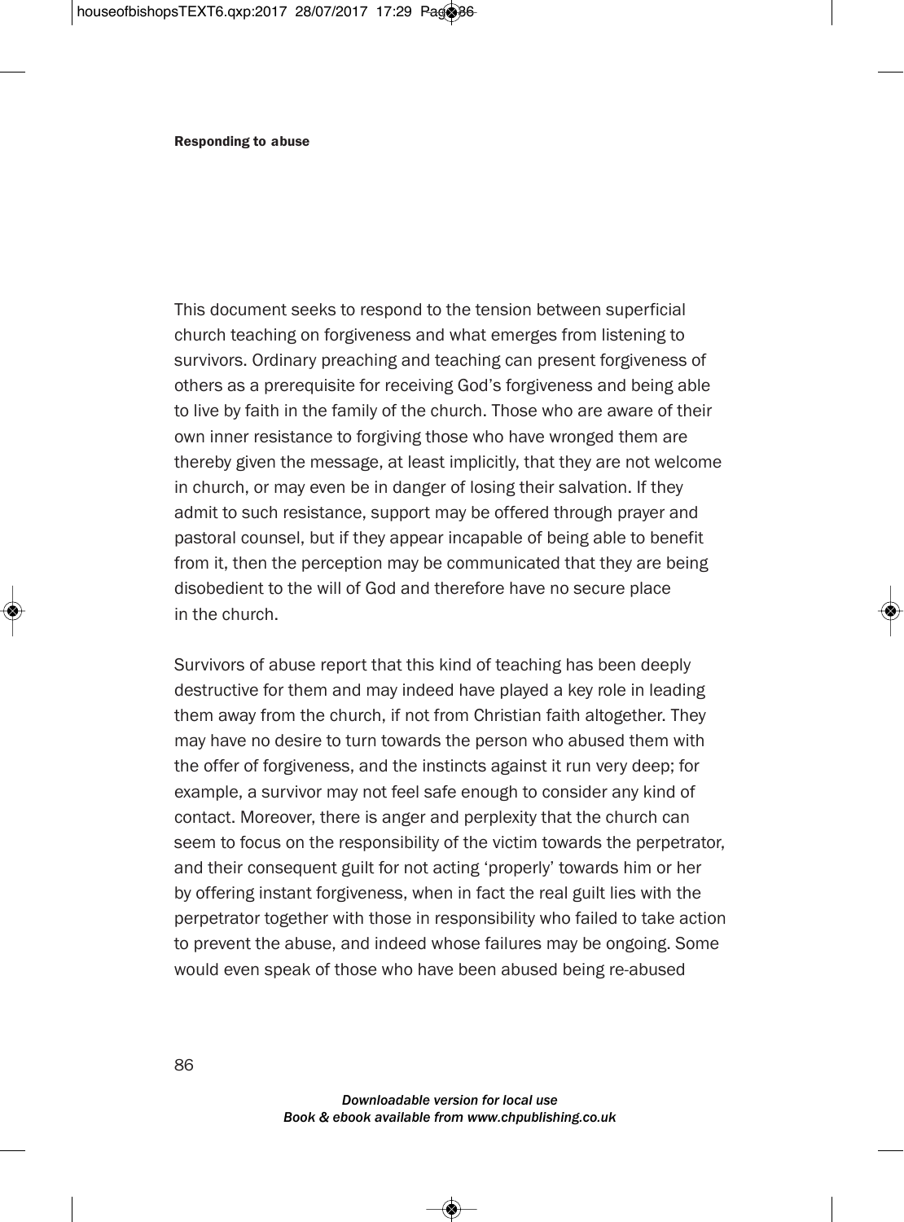This document seeks to respond to the tension between superficial church teaching on forgiveness and what emerges from listening to survivors. Ordinary preaching and teaching can present forgiveness of others as a prerequisite for receiving God's forgiveness and being able to live by faith in the family of the church. Those who are aware of their own inner resistance to forgiving those who have wronged them are thereby given the message, at least implicitly, that they are not welcome in church, or may even be in danger of losing their salvation. If they admit to such resistance, support may be offered through prayer and pastoral counsel, but if they appear incapable of being able to benefit from it, then the perception may be communicated that they are being disobedient to the will of God and therefore have no secure place in the church.

Survivors of abuse report that this kind of teaching has been deeply destructive for them and may indeed have played a key role in leading them away from the church, if not from Christian faith altogether. They may have no desire to turn towards the person who abused them with the offer of forgiveness, and the instincts against it run very deep; for example, a survivor may not feel safe enough to consider any kind of contact. Moreover, there is anger and perplexity that the church can seem to focus on the responsibility of the victim towards the perpetrator, and their consequent guilt for not acting 'properly' towards him or her by offering instant forgiveness, when in fact the real guilt lies with the perpetrator together with those in responsibility who failed to take action to prevent the abuse, and indeed whose failures may be ongoing. Some would even speak of those who have been abused being re-abused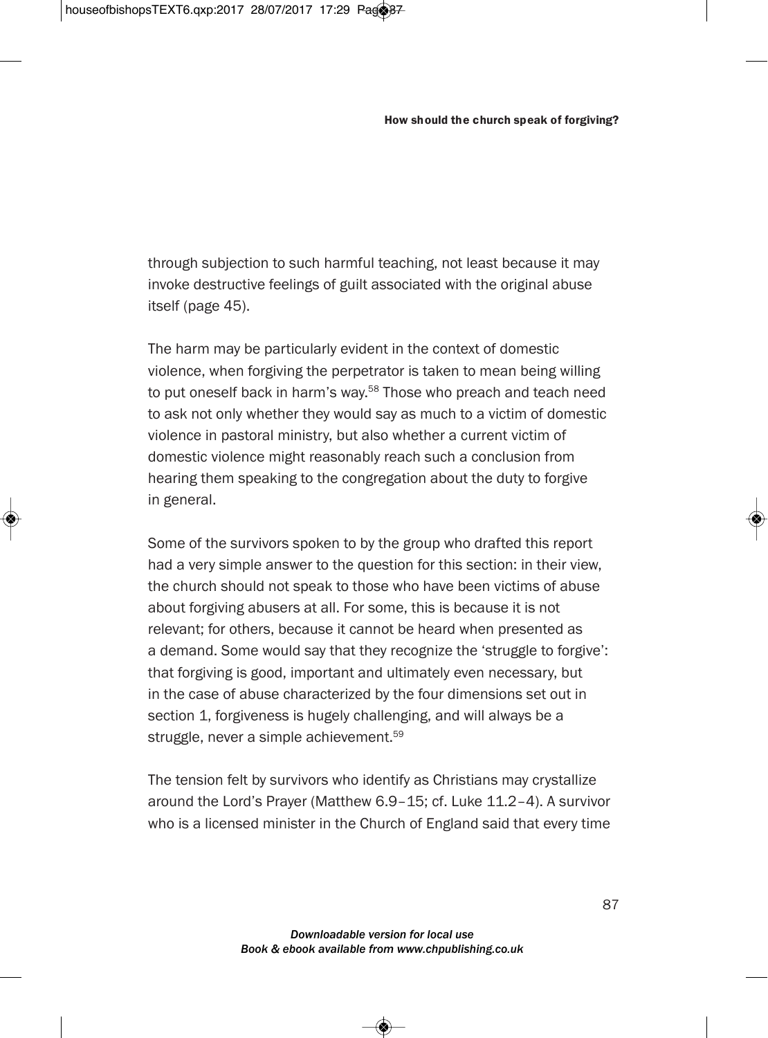through subjection to such harmful teaching, not least because it may invoke destructive feelings of guilt associated with the original abuse itself (page 45).

The harm may be particularly evident in the context of domestic violence, when forgiving the perpetrator is taken to mean being willing to put oneself back in harm's way.[58] Those who preach and teach need to ask not only whether they would say as much to a victim of domestic violence in pastoral ministry, but also whether a current victim of domestic violence might reasonably reach such a conclusion from hearing them speaking to the congregation about the duty to forgive in general.

Some of the survivors spoken to by the group who drafted this report had a very simple answer to the question for this section: in their view, the church should not speak to those who have been victims of abuse about forgiving abusers at all. For some, this is because it is not relevant; for others, because it cannot be heard when presented as a demand. Some would say that they recognize the 'struggle to forgive': that forgiving is good, important and ultimately even necessary, but in the case of abuse characterized by the four dimensions set out in section 1, forgiveness is hugely challenging, and will always be a struggle, never a simple achievement.[59]

The tension felt by survivors who identify as Christians may crystallize around the Lord's Prayer (Matthew 6.9–15; cf. Luke 11.2–4). A survivor who is a licensed minister in the Church of England said that every time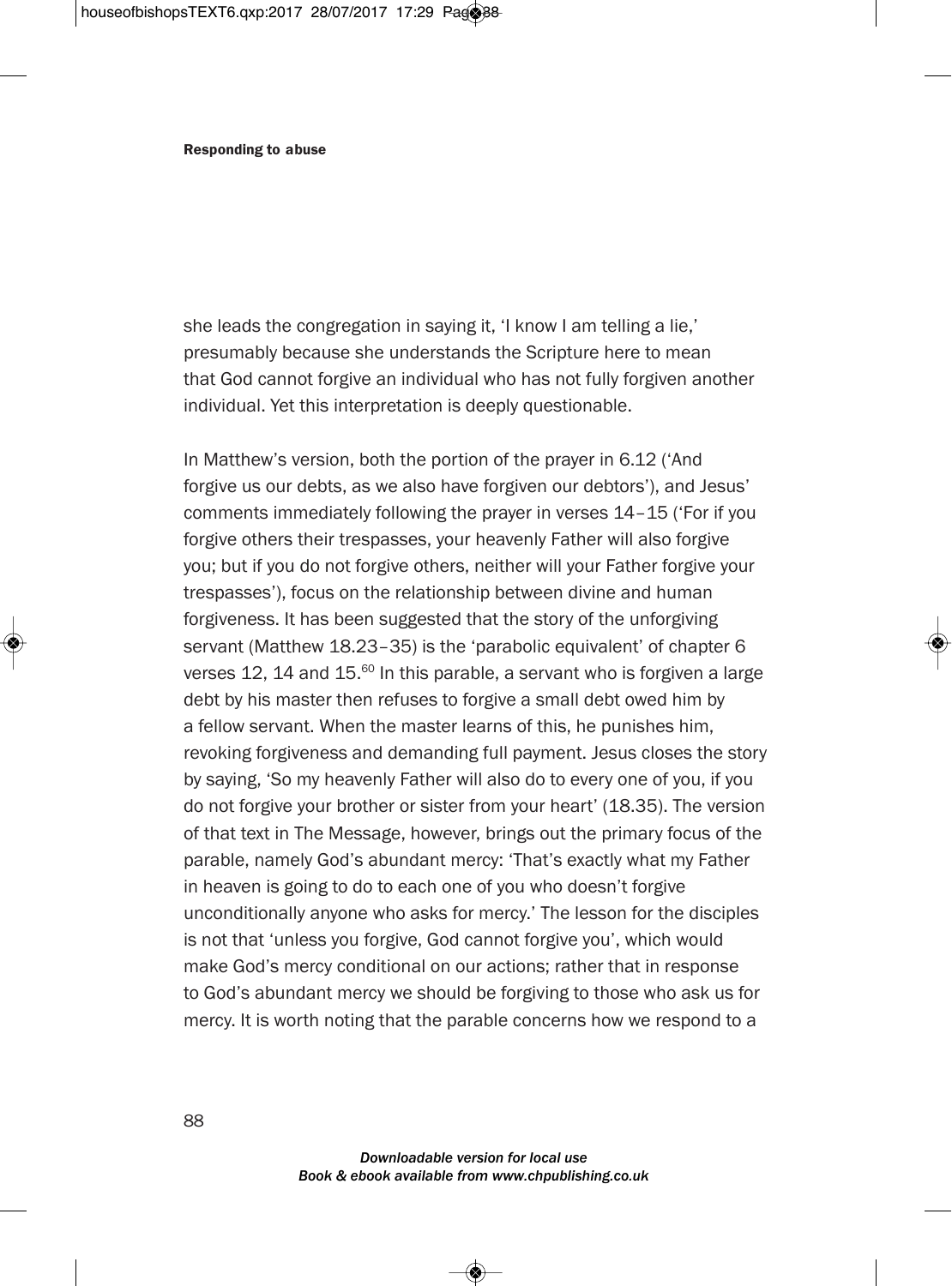she leads the congregation in saying it, 'I know I am telling a lie,' presumably because she understands the Scripture here to mean that God cannot forgive an individual who has not fully forgiven another individual. Yet this interpretation is deeply questionable.

In Matthew's version, both the portion of the prayer in 6.12 ('And forgive us our debts, as we also have forgiven our debtors'), and Jesus' comments immediately following the prayer in verses 14–15 ('For if you forgive others their trespasses, your heavenly Father will also forgive you; but if you do not forgive others, neither will your Father forgive your trespasses'), focus on the relationship between divine and human forgiveness. It has been suggested that the story of the unforgiving servant (Matthew 18.23–35) is the 'parabolic equivalent' of chapter 6 verses 12, 14 and 15.[60] In this parable, a servant who is forgiven a large debt by his master then refuses to forgive a small debt owed him by a fellow servant. When the master learns of this, he punishes him, revoking forgiveness and demanding full payment. Jesus closes the story by saying, 'So my heavenly Father will also do to every one of you, if you do not forgive your brother or sister from your heart' (18.35). The version of that text in The Message, however, brings out the primary focus of the parable, namely God's abundant mercy: 'That's exactly what my Father in heaven is going to do to each one of you who doesn't forgive unconditionally anyone who asks for mercy.' The lesson for the disciples is not that 'unless you forgive, God cannot forgive you', which would make God's mercy conditional on our actions; rather that in response to God's abundant mercy we should be forgiving to those who ask us for mercy. It is worth noting that the parable concerns how we respond to a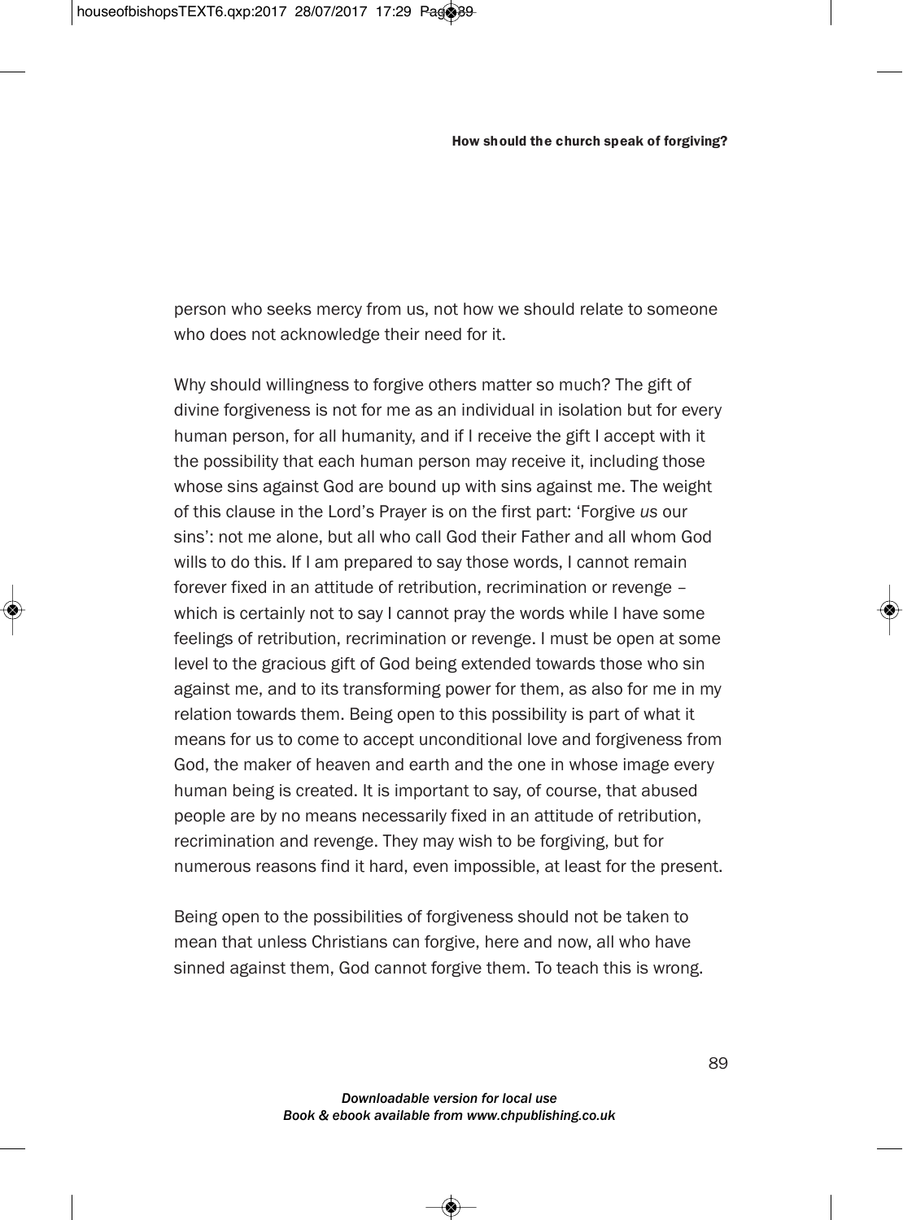person who seeks mercy from us, not how we should relate to someone who does not acknowledge their need for it.

Why should willingness to forgive others matter so much? The gift of divine forgiveness is not for me as an individual in isolation but for every human person, for all humanity, and if I receive the gift I accept with it the possibility that each human person may receive it, including those whose sins against God are bound up with sins against me. The weight of this clause in the Lord's Prayer is on the first part: 'Forgive *us* our sins': not me alone, but all who call God their Father and all whom God wills to do this. If I am prepared to say those words, I cannot remain forever fixed in an attitude of retribution, recrimination or revenge – which is certainly not to say I cannot pray the words while I have some feelings of retribution, recrimination or revenge. I must be open at some level to the gracious gift of God being extended towards those who sin against me, and to its transforming power for them, as also for me in my relation towards them. Being open to this possibility is part of what it means for us to come to accept unconditional love and forgiveness from God, the maker of heaven and earth and the one in whose image every human being is created. It is important to say, of course, that abused people are by no means necessarily fixed in an attitude of retribution, recrimination and revenge. They may wish to be forgiving, but for numerous reasons find it hard, even impossible, at least for the present.

Being open to the possibilities of forgiveness should not be taken to mean that unless Christians can forgive, here and now, all who have sinned against them, God cannot forgive them. To teach this is wrong.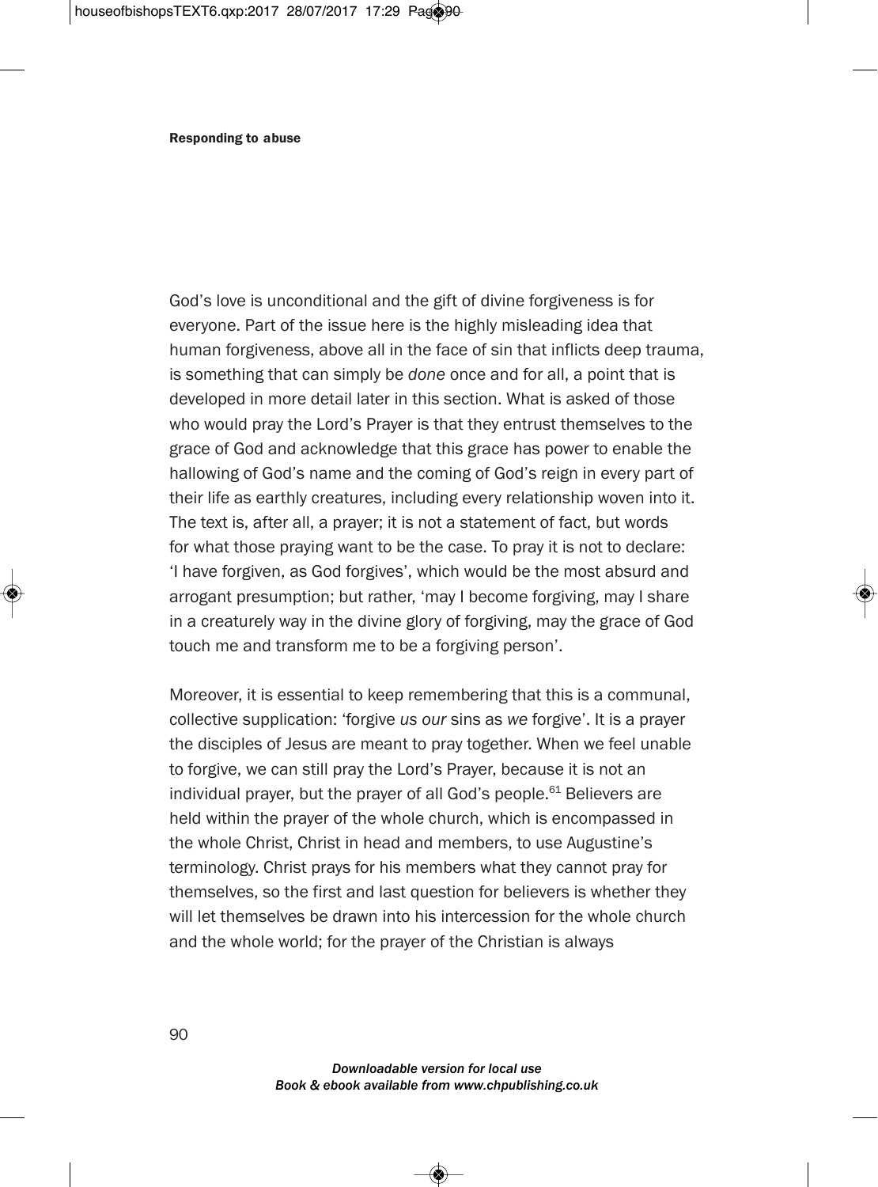God's love is unconditional and the gift of divine forgiveness is for everyone. Part of the issue here is the highly misleading idea that human forgiveness, above all in the face of sin that inflicts deep trauma, is something that can simply be *done* once and for all, a point that is developed in more detail later in this section. What is asked of those who would pray the Lord's Prayer is that they entrust themselves to the grace of God and acknowledge that this grace has power to enable the hallowing of God's name and the coming of God's reign in every part of their life as earthly creatures, including every relationship woven into it. The text is, after all, a prayer; it is not a statement of fact, but words for what those praying want to be the case. To pray it is not to declare: 'I have forgiven, as God forgives', which would be the most absurd and arrogant presumption; but rather, 'may I become forgiving, may I share in a creaturely way in the divine glory of forgiving, may the grace of God touch me and transform me to be a forgiving person'.

Moreover, it is essential to keep remembering that this is a communal, collective supplication: 'forgive *us our* sins as *we* forgive'. It is a prayer the disciples of Jesus are meant to pray together. When we feel unable to forgive, we can still pray the Lord's Prayer, because it is not an individual prayer, but the prayer of all God's people.[61] Believers are held within the prayer of the whole church, which is encompassed in the whole Christ, Christ in head and members, to use Augustine's terminology. Christ prays for his members what they cannot pray for themselves, so the first and last question for believers is whether they will let themselves be drawn into his intercession for the whole church and the whole world; for the prayer of the Christian is always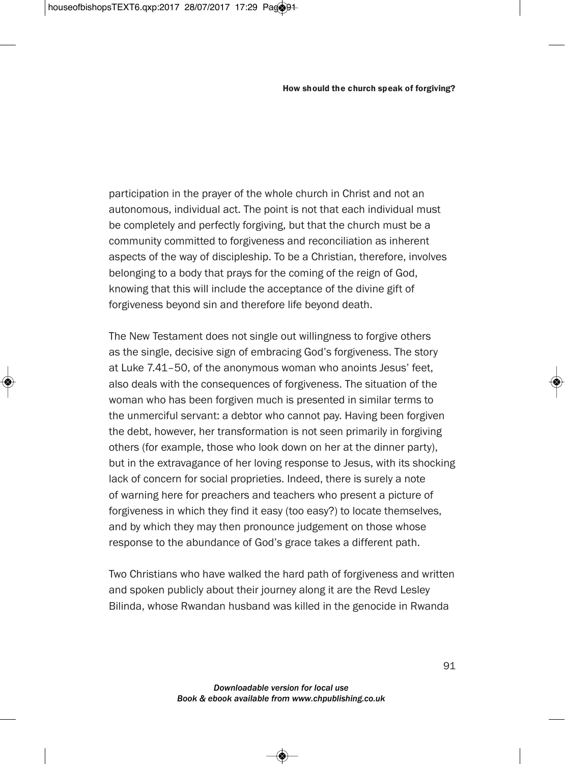participation in the prayer of the whole church in Christ and not an autonomous, individual act. The point is not that each individual must be completely and perfectly forgiving, but that the church must be a community committed to forgiveness and reconciliation as inherent aspects of the way of discipleship. To be a Christian, therefore, involves belonging to a body that prays for the coming of the reign of God, knowing that this will include the acceptance of the divine gift of forgiveness beyond sin and therefore life beyond death.

The New Testament does not single out willingness to forgive others as the single, decisive sign of embracing God's forgiveness. The story at Luke 7.41–50, of the anonymous woman who anoints Jesus' feet, also deals with the consequences of forgiveness. The situation of the woman who has been forgiven much is presented in similar terms to the unmerciful servant: a debtor who cannot pay. Having been forgiven the debt, however, her transformation is not seen primarily in forgiving others (for example, those who look down on her at the dinner party), but in the extravagance of her loving response to Jesus, with its shocking lack of concern for social proprieties. Indeed, there is surely a note of warning here for preachers and teachers who present a picture of forgiveness in which they find it easy (too easy?) to locate themselves, and by which they may then pronounce judgement on those whose response to the abundance of God's grace takes a different path.

Two Christians who have walked the hard path of forgiveness and written and spoken publicly about their journey along it are the Revd Lesley Bilinda, whose Rwandan husband was killed in the genocide in Rwanda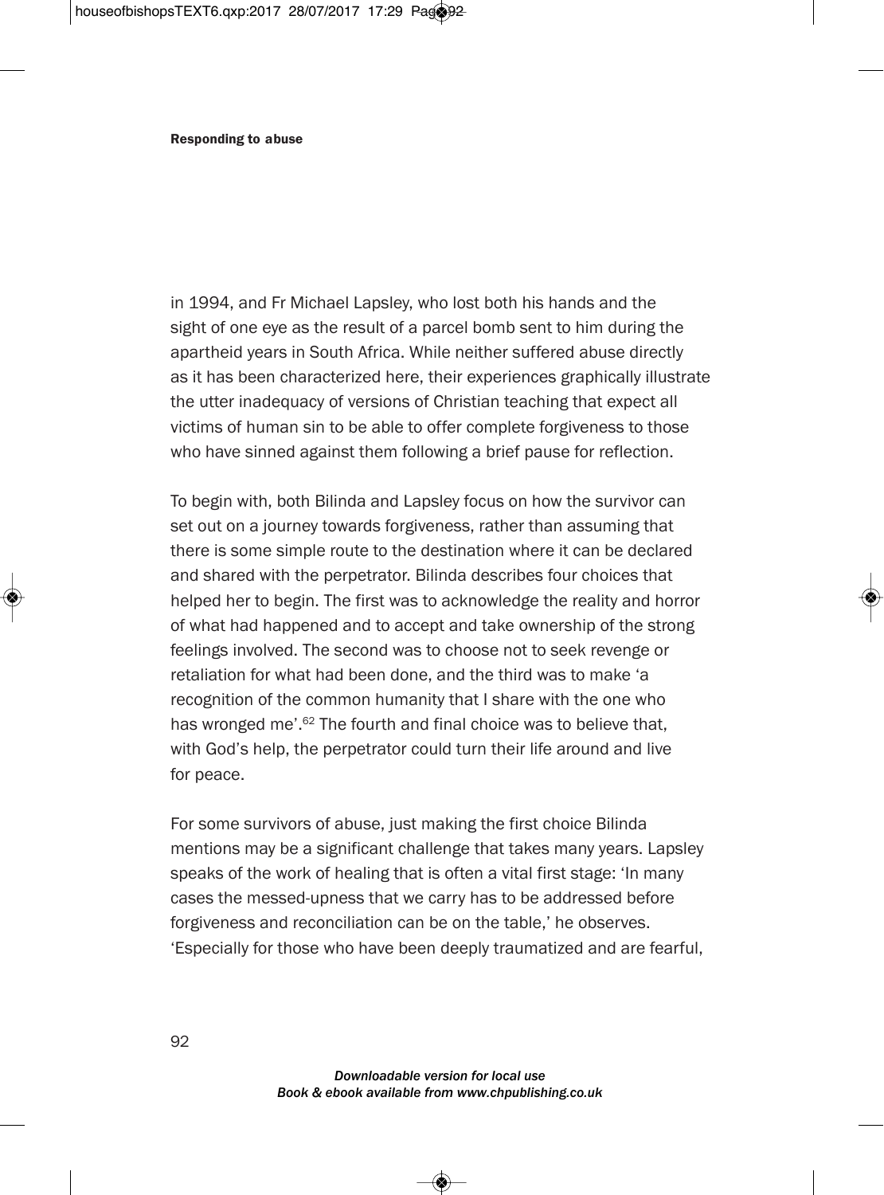in 1994, and Fr Michael Lapsley, who lost both his hands and the sight of one eye as the result of a parcel bomb sent to him during the apartheid years in South Africa. While neither suffered abuse directly as it has been characterized here, their experiences graphically illustrate the utter inadequacy of versions of Christian teaching that expect all victims of human sin to be able to offer complete forgiveness to those who have sinned against them following a brief pause for reflection.

To begin with, both Bilinda and Lapsley focus on how the survivor can set out on a journey towards forgiveness, rather than assuming that there is some simple route to the destination where it can be declared and shared with the perpetrator. Bilinda describes four choices that helped her to begin. The first was to acknowledge the reality and horror of what had happened and to accept and take ownership of the strong feelings involved. The second was to choose not to seek revenge or retaliation for what had been done, and the third was to make 'a recognition of the common humanity that I share with the one who has wronged me'.[62] The fourth and final choice was to believe that, with God's help, the perpetrator could turn their life around and live for peace.

For some survivors of abuse, just making the first choice Bilinda mentions may be a significant challenge that takes many years. Lapsley speaks of the work of healing that is often a vital first stage: 'In many cases the messed-upness that we carry has to be addressed before forgiveness and reconciliation can be on the table,' he observes. 'Especially for those who have been deeply traumatized and are fearful,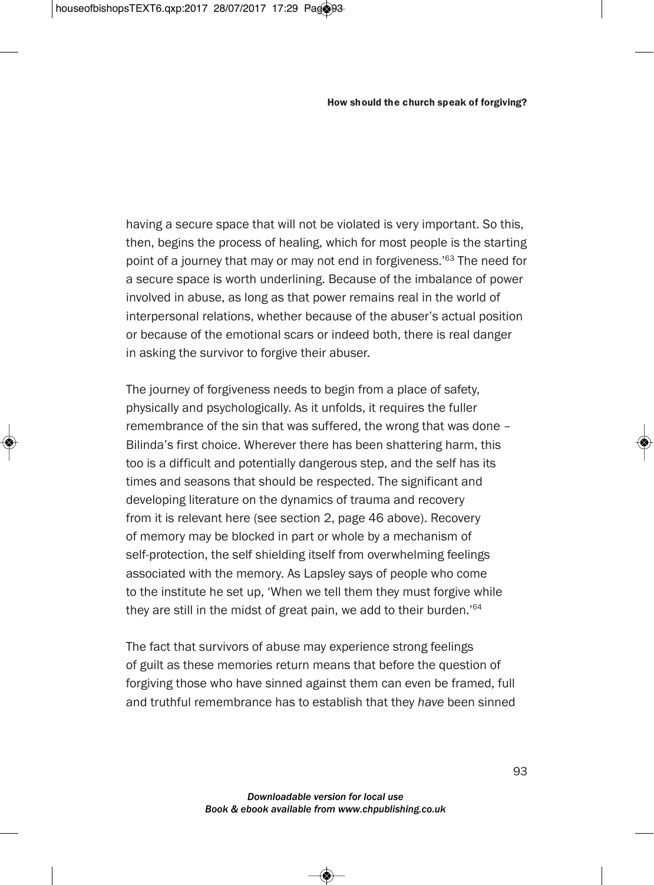having a secure space that will not be violated is very important. So this, then, begins the process of healing, which for most people is the starting point of a journey that may or may not end in forgiveness.'[63] The need for a secure space is worth underlining. Because of the imbalance of power involved in abuse, as long as that power remains real in the world of interpersonal relations, whether because of the abuser's actual position or because of the emotional scars or indeed both, there is real danger in asking the survivor to forgive their abuser.

The journey of forgiveness needs to begin from a place of safety, physically and psychologically. As it unfolds, it requires the fuller remembrance of the sin that was suffered, the wrong that was done – Bilinda's first choice. Wherever there has been shattering harm, this too is a difficult and potentially dangerous step, and the self has its times and seasons that should be respected. The significant and developing literature on the dynamics of trauma and recovery from it is relevant here (see section 2, page 46 above). Recovery of memory may be blocked in part or whole by a mechanism of self-protection, the self shielding itself from overwhelming feelings associated with the memory. As Lapsley says of people who come to the institute he set up, 'When we tell them they must forgive while they are still in the midst of great pain, we add to their burden.'[64]

The fact that survivors of abuse may experience strong feelings of guilt as these memories return means that before the question of forgiving those who have sinned against them can even be framed, full and truthful remembrance has to establish that they *have* been sinned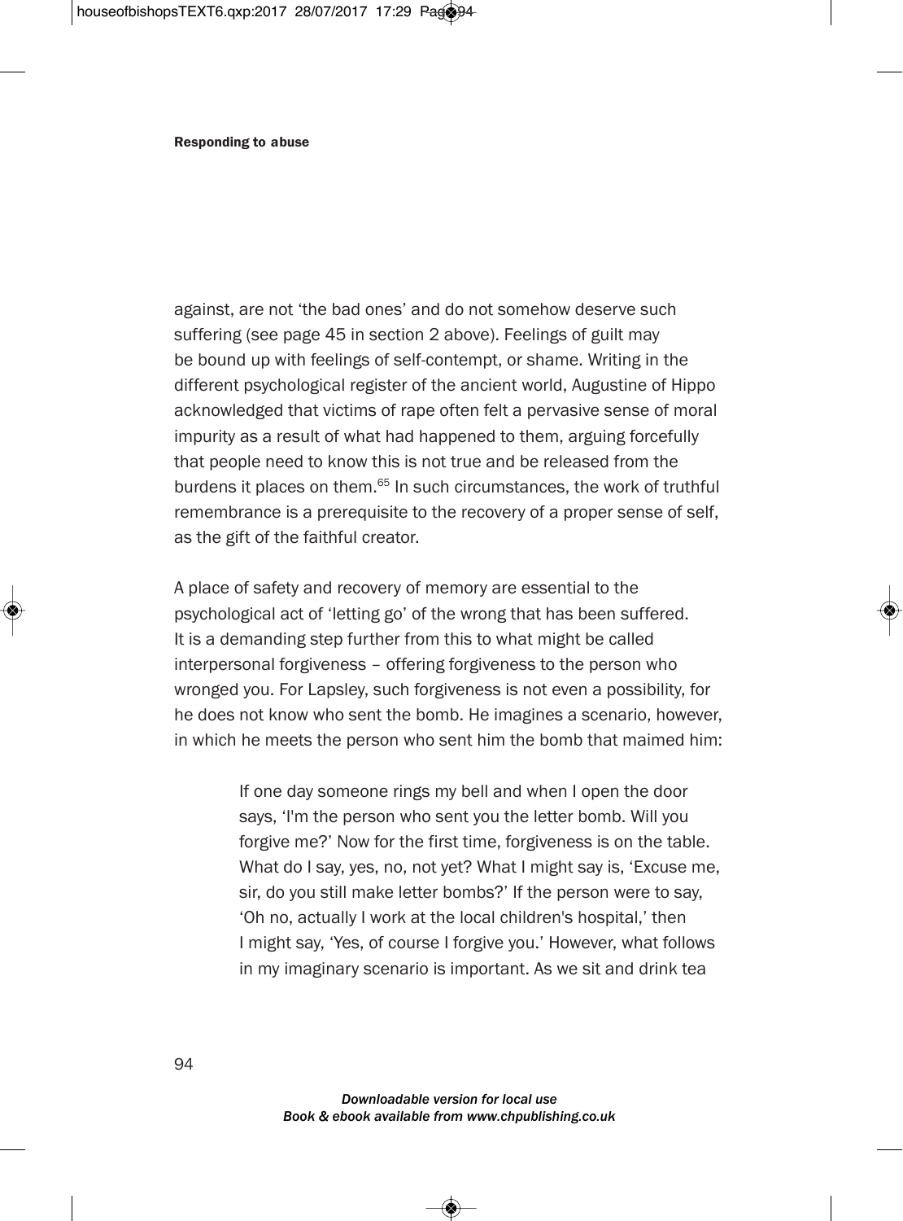against, are not 'the bad ones' and do not somehow deserve such suffering (see page 45 in section 2 above). Feelings of guilt may be bound up with feelings of self-contempt, or shame. Writing in the different psychological register of the ancient world, Augustine of Hippo acknowledged that victims of rape often felt a pervasive sense of moral impurity as a result of what had happened to them, arguing forcefully that people need to know this is not true and be released from the burdens it places on them.[65] In such circumstances, the work of truthful remembrance is a prerequisite to the recovery of a proper sense of self, as the gift of the faithful creator.

A place of safety and recovery of memory are essential to the psychological act of 'letting go' of the wrong that has been suffered. It is a demanding step further from this to what might be called interpersonal forgiveness – offering forgiveness to the person who wronged you. For Lapsley, such forgiveness is not even a possibility, for he does not know who sent the bomb. He imagines a scenario, however, in which he meets the person who sent him the bomb that maimed him:

> If one day someone rings my bell and when I open the door says, 'I'm the person who sent you the letter bomb. Will you forgive me?' Now for the first time, forgiveness is on the table. What do I say, yes, no, not yet? What I might say is, 'Excuse me, sir, do you still make letter bombs?' If the person were to say, 'Oh no, actually I work at the local children's hospital,' then I might say, 'Yes, of course I forgive you.' However, what follows in my imaginary scenario is important. As we sit and drink tea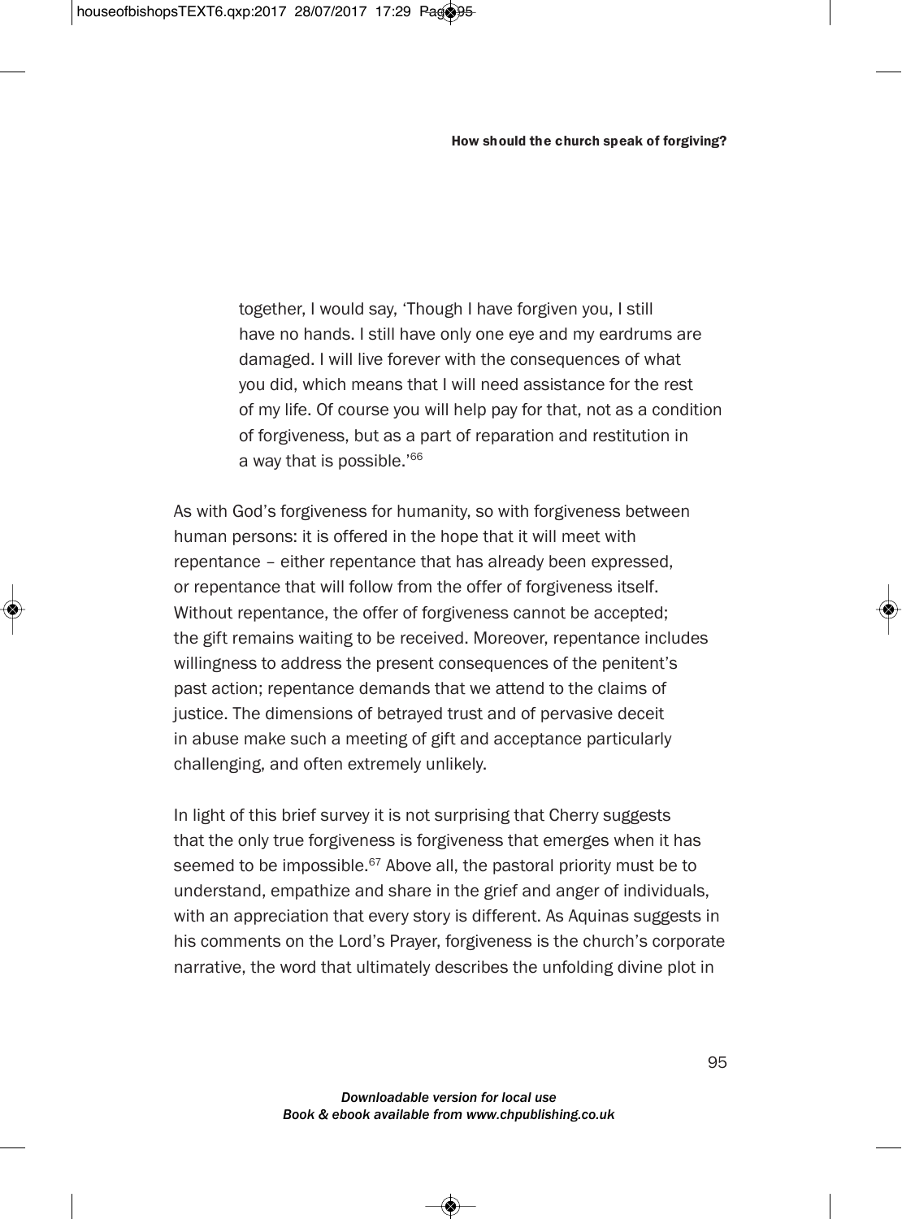> together, I would say, 'Though I have forgiven you, I still have no hands. I still have only one eye and my eardrums are damaged. I will live forever with the consequences of what you did, which means that I will need assistance for the rest of my life. Of course you will help pay for that, not as a condition of forgiveness, but as a part of reparation and restitution in a way that is possible.'[66]

As with God's forgiveness for humanity, so with forgiveness between human persons: it is offered in the hope that it will meet with repentance – either repentance that has already been expressed, or repentance that will follow from the offer of forgiveness itself. Without repentance, the offer of forgiveness cannot be accepted; the gift remains waiting to be received. Moreover, repentance includes willingness to address the present consequences of the penitent's past action; repentance demands that we attend to the claims of justice. The dimensions of betrayed trust and of pervasive deceit in abuse make such a meeting of gift and acceptance particularly challenging, and often extremely unlikely.

In light of this brief survey it is not surprising that Cherry suggests that the only true forgiveness is forgiveness that emerges when it has seemed to be impossible.[67] Above all, the pastoral priority must be to understand, empathize and share in the grief and anger of individuals, with an appreciation that every story is different. As Aquinas suggests in his comments on the Lord's Prayer, forgiveness is the church's corporate narrative, the word that ultimately describes the unfolding divine plot in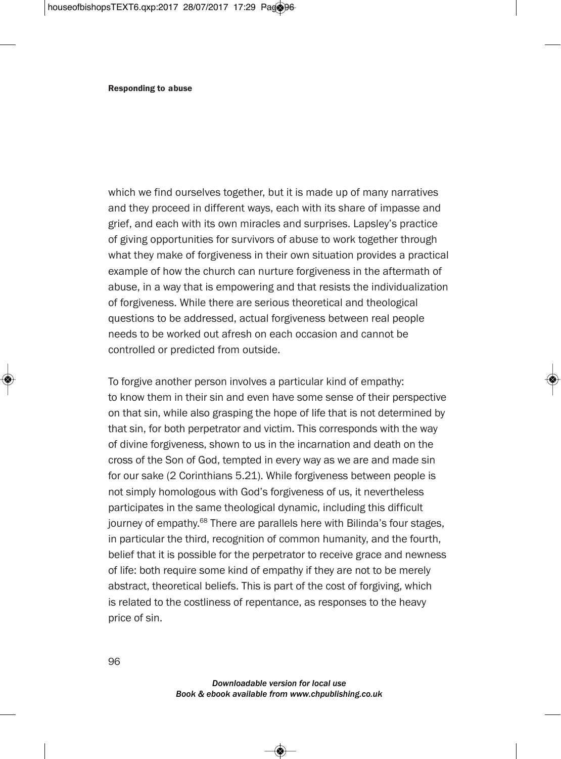which we find ourselves together, but it is made up of many narratives and they proceed in different ways, each with its share of impasse and grief, and each with its own miracles and surprises. Lapsley's practice of giving opportunities for survivors of abuse to work together through what they make of forgiveness in their own situation provides a practical example of how the church can nurture forgiveness in the aftermath of abuse, in a way that is empowering and that resists the individualization of forgiveness. While there are serious theoretical and theological questions to be addressed, actual forgiveness between real people needs to be worked out afresh on each occasion and cannot be controlled or predicted from outside.

To forgive another person involves a particular kind of empathy: to know them in their sin and even have some sense of their perspective on that sin, while also grasping the hope of life that is not determined by that sin, for both perpetrator and victim. This corresponds with the way of divine forgiveness, shown to us in the incarnation and death on the cross of the Son of God, tempted in every way as we are and made sin for our sake (2 Corinthians 5.21). While forgiveness between people is not simply homologous with God's forgiveness of us, it nevertheless participates in the same theological dynamic, including this difficult journey of empathy.[68] There are parallels here with Bilinda's four stages, in particular the third, recognition of common humanity, and the fourth, belief that it is possible for the perpetrator to receive grace and newness of life: both require some kind of empathy if they are not to be merely abstract, theoretical beliefs. This is part of the cost of forgiving, which is related to the costliness of repentance, as responses to the heavy price of sin.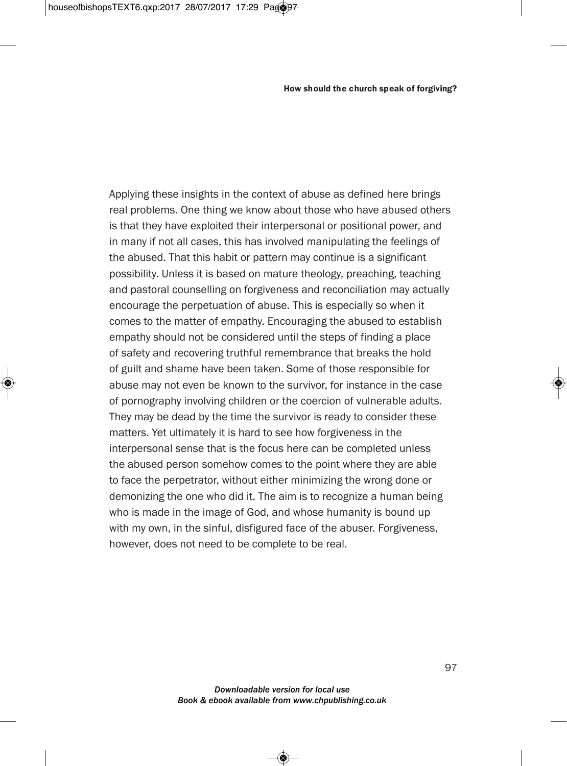Applying these insights in the context of abuse as defined here brings real problems. One thing we know about those who have abused others is that they have exploited their interpersonal or positional power, and in many if not all cases, this has involved manipulating the feelings of the abused. That this habit or pattern may continue is a significant possibility. Unless it is based on mature theology, preaching, teaching and pastoral counselling on forgiveness and reconciliation may actually encourage the perpetuation of abuse. This is especially so when it comes to the matter of empathy. Encouraging the abused to establish empathy should not be considered until the steps of finding a place of safety and recovering truthful remembrance that breaks the hold of guilt and shame have been taken. Some of those responsible for abuse may not even be known to the survivor, for instance in the case of pornography involving children or the coercion of vulnerable adults. They may be dead by the time the survivor is ready to consider these matters. Yet ultimately it is hard to see how forgiveness in the interpersonal sense that is the focus here can be completed unless the abused person somehow comes to the point where they are able to face the perpetrator, without either minimizing the wrong done or demonizing the one who did it. The aim is to recognize a human being who is made in the image of God, and whose humanity is bound up with my own, in the sinful, disfigured face of the abuser. Forgiveness, however, does not need to be complete to be real.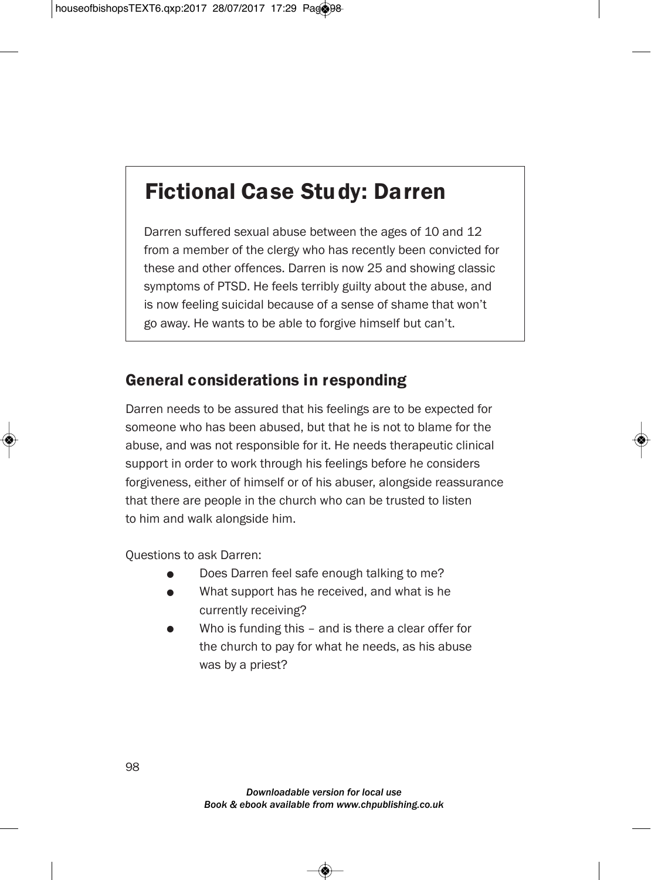## Fictional Case Study: Darren

Darren suffered sexual abuse between the ages of 10 and 12 from a member of the clergy who has recently been convicted for these and other offences. Darren is now 25 and showing classic symptoms of PTSD. He feels terribly guilty about the abuse, and is now feeling suicidal because of a sense of shame that won't go away. He wants to be able to forgive himself but can't.

### General considerations in responding

Darren needs to be assured that his feelings are to be expected for someone who has been abused, but that he is not to blame for the abuse, and was not responsible for it. He needs therapeutic clinical support in order to work through his feelings before he considers forgiveness, either of himself or of his abuser, alongside reassurance that there are people in the church who can be trusted to listen to him and walk alongside him.

Questions to ask Darren:

- Does Darren feel safe enough talking to me?
- What support has he received, and what is he currently receiving?
- Who is funding this – and is there a clear offer for the church to pay for what he needs, as his abuse was by a priest?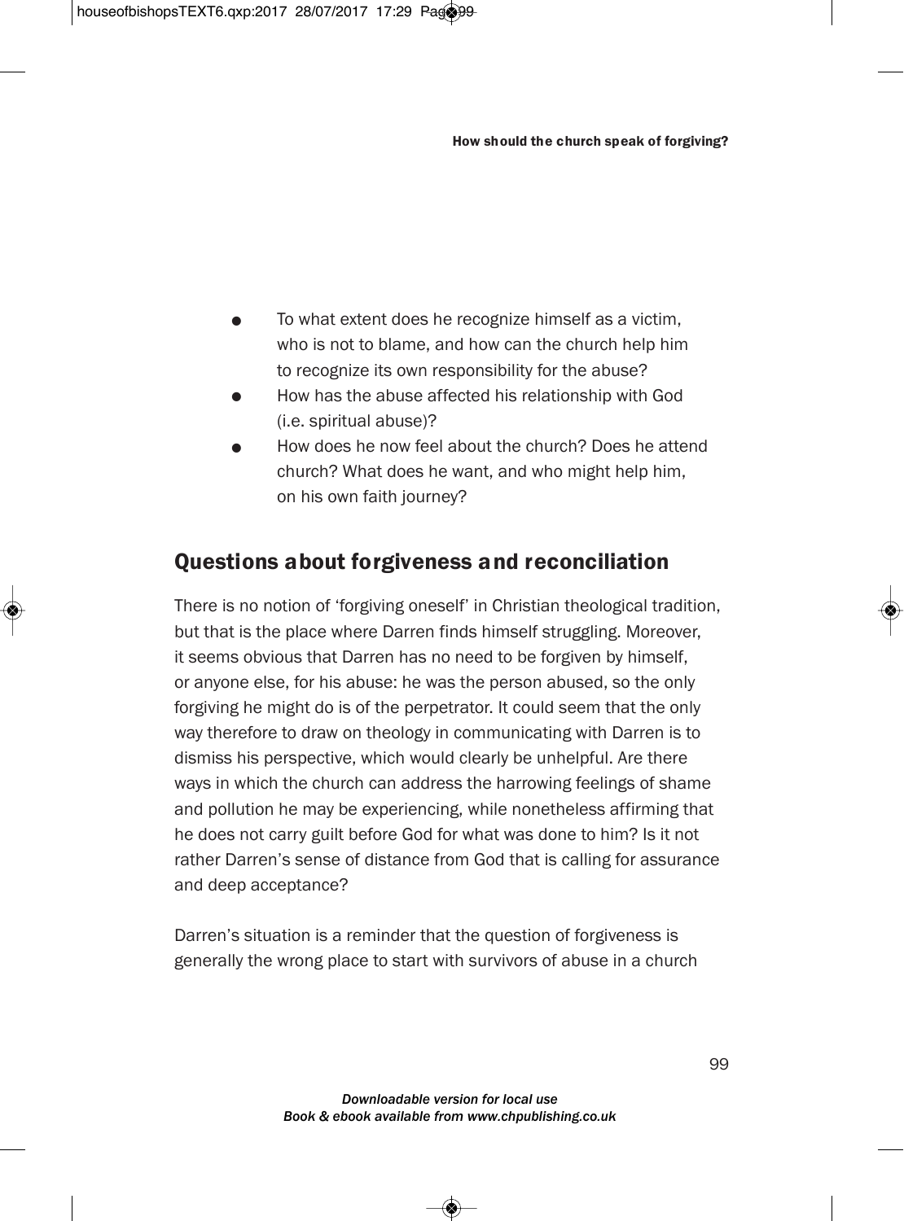- To what extent does he recognize himself as a victim, who is not to blame, and how can the church help him to recognize its own responsibility for the abuse?
- How has the abuse affected his relationship with God (i.e. spiritual abuse)?
- How does he now feel about the church? Does he attend church? What does he want, and who might help him, on his own faith journey?

## Questions about forgiveness and reconciliation

There is no notion of 'forgiving oneself' in Christian theological tradition, but that is the place where Darren finds himself struggling. Moreover, it seems obvious that Darren has no need to be forgiven by himself, or anyone else, for his abuse: he was the person abused, so the only forgiving he might do is of the perpetrator. It could seem that the only way therefore to draw on theology in communicating with Darren is to dismiss his perspective, which would clearly be unhelpful. Are there ways in which the church can address the harrowing feelings of shame and pollution he may be experiencing, while nonetheless affirming that he does not carry guilt before God for what was done to him? Is it not rather Darren's sense of distance from God that is calling for assurance and deep acceptance?

Darren's situation is a reminder that the question of forgiveness is generally the wrong place to start with survivors of abuse in a church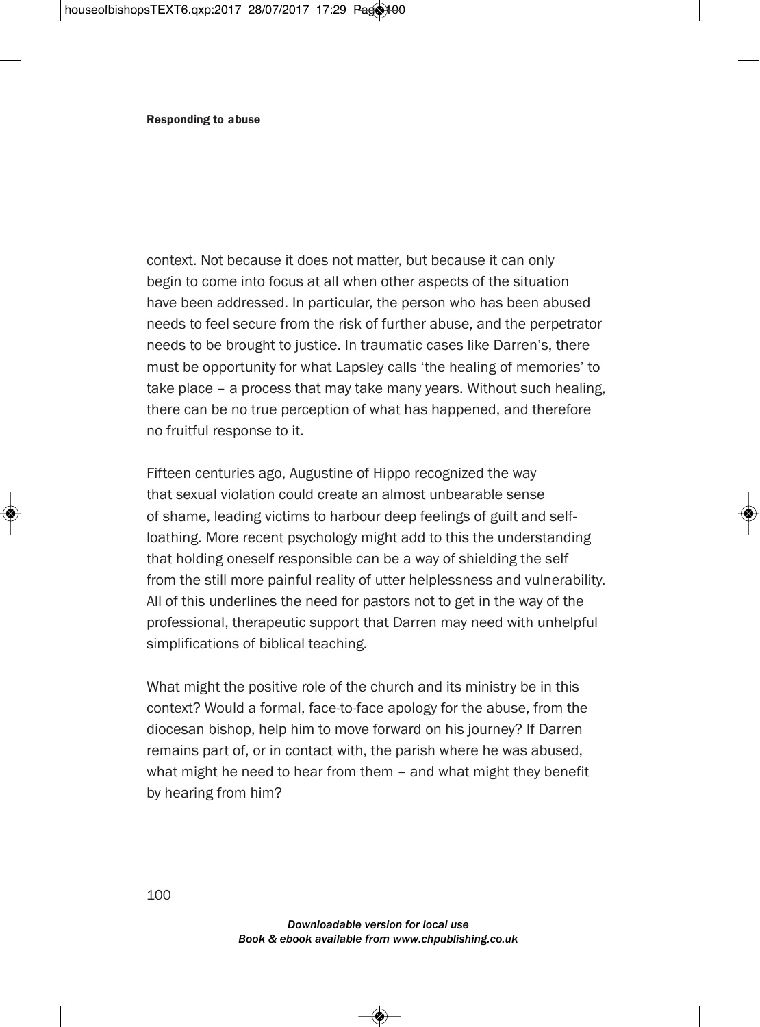context. Not because it does not matter, but because it can only begin to come into focus at all when other aspects of the situation have been addressed. In particular, the person who has been abused needs to feel secure from the risk of further abuse, and the perpetrator needs to be brought to justice. In traumatic cases like Darren's, there must be opportunity for what Lapsley calls 'the healing of memories' to take place – a process that may take many years. Without such healing, there can be no true perception of what has happened, and therefore no fruitful response to it.

Fifteen centuries ago, Augustine of Hippo recognized the way that sexual violation could create an almost unbearable sense of shame, leading victims to harbour deep feelings of guilt and self-loathing. More recent psychology might add to this the understanding that holding oneself responsible can be a way of shielding the self from the still more painful reality of utter helplessness and vulnerability. All of this underlines the need for pastors not to get in the way of the professional, therapeutic support that Darren may need with unhelpful simplifications of biblical teaching.

What might the positive role of the church and its ministry be in this context? Would a formal, face-to-face apology for the abuse, from the diocesan bishop, help him to move forward on his journey? If Darren remains part of, or in contact with, the parish where he was abused, what might he need to hear from them – and what might they benefit by hearing from him?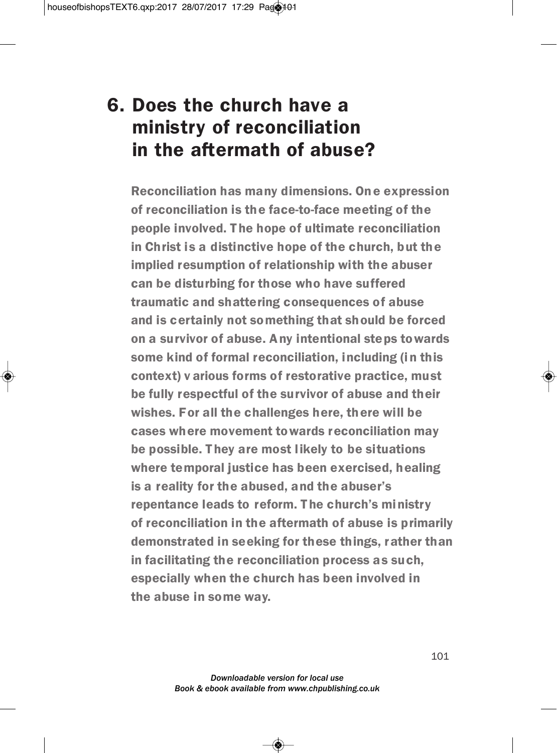# 6. Does the church have a ministry of reconciliation in the aftermath of abuse?

**Reconciliation has many dimensions. One expression of reconciliation is the face-to-face meeting of the people involved. The hope of ultimate reconciliation in Christ is a distinctive hope of the church, but the implied resumption of relationship with the abuser can be disturbing for those who have suffered traumatic and shattering consequences of abuse and is certainly not something that should be forced on a survivor of abuse. Any intentional steps towards some kind of formal reconciliation, including (in this context) various forms of restorative practice, must be fully respectful of the survivor of abuse and their wishes. For all the challenges here, there will be cases where movement towards reconciliation may be possible. They are most likely to be situations where temporal justice has been exercised, healing is a reality for the abused, and the abuser's repentance leads to reform. The church's ministry of reconciliation in the aftermath of abuse is primarily demonstrated in seeking for these things, rather than in facilitating the reconciliation process as such, especially when the church has been involved in the abuse in some way.**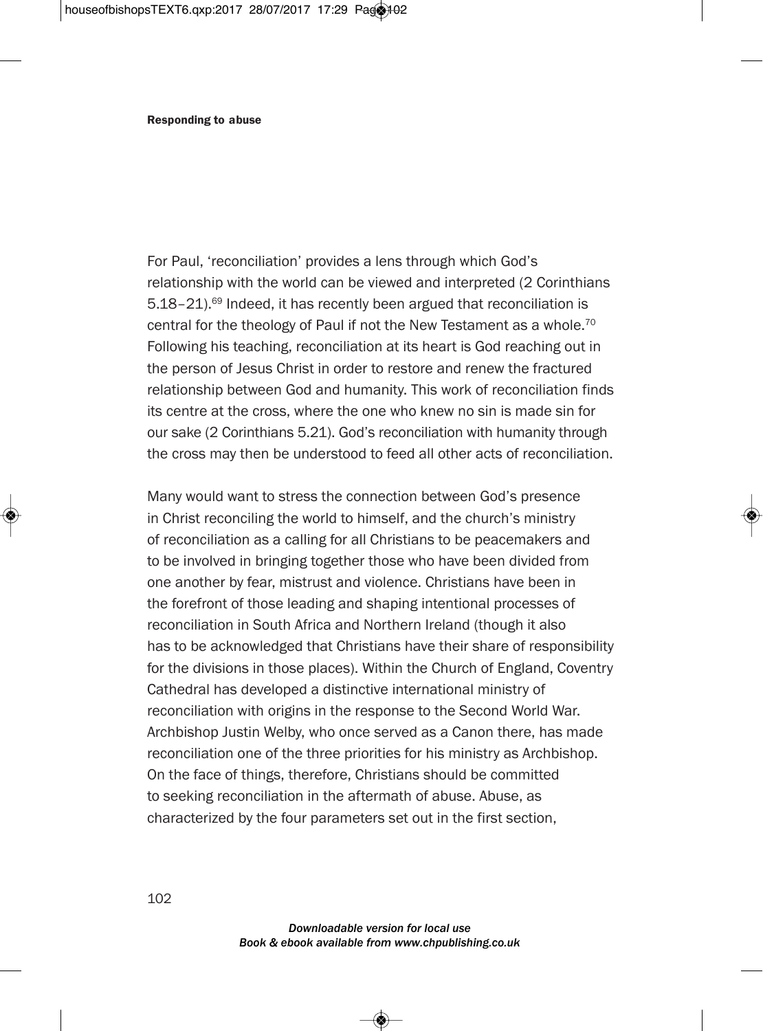For Paul, 'reconciliation' provides a lens through which God's relationship with the world can be viewed and interpreted (2 Corinthians 5.18–21).[69] Indeed, it has recently been argued that reconciliation is central for the theology of Paul if not the New Testament as a whole.[70] Following his teaching, reconciliation at its heart is God reaching out in the person of Jesus Christ in order to restore and renew the fractured relationship between God and humanity. This work of reconciliation finds its centre at the cross, where the one who knew no sin is made sin for our sake (2 Corinthians 5.21). God's reconciliation with humanity through the cross may then be understood to feed all other acts of reconciliation.

Many would want to stress the connection between God's presence in Christ reconciling the world to himself, and the church's ministry of reconciliation as a calling for all Christians to be peacemakers and to be involved in bringing together those who have been divided from one another by fear, mistrust and violence. Christians have been in the forefront of those leading and shaping intentional processes of reconciliation in South Africa and Northern Ireland (though it also has to be acknowledged that Christians have their share of responsibility for the divisions in those places). Within the Church of England, Coventry Cathedral has developed a distinctive international ministry of reconciliation with origins in the response to the Second World War. Archbishop Justin Welby, who once served as a Canon there, has made reconciliation one of the three priorities for his ministry as Archbishop. On the face of things, therefore, Christians should be committed to seeking reconciliation in the aftermath of abuse. Abuse, as characterized by the four parameters set out in the first section,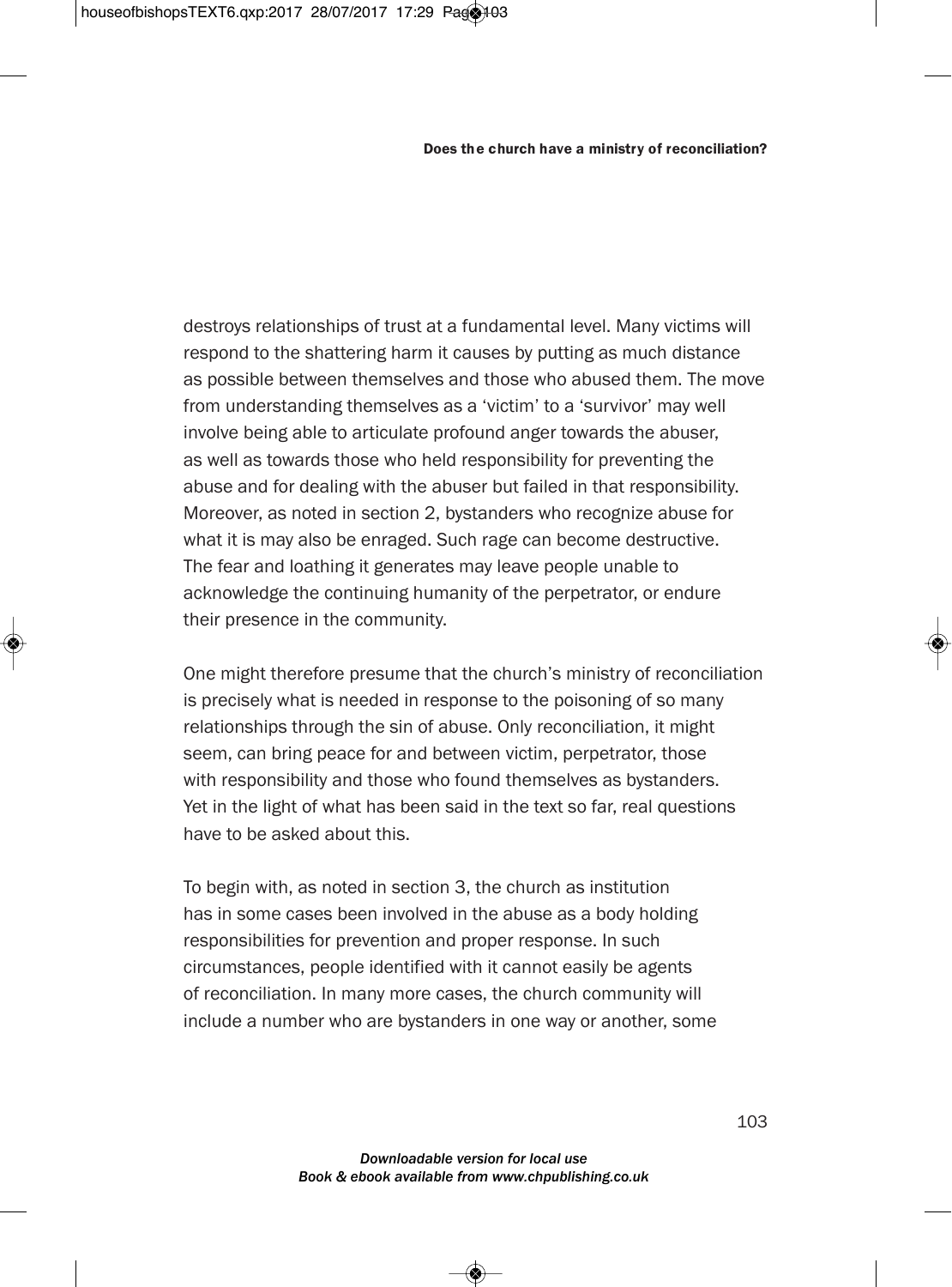destroys relationships of trust at a fundamental level. Many victims will respond to the shattering harm it causes by putting as much distance as possible between themselves and those who abused them. The move from understanding themselves as a 'victim' to a 'survivor' may well involve being able to articulate profound anger towards the abuser, as well as towards those who held responsibility for preventing the abuse and for dealing with the abuser but failed in that responsibility. Moreover, as noted in section 2, bystanders who recognize abuse for what it is may also be enraged. Such rage can become destructive. The fear and loathing it generates may leave people unable to acknowledge the continuing humanity of the perpetrator, or endure their presence in the community.

One might therefore presume that the church's ministry of reconciliation is precisely what is needed in response to the poisoning of so many relationships through the sin of abuse. Only reconciliation, it might seem, can bring peace for and between victim, perpetrator, those with responsibility and those who found themselves as bystanders. Yet in the light of what has been said in the text so far, real questions have to be asked about this.

To begin with, as noted in section 3, the church as institution has in some cases been involved in the abuse as a body holding responsibilities for prevention and proper response. In such circumstances, people identified with it cannot easily be agents of reconciliation. In many more cases, the church community will include a number who are bystanders in one way or another, some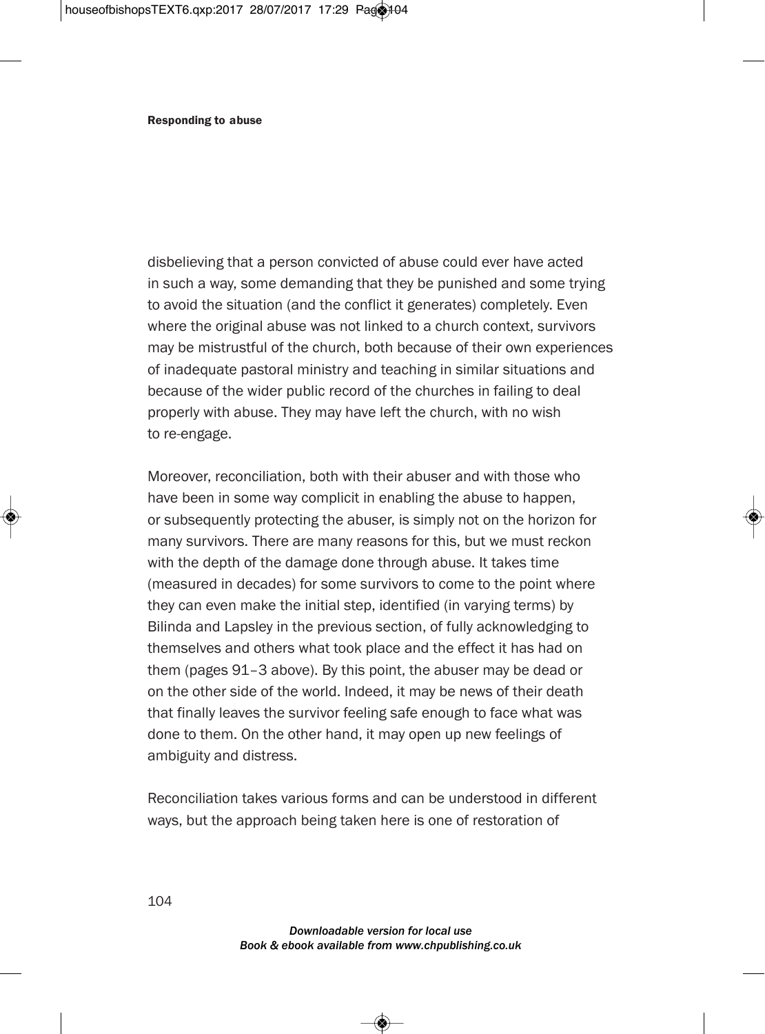disbelieving that a person convicted of abuse could ever have acted in such a way, some demanding that they be punished and some trying to avoid the situation (and the conflict it generates) completely. Even where the original abuse was not linked to a church context, survivors may be mistrustful of the church, both because of their own experiences of inadequate pastoral ministry and teaching in similar situations and because of the wider public record of the churches in failing to deal properly with abuse. They may have left the church, with no wish to re-engage.

Moreover, reconciliation, both with their abuser and with those who have been in some way complicit in enabling the abuse to happen, or subsequently protecting the abuser, is simply not on the horizon for many survivors. There are many reasons for this, but we must reckon with the depth of the damage done through abuse. It takes time (measured in decades) for some survivors to come to the point where they can even make the initial step, identified (in varying terms) by Bilinda and Lapsley in the previous section, of fully acknowledging to themselves and others what took place and the effect it has had on them (pages 91–3 above). By this point, the abuser may be dead or on the other side of the world. Indeed, it may be news of their death that finally leaves the survivor feeling safe enough to face what was done to them. On the other hand, it may open up new feelings of ambiguity and distress.

Reconciliation takes various forms and can be understood in different ways, but the approach being taken here is one of restoration of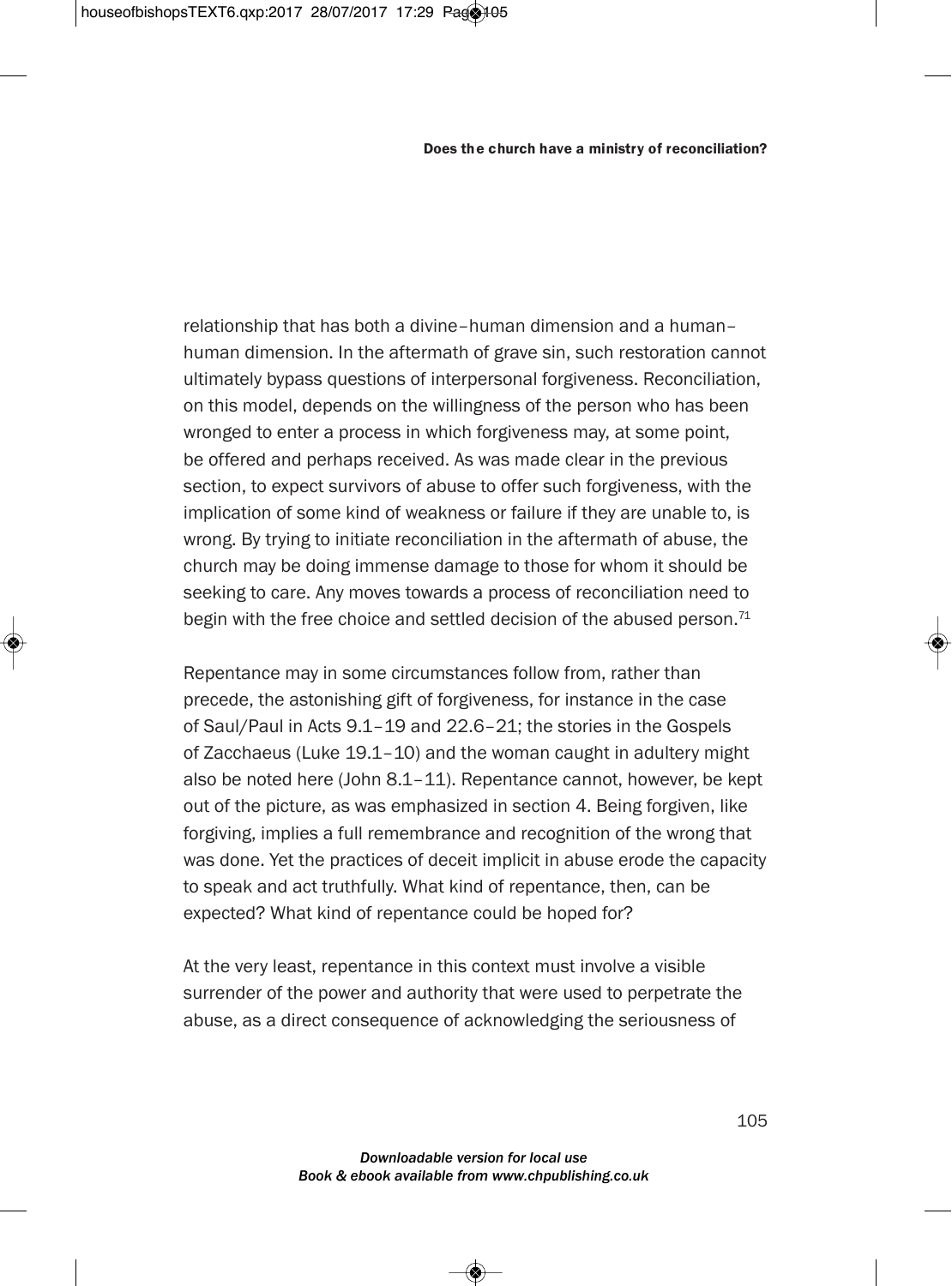relationship that has both a divine–human dimension and a human–human dimension. In the aftermath of grave sin, such restoration cannot ultimately bypass questions of interpersonal forgiveness. Reconciliation, on this model, depends on the willingness of the person who has been wronged to enter a process in which forgiveness may, at some point, be offered and perhaps received. As was made clear in the previous section, to expect survivors of abuse to offer such forgiveness, with the implication of some kind of weakness or failure if they are unable to, is wrong. By trying to initiate reconciliation in the aftermath of abuse, the church may be doing immense damage to those for whom it should be seeking to care. Any moves towards a process of reconciliation need to begin with the free choice and settled decision of the abused person.[71]

Repentance may in some circumstances follow from, rather than precede, the astonishing gift of forgiveness, for instance in the case of Saul/Paul in Acts 9.1–19 and 22.6–21; the stories in the Gospels of Zacchaeus (Luke 19.1–10) and the woman caught in adultery might also be noted here (John 8.1–11). Repentance cannot, however, be kept out of the picture, as was emphasized in section 4. Being forgiven, like forgiving, implies a full remembrance and recognition of the wrong that was done. Yet the practices of deceit implicit in abuse erode the capacity to speak and act truthfully. What kind of repentance, then, can be expected? What kind of repentance could be hoped for?

At the very least, repentance in this context must involve a visible surrender of the power and authority that were used to perpetrate the abuse, as a direct consequence of acknowledging the seriousness of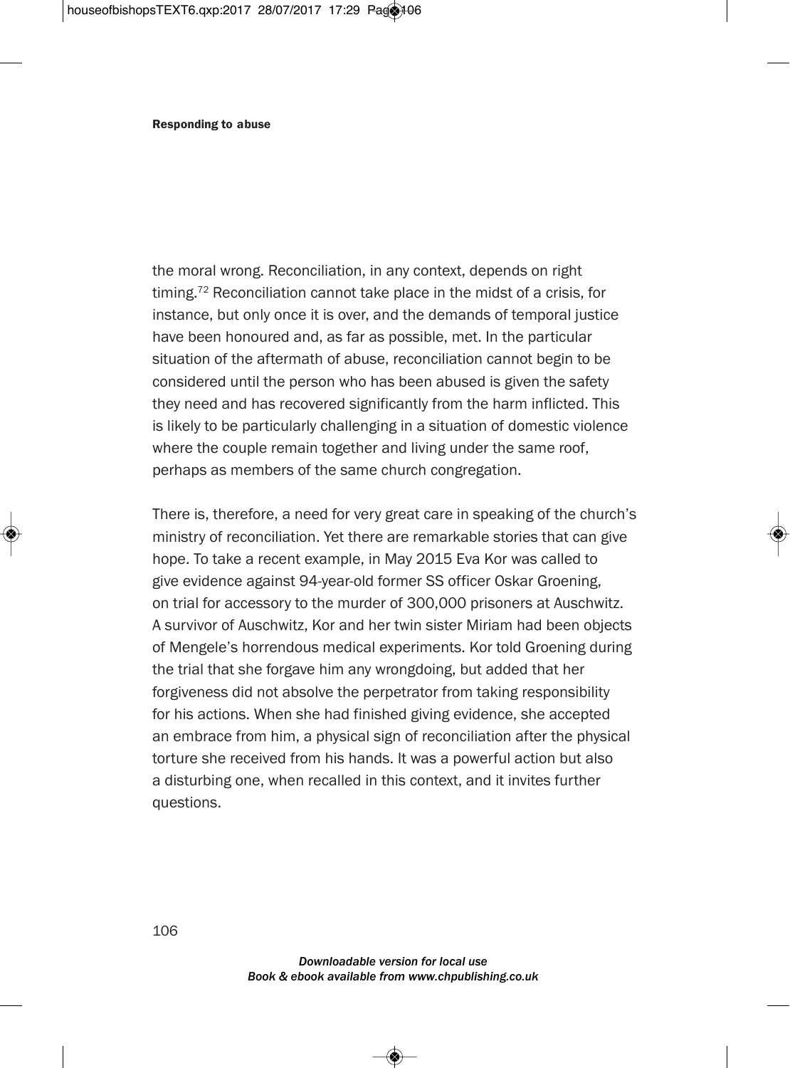the moral wrong. Reconciliation, in any context, depends on right timing.[72] Reconciliation cannot take place in the midst of a crisis, for instance, but only once it is over, and the demands of temporal justice have been honoured and, as far as possible, met. In the particular situation of the aftermath of abuse, reconciliation cannot begin to be considered until the person who has been abused is given the safety they need and has recovered significantly from the harm inflicted. This is likely to be particularly challenging in a situation of domestic violence where the couple remain together and living under the same roof, perhaps as members of the same church congregation.

There is, therefore, a need for very great care in speaking of the church's ministry of reconciliation. Yet there are remarkable stories that can give hope. To take a recent example, in May 2015 Eva Kor was called to give evidence against 94-year-old former SS officer Oskar Groening, on trial for accessory to the murder of 300,000 prisoners at Auschwitz. A survivor of Auschwitz, Kor and her twin sister Miriam had been objects of Mengele's horrendous medical experiments. Kor told Groening during the trial that she forgave him any wrongdoing, but added that her forgiveness did not absolve the perpetrator from taking responsibility for his actions. When she had finished giving evidence, she accepted an embrace from him, a physical sign of reconciliation after the physical torture she received from his hands. It was a powerful action but also a disturbing one, when recalled in this context, and it invites further questions.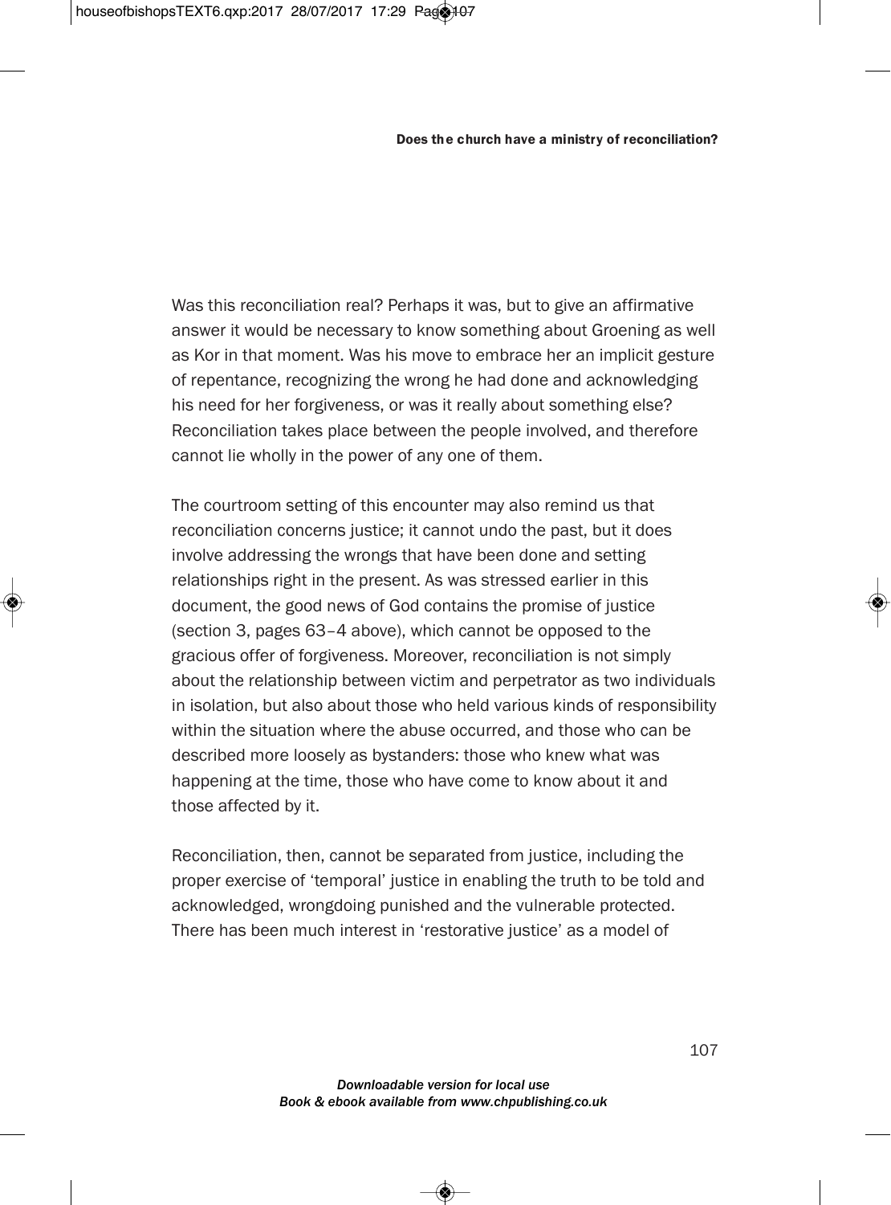Was this reconciliation real? Perhaps it was, but to give an affirmative answer it would be necessary to know something about Groening as well as Kor in that moment. Was his move to embrace her an implicit gesture of repentance, recognizing the wrong he had done and acknowledging his need for her forgiveness, or was it really about something else? Reconciliation takes place between the people involved, and therefore cannot lie wholly in the power of any one of them.

The courtroom setting of this encounter may also remind us that reconciliation concerns justice; it cannot undo the past, but it does involve addressing the wrongs that have been done and setting relationships right in the present. As was stressed earlier in this document, the good news of God contains the promise of justice (section 3, pages 63–4 above), which cannot be opposed to the gracious offer of forgiveness. Moreover, reconciliation is not simply about the relationship between victim and perpetrator as two individuals in isolation, but also about those who held various kinds of responsibility within the situation where the abuse occurred, and those who can be described more loosely as bystanders: those who knew what was happening at the time, those who have come to know about it and those affected by it.

Reconciliation, then, cannot be separated from justice, including the proper exercise of 'temporal' justice in enabling the truth to be told and acknowledged, wrongdoing punished and the vulnerable protected. There has been much interest in 'restorative justice' as a model of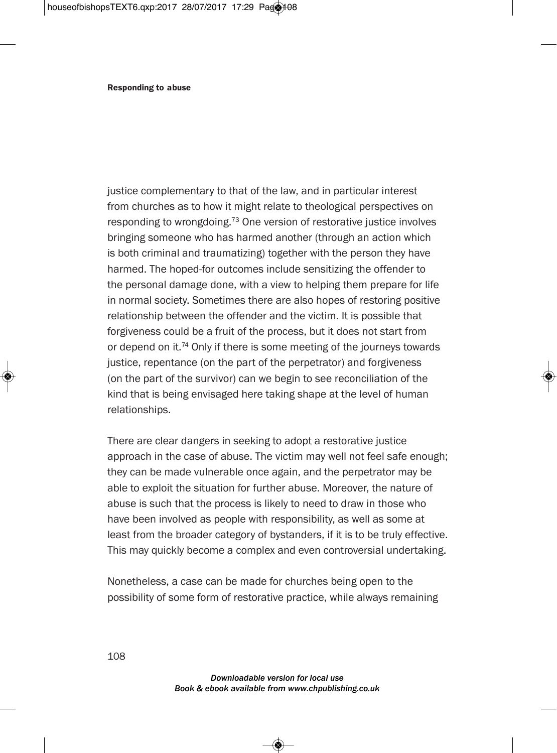justice complementary to that of the law, and in particular interest from churches as to how it might relate to theological perspectives on responding to wrongdoing.[73] One version of restorative justice involves bringing someone who has harmed another (through an action which is both criminal and traumatizing) together with the person they have harmed. The hoped-for outcomes include sensitizing the offender to the personal damage done, with a view to helping them prepare for life in normal society. Sometimes there are also hopes of restoring positive relationship between the offender and the victim. It is possible that forgiveness could be a fruit of the process, but it does not start from or depend on it.[74] Only if there is some meeting of the journeys towards justice, repentance (on the part of the perpetrator) and forgiveness (on the part of the survivor) can we begin to see reconciliation of the kind that is being envisaged here taking shape at the level of human relationships.

There are clear dangers in seeking to adopt a restorative justice approach in the case of abuse. The victim may well not feel safe enough; they can be made vulnerable once again, and the perpetrator may be able to exploit the situation for further abuse. Moreover, the nature of abuse is such that the process is likely to need to draw in those who have been involved as people with responsibility, as well as some at least from the broader category of bystanders, if it is to be truly effective. This may quickly become a complex and even controversial undertaking.

Nonetheless, a case can be made for churches being open to the possibility of some form of restorative practice, while always remaining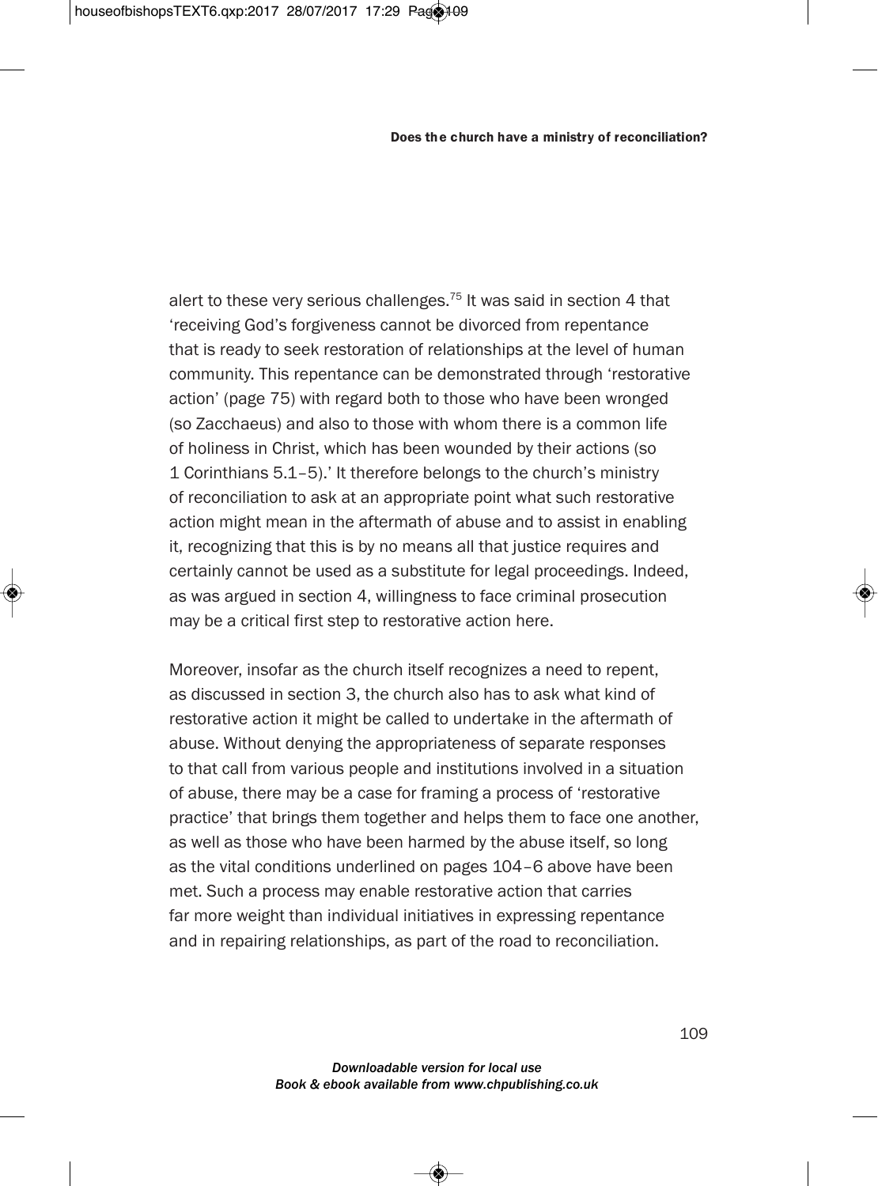alert to these very serious challenges.[75] It was said in section 4 that 'receiving God's forgiveness cannot be divorced from repentance that is ready to seek restoration of relationships at the level of human community. This repentance can be demonstrated through 'restorative action' (page 75) with regard both to those who have been wronged (so Zacchaeus) and also to those with whom there is a common life of holiness in Christ, which has been wounded by their actions (so 1 Corinthians 5.1–5).' It therefore belongs to the church's ministry of reconciliation to ask at an appropriate point what such restorative action might mean in the aftermath of abuse and to assist in enabling it, recognizing that this is by no means all that justice requires and certainly cannot be used as a substitute for legal proceedings. Indeed, as was argued in section 4, willingness to face criminal prosecution may be a critical first step to restorative action here.

Moreover, insofar as the church itself recognizes a need to repent, as discussed in section 3, the church also has to ask what kind of restorative action it might be called to undertake in the aftermath of abuse. Without denying the appropriateness of separate responses to that call from various people and institutions involved in a situation of abuse, there may be a case for framing a process of 'restorative practice' that brings them together and helps them to face one another, as well as those who have been harmed by the abuse itself, so long as the vital conditions underlined on pages 104–6 above have been met. Such a process may enable restorative action that carries far more weight than individual initiatives in expressing repentance and in repairing relationships, as part of the road to reconciliation.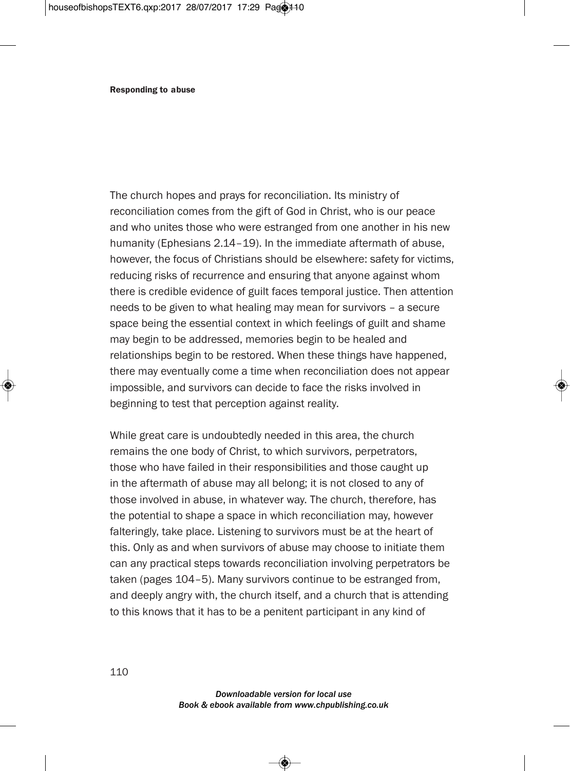The church hopes and prays for reconciliation. Its ministry of reconciliation comes from the gift of God in Christ, who is our peace and who unites those who were estranged from one another in his new humanity (Ephesians 2.14–19). In the immediate aftermath of abuse, however, the focus of Christians should be elsewhere: safety for victims, reducing risks of recurrence and ensuring that anyone against whom there is credible evidence of guilt faces temporal justice. Then attention needs to be given to what healing may mean for survivors – a secure space being the essential context in which feelings of guilt and shame may begin to be addressed, memories begin to be healed and relationships begin to be restored. When these things have happened, there may eventually come a time when reconciliation does not appear impossible, and survivors can decide to face the risks involved in beginning to test that perception against reality.

While great care is undoubtedly needed in this area, the church remains the one body of Christ, to which survivors, perpetrators, those who have failed in their responsibilities and those caught up in the aftermath of abuse may all belong; it is not closed to any of those involved in abuse, in whatever way. The church, therefore, has the potential to shape a space in which reconciliation may, however falteringly, take place. Listening to survivors must be at the heart of this. Only as and when survivors of abuse may choose to initiate them can any practical steps towards reconciliation involving perpetrators be taken (pages 104–5). Many survivors continue to be estranged from, and deeply angry with, the church itself, and a church that is attending to this knows that it has to be a penitent participant in any kind of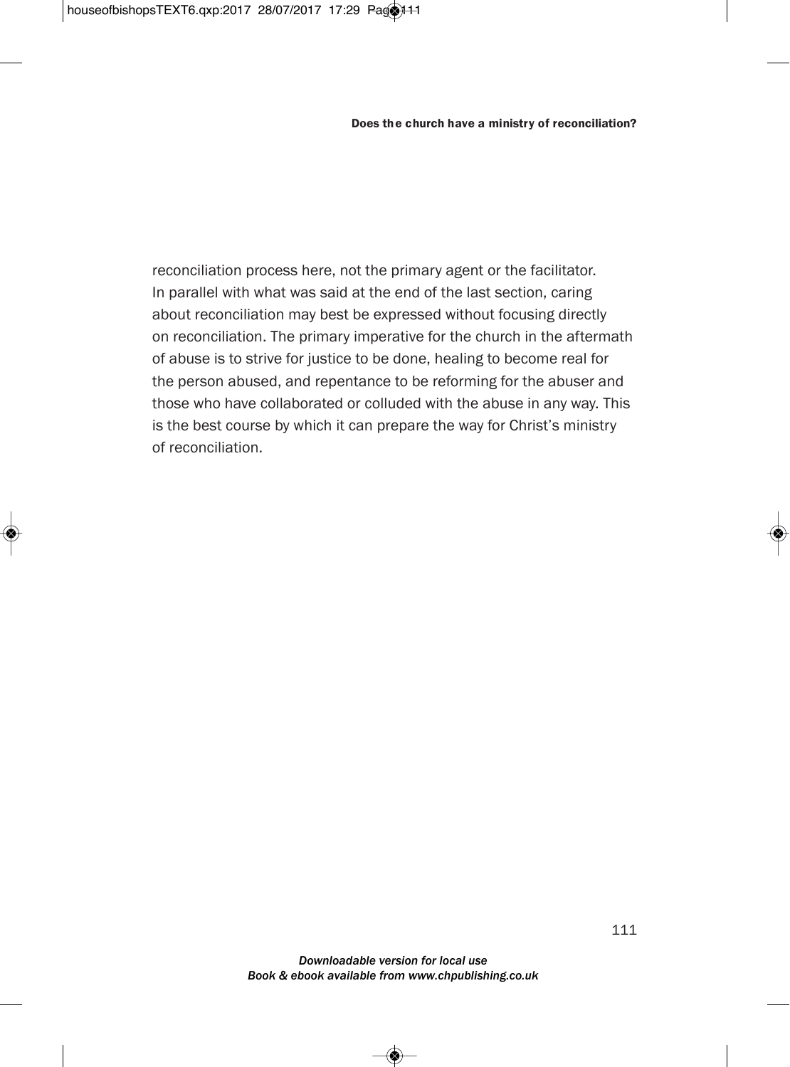reconciliation process here, not the primary agent or the facilitator. In parallel with what was said at the end of the last section, caring about reconciliation may best be expressed without focusing directly on reconciliation. The primary imperative for the church in the aftermath of abuse is to strive for justice to be done, healing to become real for the person abused, and repentance to be reforming for the abuser and those who have collaborated or colluded with the abuse in any way. This is the best course by which it can prepare the way for Christ's ministry of reconciliation.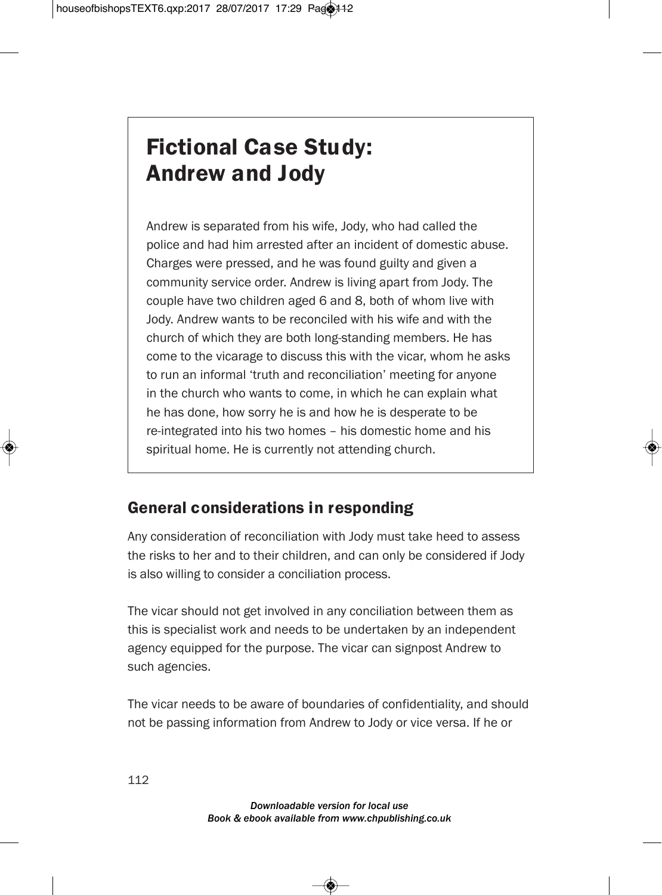# Fictional Case Study: Andrew and Jody

Andrew is separated from his wife, Jody, who had called the police and had him arrested after an incident of domestic abuse. Charges were pressed, and he was found guilty and given a community service order. Andrew is living apart from Jody. The couple have two children aged 6 and 8, both of whom live with Jody. Andrew wants to be reconciled with his wife and with the church of which they are both long-standing members. He has come to the vicarage to discuss this with the vicar, whom he asks to run an informal 'truth and reconciliation' meeting for anyone in the church who wants to come, in which he can explain what he has done, how sorry he is and how he is desperate to be re-integrated into his two homes – his domestic home and his spiritual home. He is currently not attending church.

## General considerations in responding

Any consideration of reconciliation with Jody must take heed to assess the risks to her and to their children, and can only be considered if Jody is also willing to consider a conciliation process.

The vicar should not get involved in any conciliation between them as this is specialist work and needs to be undertaken by an independent agency equipped for the purpose. The vicar can signpost Andrew to such agencies.

The vicar needs to be aware of boundaries of confidentiality, and should not be passing information from Andrew to Jody or vice versa. If he or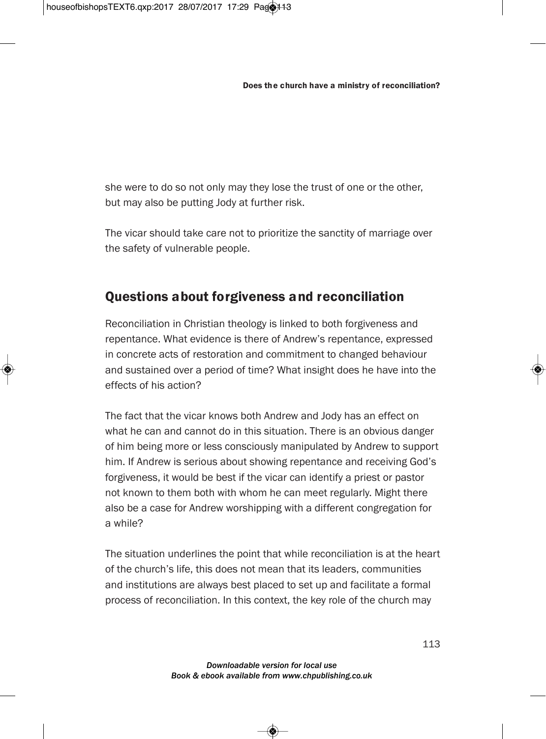she were to do so not only may they lose the trust of one or the other, but may also be putting Jody at further risk.

The vicar should take care not to prioritize the sanctity of marriage over the safety of vulnerable people.

## Questions about forgiveness and reconciliation

Reconciliation in Christian theology is linked to both forgiveness and repentance. What evidence is there of Andrew's repentance, expressed in concrete acts of restoration and commitment to changed behaviour and sustained over a period of time? What insight does he have into the effects of his action?

The fact that the vicar knows both Andrew and Jody has an effect on what he can and cannot do in this situation. There is an obvious danger of him being more or less consciously manipulated by Andrew to support him. If Andrew is serious about showing repentance and receiving God's forgiveness, it would be best if the vicar can identify a priest or pastor not known to them both with whom he can meet regularly. Might there also be a case for Andrew worshipping with a different congregation for a while?

The situation underlines the point that while reconciliation is at the heart of the church's life, this does not mean that its leaders, communities and institutions are always best placed to set up and facilitate a formal process of reconciliation. In this context, the key role of the church may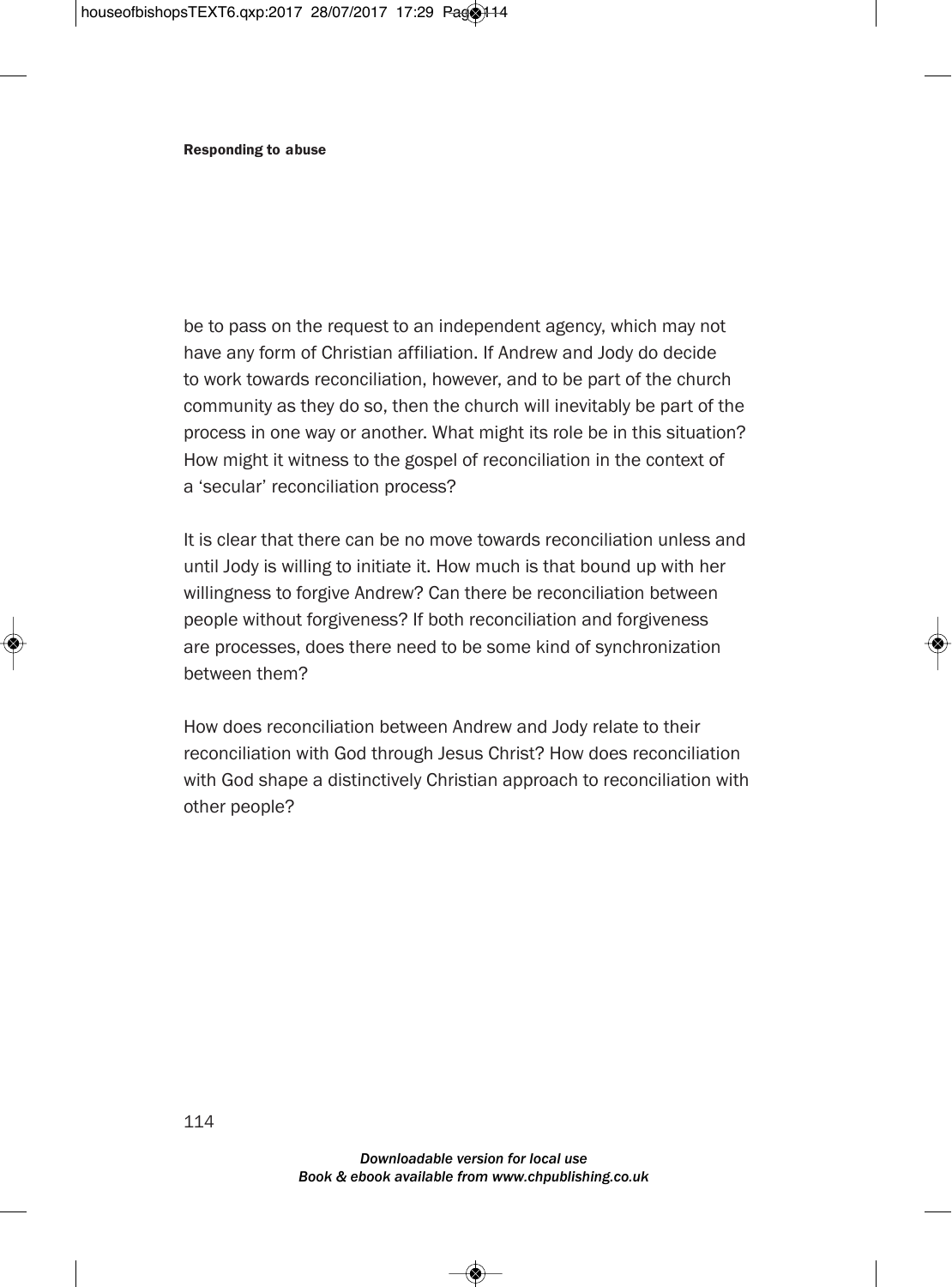be to pass on the request to an independent agency, which may not have any form of Christian affiliation. If Andrew and Jody do decide to work towards reconciliation, however, and to be part of the church community as they do so, then the church will inevitably be part of the process in one way or another. What might its role be in this situation? How might it witness to the gospel of reconciliation in the context of a 'secular' reconciliation process?

It is clear that there can be no move towards reconciliation unless and until Jody is willing to initiate it. How much is that bound up with her willingness to forgive Andrew? Can there be reconciliation between people without forgiveness? If both reconciliation and forgiveness are processes, does there need to be some kind of synchronization between them?

How does reconciliation between Andrew and Jody relate to their reconciliation with God through Jesus Christ? How does reconciliation with God shape a distinctively Christian approach to reconciliation with other people?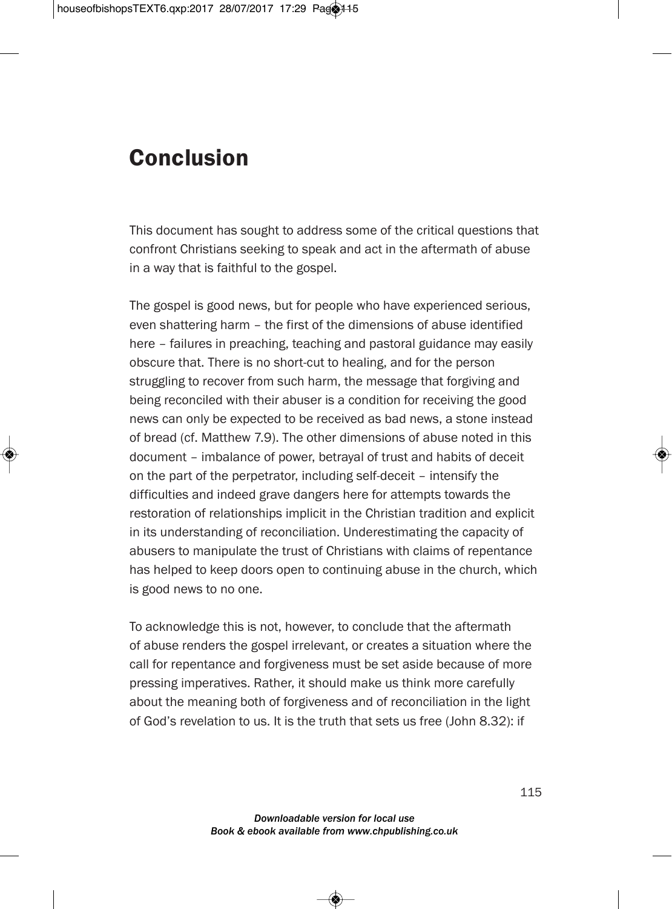# Conclusion

This document has sought to address some of the critical questions that confront Christians seeking to speak and act in the aftermath of abuse in a way that is faithful to the gospel.

The gospel is good news, but for people who have experienced serious, even shattering harm – the first of the dimensions of abuse identified here – failures in preaching, teaching and pastoral guidance may easily obscure that. There is no short-cut to healing, and for the person struggling to recover from such harm, the message that forgiving and being reconciled with their abuser is a condition for receiving the good news can only be expected to be received as bad news, a stone instead of bread (cf. Matthew 7.9). The other dimensions of abuse noted in this document – imbalance of power, betrayal of trust and habits of deceit on the part of the perpetrator, including self-deceit – intensify the difficulties and indeed grave dangers here for attempts towards the restoration of relationships implicit in the Christian tradition and explicit in its understanding of reconciliation. Underestimating the capacity of abusers to manipulate the trust of Christians with claims of repentance has helped to keep doors open to continuing abuse in the church, which is good news to no one.

To acknowledge this is not, however, to conclude that the aftermath of abuse renders the gospel irrelevant, or creates a situation where the call for repentance and forgiveness must be set aside because of more pressing imperatives. Rather, it should make us think more carefully about the meaning both of forgiveness and of reconciliation in the light of God's revelation to us. It is the truth that sets us free (John 8.32): if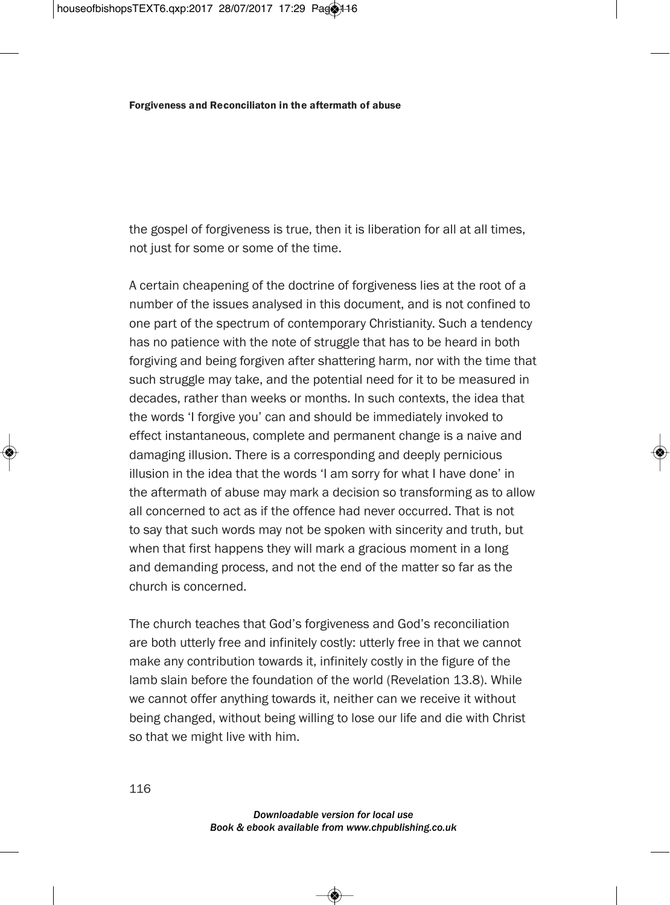the gospel of forgiveness is true, then it is liberation for all at all times, not just for some or some of the time.

A certain cheapening of the doctrine of forgiveness lies at the root of a number of the issues analysed in this document, and is not confined to one part of the spectrum of contemporary Christianity. Such a tendency has no patience with the note of struggle that has to be heard in both forgiving and being forgiven after shattering harm, nor with the time that such struggle may take, and the potential need for it to be measured in decades, rather than weeks or months. In such contexts, the idea that the words 'I forgive you' can and should be immediately invoked to effect instantaneous, complete and permanent change is a naive and damaging illusion. There is a corresponding and deeply pernicious illusion in the idea that the words 'I am sorry for what I have done' in the aftermath of abuse may mark a decision so transforming as to allow all concerned to act as if the offence had never occurred. That is not to say that such words may not be spoken with sincerity and truth, but when that first happens they will mark a gracious moment in a long and demanding process, and not the end of the matter so far as the church is concerned.

The church teaches that God's forgiveness and God's reconciliation are both utterly free and infinitely costly: utterly free in that we cannot make any contribution towards it, infinitely costly in the figure of the lamb slain before the foundation of the world (Revelation 13.8). While we cannot offer anything towards it, neither can we receive it without being changed, without being willing to lose our life and die with Christ so that we might live with him.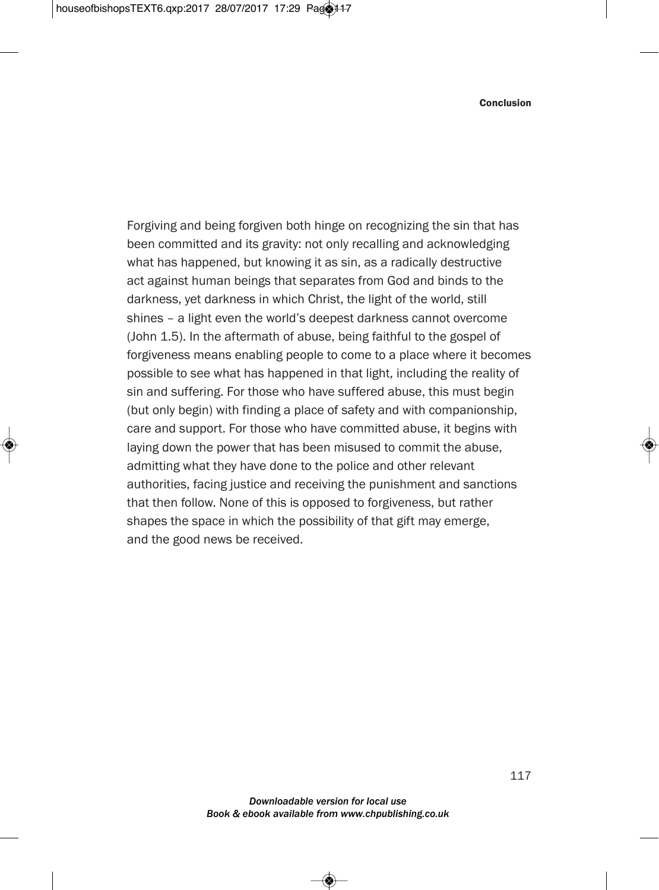Forgiving and being forgiven both hinge on recognizing the sin that has been committed and its gravity: not only recalling and acknowledging what has happened, but knowing it as sin, as a radically destructive act against human beings that separates from God and binds to the darkness, yet darkness in which Christ, the light of the world, still shines – a light even the world's deepest darkness cannot overcome (John 1.5). In the aftermath of abuse, being faithful to the gospel of forgiveness means enabling people to come to a place where it becomes possible to see what has happened in that light, including the reality of sin and suffering. For those who have suffered abuse, this must begin (but only begin) with finding a place of safety and with companionship, care and support. For those who have committed abuse, it begins with laying down the power that has been misused to commit the abuse, admitting what they have done to the police and other relevant authorities, facing justice and receiving the punishment and sanctions that then follow. None of this is opposed to forgiveness, but rather shapes the space in which the possibility of that gift may emerge, and the good news be received.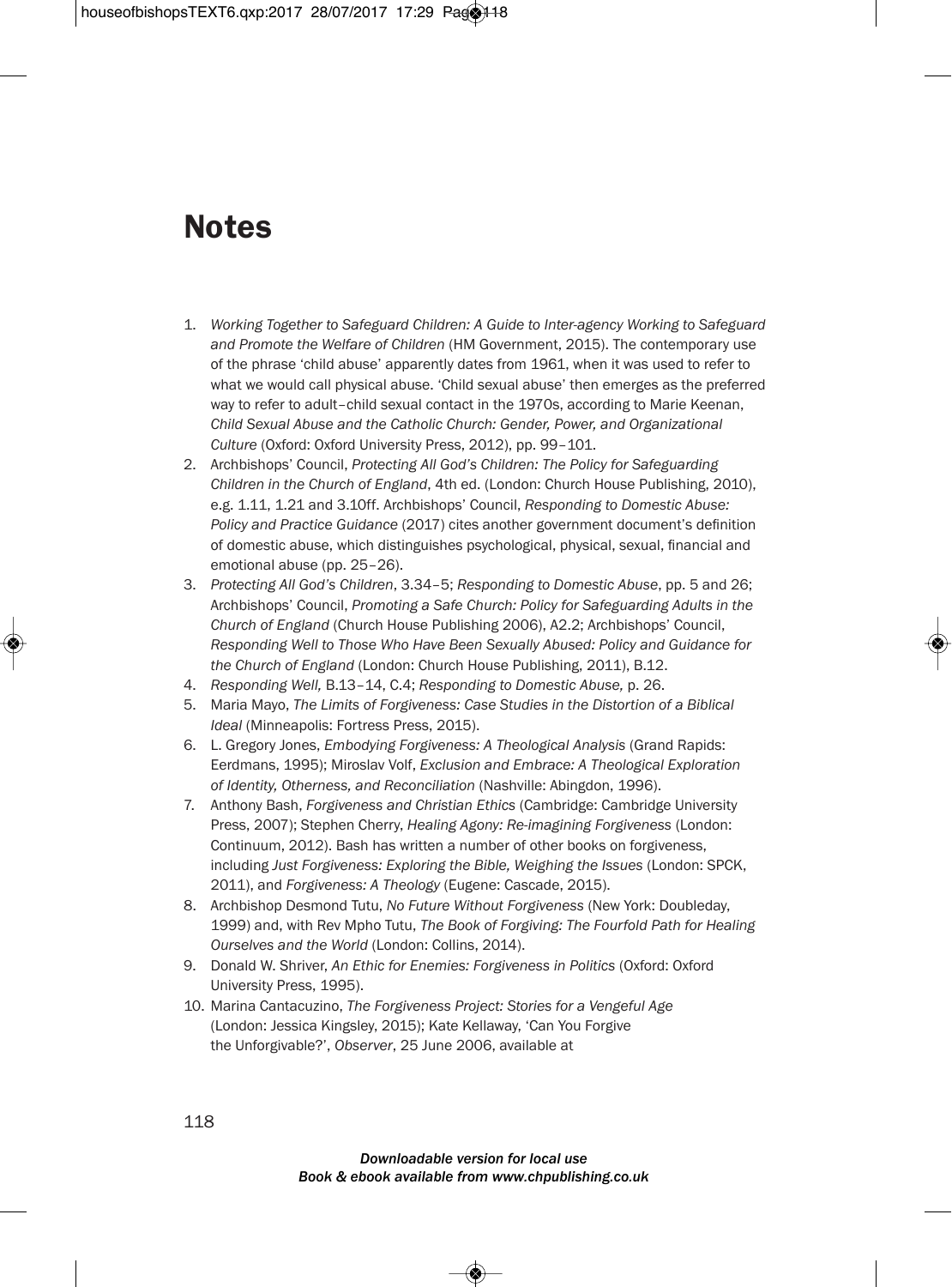# Notes

1. *Working Together to Safeguard Children: A Guide to Inter-agency Working to Safeguard and Promote the Welfare of Children* (HM Government, 2015). The contemporary use of the phrase 'child abuse' apparently dates from 1961, when it was used to refer to what we would call physical abuse. 'Child sexual abuse' then emerges as the preferred way to refer to adult–child sexual contact in the 1970s, according to Marie Keenan, *Child Sexual Abuse and the Catholic Church: Gender, Power, and Organizational Culture* (Oxford: Oxford University Press, 2012), pp. 99–101.
2. Archbishops' Council, *Protecting All God's Children: The Policy for Safeguarding Children in the Church of England*, 4th ed. (London: Church House Publishing, 2010), e.g. 1.11, 1.21 and 3.10ff. Archbishops' Council, *Responding to Domestic Abuse: Policy and Practice Guidance* (2017) cites another government document's definition of domestic abuse, which distinguishes psychological, physical, sexual, financial and emotional abuse (pp. 25–26).
3. *Protecting All God's Children*, 3.34–5; *Responding to Domestic Abuse*, pp. 5 and 26; Archbishops' Council, *Promoting a Safe Church: Policy for Safeguarding Adults in the Church of England* (Church House Publishing 2006), A2.2; Archbishops' Council, *Responding Well to Those Who Have Been Sexually Abused: Policy and Guidance for the Church of England* (London: Church House Publishing, 2011), B.12.
4. *Responding Well,* B.13–14, C.4; *Responding to Domestic Abuse,* p. 26.
5. Maria Mayo, *The Limits of Forgiveness: Case Studies in the Distortion of a Biblical Ideal* (Minneapolis: Fortress Press, 2015).
6. L. Gregory Jones, *Embodying Forgiveness: A Theological Analysis* (Grand Rapids: Eerdmans, 1995); Miroslav Volf, *Exclusion and Embrace: A Theological Exploration of Identity, Otherness, and Reconciliation* (Nashville: Abingdon, 1996).
7. Anthony Bash, *Forgiveness and Christian Ethics* (Cambridge: Cambridge University Press, 2007); Stephen Cherry, *Healing Agony: Re-imagining Forgiveness* (London: Continuum, 2012). Bash has written a number of other books on forgiveness, including *Just Forgiveness: Exploring the Bible, Weighing the Issues* (London: SPCK, 2011), and *Forgiveness: A Theology* (Eugene: Cascade, 2015).
8. Archbishop Desmond Tutu, *No Future Without Forgiveness* (New York: Doubleday, 1999) and, with Rev Mpho Tutu, *The Book of Forgiving: The Fourfold Path for Healing Ourselves and the World* (London: Collins, 2014).
9. Donald W. Shriver, *An Ethic for Enemies: Forgiveness in Politics* (Oxford: Oxford University Press, 1995).
10. Marina Cantacuzino, *The Forgiveness Project: Stories for a Vengeful Age* (London: Jessica Kingsley, 2015); Kate Kellaway, 'Can You Forgive the Unforgivable?', *Observer*, 25 June 2006, available at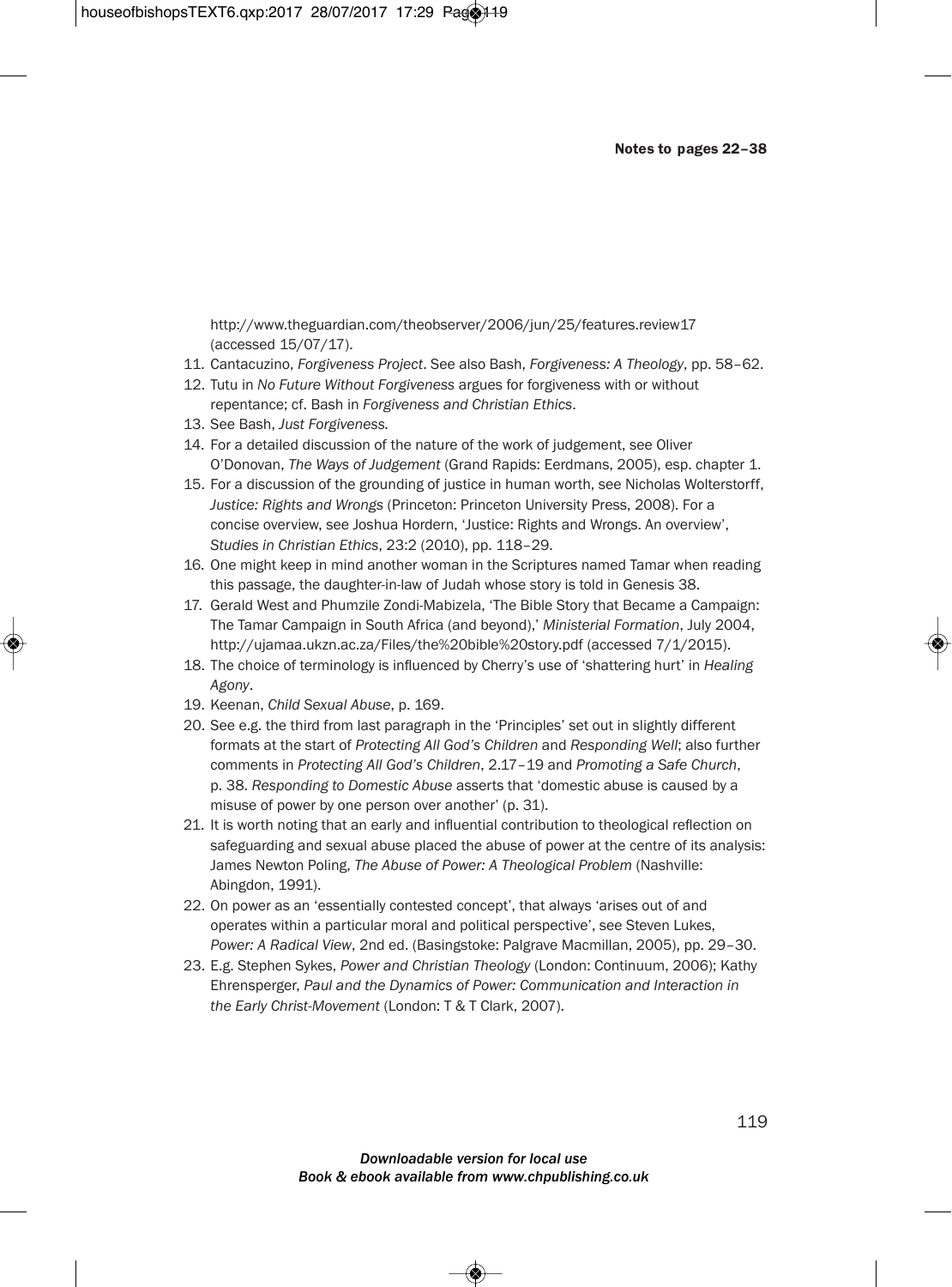http://www.theguardian.com/theobserver/2006/jun/25/features.review17 (accessed 15/07/17).

11. Cantacuzino, *Forgiveness Project*. See also Bash, *Forgiveness: A Theology*, pp. 58–62.
12. Tutu in *No Future Without Forgiveness* argues for forgiveness with or without repentance; cf. Bash in *Forgiveness and Christian Ethics*.
13. See Bash, *Just Forgiveness.*
14. For a detailed discussion of the nature of the work of judgement, see Oliver O'Donovan, *The Ways of Judgement* (Grand Rapids: Eerdmans, 2005), esp. chapter 1.
15. For a discussion of the grounding of justice in human worth, see Nicholas Wolterstorff, *Justice: Rights and Wrongs* (Princeton: Princeton University Press, 2008). For a concise overview, see Joshua Hordern, 'Justice: Rights and Wrongs. An overview', *Studies in Christian Ethics*, 23:2 (2010), pp. 118–29.
16. One might keep in mind another woman in the Scriptures named Tamar when reading this passage, the daughter-in-law of Judah whose story is told in Genesis 38.
17. Gerald West and Phumzile Zondi-Mabizela, 'The Bible Story that Became a Campaign: The Tamar Campaign in South Africa (and beyond),' *Ministerial Formation*, July 2004, http://ujamaa.ukzn.ac.za/Files/the%20bible%20story.pdf (accessed 7/1/2015).
18. The choice of terminology is influenced by Cherry's use of 'shattering hurt' in *Healing Agony*.
19. Keenan, *Child Sexual Abuse*, p. 169.
20. See e.g. the third from last paragraph in the 'Principles' set out in slightly different formats at the start of *Protecting All God's Children* and *Responding Well*; also further comments in *Protecting All God's Children*, 2.17–19 and *Promoting a Safe Church*, p. 38. *Responding to Domestic Abuse* asserts that 'domestic abuse is caused by a misuse of power by one person over another' (p. 31).
21. It is worth noting that an early and influential contribution to theological reflection on safeguarding and sexual abuse placed the abuse of power at the centre of its analysis: James Newton Poling, *The Abuse of Power: A Theological Problem* (Nashville: Abingdon, 1991).
22. On power as an 'essentially contested concept', that always 'arises out of and operates within a particular moral and political perspective', see Steven Lukes, *Power: A Radical View*, 2nd ed. (Basingstoke: Palgrave Macmillan, 2005), pp. 29–30.
23. E.g. Stephen Sykes, *Power and Christian Theology* (London: Continuum, 2006); Kathy Ehrensperger, *Paul and the Dynamics of Power: Communication and Interaction in the Early Christ-Movement* (London: T & T Clark, 2007).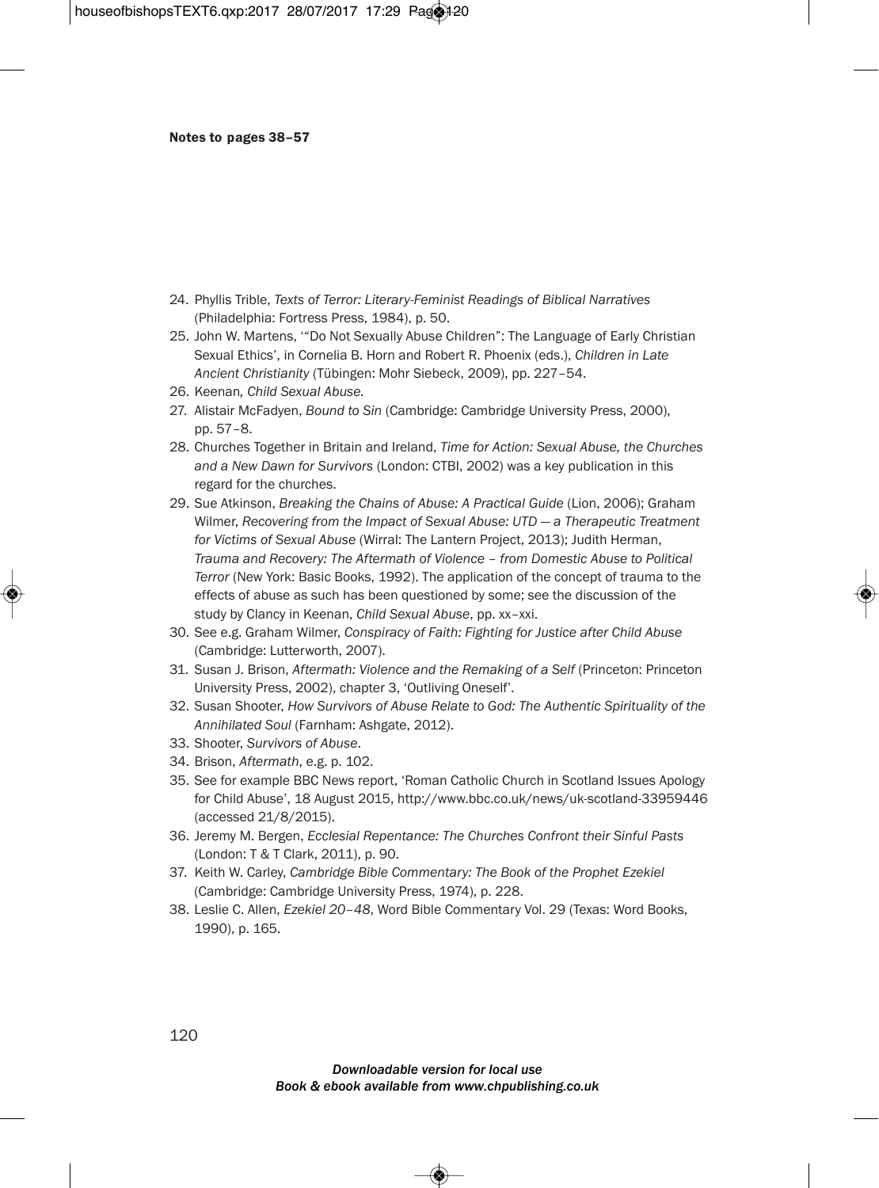**Notes to pages 38–57**

24. Phyllis Trible, *Texts of Terror: Literary-Feminist Readings of Biblical Narratives* (Philadelphia: Fortress Press, 1984), p. 50.
25. John W. Martens, '"Do Not Sexually Abuse Children": The Language of Early Christian Sexual Ethics', in Cornelia B. Horn and Robert R. Phoenix (eds.), *Children in Late Ancient Christianity* (Tübingen: Mohr Siebeck, 2009), pp. 227–54.
26. Keenan*, Child Sexual Abuse.*
27. Alistair McFadyen, *Bound to Sin* (Cambridge: Cambridge University Press, 2000), pp. 57–8.
28. Churches Together in Britain and Ireland, *Time for Action: Sexual Abuse, the Churches and a New Dawn for Survivors* (London: CTBI, 2002) was a key publication in this regard for the churches.
29. Sue Atkinson, *Breaking the Chains of Abuse: A Practical Guide* (Lion, 2006); Graham Wilmer, *Recovering from the Impact of Sexual Abuse: UTD — a Therapeutic Treatment for Victims of Sexual Abuse* (Wirral: The Lantern Project, 2013); Judith Herman, *Trauma and Recovery: The Aftermath of Violence – from Domestic Abuse to Political Terror* (New York: Basic Books, 1992). The application of the concept of trauma to the effects of abuse as such has been questioned by some; see the discussion of the study by Clancy in Keenan, *Child Sexual Abuse*, pp. xx–xxi.
30. See e.g. Graham Wilmer, *Conspiracy of Faith: Fighting for Justice after Child Abuse* (Cambridge: Lutterworth, 2007).
31. Susan J. Brison, *Aftermath: Violence and the Remaking of a Self* (Princeton: Princeton University Press, 2002), chapter 3, 'Outliving Oneself'.
32. Susan Shooter, *How Survivors of Abuse Relate to God: The Authentic Spirituality of the Annihilated Soul* (Farnham: Ashgate, 2012).
33. Shooter, *Survivors of Abuse*.
34. Brison, *Aftermath*, e.g. p. 102.
35. See for example BBC News report, 'Roman Catholic Church in Scotland Issues Apology for Child Abuse', 18 August 2015, http://www.bbc.co.uk/news/uk-scotland-33959446 (accessed 21/8/2015).
36. Jeremy M. Bergen, *Ecclesial Repentance: The Churches Confront their Sinful Pasts* (London: T & T Clark, 2011), p. 90.
37. Keith W. Carley, *Cambridge Bible Commentary: The Book of the Prophet Ezekiel* (Cambridge: Cambridge University Press, 1974), p. 228.
38. Leslie C. Allen, *Ezekiel 20–48*, Word Bible Commentary Vol. 29 (Texas: Word Books, 1990), p. 165.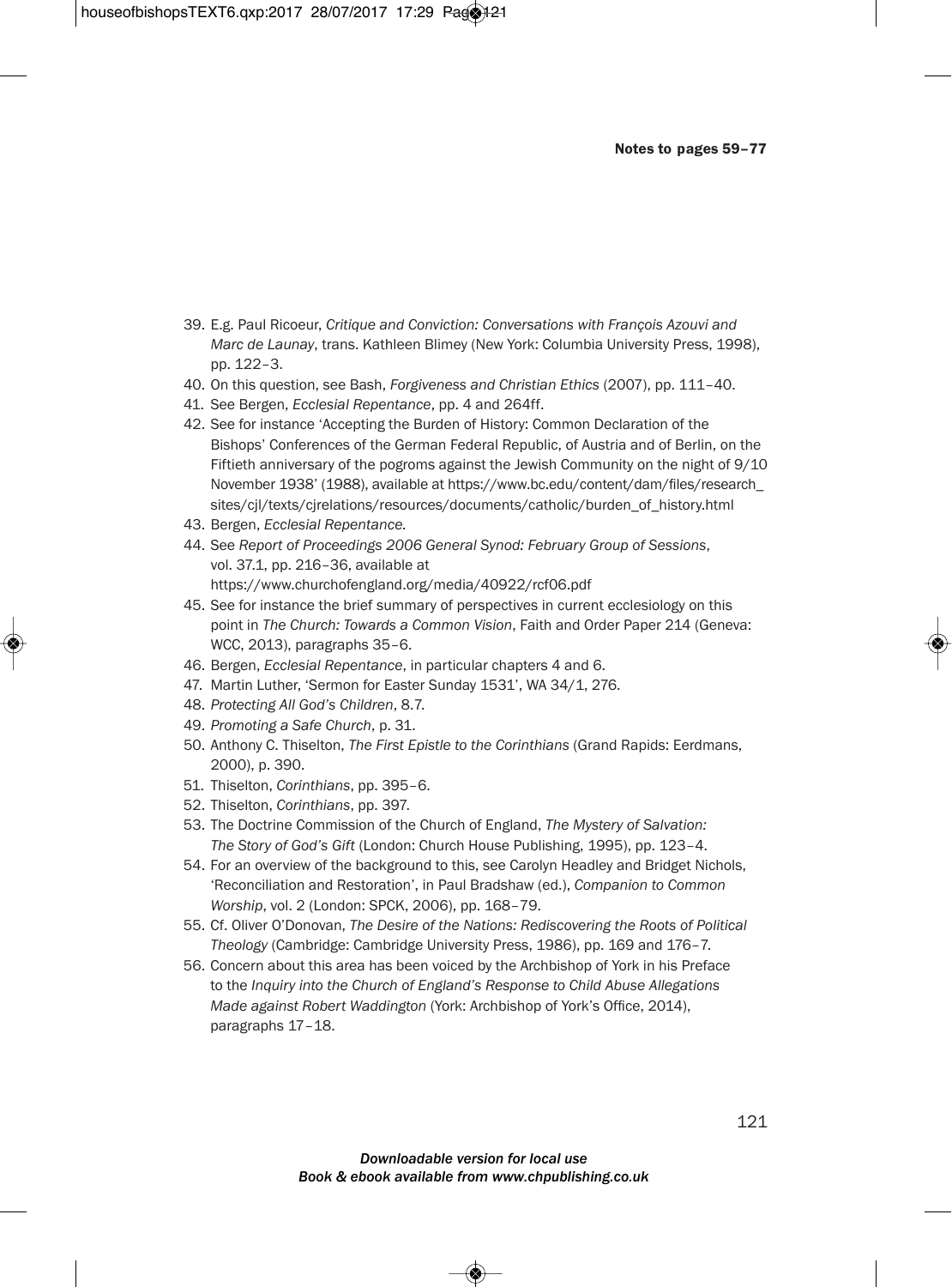39. E.g. Paul Ricoeur, *Critique and Conviction: Conversations with François Azouvi and Marc de Launay*, trans. Kathleen Blimey (New York: Columbia University Press, 1998), pp. 122–3.
40. On this question, see Bash, *Forgiveness and Christian Ethics* (2007), pp. 111–40.
41. See Bergen, *Ecclesial Repentance*, pp. 4 and 264ff.
42. See for instance 'Accepting the Burden of History: Common Declaration of the Bishops' Conferences of the German Federal Republic, of Austria and of Berlin, on the Fiftieth anniversary of the pogroms against the Jewish Community on the night of 9/10 November 1938' (1988), available at https://www.bc.edu/content/dam/files/research_sites/cjl/texts/cjrelations/resources/documents/catholic/burden_of_history.html
43. Bergen, *Ecclesial Repentance.*
44. See *Report of Proceedings 2006 General Synod: February Group of Sessions*, vol. 37.1, pp. 216–36, available at https://www.churchofengland.org/media/40922/rcf06.pdf
45. See for instance the brief summary of perspectives in current ecclesiology on this point in *The Church: Towards a Common Vision*, Faith and Order Paper 214 (Geneva: WCC, 2013), paragraphs 35–6.
46. Bergen, *Ecclesial Repentance*, in particular chapters 4 and 6.
47. Martin Luther, 'Sermon for Easter Sunday 1531', WA 34/1, 276.
48. *Protecting All God's Children*, 8.7.
49. *Promoting a Safe Church*, p. 31.
50. Anthony C. Thiselton, *The First Epistle to the Corinthians* (Grand Rapids: Eerdmans, 2000), p. 390.
51. Thiselton, *Corinthians*, pp. 395–6.
52. Thiselton, *Corinthians*, pp. 397.
53. The Doctrine Commission of the Church of England, *The Mystery of Salvation: The Story of God's Gift* (London: Church House Publishing, 1995), pp. 123–4.
54. For an overview of the background to this, see Carolyn Headley and Bridget Nichols, 'Reconciliation and Restoration', in Paul Bradshaw (ed.), *Companion to Common Worship*, vol. 2 (London: SPCK, 2006), pp. 168–79.
55. Cf. Oliver O'Donovan, *The Desire of the Nations: Rediscovering the Roots of Political Theology* (Cambridge: Cambridge University Press, 1986), pp. 169 and 176–7.
56. Concern about this area has been voiced by the Archbishop of York in his Preface to the *Inquiry into the Church of England's Response to Child Abuse Allegations Made against Robert Waddington* (York: Archbishop of York's Office, 2014), paragraphs 17–18.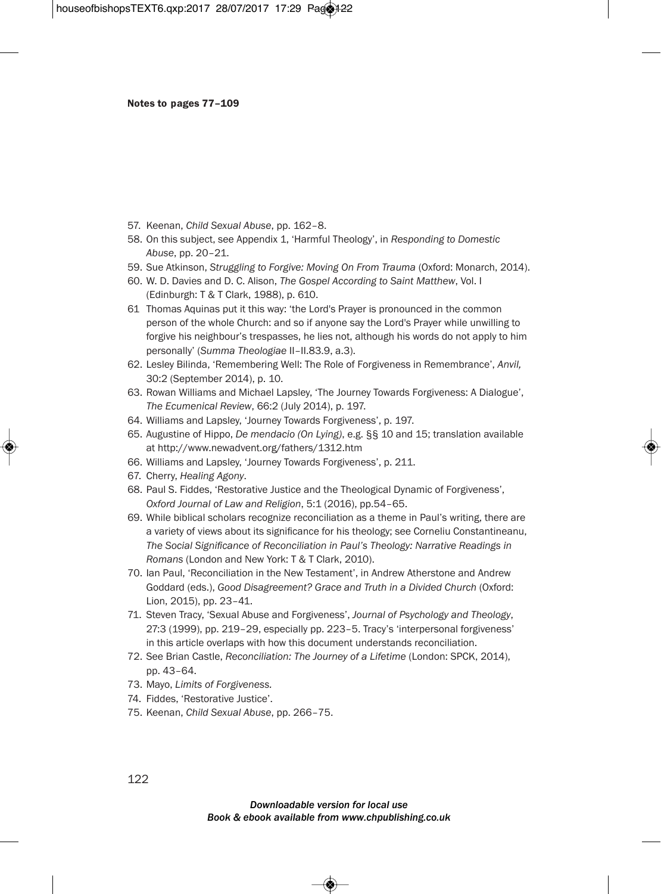**Notes to pages 77–109**

57. Keenan, *Child Sexual Abuse*, pp. 162–8.
58. On this subject, see Appendix 1, 'Harmful Theology', in *Responding to Domestic Abuse*, pp. 20–21.
59. Sue Atkinson, *Struggling to Forgive: Moving On From Trauma* (Oxford: Monarch, 2014).
60. W. D. Davies and D. C. Alison, *The Gospel According to Saint Matthew*, Vol. I (Edinburgh: T & T Clark, 1988), p. 610.
61 Thomas Aquinas put it this way: 'the Lord's Prayer is pronounced in the common person of the whole Church: and so if anyone say the Lord's Prayer while unwilling to forgive his neighbour's trespasses, he lies not, although his words do not apply to him personally' (*Summa Theologiae* II–II.83.9, a.3).
62. Lesley Bilinda, 'Remembering Well: The Role of Forgiveness in Remembrance', *Anvil,* 30:2 (September 2014), p. 10.
63. Rowan Williams and Michael Lapsley, 'The Journey Towards Forgiveness: A Dialogue', *The Ecumenical Review*, 66:2 (July 2014), p. 197.
64. Williams and Lapsley, 'Journey Towards Forgiveness', p. 197.
65. Augustine of Hippo, *De mendacio (On Lying)*, e.g. §§ 10 and 15; translation available at http://www.newadvent.org/fathers/1312.htm
66. Williams and Lapsley, 'Journey Towards Forgiveness', p. 211.
67. Cherry, *Healing Agony*.
68. Paul S. Fiddes, 'Restorative Justice and the Theological Dynamic of Forgiveness', *Oxford Journal of Law and Religion*, 5:1 (2016), pp.54–65.
69. While biblical scholars recognize reconciliation as a theme in Paul's writing, there are a variety of views about its significance for his theology; see Corneliu Constantineanu, *The Social Significance of Reconciliation in Paul's Theology: Narrative Readings in Romans* (London and New York: T & T Clark, 2010).
70. Ian Paul, 'Reconciliation in the New Testament', in Andrew Atherstone and Andrew Goddard (eds.), *Good Disagreement? Grace and Truth in a Divided Church* (Oxford: Lion, 2015), pp. 23–41.
71. Steven Tracy, 'Sexual Abuse and Forgiveness', *Journal of Psychology and Theology*, 27:3 (1999), pp. 219–29, especially pp. 223–5. Tracy's 'interpersonal forgiveness' in this article overlaps with how this document understands reconciliation.
72. See Brian Castle, *Reconciliation: The Journey of a Lifetime* (London: SPCK, 2014), pp. 43–64.
73. Mayo, *Limits of Forgiveness.*
74. Fiddes, 'Restorative Justice'.
75. Keenan, *Child Sexual Abuse*, pp. 266–75.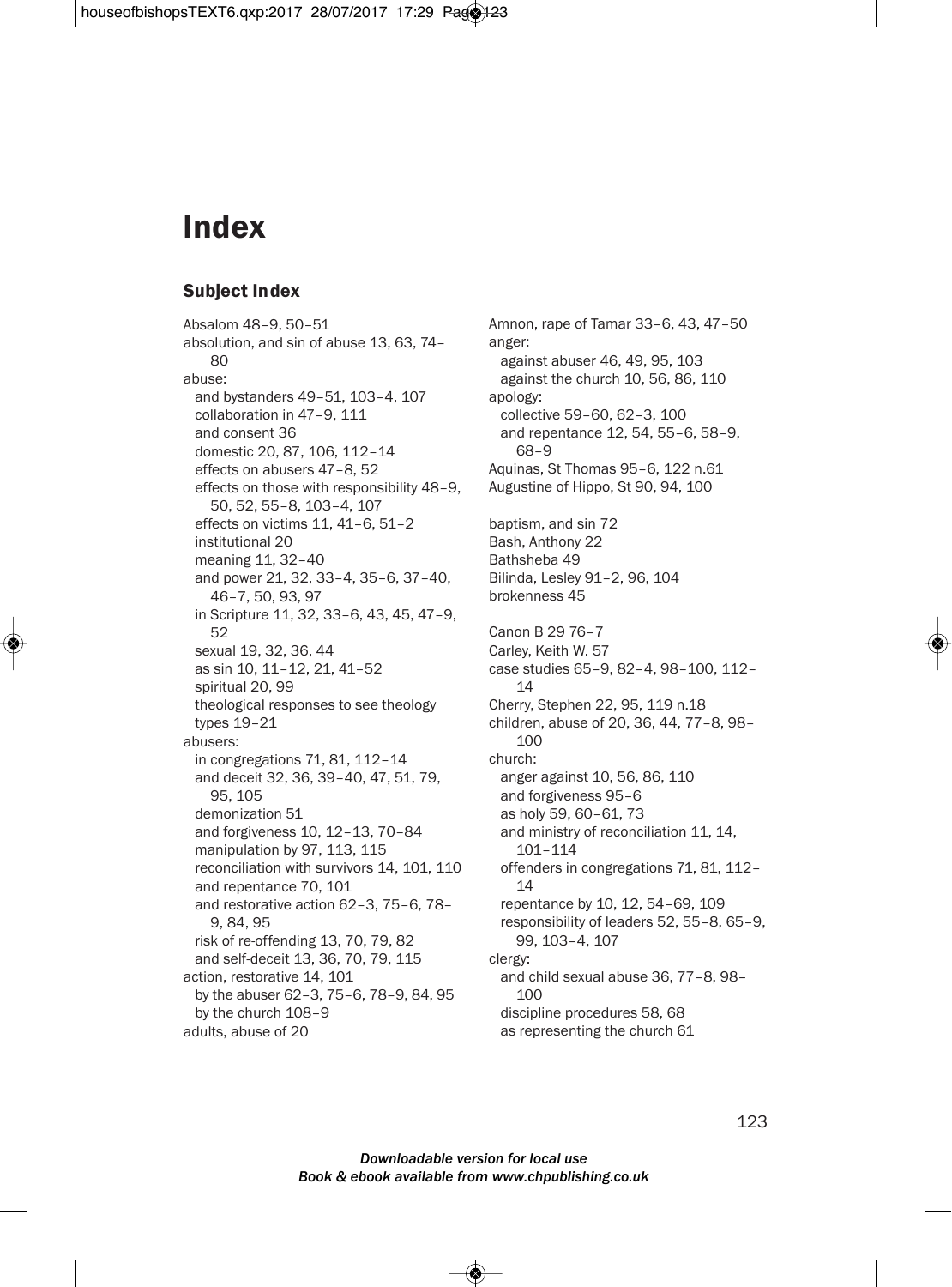# Index

## Subject Index

Absalom 48–9, 50–51
absolution, and sin of abuse 13, 63, 74–80
abuse:
- and bystanders 49–51, 103–4, 107
- collaboration in 47–9, 111
- and consent 36
- domestic 20, 87, 106, 112–14
- effects on abusers 47–8, 52
- effects on those with responsibility 48–9, 50, 52, 55–8, 103–4, 107
- effects on victims 11, 41–6, 51–2
- institutional 20
- meaning 11, 32–40
- and power 21, 32, 33–4, 35–6, 37–40, 46–7, 50, 93, 97
- in Scripture 11, 32, 33–6, 43, 45, 47–9, 52
- sexual 19, 32, 36, 44
- as sin 10, 11–12, 21, 41–52
- spiritual 20, 99
- theological responses to see theology
- types 19–21

abusers:
- in congregations 71, 81, 112–14
- and deceit 32, 36, 39–40, 47, 51, 79, 95, 105
- demonization 51
- and forgiveness 10, 12–13, 70–84
- manipulation by 97, 113, 115
- reconciliation with survivors 14, 101, 110
- and repentance 70, 101
- and restorative action 62–3, 75–6, 78–9, 84, 95
- risk of re-offending 13, 70, 79, 82
- and self-deceit 13, 36, 70, 79, 115

action, restorative 14, 101
- by the abuser 62–3, 75–6, 78–9, 84, 95
- by the church 108–9

adults, abuse of 20

Amnon, rape of Tamar 33–6, 43, 47–50
anger:
- against abuser 46, 49, 95, 103
- against the church 10, 56, 86, 110

apology:
- collective 59–60, 62–3, 100
- and repentance 12, 54, 55–6, 58–9, 68–9

Aquinas, St Thomas 95–6, 122 n.61
Augustine of Hippo, St 90, 94, 100

baptism, and sin 72
Bash, Anthony 22
Bathsheba 49
Bilinda, Lesley 91–2, 96, 104
brokenness 45

Canon B 29 76–7
Carley, Keith W. 57
case studies 65–9, 82–4, 98–100, 112–14
Cherry, Stephen 22, 95, 119 n.18
children, abuse of 20, 36, 44, 77–8, 98–100
church:
- anger against 10, 56, 86, 110
- and forgiveness 95–6
- as holy 59, 60–61, 73
- and ministry of reconciliation 11, 14, 101–114
- offenders in congregations 71, 81, 112–14
- repentance by 10, 12, 54–69, 109
- responsibility of leaders 52, 55–8, 65–9, 99, 103–4, 107

clergy:
- and child sexual abuse 36, 77–8, 98–100
- discipline procedures 58, 68
- as representing the church 61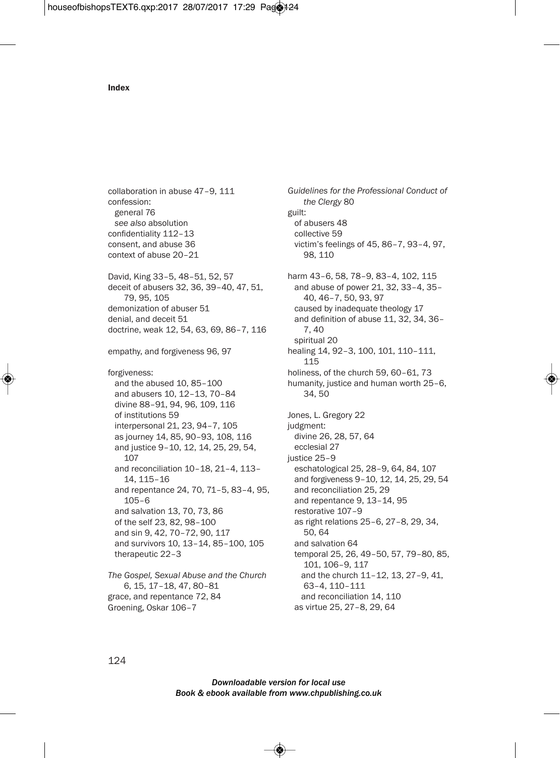## Index

collaboration in abuse 47–9, 111
confession:
  general 76
  *see also* absolution
confidentiality 112–13
consent, and abuse 36
context of abuse 20–21

David, King 33–5, 48–51, 52, 57
deceit of abusers 32, 36, 39–40, 47, 51, 79, 95, 105
demonization of abuser 51
denial, and deceit 51
doctrine, weak 12, 54, 63, 69, 86–7, 116

empathy, and forgiveness 96, 97

forgiveness:
  and the abused 10, 85–100
  and abusers 10, 12–13, 70–84
  divine 88–91, 94, 96, 109, 116
  of institutions 59
  interpersonal 21, 23, 94–7, 105
  as journey 14, 85, 90–93, 108, 116
  and justice 9–10, 12, 14, 25, 29, 54, 107
  and reconciliation 10–18, 21–4, 113–14, 115–16
  and repentance 24, 70, 71–5, 83–4, 95, 105–6
  and salvation 13, 70, 73, 86
  of the self 23, 82, 98–100
  and sin 9, 42, 70–72, 90, 117
  and survivors 10, 13–14, 85–100, 105
  therapeutic 22–3

*The Gospel, Sexual Abuse and the Church* 6, 15, 17–18, 47, 80–81
grace, and repentance 72, 84
Groening, Oskar 106–7

*Guidelines for the Professional Conduct of the Clergy* 80
guilt:
  of abusers 48
  collective 59
  victim's feelings of 45, 86–7, 93–4, 97, 98, 110

harm 43–6, 58, 78–9, 83–4, 102, 115
  and abuse of power 21, 32, 33–4, 35–40, 46–7, 50, 93, 97
  caused by inadequate theology 17
  and definition of abuse 11, 32, 34, 36–7, 40
  spiritual 20
healing 14, 92–3, 100, 101, 110–111, 115
holiness, of the church 59, 60–61, 73
humanity, justice and human worth 25–6, 34, 50

Jones, L. Gregory 22
judgment:
  divine 26, 28, 57, 64
  ecclesial 27
justice 25–9
  eschatological 25, 28–9, 64, 84, 107
  and forgiveness 9–10, 12, 14, 25, 29, 54
  and reconciliation 25, 29
  and repentance 9, 13–14, 95
  restorative 107–9
  as right relations 25–6, 27–8, 29, 34, 50, 64
  and salvation 64
  temporal 25, 26, 49–50, 57, 79–80, 85, 101, 106–9, 117
    and the church 11–12, 13, 27–9, 41, 63–4, 110–111
    and reconciliation 14, 110
  as virtue 25, 27–8, 29, 64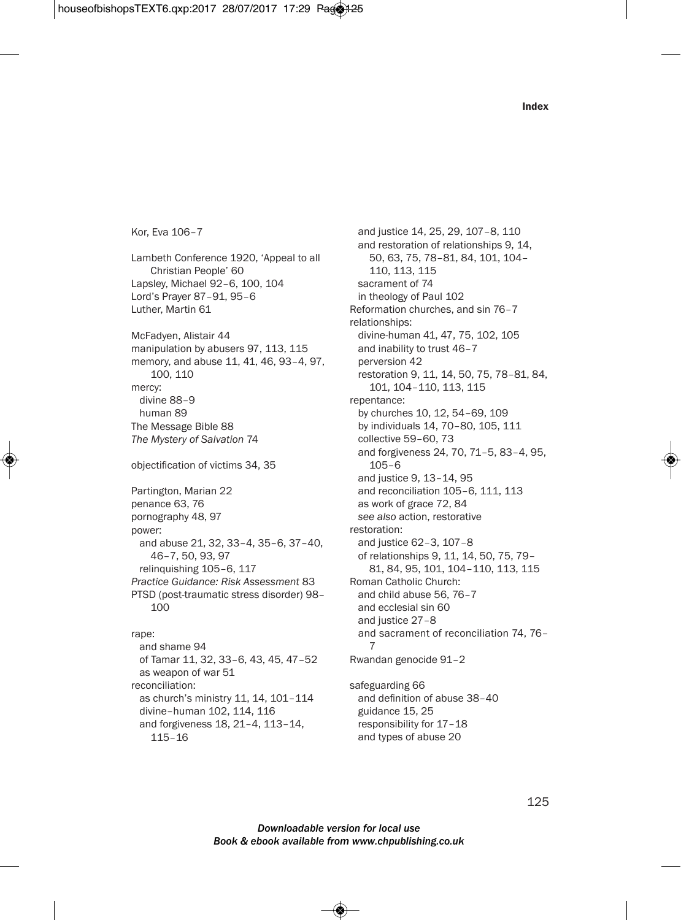Kor, Eva 106–7

Lambeth Conference 1920, 'Appeal to all Christian People' 60
Lapsley, Michael 92–6, 100, 104
Lord's Prayer 87–91, 95–6
Luther, Martin 61

McFadyen, Alistair 44
manipulation by abusers 97, 113, 115
memory, and abuse 11, 41, 46, 93–4, 97, 100, 110
mercy:
- divine 88–9
- human 89

The Message Bible 88
*The Mystery of Salvation* 74

objectification of victims 34, 35

Partington, Marian 22
penance 63, 76
pornography 48, 97
power:
- and abuse 21, 32, 33–4, 35–6, 37–40, 46–7, 50, 93, 97
- relinquishing 105–6, 117

*Practice Guidance: Risk Assessment* 83
PTSD (post-traumatic stress disorder) 98–100

rape:
- and shame 94
- of Tamar 11, 32, 33–6, 43, 45, 47–52
- as weapon of war 51

reconciliation:
- as church's ministry 11, 14, 101–114
- divine–human 102, 114, 116
- and forgiveness 18, 21–4, 113–14, 115–16
- and justice 14, 25, 29, 107–8, 110
- and restoration of relationships 9, 14, 50, 63, 75, 78–81, 84, 101, 104–110, 113, 115
- sacrament of 74
- in theology of Paul 102

Reformation churches, and sin 76–7
relationships:
- divine-human 41, 47, 75, 102, 105
- and inability to trust 46–7
- perversion 42
- restoration 9, 11, 14, 50, 75, 78–81, 84, 101, 104–110, 113, 115

repentance:
- by churches 10, 12, 54–69, 109
- by individuals 14, 70–80, 105, 111
- collective 59–60, 73
- and forgiveness 24, 70, 71–5, 83–4, 95, 105–6
- and justice 9, 13–14, 95
- and reconciliation 105–6, 111, 113
- as work of grace 72, 84
- *see also* action, restorative

restoration:
- and justice 62–3, 107–8
- of relationships 9, 11, 14, 50, 75, 79–81, 84, 95, 101, 104–110, 113, 115

Roman Catholic Church:
- and child abuse 56, 76–7
- and ecclesial sin 60
- and justice 27–8
- and sacrament of reconciliation 74, 76–7

Rwandan genocide 91–2

safeguarding 66
- and definition of abuse 38–40
- guidance 15, 25
- responsibility for 17–18
- and types of abuse 20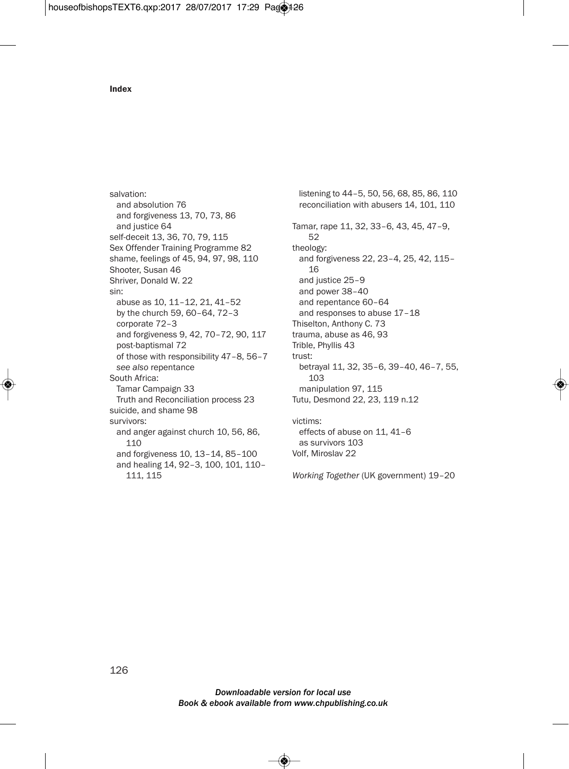## Index

salvation:
  and absolution 76
  and forgiveness 13, 70, 73, 86
  and justice 64
self-deceit 13, 36, 70, 79, 115
Sex Offender Training Programme 82
shame, feelings of 45, 94, 97, 98, 110
Shooter, Susan 46
Shriver, Donald W. 22
sin:
  abuse as 10, 11–12, 21, 41–52
  by the church 59, 60–64, 72–3
  corporate 72–3
  and forgiveness 9, 42, 70–72, 90, 117
  post-baptismal 72
  of those with responsibility 47–8, 56–7
  *see also* repentance
South Africa:
  Tamar Campaign 33
  Truth and Reconciliation process 23
suicide, and shame 98
survivors:
  and anger against church 10, 56, 86, 110
  and forgiveness 10, 13–14, 85–100
  and healing 14, 92–3, 100, 101, 110–111, 115
  listening to 44–5, 50, 56, 68, 85, 86, 110
  reconciliation with abusers 14, 101, 110

Tamar, rape 11, 32, 33–6, 43, 45, 47–9, 52
theology:
  and forgiveness 22, 23–4, 25, 42, 115–16
  and justice 25–9
  and power 38–40
  and repentance 60–64
  and responses to abuse 17–18
Thiselton, Anthony C. 73
trauma, abuse as 46, 93
Trible, Phyllis 43
trust:
  betrayal 11, 32, 35–6, 39–40, 46–7, 55, 103
  manipulation 97, 115
Tutu, Desmond 22, 23, 119 n.12

victims:
  effects of abuse on 11, 41–6
  as survivors 103
Volf, Miroslav 22

*Working Together* (UK government) 19–20

*Downloadable version for local use*
*Book & ebook available from www.chpublishing.co.uk*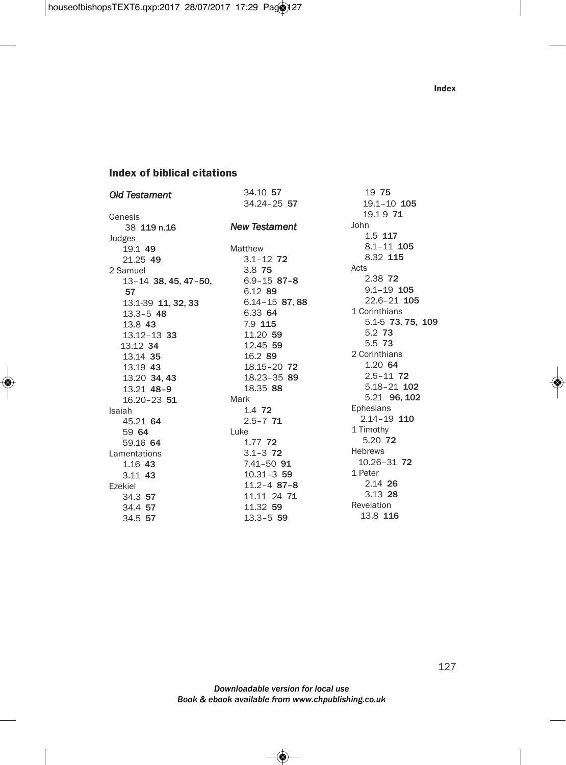## Index of biblical citations

### *Old Testament*

Genesis
- 38 **119 n.16**

Judges
- 19.1 **49**
- 21.25 **49**

2 Samuel
- 13–14 **38, 45, 47–50, 57**
- 13.1-39 **11, 32, 33**
- 13.3–5 **48**
- 13.8 **43**
- 13.12–13 **33**
- 13.12 **34**
- 13.14 **35**
- 13.19 **43**
- 13.20 **34, 43**
- 13.21 **48–9**
- 16.20–23 **51**

Isaiah
- 45.21 **64**
- 59 **64**
- 59.16 **64**

Lamentations
- 1.16 **43**
- 3.11 **43**

Ezekiel
- 34.3 **57**
- 34.4 **57**
- 34.5 **57**
- 34.10 **57**
- 34.24–25 **57**

### *New Testament*

Matthew
- 3.1–12 **72**
- 3.8 **75**
- 6.9–15 **87–8**
- 6.12 **89**
- 6.14–15 **87, 88**
- 6.33 **64**
- 7.9 **115**
- 11.20 **59**
- 12.45 **59**
- 16.2 **89**
- 18.15–20 **72**
- 18.23–35 **89**
- 18.35 **88**

Mark
- 1.4 **72**
- 2.5–7 **71**

Luke
- 1.77 **72**
- 3.1–3 **72**
- 7.41–50 **91**
- 10.31–3 **59**
- 11.2–4 **87–8**
- 11.11–24 **71**
- 11.32 **59**
- 13.3–5 **59**
- 19 **75**
- 19.1–10 **105**
- 19.1-9 **71**

John
- 1.5 **117**
- 8.1–11 **105**
- 8.32 **115**

Acts
- 2.38 **72**
- 9.1–19 **105**
- 22.6–21 **105**

1 Corinthians
- 5.1-5 **73, 75, 109**
- 5.2 **73**
- 5.5 **73**

2 Corinthians
- 1.20 **64**
- 2.5–11 **72**
- 5.18–21 **102**
- 5.21 **96, 102**

Ephesians
- 2.14–19 **110**

1 Timothy
- 5.20 **72**

Hebrews
- 10.26–31 **72**

1 Peter
- 2.14 **26**
- 3.13 **28**

Revelation
- 13.8 **116**

*Downloadable version for local use*
*Book & ebook available from www.chpublishing.co.uk*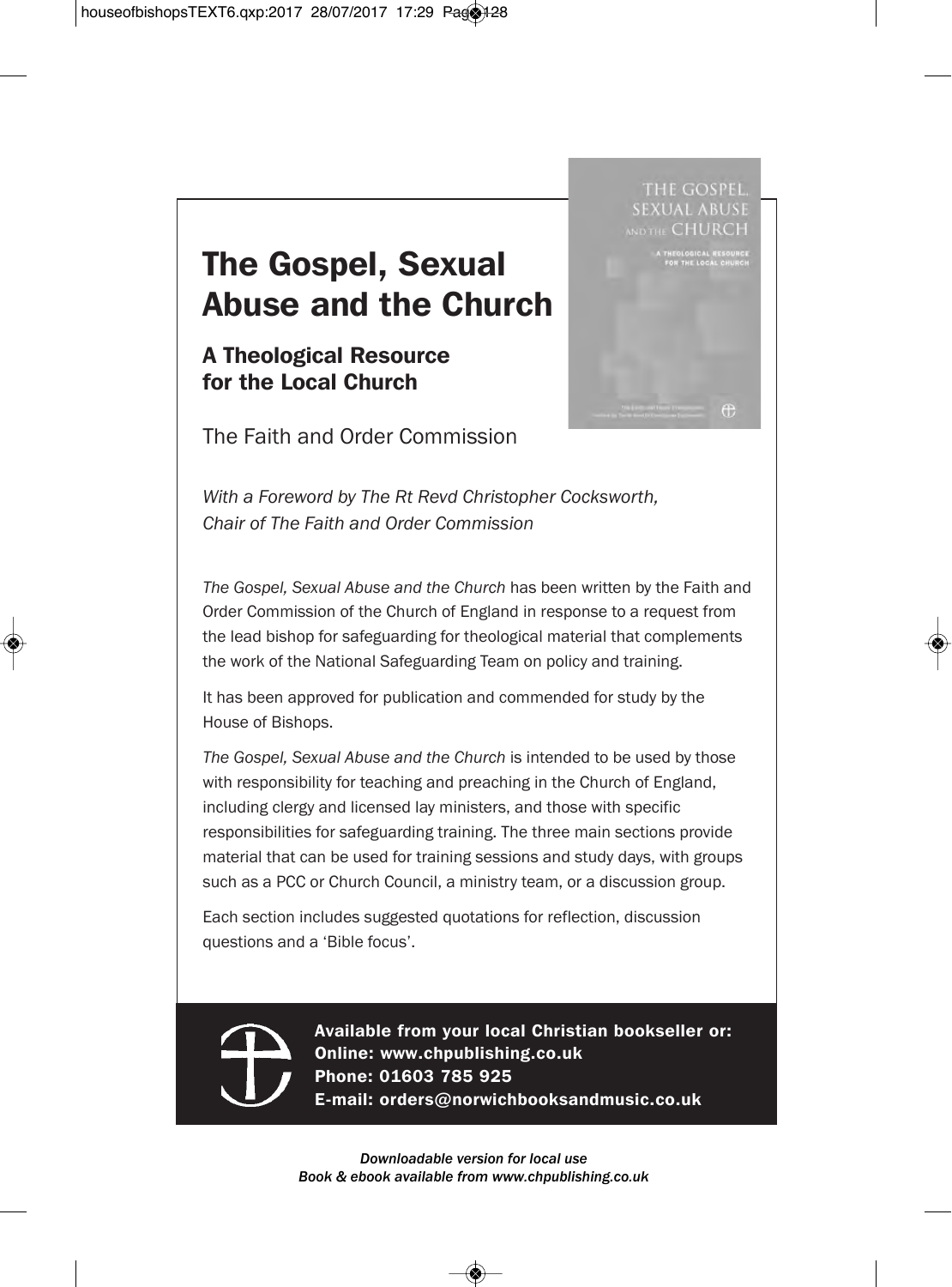# The Gospel, Sexual Abuse and the Church

## A Theological Resource for the Local Church

The Faith and Order Commission

*With a Foreword by The Rt Revd Christopher Cocksworth, Chair of The Faith and Order Commission*

*The Gospel, Sexual Abuse and the Church* has been written by the Faith and Order Commission of the Church of England in response to a request from the lead bishop for safeguarding for theological material that complements the work of the National Safeguarding Team on policy and training.

It has been approved for publication and commended for study by the House of Bishops.

*The Gospel, Sexual Abuse and the Church* is intended to be used by those with responsibility for teaching and preaching in the Church of England, including clergy and licensed lay ministers, and those with specific responsibilities for safeguarding training. The three main sections provide material that can be used for training sessions and study days, with groups such as a PCC or Church Council, a ministry team, or a discussion group.

Each section includes suggested quotations for reflection, discussion questions and a 'Bible focus'.

**Available from your local Christian bookseller or:**
**Online: www.chpublishing.co.uk**
**Phone: 01603 785 925**
**E-mail: orders@norwichbooksandmusic.co.uk**

***Downloadable version for local use***
***Book & ebook available from www.chpublishing.co.uk***